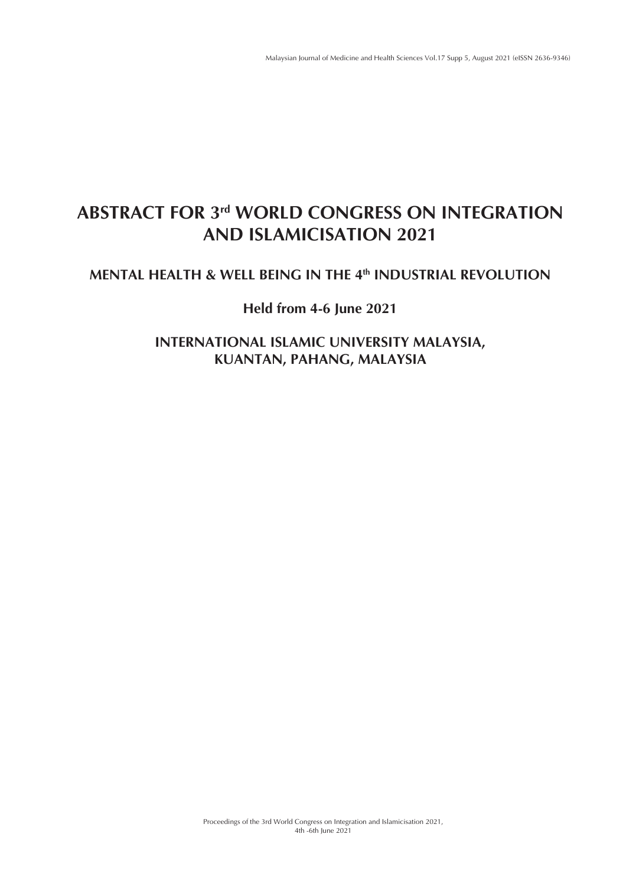# ABSTRACT FOR 3rd WORLD CONGRESS ON INTEGRATION AND ISLAMICISATION 2021

## MENTAL HEALTH & WELL BEING IN THE 4th INDUSTRIAL REVOLUTION

### Held from 4-6 June 2021

### INTERNATIONAL ISLAMIC UNIVERSITY MALAYSIA, KUANTAN, PAHANG, MALAYSIA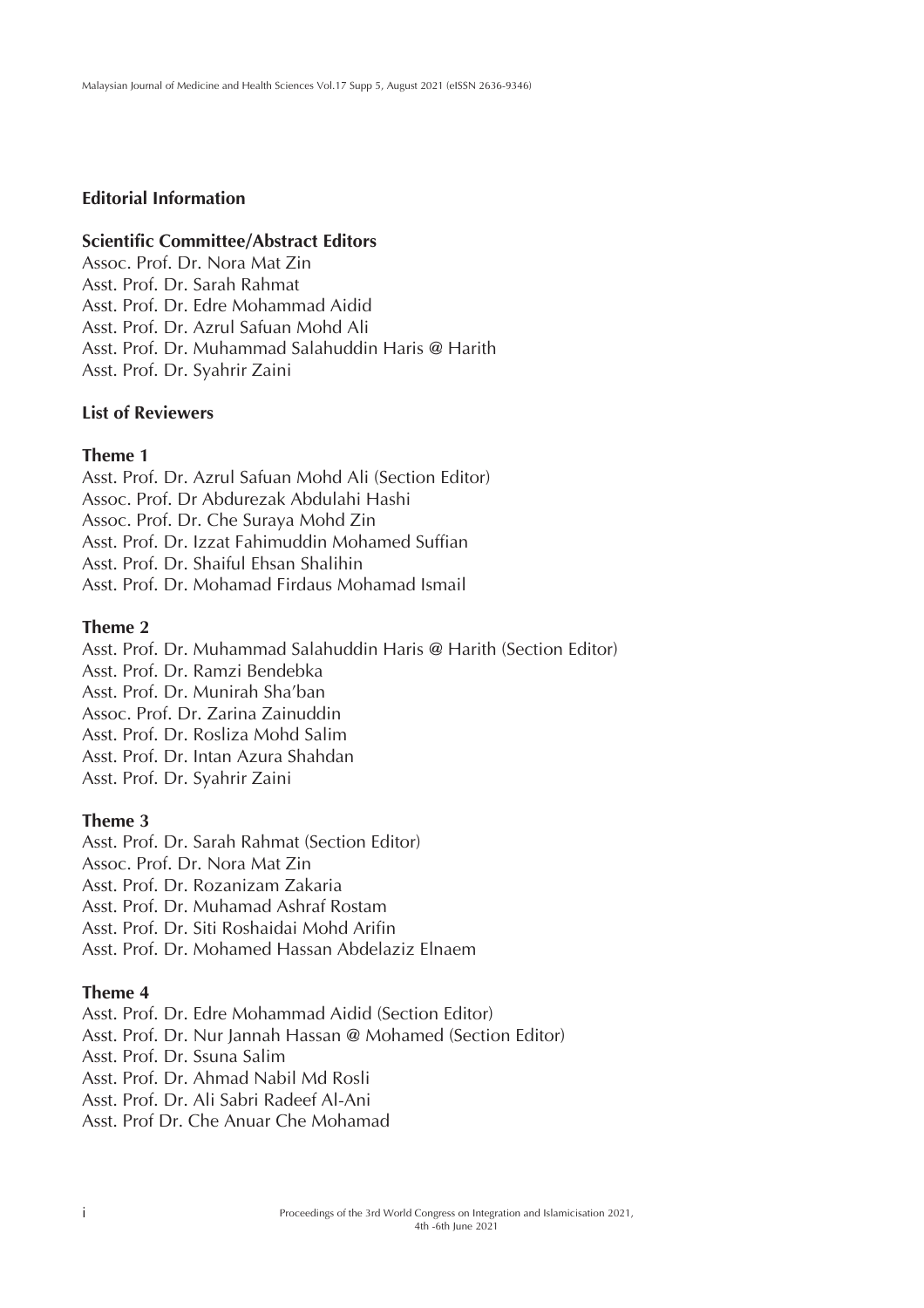## Editorial Information

### Scientific Committee/Abstract Editors

Assoc. Prof. Dr. Nora Mat Zin
Asst. Prof. Dr. Sarah Rahmat
Asst. Prof. Dr. Edre Mohammad Aidid
Asst. Prof. Dr. Azrul Safuan Mohd Ali
Asst. Prof. Dr. Muhammad Salahuddin Haris @ Harith
Asst. Prof. Dr. Syahrir Zaini

### List of Reviewers

#### Theme 1

Asst. Prof. Dr. Azrul Safuan Mohd Ali (Section Editor)
Assoc. Prof. Dr Abdurezak Abdulahi Hashi
Assoc. Prof. Dr. Che Suraya Mohd Zin
Asst. Prof. Dr. Izzat Fahimuddin Mohamed Suffian
Asst. Prof. Dr. Shaiful Ehsan Shalihin
Asst. Prof. Dr. Mohamad Firdaus Mohamad Ismail

#### Theme 2

Asst. Prof. Dr. Muhammad Salahuddin Haris @ Harith (Section Editor)
Asst. Prof. Dr. Ramzi Bendebka
Asst. Prof. Dr. Munirah Sha'ban
Assoc. Prof. Dr. Zarina Zainuddin
Asst. Prof. Dr. Rosliza Mohd Salim
Asst. Prof. Dr. Intan Azura Shahdan
Asst. Prof. Dr. Syahrir Zaini

#### Theme 3

Asst. Prof. Dr. Sarah Rahmat (Section Editor)
Assoc. Prof. Dr. Nora Mat Zin
Asst. Prof. Dr. Rozanizam Zakaria
Asst. Prof. Dr. Muhamad Ashraf Rostam
Asst. Prof. Dr. Siti Roshaidai Mohd Arifin
Asst. Prof. Dr. Mohamed Hassan Abdelaziz Elnaem

#### Theme 4

Asst. Prof. Dr. Edre Mohammad Aidid (Section Editor)
Asst. Prof. Dr. Nur Jannah Hassan @ Mohamed (Section Editor)
Asst. Prof. Dr. Ssuna Salim
Asst. Prof. Dr. Ahmad Nabil Md Rosli
Asst. Prof. Dr. Ali Sabri Radeef Al-Ani
Asst. Prof Dr. Che Anuar Che Mohamad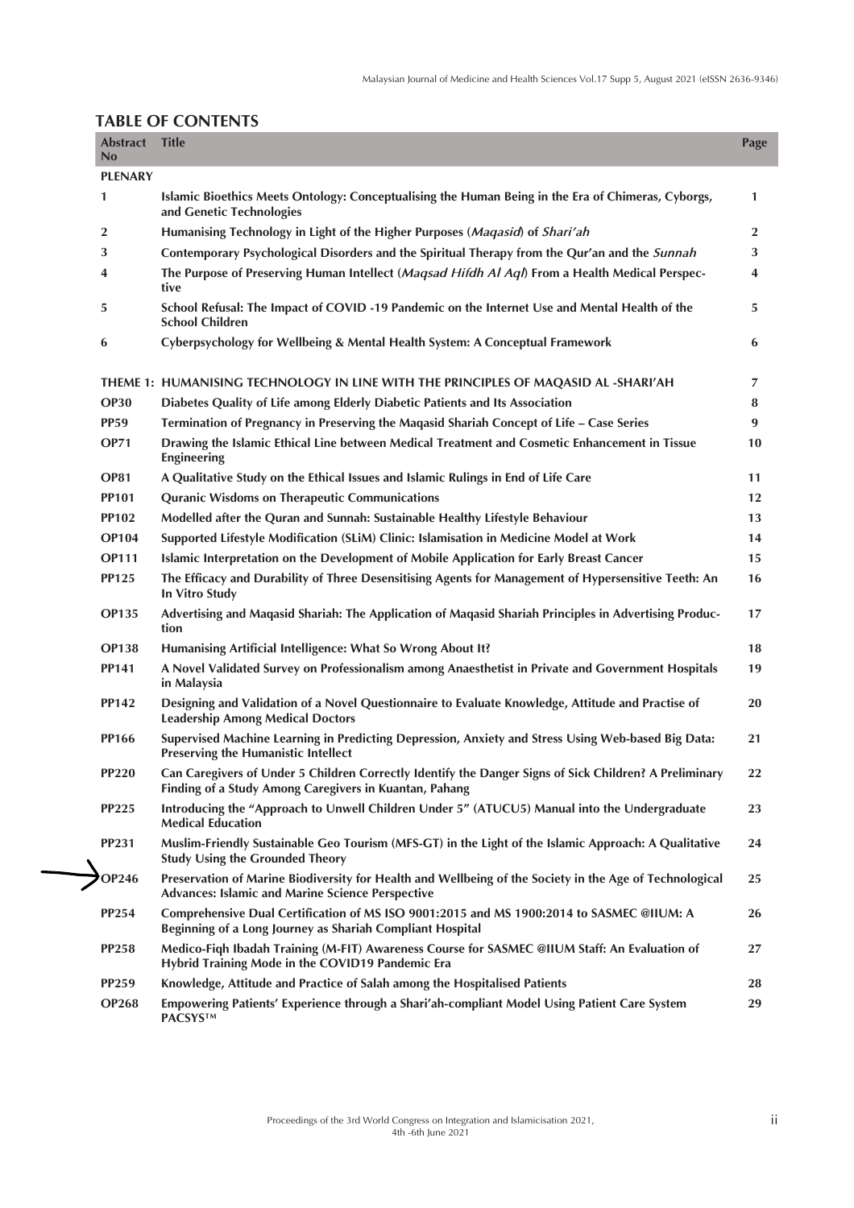## TABLE OF CONTENTS

| Abstract No | Title | Page |
|---|---|---|
| **PLENARY** | | |
| 1 | **Islamic Bioethics Meets Ontology: Conceptualising the Human Being in the Era of Chimeras, Cyborgs, and Genetic Technologies** | 1 |
| 2 | **Humanising Technology in Light of the Higher Purposes (*Maqasid*) of *Shari'ah*** | 2 |
| 3 | **Contemporary Psychological Disorders and the Spiritual Therapy from the Qur'an and the *Sunnah*** | 3 |
| 4 | **The Purpose of Preserving Human Intellect (*Maqsad Hifdh Al Aql*) From a Health Medical Perspective** | 4 |
| 5 | **School Refusal: The Impact of COVID -19 Pandemic on the Internet Use and Mental Health of the School Children** | 5 |
| 6 | **Cyberpsychology for Wellbeing & Mental Health System: A Conceptual Framework** | 6 |
| **THEME 1:** | **HUMANISING TECHNOLOGY IN LINE WITH THE PRINCIPLES OF MAQASID AL -SHARI'AH** | 7 |
| **OP30** | **Diabetes Quality of Life among Elderly Diabetic Patients and Its Association** | 8 |
| **PP59** | **Termination of Pregnancy in Preserving the Maqasid Shariah Concept of Life – Case Series** | 9 |
| **OP71** | **Drawing the Islamic Ethical Line between Medical Treatment and Cosmetic Enhancement in Tissue Engineering** | 10 |
| **OP81** | **A Qualitative Study on the Ethical Issues and Islamic Rulings in End of Life Care** | 11 |
| **PP101** | **Quranic Wisdoms on Therapeutic Communications** | 12 |
| **PP102** | **Modelled after the Quran and Sunnah: Sustainable Healthy Lifestyle Behaviour** | 13 |
| **OP104** | **Supported Lifestyle Modification (SLiM) Clinic: Islamisation in Medicine Model at Work** | 14 |
| **OP111** | **Islamic Interpretation on the Development of Mobile Application for Early Breast Cancer** | 15 |
| **PP125** | **The Efficacy and Durability of Three Desensitising Agents for Management of Hypersensitive Teeth: An In Vitro Study** | 16 |
| **OP135** | **Advertising and Maqasid Shariah: The Application of Maqasid Shariah Principles in Advertising Production** | 17 |
| **OP138** | **Humanising Artificial Intelligence: What So Wrong About It?** | 18 |
| **PP141** | **A Novel Validated Survey on Professionalism among Anaesthetist in Private and Government Hospitals in Malaysia** | 19 |
| **PP142** | **Designing and Validation of a Novel Questionnaire to Evaluate Knowledge, Attitude and Practise of Leadership Among Medical Doctors** | 20 |
| **PP166** | **Supervised Machine Learning in Predicting Depression, Anxiety and Stress Using Web-based Big Data: Preserving the Humanistic Intellect** | 21 |
| **PP220** | **Can Caregivers of Under 5 Children Correctly Identify the Danger Signs of Sick Children? A Preliminary Finding of a Study Among Caregivers in Kuantan, Pahang** | 22 |
| **PP225** | **Introducing the "Approach to Unwell Children Under 5" (ATUCU5) Manual into the Undergraduate Medical Education** | 23 |
| **PP231** | **Muslim-Friendly Sustainable Geo Tourism (MFS-GT) in the Light of the Islamic Approach: A Qualitative Study Using the Grounded Theory** | 24 |
| **OP246** | **Preservation of Marine Biodiversity for Health and Wellbeing of the Society in the Age of Technological Advances: Islamic and Marine Science Perspective** | 25 |
| **PP254** | **Comprehensive Dual Certification of MS ISO 9001:2015 and MS 1900:2014 to SASMEC @IIUM: A Beginning of a Long Journey as Shariah Compliant Hospital** | 26 |
| **PP258** | **Medico-Fiqh Ibadah Training (M-FIT) Awareness Course for SASMEC @IIUM Staff: An Evaluation of Hybrid Training Mode in the COVID19 Pandemic Era** | 27 |
| **PP259** | **Knowledge, Attitude and Practice of Salah among the Hospitalised Patients** | 28 |
| **OP268** | **Empowering Patients' Experience through a Shari'ah-compliant Model Using Patient Care System PACSYS™** | 29 |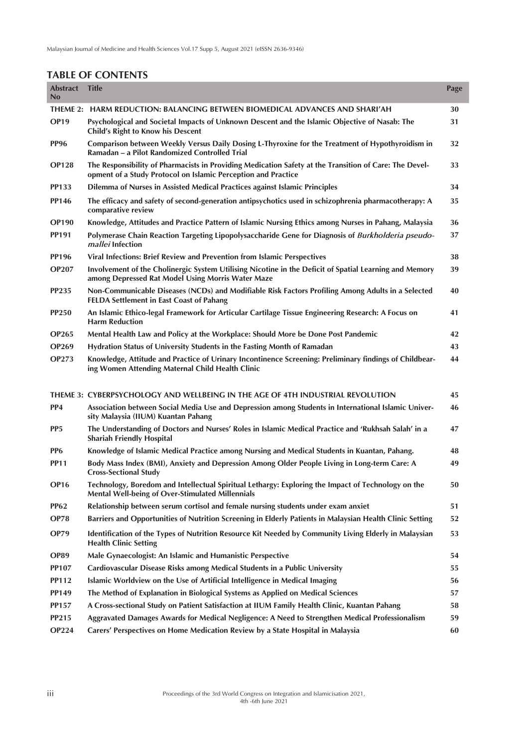## TABLE OF CONTENTS

| Abstract No | Title | Page |
|---|---|---|
| **THEME 2:** | **HARM REDUCTION: BALANCING BETWEEN BIOMEDICAL ADVANCES AND SHARI'AH** | **30** |
| **OP19** | **Psychological and Societal Impacts of Unknown Descent and the Islamic Objective of Nasab: The Child's Right to Know his Descent** | **31** |
| **PP96** | **Comparison between Weekly Versus Daily Dosing L-Thyroxine for the Treatment of Hypothyroidism in Ramadan – a Pilot Randomized Controlled Trial** | **32** |
| **OP128** | **The Responsibility of Pharmacists in Providing Medication Safety at the Transition of Care: The Development of a Study Protocol on Islamic Perception and Practice** | **33** |
| **PP133** | **Dilemma of Nurses in Assisted Medical Practices against Islamic Principles** | **34** |
| **PP146** | **The efficacy and safety of second-generation antipsychotics used in schizophrenia pharmacotherapy: A comparative review** | **35** |
| **OP190** | **Knowledge, Attitudes and Practice Pattern of Islamic Nursing Ethics among Nurses in Pahang, Malaysia** | **36** |
| **PP191** | **Polymerase Chain Reaction Targeting Lipopolysaccharide Gene for Diagnosis of *Burkholderia pseudomallei* Infection** | **37** |
| **PP196** | **Viral Infections: Brief Review and Prevention from Islamic Perspectives** | **38** |
| **OP207** | **Involvement of the Cholinergic System Utilising Nicotine in the Deficit of Spatial Learning and Memory among Depressed Rat Model Using Morris Water Maze** | **39** |
| **PP235** | **Non-Communicable Diseases (NCDs) and Modifiable Risk Factors Profiling Among Adults in a Selected FELDA Settlement in East Coast of Pahang** | **40** |
| **PP250** | **An Islamic Ethico-legal Framework for Articular Cartilage Tissue Engineering Research: A Focus on Harm Reduction** | **41** |
| **OP265** | **Mental Health Law and Policy at the Workplace: Should More be Done Post Pandemic** | **42** |
| **OP269** | **Hydration Status of University Students in the Fasting Month of Ramadan** | **43** |
| **OP273** | **Knowledge, Attitude and Practice of Urinary Incontinence Screening: Preliminary findings of Childbearing Women Attending Maternal Child Health Clinic** | **44** |
| **THEME 3:** | **CYBERPSYCHOLOGY AND WELLBEING IN THE AGE OF 4TH INDUSTRIAL REVOLUTION** | **45** |
| **PP4** | **Association between Social Media Use and Depression among Students in International Islamic University Malaysia (IIUM) Kuantan Pahang** | **46** |
| **PP5** | **The Understanding of Doctors and Nurses' Roles in Islamic Medical Practice and 'Rukhsah Salah' in a Shariah Friendly Hospital** | **47** |
| **PP6** | **Knowledge of Islamic Medical Practice among Nursing and Medical Students in Kuantan, Pahang.** | **48** |
| **PP11** | **Body Mass Index (BMI), Anxiety and Depression Among Older People Living in Long-term Care: A Cross-Sectional Study** | **49** |
| **OP16** | **Technology, Boredom and Intellectual Spiritual Lethargy: Exploring the Impact of Technology on the Mental Well-being of Over-Stimulated Millennials** | **50** |
| **PP62** | **Relationship between serum cortisol and female nursing students under exam anxiet** | **51** |
| **OP78** | **Barriers and Opportunities of Nutrition Screening in Elderly Patients in Malaysian Health Clinic Setting** | **52** |
| **OP79** | **Identification of the Types of Nutrition Resource Kit Needed by Community Living Elderly in Malaysian Health Clinic Setting** | **53** |
| **OP89** | **Male Gynaecologist: An Islamic and Humanistic Perspective** | **54** |
| **PP107** | **Cardiovascular Disease Risks among Medical Students in a Public University** | **55** |
| **PP112** | **Islamic Worldview on the Use of Artificial Intelligence in Medical Imaging** | **56** |
| **PP149** | **The Method of Explanation in Biological Systems as Applied on Medical Sciences** | **57** |
| **PP157** | **A Cross-sectional Study on Patient Satisfaction at IIUM Family Health Clinic, Kuantan Pahang** | **58** |
| **PP215** | **Aggravated Damages Awards for Medical Negligence: A Need to Strengthen Medical Professionalism** | **59** |
| **OP224** | **Carers' Perspectives on Home Medication Review by a State Hospital in Malaysia** | **60** |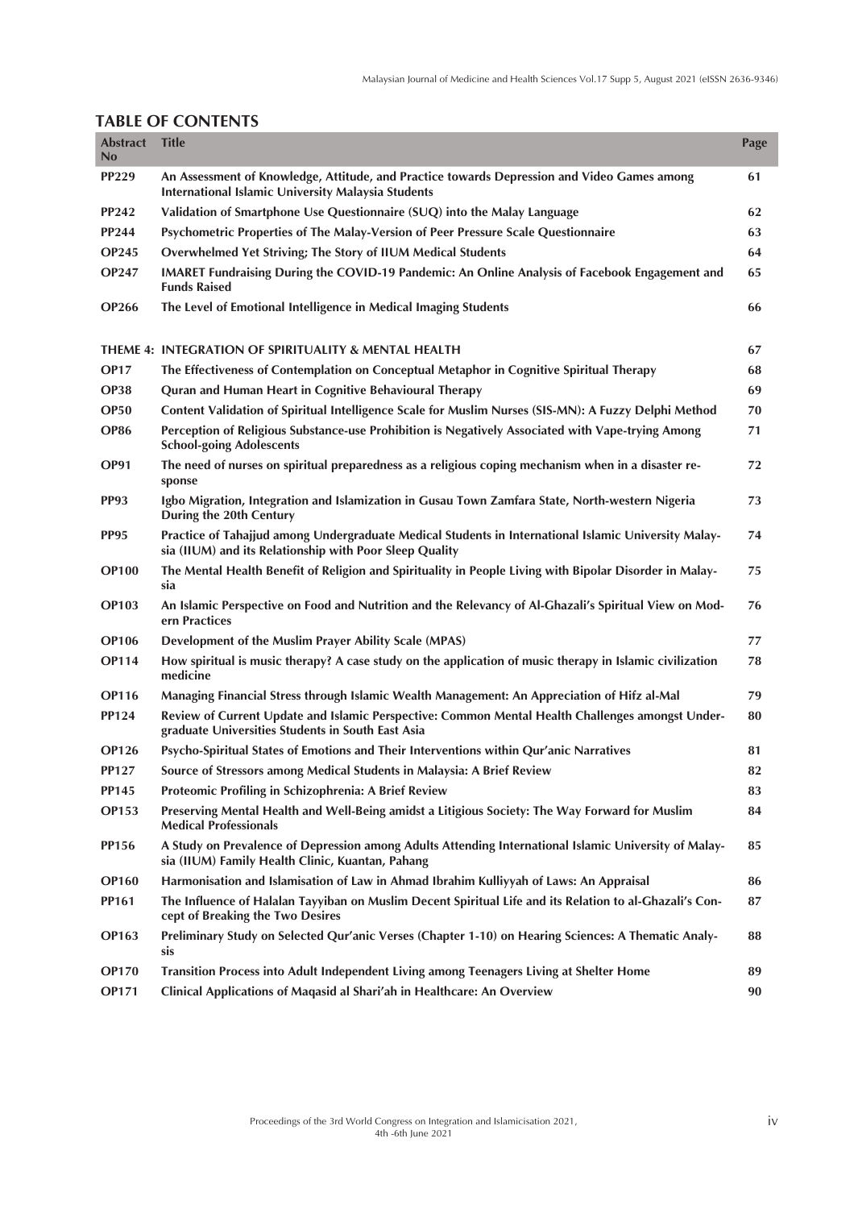## TABLE OF CONTENTS

| Abstract No | Title | Page |
|---|---|---|
| PP229 | An Assessment of Knowledge, Attitude, and Practice towards Depression and Video Games among International Islamic University Malaysia Students | 61 |
| PP242 | Validation of Smartphone Use Questionnaire (SUQ) into the Malay Language | 62 |
| PP244 | Psychometric Properties of The Malay-Version of Peer Pressure Scale Questionnaire | 63 |
| OP245 | Overwhelmed Yet Striving; The Story of IIUM Medical Students | 64 |
| OP247 | IMARET Fundraising During the COVID-19 Pandemic: An Online Analysis of Facebook Engagement and Funds Raised | 65 |
| OP266 | The Level of Emotional Intelligence in Medical Imaging Students | 66 |
| | **THEME 4: INTEGRATION OF SPIRITUALITY & MENTAL HEALTH** | 67 |
| OP17 | The Effectiveness of Contemplation on Conceptual Metaphor in Cognitive Spiritual Therapy | 68 |
| OP38 | Quran and Human Heart in Cognitive Behavioural Therapy | 69 |
| OP50 | Content Validation of Spiritual Intelligence Scale for Muslim Nurses (SIS-MN): A Fuzzy Delphi Method | 70 |
| OP86 | Perception of Religious Substance-use Prohibition is Negatively Associated with Vape-trying Among School-going Adolescents | 71 |
| OP91 | The need of nurses on spiritual preparedness as a religious coping mechanism when in a disaster response | 72 |
| PP93 | Igbo Migration, Integration and Islamization in Gusau Town Zamfara State, North-western Nigeria During the 20th Century | 73 |
| PP95 | Practice of Tahajjud among Undergraduate Medical Students in International Islamic University Malaysia (IIUM) and its Relationship with Poor Sleep Quality | 74 |
| OP100 | The Mental Health Benefit of Religion and Spirituality in People Living with Bipolar Disorder in Malaysia | 75 |
| OP103 | An Islamic Perspective on Food and Nutrition and the Relevancy of Al-Ghazali's Spiritual View on Modern Practices | 76 |
| OP106 | Development of the Muslim Prayer Ability Scale (MPAS) | 77 |
| OP114 | How spiritual is music therapy? A case study on the application of music therapy in Islamic civilization medicine | 78 |
| OP116 | Managing Financial Stress through Islamic Wealth Management: An Appreciation of Hifz al-Mal | 79 |
| PP124 | Review of Current Update and Islamic Perspective: Common Mental Health Challenges amongst Undergraduate Universities Students in South East Asia | 80 |
| OP126 | Psycho-Spiritual States of Emotions and Their Interventions within Qur'anic Narratives | 81 |
| PP127 | Source of Stressors among Medical Students in Malaysia: A Brief Review | 82 |
| PP145 | Proteomic Profiling in Schizophrenia: A Brief Review | 83 |
| OP153 | Preserving Mental Health and Well-Being amidst a Litigious Society: The Way Forward for Muslim Medical Professionals | 84 |
| PP156 | A Study on Prevalence of Depression among Adults Attending International Islamic University of Malaysia (IIUM) Family Health Clinic, Kuantan, Pahang | 85 |
| OP160 | Harmonisation and Islamisation of Law in Ahmad Ibrahim Kulliyyah of Laws: An Appraisal | 86 |
| PP161 | The Influence of Halalan Tayyiban on Muslim Decent Spiritual Life and its Relation to al-Ghazali's Concept of Breaking the Two Desires | 87 |
| OP163 | Preliminary Study on Selected Qur'anic Verses (Chapter 1-10) on Hearing Sciences: A Thematic Analysis | 88 |
| OP170 | Transition Process into Adult Independent Living among Teenagers Living at Shelter Home | 89 |
| OP171 | Clinical Applications of Maqasid al Shari'ah in Healthcare: An Overview | 90 |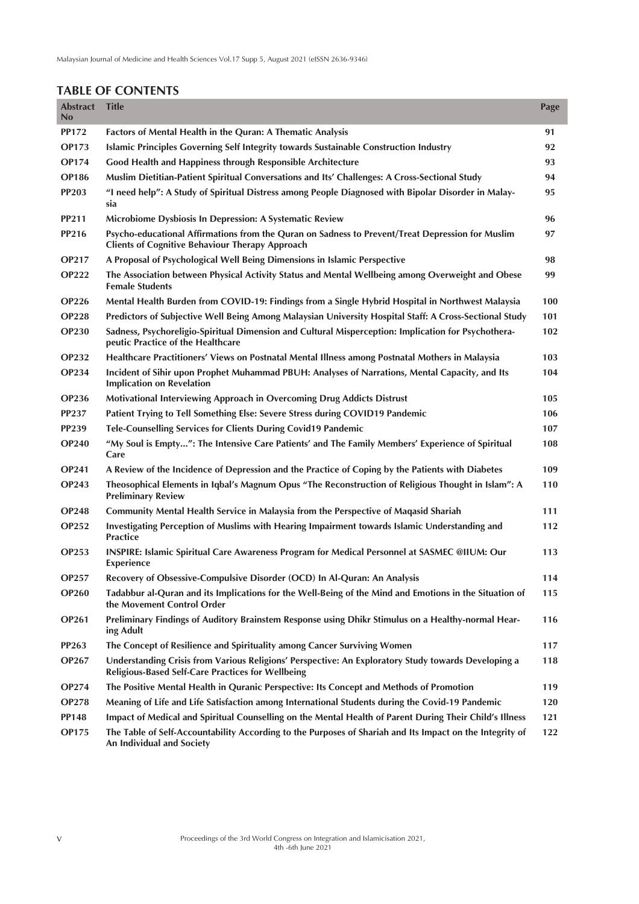## TABLE OF CONTENTS

| Abstract No | Title | Page |
|---|---|---|
| PP172 | Factors of Mental Health in the Quran: A Thematic Analysis | 91 |
| OP173 | Islamic Principles Governing Self Integrity towards Sustainable Construction Industry | 92 |
| OP174 | Good Health and Happiness through Responsible Architecture | 93 |
| OP186 | Muslim Dietitian-Patient Spiritual Conversations and Its' Challenges: A Cross-Sectional Study | 94 |
| PP203 | "I need help": A Study of Spiritual Distress among People Diagnosed with Bipolar Disorder in Malaysia | 95 |
| PP211 | Microbiome Dysbiosis In Depression: A Systematic Review | 96 |
| PP216 | Psycho-educational Affirmations from the Quran on Sadness to Prevent/Treat Depression for Muslim Clients of Cognitive Behaviour Therapy Approach | 97 |
| OP217 | A Proposal of Psychological Well Being Dimensions in Islamic Perspective | 98 |
| OP222 | The Association between Physical Activity Status and Mental Wellbeing among Overweight and Obese Female Students | 99 |
| OP226 | Mental Health Burden from COVID-19: Findings from a Single Hybrid Hospital in Northwest Malaysia | 100 |
| OP228 | Predictors of Subjective Well Being Among Malaysian University Hospital Staff: A Cross-Sectional Study | 101 |
| OP230 | Sadness, Psychoreligio-Spiritual Dimension and Cultural Misperception: Implication for Psychotherapeutic Practice of the Healthcare | 102 |
| OP232 | Healthcare Practitioners' Views on Postnatal Mental Illness among Postnatal Mothers in Malaysia | 103 |
| OP234 | Incident of Sihir upon Prophet Muhammad PBUH: Analyses of Narrations, Mental Capacity, and Its Implication on Revelation | 104 |
| OP236 | Motivational Interviewing Approach in Overcoming Drug Addicts Distrust | 105 |
| PP237 | Patient Trying to Tell Something Else: Severe Stress during COVID19 Pandemic | 106 |
| PP239 | Tele-Counselling Services for Clients During Covid19 Pandemic | 107 |
| OP240 | "My Soul is Empty...": The Intensive Care Patients' and The Family Members' Experience of Spiritual Care | 108 |
| OP241 | A Review of the Incidence of Depression and the Practice of Coping by the Patients with Diabetes | 109 |
| OP243 | Theosophical Elements in Iqbal's Magnum Opus "The Reconstruction of Religious Thought in Islam": A Preliminary Review | 110 |
| OP248 | Community Mental Health Service in Malaysia from the Perspective of Maqasid Shariah | 111 |
| OP252 | Investigating Perception of Muslims with Hearing Impairment towards Islamic Understanding and Practice | 112 |
| OP253 | INSPIRE: Islamic Spiritual Care Awareness Program for Medical Personnel at SASMEC @IIUM: Our Experience | 113 |
| OP257 | Recovery of Obsessive-Compulsive Disorder (OCD) In Al-Quran: An Analysis | 114 |
| OP260 | Tadabbur al-Quran and its Implications for the Well-Being of the Mind and Emotions in the Situation of the Movement Control Order | 115 |
| OP261 | Preliminary Findings of Auditory Brainstem Response using Dhikr Stimulus on a Healthy-normal Hearing Adult | 116 |
| PP263 | The Concept of Resilience and Spirituality among Cancer Surviving Women | 117 |
| OP267 | Understanding Crisis from Various Religions' Perspective: An Exploratory Study towards Developing a Religious-Based Self-Care Practices for Wellbeing | 118 |
| OP274 | The Positive Mental Health in Quranic Perspective: Its Concept and Methods of Promotion | 119 |
| OP278 | Meaning of Life and Life Satisfaction among International Students during the Covid-19 Pandemic | 120 |
| PP148 | Impact of Medical and Spiritual Counselling on the Mental Health of Parent During Their Child's Illness | 121 |
| OP175 | The Table of Self-Accountability According to the Purposes of Shariah and Its Impact on the Integrity of An Individual and Society | 122 |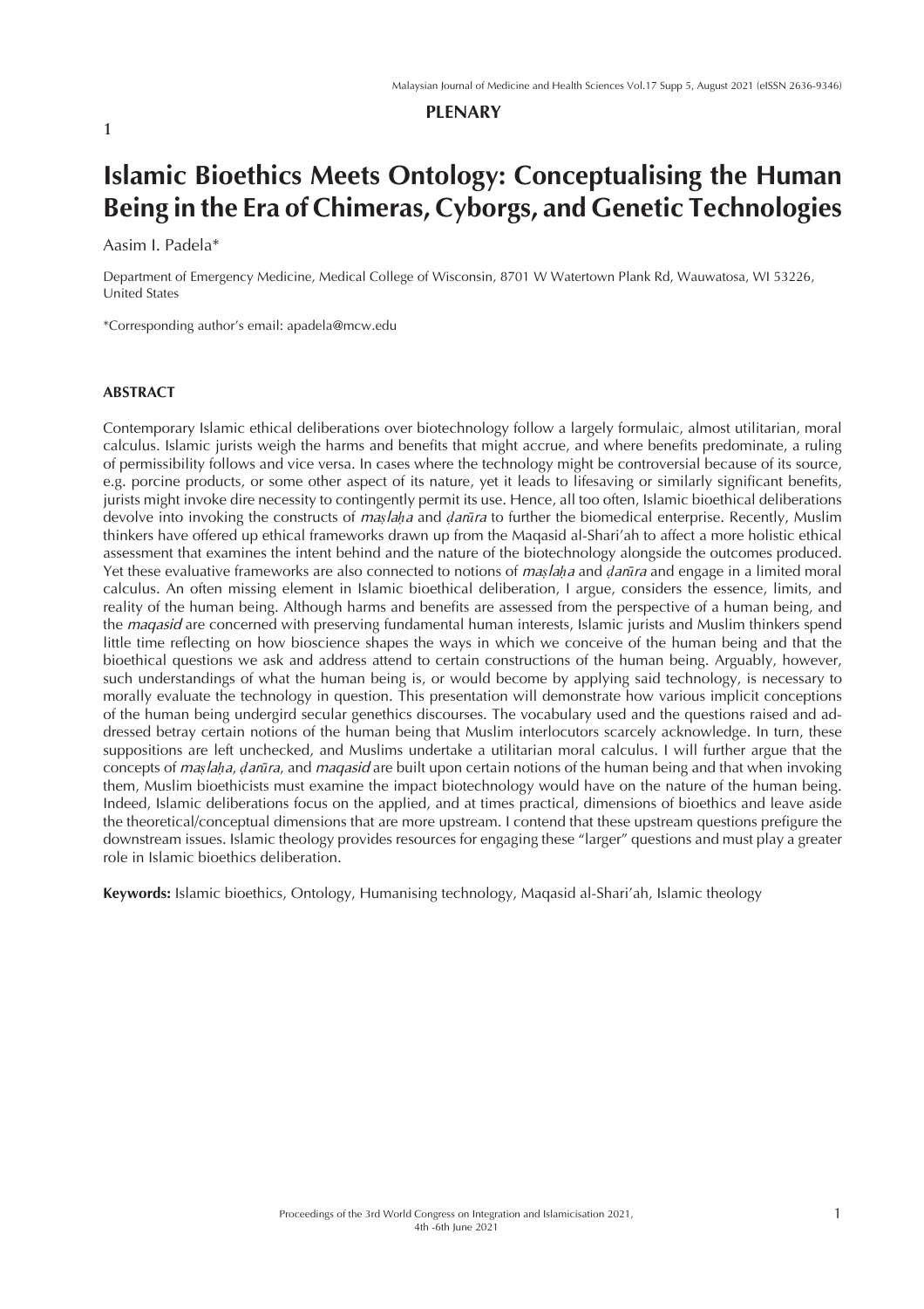**PLENARY**

1

# Islamic Bioethics Meets Ontology: Conceptualising the Human Being in the Era of Chimeras, Cyborgs, and Genetic Technologies

Aasim I. Padela*

Department of Emergency Medicine, Medical College of Wisconsin, 8701 W Watertown Plank Rd, Wauwatosa, WI 53226, United States

*Corresponding author's email: apadela@mcw.edu

## ABSTRACT

Contemporary Islamic ethical deliberations over biotechnology follow a largely formulaic, almost utilitarian, moral calculus. Islamic jurists weigh the harms and benefits that might accrue, and where benefits predominate, a ruling of permissibility follows and vice versa. In cases where the technology might be controversial because of its source, e.g. porcine products, or some other aspect of its nature, yet it leads to lifesaving or similarly significant benefits, jurists might invoke dire necessity to contingently permit its use. Hence, all too often, Islamic bioethical deliberations devolve into invoking the constructs of *maṣlaḥa* and *ḍarūra* to further the biomedical enterprise. Recently, Muslim thinkers have offered up ethical frameworks drawn up from the Maqasid al-Shari'ah to affect a more holistic ethical assessment that examines the intent behind and the nature of the biotechnology alongside the outcomes produced. Yet these evaluative frameworks are also connected to notions of *maṣlaḥa* and *ḍarūra* and engage in a limited moral calculus. An often missing element in Islamic bioethical deliberation, I argue, considers the essence, limits, and reality of the human being. Although harms and benefits are assessed from the perspective of a human being, and the *maqasid* are concerned with preserving fundamental human interests, Islamic jurists and Muslim thinkers spend little time reflecting on how bioscience shapes the ways in which we conceive of the human being and that the bioethical questions we ask and address attend to certain constructions of the human being. Arguably, however, such understandings of what the human being is, or would become by applying said technology, is necessary to morally evaluate the technology in question. This presentation will demonstrate how various implicit conceptions of the human being undergird secular genethics discourses. The vocabulary used and the questions raised and addressed betray certain notions of the human being that Muslim interlocutors scarcely acknowledge. In turn, these suppositions are left unchecked, and Muslims undertake a utilitarian moral calculus. I will further argue that the concepts of *maṣlaḥa*, *ḍarūra*, and *maqasid* are built upon certain notions of the human being and that when invoking them, Muslim bioethicists must examine the impact biotechnology would have on the nature of the human being. Indeed, Islamic deliberations focus on the applied, and at times practical, dimensions of bioethics and leave aside the theoretical/conceptual dimensions that are more upstream. I contend that these upstream questions prefigure the downstream issues. Islamic theology provides resources for engaging these "larger" questions and must play a greater role in Islamic bioethics deliberation.

**Keywords:** Islamic bioethics, Ontology, Humanising technology, Maqasid al-Shari'ah, Islamic theology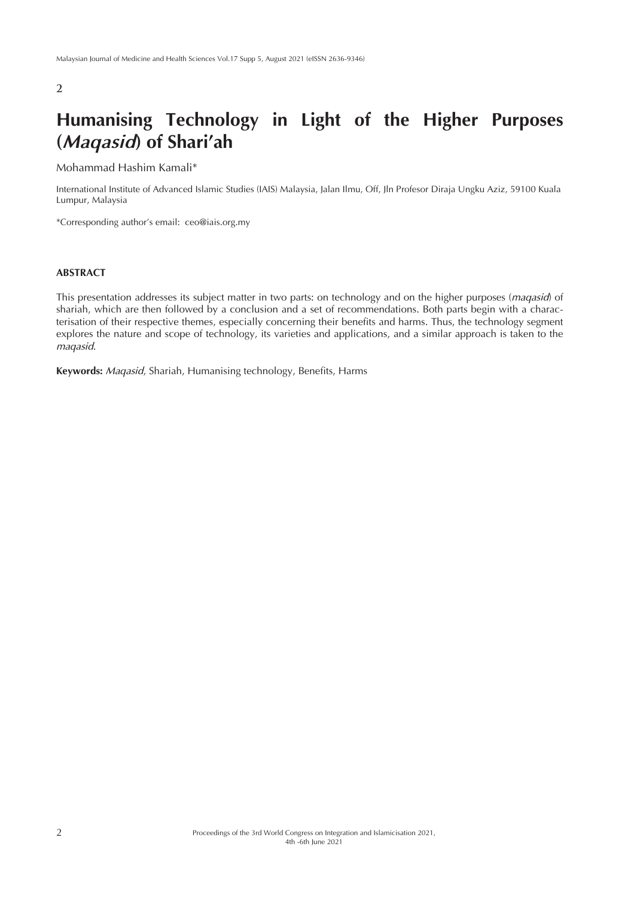2

# Humanising Technology in Light of the Higher Purposes (*Maqasid*) of Shari'ah

Mohammad Hashim Kamali*

International Institute of Advanced Islamic Studies (IAIS) Malaysia, Jalan Ilmu, Off, Jln Profesor Diraja Ungku Aziz, 59100 Kuala Lumpur, Malaysia

*Corresponding author's email: ceo@iais.org.my

## ABSTRACT

This presentation addresses its subject matter in two parts: on technology and on the higher purposes (*maqasid*) of shariah, which are then followed by a conclusion and a set of recommendations. Both parts begin with a characterisation of their respective themes, especially concerning their benefits and harms. Thus, the technology segment explores the nature and scope of technology, its varieties and applications, and a similar approach is taken to the *maqasid*.

**Keywords:** *Maqasid*, Shariah, Humanising technology, Benefits, Harms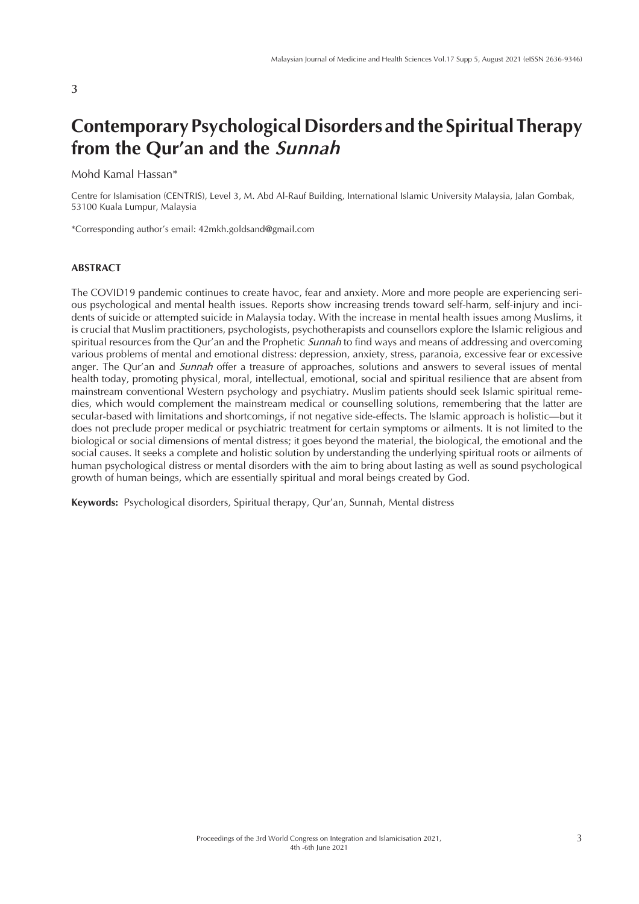# Contemporary Psychological Disorders and the Spiritual Therapy from the Qur'an and the *Sunnah*

Mohd Kamal Hassan*

Centre for Islamisation (CENTRIS), Level 3, M. Abd Al-Rauf Building, International Islamic University Malaysia, Jalan Gombak, 53100 Kuala Lumpur, Malaysia

*Corresponding author's email: 42mkh.goldsand@gmail.com

## ABSTRACT

The COVID19 pandemic continues to create havoc, fear and anxiety. More and more people are experiencing serious psychological and mental health issues. Reports show increasing trends toward self-harm, self-injury and incidents of suicide or attempted suicide in Malaysia today. With the increase in mental health issues among Muslims, it is crucial that Muslim practitioners, psychologists, psychotherapists and counsellors explore the Islamic religious and spiritual resources from the Qur'an and the Prophetic *Sunnah* to find ways and means of addressing and overcoming various problems of mental and emotional distress: depression, anxiety, stress, paranoia, excessive fear or excessive anger. The Qur'an and *Sunnah* offer a treasure of approaches, solutions and answers to several issues of mental health today, promoting physical, moral, intellectual, emotional, social and spiritual resilience that are absent from mainstream conventional Western psychology and psychiatry. Muslim patients should seek Islamic spiritual remedies, which would complement the mainstream medical or counselling solutions, remembering that the latter are secular-based with limitations and shortcomings, if not negative side-effects. The Islamic approach is holistic—but it does not preclude proper medical or psychiatric treatment for certain symptoms or ailments. It is not limited to the biological or social dimensions of mental distress; it goes beyond the material, the biological, the emotional and the social causes. It seeks a complete and holistic solution by understanding the underlying spiritual roots or ailments of human psychological distress or mental disorders with the aim to bring about lasting as well as sound psychological growth of human beings, which are essentially spiritual and moral beings created by God.

**Keywords:** Psychological disorders, Spiritual therapy, Qur'an, Sunnah, Mental distress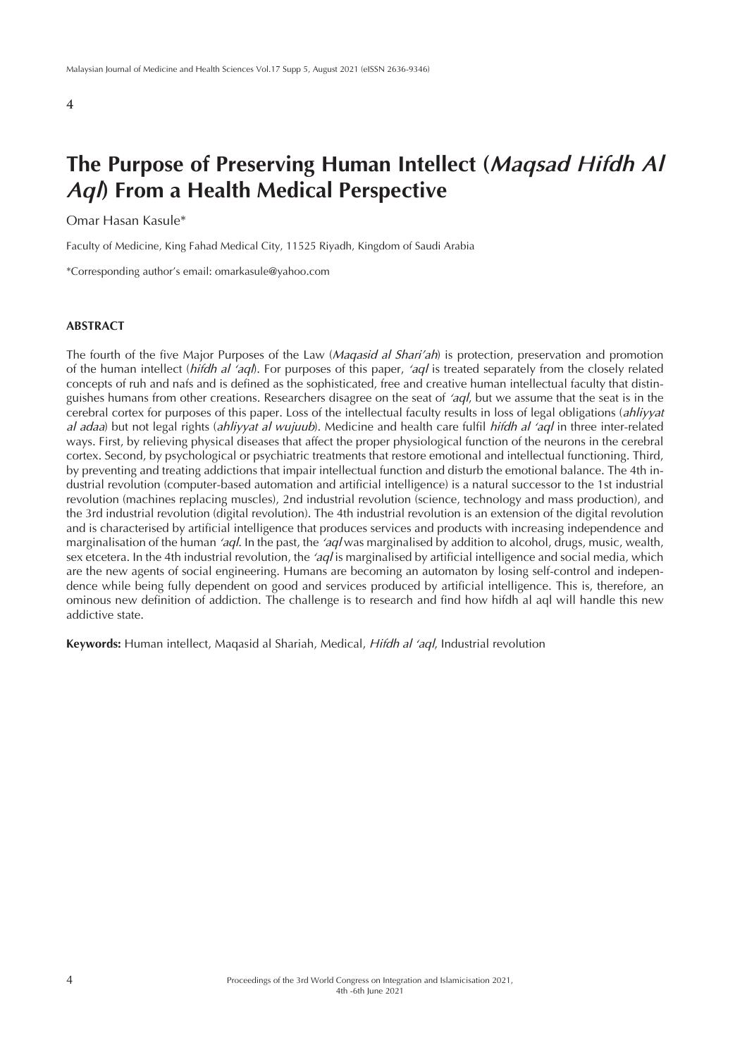# The Purpose of Preserving Human Intellect (*Maqsad Hifdh Al Aql*) From a Health Medical Perspective

Omar Hasan Kasule*

Faculty of Medicine, King Fahad Medical City, 11525 Riyadh, Kingdom of Saudi Arabia

*Corresponding author's email: omarkasule@yahoo.com

## ABSTRACT

The fourth of the five Major Purposes of the Law (*Maqasid al Shari'ah*) is protection, preservation and promotion of the human intellect (*hifdh al 'aql*). For purposes of this paper, *'aql* is treated separately from the closely related concepts of ruh and nafs and is defined as the sophisticated, free and creative human intellectual faculty that distinguishes humans from other creations. Researchers disagree on the seat of *'aql*, but we assume that the seat is in the cerebral cortex for purposes of this paper. Loss of the intellectual faculty results in loss of legal obligations (*ahliyyat al adaa*) but not legal rights (*ahliyyat al wujuub*). Medicine and health care fulfil *hifdh al 'aql* in three inter-related ways. First, by relieving physical diseases that affect the proper physiological function of the neurons in the cerebral cortex. Second, by psychological or psychiatric treatments that restore emotional and intellectual functioning. Third, by preventing and treating addictions that impair intellectual function and disturb the emotional balance. The 4th industrial revolution (computer-based automation and artificial intelligence) is a natural successor to the 1st industrial revolution (machines replacing muscles), 2nd industrial revolution (science, technology and mass production), and the 3rd industrial revolution (digital revolution). The 4th industrial revolution is an extension of the digital revolution and is characterised by artificial intelligence that produces services and products with increasing independence and marginalisation of the human *'aql*. In the past, the *'aql* was marginalised by addition to alcohol, drugs, music, wealth, sex etcetera. In the 4th industrial revolution, the *'aql* is marginalised by artificial intelligence and social media, which are the new agents of social engineering. Humans are becoming an automaton by losing self-control and independence while being fully dependent on good and services produced by artificial intelligence. This is, therefore, an ominous new definition of addiction. The challenge is to research and find how hifdh al aql will handle this new addictive state.

**Keywords:** Human intellect, Maqasid al Shariah, Medical, *Hifdh al 'aql*, Industrial revolution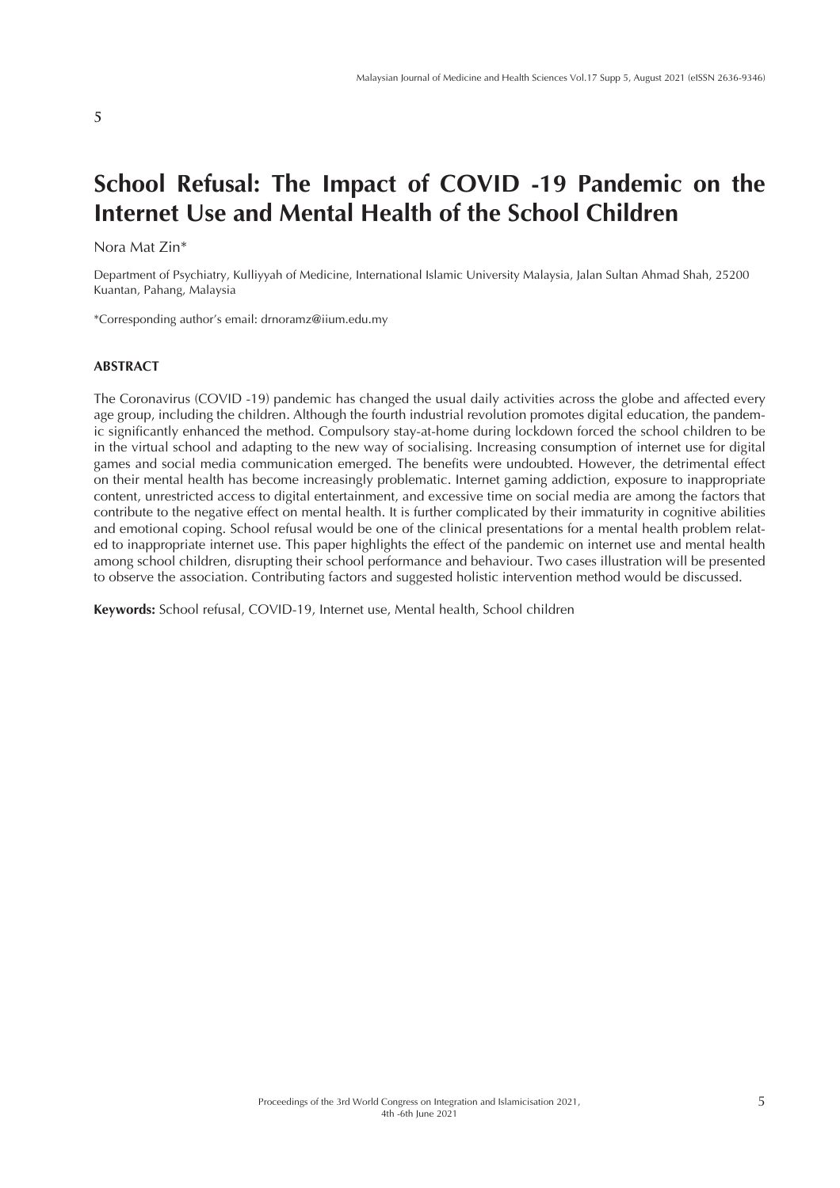# School Refusal: The Impact of COVID -19 Pandemic on the Internet Use and Mental Health of the School Children

Nora Mat Zin*

Department of Psychiatry, Kulliyyah of Medicine, International Islamic University Malaysia, Jalan Sultan Ahmad Shah, 25200 Kuantan, Pahang, Malaysia

*Corresponding author's email: drnoramz@iium.edu.my

## ABSTRACT

The Coronavirus (COVID -19) pandemic has changed the usual daily activities across the globe and affected every age group, including the children. Although the fourth industrial revolution promotes digital education, the pandemic significantly enhanced the method. Compulsory stay-at-home during lockdown forced the school children to be in the virtual school and adapting to the new way of socialising. Increasing consumption of internet use for digital games and social media communication emerged. The benefits were undoubted. However, the detrimental effect on their mental health has become increasingly problematic. Internet gaming addiction, exposure to inappropriate content, unrestricted access to digital entertainment, and excessive time on social media are among the factors that contribute to the negative effect on mental health. It is further complicated by their immaturity in cognitive abilities and emotional coping. School refusal would be one of the clinical presentations for a mental health problem related to inappropriate internet use. This paper highlights the effect of the pandemic on internet use and mental health among school children, disrupting their school performance and behaviour. Two cases illustration will be presented to observe the association. Contributing factors and suggested holistic intervention method would be discussed.

**Keywords:** School refusal, COVID-19, Internet use, Mental health, School children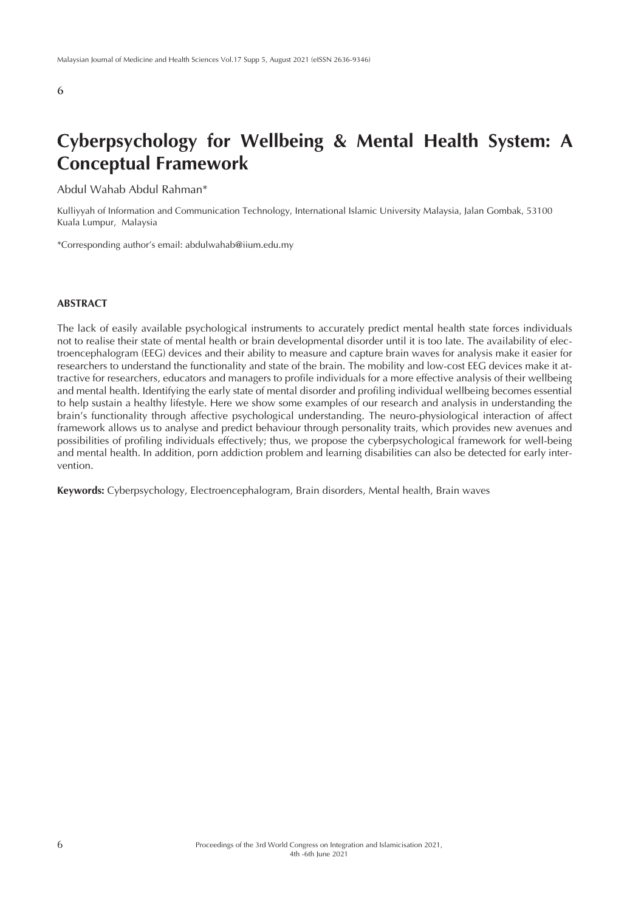# Cyberpsychology for Wellbeing & Mental Health System: A Conceptual Framework

Abdul Wahab Abdul Rahman*

Kulliyyah of Information and Communication Technology, International Islamic University Malaysia, Jalan Gombak, 53100 Kuala Lumpur, Malaysia

*Corresponding author's email: abdulwahab@iium.edu.my

## ABSTRACT

The lack of easily available psychological instruments to accurately predict mental health state forces individuals not to realise their state of mental health or brain developmental disorder until it is too late. The availability of electroencephalogram (EEG) devices and their ability to measure and capture brain waves for analysis make it easier for researchers to understand the functionality and state of the brain. The mobility and low-cost EEG devices make it attractive for researchers, educators and managers to profile individuals for a more effective analysis of their wellbeing and mental health. Identifying the early state of mental disorder and profiling individual wellbeing becomes essential to help sustain a healthy lifestyle. Here we show some examples of our research and analysis in understanding the brain's functionality through affective psychological understanding. The neuro-physiological interaction of affect framework allows us to analyse and predict behaviour through personality traits, which provides new avenues and possibilities of profiling individuals effectively; thus, we propose the cyberpsychological framework for well-being and mental health. In addition, porn addiction problem and learning disabilities can also be detected for early intervention.

**Keywords:** Cyberpsychology, Electroencephalogram, Brain disorders, Mental health, Brain waves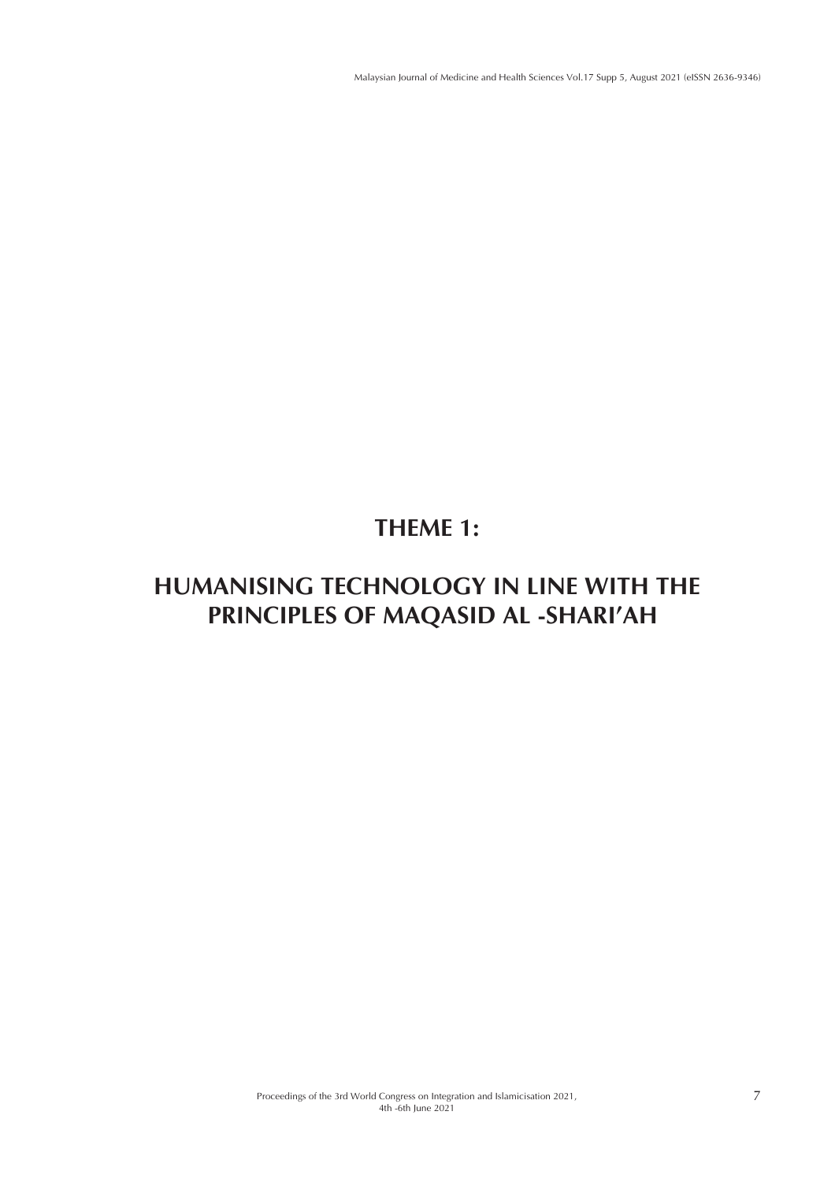# THEME 1:

# HUMANISING TECHNOLOGY IN LINE WITH THE PRINCIPLES OF MAQASID AL -SHARI'AH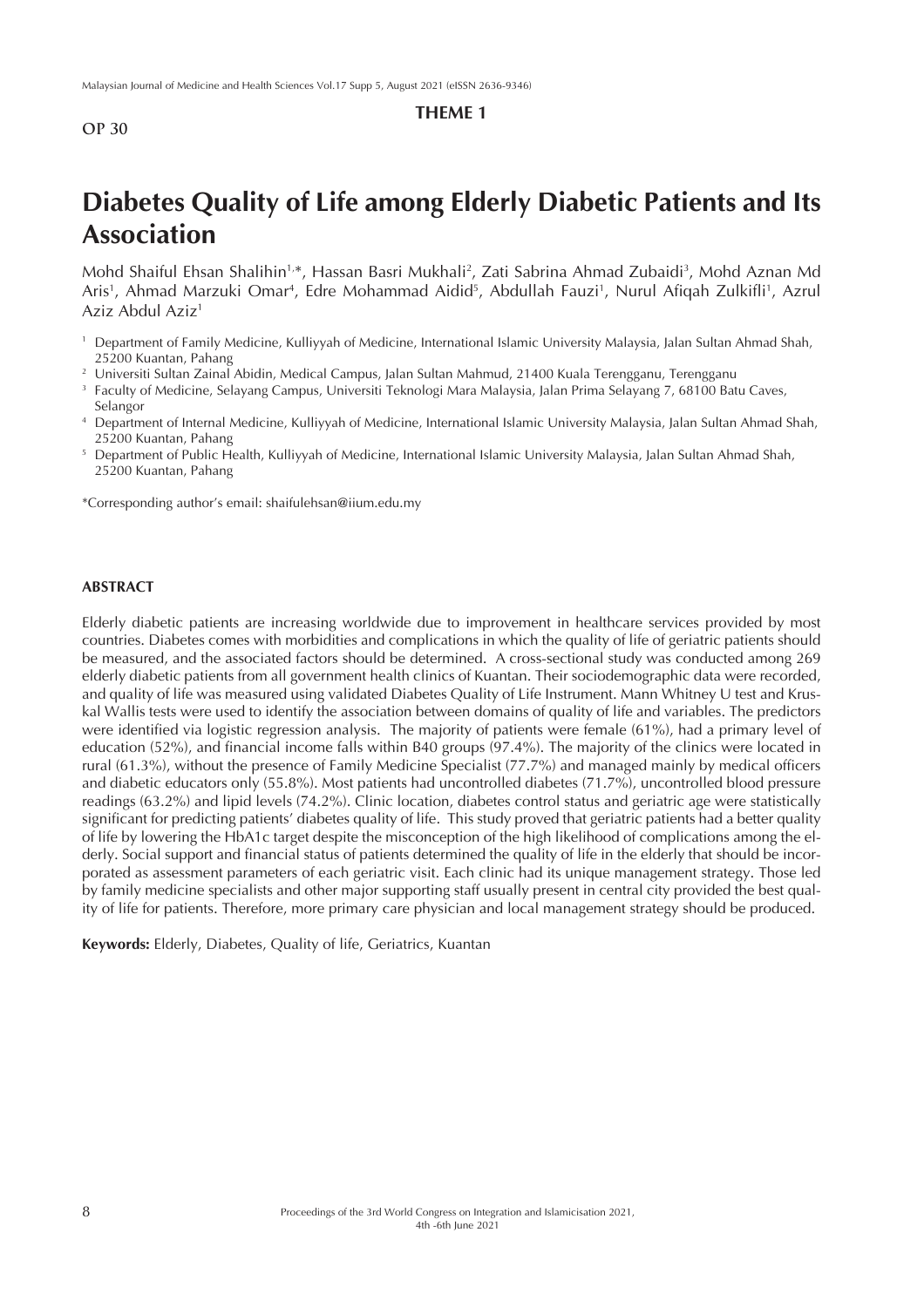OP 30

**THEME 1**

# Diabetes Quality of Life among Elderly Diabetic Patients and Its Association

Mohd Shaiful Ehsan Shalihin[1,*], Hassan Basri Mukhali[2], Zati Sabrina Ahmad Zubaidi[3], Mohd Aznan Md Aris[1], Ahmad Marzuki Omar[4], Edre Mohammad Aidid[5], Abdullah Fauzi[1], Nurul Afiqah Zulkifli[1], Azrul Aziz Abdul Aziz[1]

[1] Department of Family Medicine, Kulliyyah of Medicine, International Islamic University Malaysia, Jalan Sultan Ahmad Shah, 25200 Kuantan, Pahang

[2] Universiti Sultan Zainal Abidin, Medical Campus, Jalan Sultan Mahmud, 21400 Kuala Terengganu, Terengganu

[3] Faculty of Medicine, Selayang Campus, Universiti Teknologi Mara Malaysia, Jalan Prima Selayang 7, 68100 Batu Caves, Selangor

[4] Department of Internal Medicine, Kulliyyah of Medicine, International Islamic University Malaysia, Jalan Sultan Ahmad Shah, 25200 Kuantan, Pahang

[5] Department of Public Health, Kulliyyah of Medicine, International Islamic University Malaysia, Jalan Sultan Ahmad Shah, 25200 Kuantan, Pahang

*Corresponding author's email: shaifulehsan@iium.edu.my

## ABSTRACT

Elderly diabetic patients are increasing worldwide due to improvement in healthcare services provided by most countries. Diabetes comes with morbidities and complications in which the quality of life of geriatric patients should be measured, and the associated factors should be determined. A cross-sectional study was conducted among 269 elderly diabetic patients from all government health clinics of Kuantan. Their sociodemographic data were recorded, and quality of life was measured using validated Diabetes Quality of Life Instrument. Mann Whitney U test and Kruskal Wallis tests were used to identify the association between domains of quality of life and variables. The predictors were identified via logistic regression analysis. The majority of patients were female (61%), had a primary level of education (52%), and financial income falls within B40 groups (97.4%). The majority of the clinics were located in rural (61.3%), without the presence of Family Medicine Specialist (77.7%) and managed mainly by medical officers and diabetic educators only (55.8%). Most patients had uncontrolled diabetes (71.7%), uncontrolled blood pressure readings (63.2%) and lipid levels (74.2%). Clinic location, diabetes control status and geriatric age were statistically significant for predicting patients' diabetes quality of life. This study proved that geriatric patients had a better quality of life by lowering the HbA1c target despite the misconception of the high likelihood of complications among the elderly. Social support and financial status of patients determined the quality of life in the elderly that should be incorporated as assessment parameters of each geriatric visit. Each clinic had its unique management strategy. Those led by family medicine specialists and other major supporting staff usually present in central city provided the best quality of life for patients. Therefore, more primary care physician and local management strategy should be produced.

**Keywords:** Elderly, Diabetes, Quality of life, Geriatrics, Kuantan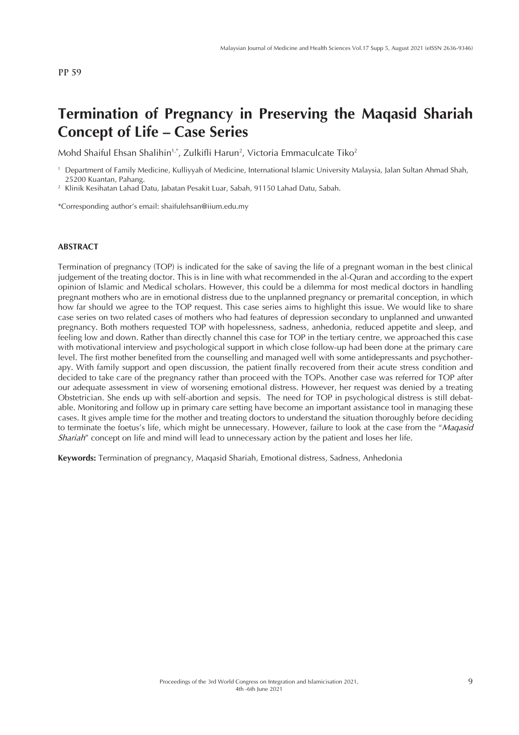PP 59

# Termination of Pregnancy in Preserving the Maqasid Shariah Concept of Life – Case Series

Mohd Shaiful Ehsan Shalihin[1,*], Zulkifli Harun[2], Victoria Emmaculcate Tiko[2]

[1] Department of Family Medicine, Kulliyyah of Medicine, International Islamic University Malaysia, Jalan Sultan Ahmad Shah, 25200 Kuantan, Pahang.
[2] Klinik Kesihatan Lahad Datu, Jabatan Pesakit Luar, Sabah, 91150 Lahad Datu, Sabah.

*Corresponding author's email: shaifulehsan@iium.edu.my

## ABSTRACT

Termination of pregnancy (TOP) is indicated for the sake of saving the life of a pregnant woman in the best clinical judgement of the treating doctor. This is in line with what recommended in the al-Quran and according to the expert opinion of Islamic and Medical scholars. However, this could be a dilemma for most medical doctors in handling pregnant mothers who are in emotional distress due to the unplanned pregnancy or premarital conception, in which how far should we agree to the TOP request. This case series aims to highlight this issue. We would like to share case series on two related cases of mothers who had features of depression secondary to unplanned and unwanted pregnancy. Both mothers requested TOP with hopelessness, sadness, anhedonia, reduced appetite and sleep, and feeling low and down. Rather than directly channel this case for TOP in the tertiary centre, we approached this case with motivational interview and psychological support in which close follow-up had been done at the primary care level. The first mother benefited from the counselling and managed well with some antidepressants and psychotherapy. With family support and open discussion, the patient finally recovered from their acute stress condition and decided to take care of the pregnancy rather than proceed with the TOPs. Another case was referred for TOP after our adequate assessment in view of worsening emotional distress. However, her request was denied by a treating Obstetrician. She ends up with self-abortion and sepsis. The need for TOP in psychological distress is still debatable. Monitoring and follow up in primary care setting have become an important assistance tool in managing these cases. It gives ample time for the mother and treating doctors to understand the situation thoroughly before deciding to terminate the foetus's life, which might be unnecessary. However, failure to look at the case from the "*Maqasid Shariah*" concept on life and mind will lead to unnecessary action by the patient and loses her life.

**Keywords:** Termination of pregnancy, Maqasid Shariah, Emotional distress, Sadness, Anhedonia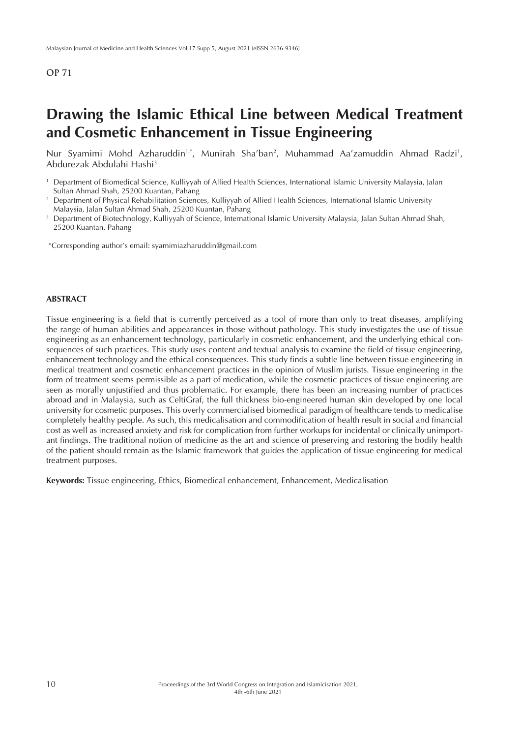OP 71

# Drawing the Islamic Ethical Line between Medical Treatment and Cosmetic Enhancement in Tissue Engineering

Nur Syamimi Mohd Azharuddin[1,*], Munirah Sha'ban[2], Muhammad Aa'zamuddin Ahmad Radzi[1], Abdurezak Abdulahi Hashi[3]

[1] Department of Biomedical Science, Kulliyyah of Allied Health Sciences, International Islamic University Malaysia, Jalan Sultan Ahmad Shah, 25200 Kuantan, Pahang

[2] Department of Physical Rehabilitation Sciences, Kulliyyah of Allied Health Sciences, International Islamic University Malaysia, Jalan Sultan Ahmad Shah, 25200 Kuantan, Pahang

[3] Department of Biotechnology, Kulliyyah of Science, International Islamic University Malaysia, Jalan Sultan Ahmad Shah, 25200 Kuantan, Pahang

*Corresponding author's email: syamimiazharuddin@gmail.com

## ABSTRACT

Tissue engineering is a field that is currently perceived as a tool of more than only to treat diseases, amplifying the range of human abilities and appearances in those without pathology. This study investigates the use of tissue engineering as an enhancement technology, particularly in cosmetic enhancement, and the underlying ethical consequences of such practices. This study uses content and textual analysis to examine the field of tissue engineering, enhancement technology and the ethical consequences. This study finds a subtle line between tissue engineering in medical treatment and cosmetic enhancement practices in the opinion of Muslim jurists. Tissue engineering in the form of treatment seems permissible as a part of medication, while the cosmetic practices of tissue engineering are seen as morally unjustified and thus problematic. For example, there has been an increasing number of practices abroad and in Malaysia, such as CeltiGraf, the full thickness bio-engineered human skin developed by one local university for cosmetic purposes. This overly commercialised biomedical paradigm of healthcare tends to medicalise completely healthy people. As such, this medicalisation and commodification of health result in social and financial cost as well as increased anxiety and risk for complication from further workups for incidental or clinically unimportant findings. The traditional notion of medicine as the art and science of preserving and restoring the bodily health of the patient should remain as the Islamic framework that guides the application of tissue engineering for medical treatment purposes.

**Keywords:** Tissue engineering, Ethics, Biomedical enhancement, Enhancement, Medicalisation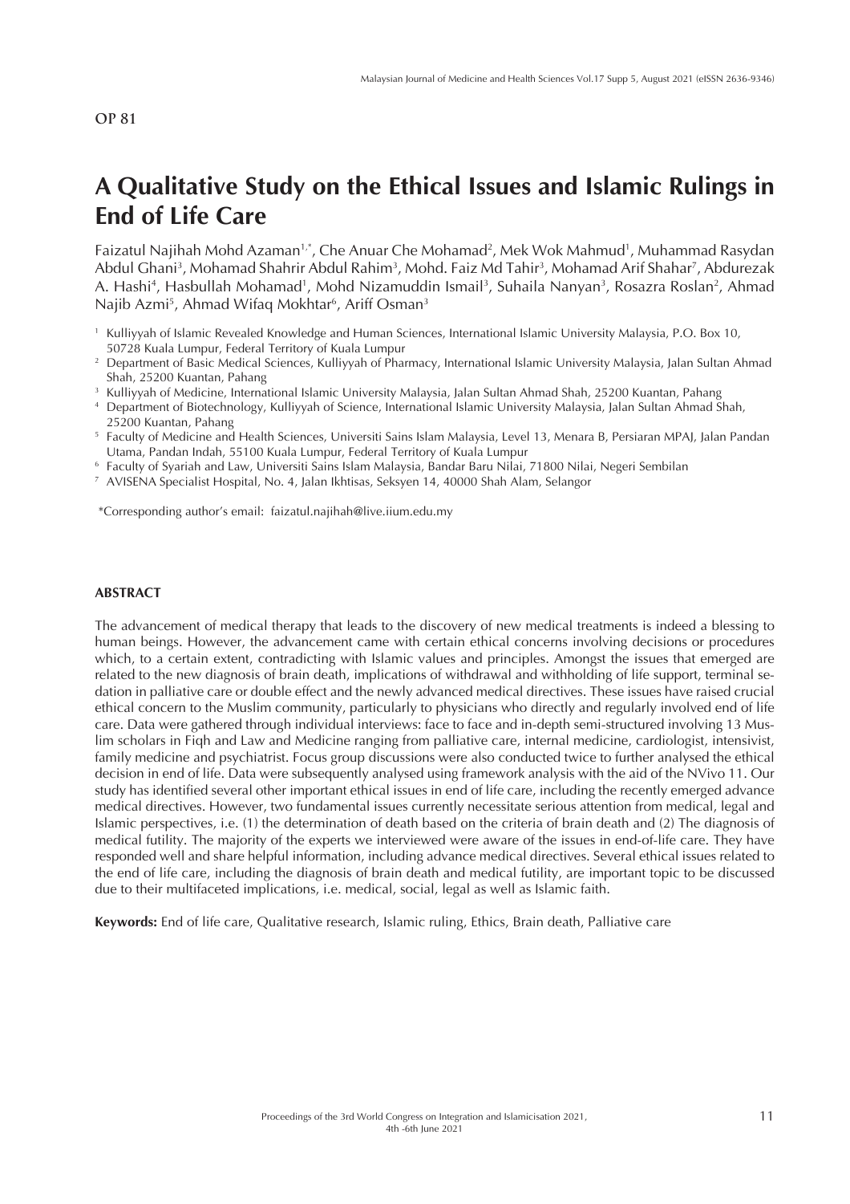OP 81

# A Qualitative Study on the Ethical Issues and Islamic Rulings in End of Life Care

Faizatul Najihah Mohd Azaman[1,*], Che Anuar Che Mohamad[2], Mek Wok Mahmud[1], Muhammad Rasydan Abdul Ghani[3], Mohamad Shahrir Abdul Rahim[3], Mohd. Faiz Md Tahir[3], Mohamad Arif Shahar[7], Abdurezak A. Hashi[4], Hasbullah Mohamad[1], Mohd Nizamuddin Ismail[3], Suhaila Nanyan[3], Rosazra Roslan[2], Ahmad Najib Azmi[5], Ahmad Wifaq Mokhtar[6], Ariff Osman[3]

[1] Kulliyyah of Islamic Revealed Knowledge and Human Sciences, International Islamic University Malaysia, P.O. Box 10, 50728 Kuala Lumpur, Federal Territory of Kuala Lumpur

[2] Department of Basic Medical Sciences, Kulliyyah of Pharmacy, International Islamic University Malaysia, Jalan Sultan Ahmad Shah, 25200 Kuantan, Pahang

[3] Kulliyyah of Medicine, International Islamic University Malaysia, Jalan Sultan Ahmad Shah, 25200 Kuantan, Pahang

[4] Department of Biotechnology, Kulliyyah of Science, International Islamic University Malaysia, Jalan Sultan Ahmad Shah, 25200 Kuantan, Pahang

[5] Faculty of Medicine and Health Sciences, Universiti Sains Islam Malaysia, Level 13, Menara B, Persiaran MPAJ, Jalan Pandan Utama, Pandan Indah, 55100 Kuala Lumpur, Federal Territory of Kuala Lumpur

[6] Faculty of Syariah and Law, Universiti Sains Islam Malaysia, Bandar Baru Nilai, 71800 Nilai, Negeri Sembilan

[7] AVISENA Specialist Hospital, No. 4, Jalan Ikhtisas, Seksyen 14, 40000 Shah Alam, Selangor

*Corresponding author's email: faizatul.najihah@live.iium.edu.my

## ABSTRACT

The advancement of medical therapy that leads to the discovery of new medical treatments is indeed a blessing to human beings. However, the advancement came with certain ethical concerns involving decisions or procedures which, to a certain extent, contradicting with Islamic values and principles. Amongst the issues that emerged are related to the new diagnosis of brain death, implications of withdrawal and withholding of life support, terminal sedation in palliative care or double effect and the newly advanced medical directives. These issues have raised crucial ethical concern to the Muslim community, particularly to physicians who directly and regularly involved end of life care. Data were gathered through individual interviews: face to face and in-depth semi-structured involving 13 Muslim scholars in Fiqh and Law and Medicine ranging from palliative care, internal medicine, cardiologist, intensivist, family medicine and psychiatrist. Focus group discussions were also conducted twice to further analysed the ethical decision in end of life. Data were subsequently analysed using framework analysis with the aid of the NVivo 11. Our study has identified several other important ethical issues in end of life care, including the recently emerged advance medical directives. However, two fundamental issues currently necessitate serious attention from medical, legal and Islamic perspectives, i.e. (1) the determination of death based on the criteria of brain death and (2) The diagnosis of medical futility. The majority of the experts we interviewed were aware of the issues in end-of-life care. They have responded well and share helpful information, including advance medical directives. Several ethical issues related to the end of life care, including the diagnosis of brain death and medical futility, are important topic to be discussed due to their multifaceted implications, i.e. medical, social, legal as well as Islamic faith.

**Keywords:** End of life care, Qualitative research, Islamic ruling, Ethics, Brain death, Palliative care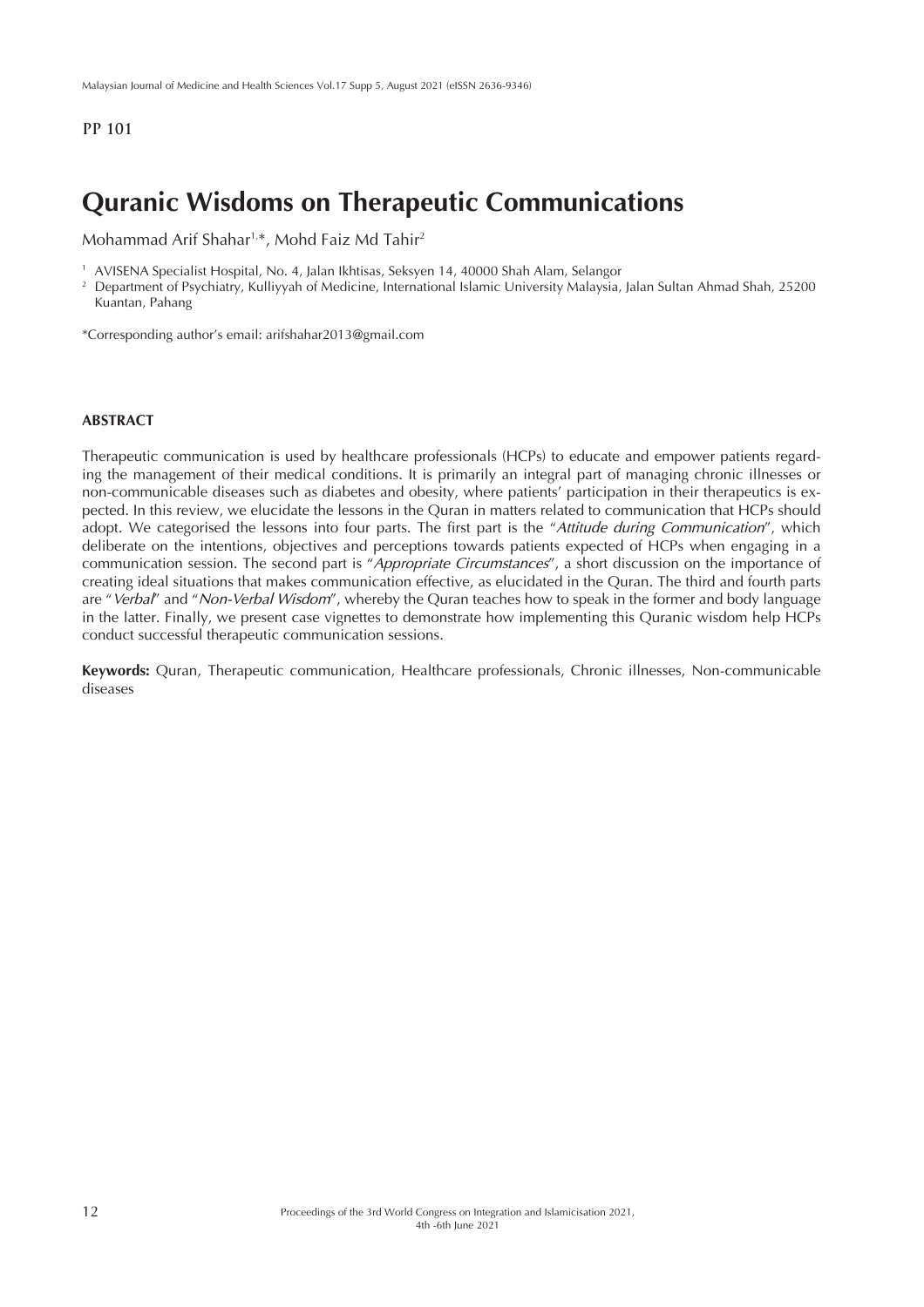PP 101

# Quranic Wisdoms on Therapeutic Communications

Mohammad Arif Shahar[1,*], Mohd Faiz Md Tahir[2]

[1] AVISENA Specialist Hospital, No. 4, Jalan Ikhtisas, Seksyen 14, 40000 Shah Alam, Selangor
[2] Department of Psychiatry, Kulliyyah of Medicine, International Islamic University Malaysia, Jalan Sultan Ahmad Shah, 25200 Kuantan, Pahang

*Corresponding author's email: arifshahar2013@gmail.com

## ABSTRACT

Therapeutic communication is used by healthcare professionals (HCPs) to educate and empower patients regarding the management of their medical conditions. It is primarily an integral part of managing chronic illnesses or non-communicable diseases such as diabetes and obesity, where patients' participation in their therapeutics is expected. In this review, we elucidate the lessons in the Quran in matters related to communication that HCPs should adopt. We categorised the lessons into four parts. The first part is the "*Attitude during Communication*", which deliberate on the intentions, objectives and perceptions towards patients expected of HCPs when engaging in a communication session. The second part is "*Appropriate Circumstances*", a short discussion on the importance of creating ideal situations that makes communication effective, as elucidated in the Quran. The third and fourth parts are "*Verbal*" and "*Non-Verbal Wisdom*", whereby the Quran teaches how to speak in the former and body language in the latter. Finally, we present case vignettes to demonstrate how implementing this Quranic wisdom help HCPs conduct successful therapeutic communication sessions.

**Keywords:** Quran, Therapeutic communication, Healthcare professionals, Chronic illnesses, Non-communicable diseases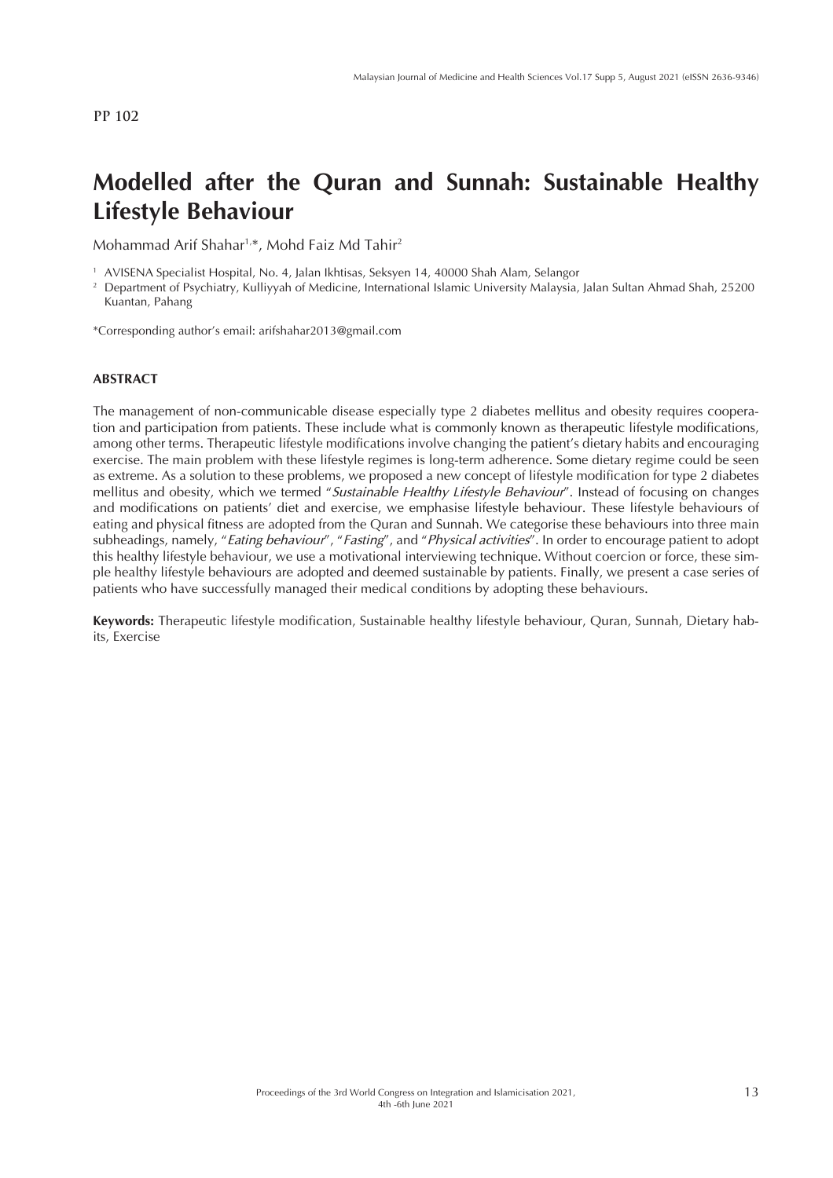PP 102

# Modelled after the Quran and Sunnah: Sustainable Healthy Lifestyle Behaviour

Mohammad Arif Shahar[1,*], Mohd Faiz Md Tahir[2]

[1] AVISENA Specialist Hospital, No. 4, Jalan Ikhtisas, Seksyen 14, 40000 Shah Alam, Selangor

[2] Department of Psychiatry, Kulliyyah of Medicine, International Islamic University Malaysia, Jalan Sultan Ahmad Shah, 25200 Kuantan, Pahang

*Corresponding author's email: arifshahar2013@gmail.com

## ABSTRACT

The management of non-communicable disease especially type 2 diabetes mellitus and obesity requires cooperation and participation from patients. These include what is commonly known as therapeutic lifestyle modifications, among other terms. Therapeutic lifestyle modifications involve changing the patient's dietary habits and encouraging exercise. The main problem with these lifestyle regimes is long-term adherence. Some dietary regime could be seen as extreme. As a solution to these problems, we proposed a new concept of lifestyle modification for type 2 diabetes mellitus and obesity, which we termed "*Sustainable Healthy Lifestyle Behaviour*". Instead of focusing on changes and modifications on patients' diet and exercise, we emphasise lifestyle behaviour. These lifestyle behaviours of eating and physical fitness are adopted from the Quran and Sunnah. We categorise these behaviours into three main subheadings, namely, "*Eating behaviour*", "*Fasting*", and "*Physical activities*". In order to encourage patient to adopt this healthy lifestyle behaviour, we use a motivational interviewing technique. Without coercion or force, these simple healthy lifestyle behaviours are adopted and deemed sustainable by patients. Finally, we present a case series of patients who have successfully managed their medical conditions by adopting these behaviours.

**Keywords:** Therapeutic lifestyle modification, Sustainable healthy lifestyle behaviour, Quran, Sunnah, Dietary habits, Exercise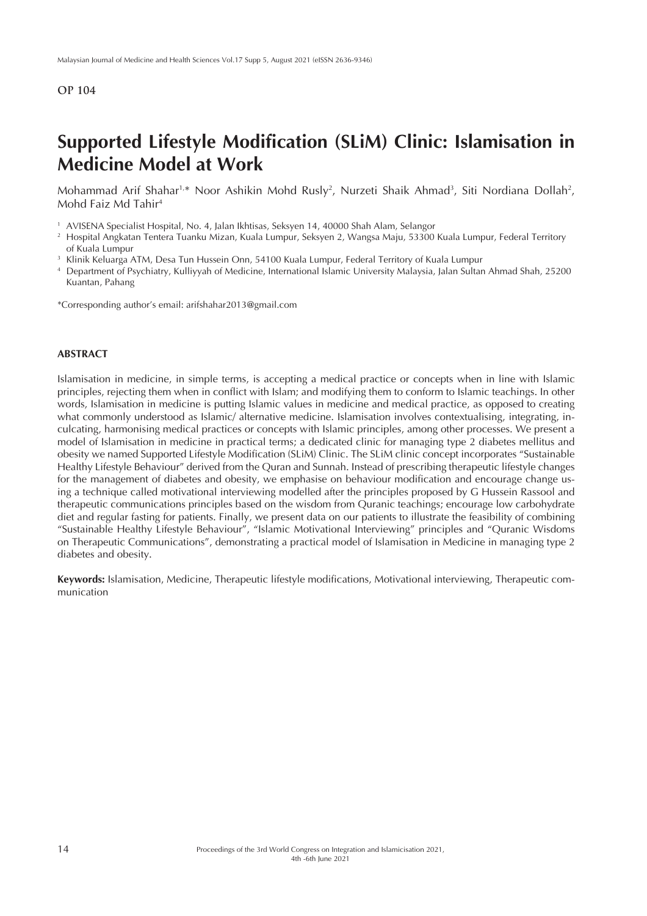OP 104

# Supported Lifestyle Modification (SLiM) Clinic: Islamisation in Medicine Model at Work

Mohammad Arif Shahar[1,*] Noor Ashikin Mohd Rusly[2], Nurzeti Shaik Ahmad[3], Siti Nordiana Dollah[2], Mohd Faiz Md Tahir[4]

[1] AVISENA Specialist Hospital, No. 4, Jalan Ikhtisas, Seksyen 14, 40000 Shah Alam, Selangor

[2] Hospital Angkatan Tentera Tuanku Mizan, Kuala Lumpur, Seksyen 2, Wangsa Maju, 53300 Kuala Lumpur, Federal Territory of Kuala Lumpur

[3] Klinik Keluarga ATM, Desa Tun Hussein Onn, 54100 Kuala Lumpur, Federal Territory of Kuala Lumpur

[4] Department of Psychiatry, Kulliyyah of Medicine, International Islamic University Malaysia, Jalan Sultan Ahmad Shah, 25200 Kuantan, Pahang

*Corresponding author's email: arifshahar2013@gmail.com

## ABSTRACT

Islamisation in medicine, in simple terms, is accepting a medical practice or concepts when in line with Islamic principles, rejecting them when in conflict with Islam; and modifying them to conform to Islamic teachings. In other words, Islamisation in medicine is putting Islamic values in medicine and medical practice, as opposed to creating what commonly understood as Islamic/ alternative medicine. Islamisation involves contextualising, integrating, inculcating, harmonising medical practices or concepts with Islamic principles, among other processes. We present a model of Islamisation in medicine in practical terms; a dedicated clinic for managing type 2 diabetes mellitus and obesity we named Supported Lifestyle Modification (SLiM) Clinic. The SLiM clinic concept incorporates "Sustainable Healthy Lifestyle Behaviour" derived from the Quran and Sunnah. Instead of prescribing therapeutic lifestyle changes for the management of diabetes and obesity, we emphasise on behaviour modification and encourage change using a technique called motivational interviewing modelled after the principles proposed by G Hussein Rassool and therapeutic communications principles based on the wisdom from Quranic teachings; encourage low carbohydrate diet and regular fasting for patients. Finally, we present data on our patients to illustrate the feasibility of combining "Sustainable Healthy Lifestyle Behaviour", "Islamic Motivational Interviewing" principles and "Quranic Wisdoms on Therapeutic Communications", demonstrating a practical model of Islamisation in Medicine in managing type 2 diabetes and obesity.

**Keywords:** Islamisation, Medicine, Therapeutic lifestyle modifications, Motivational interviewing, Therapeutic communication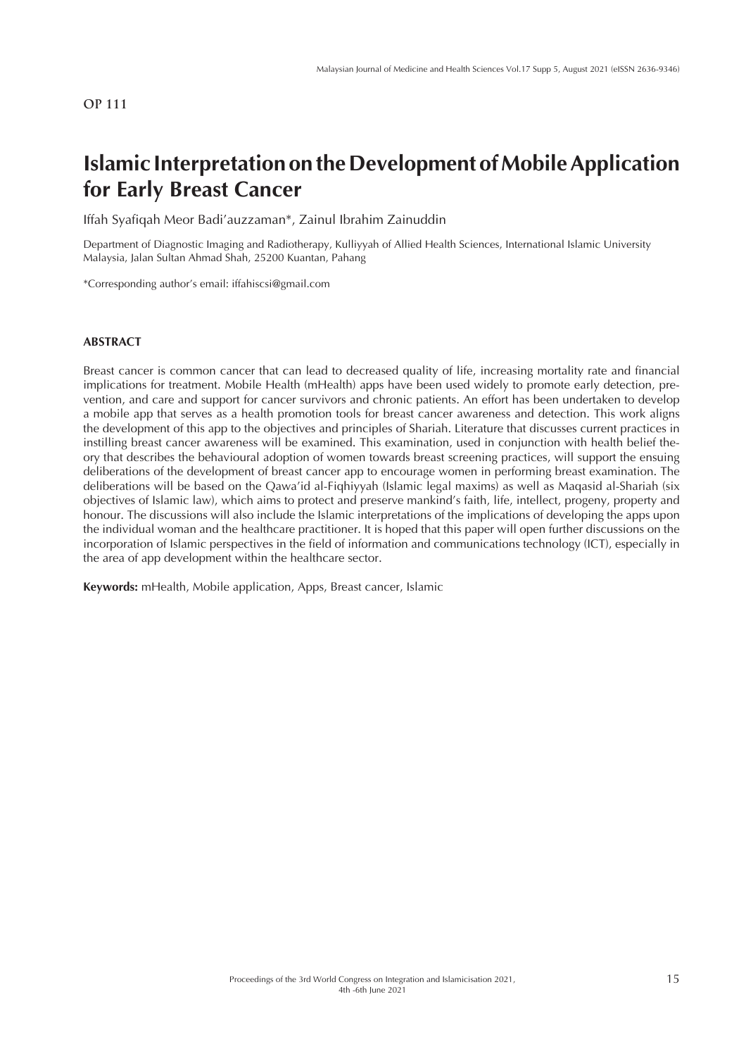OP 111

# Islamic Interpretation on the Development of Mobile Application for Early Breast Cancer

Iffah Syafiqah Meor Badi'auzzaman*, Zainul Ibrahim Zainuddin

Department of Diagnostic Imaging and Radiotherapy, Kulliyyah of Allied Health Sciences, International Islamic University Malaysia, Jalan Sultan Ahmad Shah, 25200 Kuantan, Pahang

*Corresponding author's email: iffahiscsi@gmail.com

## ABSTRACT

Breast cancer is common cancer that can lead to decreased quality of life, increasing mortality rate and financial implications for treatment. Mobile Health (mHealth) apps have been used widely to promote early detection, prevention, and care and support for cancer survivors and chronic patients. An effort has been undertaken to develop a mobile app that serves as a health promotion tools for breast cancer awareness and detection. This work aligns the development of this app to the objectives and principles of Shariah. Literature that discusses current practices in instilling breast cancer awareness will be examined. This examination, used in conjunction with health belief theory that describes the behavioural adoption of women towards breast screening practices, will support the ensuing deliberations of the development of breast cancer app to encourage women in performing breast examination. The deliberations will be based on the Qawa'id al-Fiqhiyyah (Islamic legal maxims) as well as Maqasid al-Shariah (six objectives of Islamic law), which aims to protect and preserve mankind's faith, life, intellect, progeny, property and honour. The discussions will also include the Islamic interpretations of the implications of developing the apps upon the individual woman and the healthcare practitioner. It is hoped that this paper will open further discussions on the incorporation of Islamic perspectives in the field of information and communications technology (ICT), especially in the area of app development within the healthcare sector.

**Keywords:** mHealth, Mobile application, Apps, Breast cancer, Islamic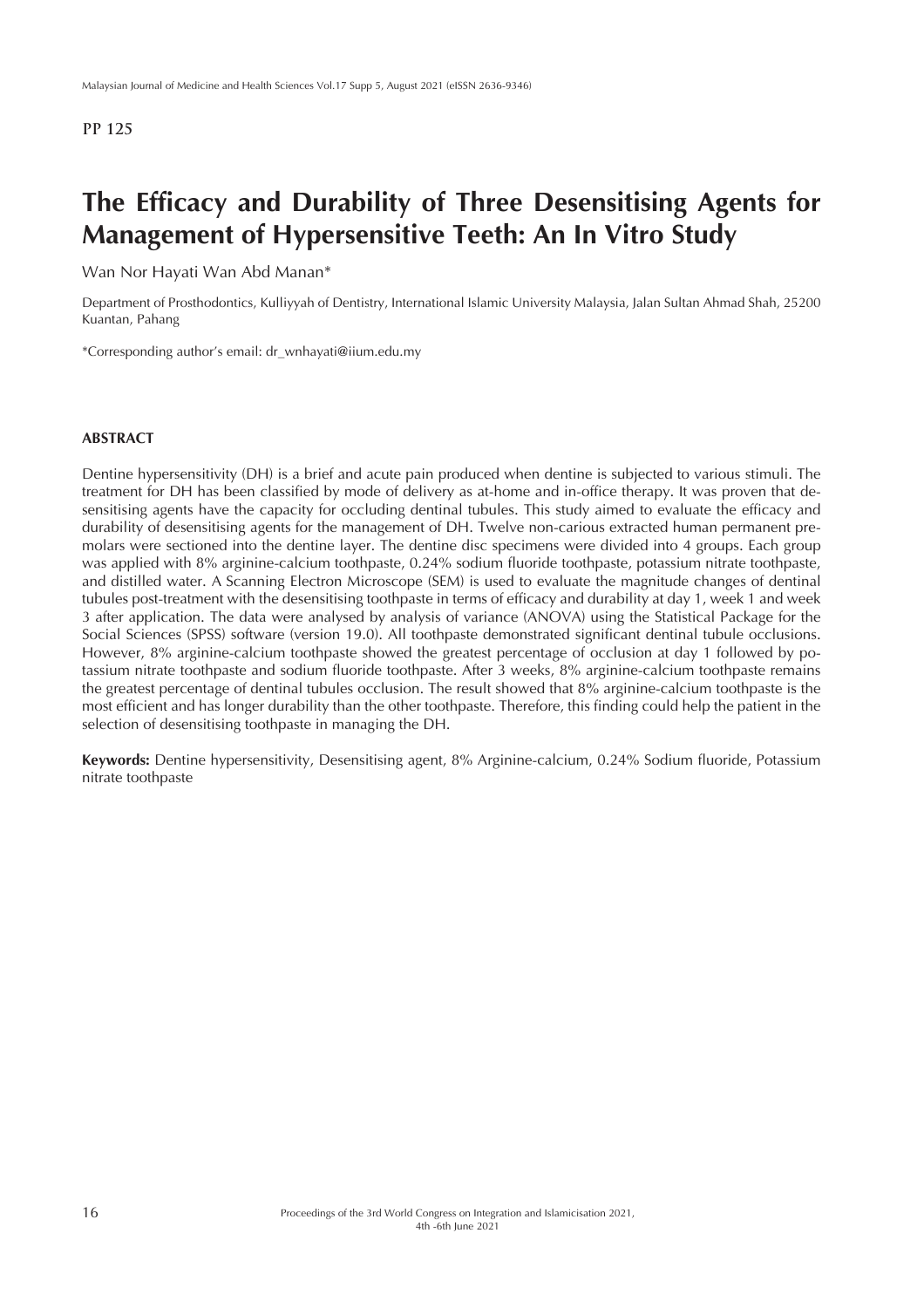PP 125

# The Efficacy and Durability of Three Desensitising Agents for Management of Hypersensitive Teeth: An In Vitro Study

Wan Nor Hayati Wan Abd Manan*

Department of Prosthodontics, Kulliyyah of Dentistry, International Islamic University Malaysia, Jalan Sultan Ahmad Shah, 25200 Kuantan, Pahang

*Corresponding author's email: dr_wnhayati@iium.edu.my

## ABSTRACT

Dentine hypersensitivity (DH) is a brief and acute pain produced when dentine is subjected to various stimuli. The treatment for DH has been classified by mode of delivery as at-home and in-office therapy. It was proven that desensitising agents have the capacity for occluding dentinal tubules. This study aimed to evaluate the efficacy and durability of desensitising agents for the management of DH. Twelve non-carious extracted human permanent premolars were sectioned into the dentine layer. The dentine disc specimens were divided into 4 groups. Each group was applied with 8% arginine-calcium toothpaste, 0.24% sodium fluoride toothpaste, potassium nitrate toothpaste, and distilled water. A Scanning Electron Microscope (SEM) is used to evaluate the magnitude changes of dentinal tubules post-treatment with the desensitising toothpaste in terms of efficacy and durability at day 1, week 1 and week 3 after application. The data were analysed by analysis of variance (ANOVA) using the Statistical Package for the Social Sciences (SPSS) software (version 19.0). All toothpaste demonstrated significant dentinal tubule occlusions. However, 8% arginine-calcium toothpaste showed the greatest percentage of occlusion at day 1 followed by potassium nitrate toothpaste and sodium fluoride toothpaste. After 3 weeks, 8% arginine-calcium toothpaste remains the greatest percentage of dentinal tubules occlusion. The result showed that 8% arginine-calcium toothpaste is the most efficient and has longer durability than the other toothpaste. Therefore, this finding could help the patient in the selection of desensitising toothpaste in managing the DH.

**Keywords:** Dentine hypersensitivity, Desensitising agent, 8% Arginine-calcium, 0.24% Sodium fluoride, Potassium nitrate toothpaste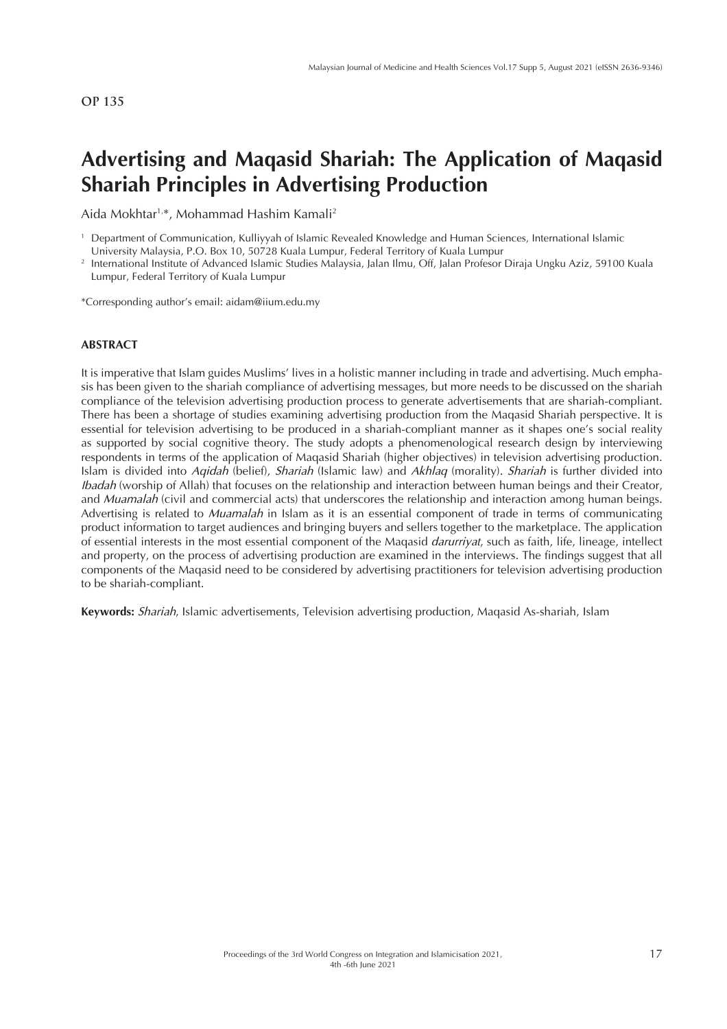OP 135

# Advertising and Maqasid Shariah: The Application of Maqasid Shariah Principles in Advertising Production

Aida Mokhtar[1,*], Mohammad Hashim Kamali[2]

[1] Department of Communication, Kulliyyah of Islamic Revealed Knowledge and Human Sciences, International Islamic University Malaysia, P.O. Box 10, 50728 Kuala Lumpur, Federal Territory of Kuala Lumpur

[2] International Institute of Advanced Islamic Studies Malaysia, Jalan Ilmu, Off, Jalan Profesor Diraja Ungku Aziz, 59100 Kuala Lumpur, Federal Territory of Kuala Lumpur

*Corresponding author's email: aidam@iium.edu.my

## ABSTRACT

It is imperative that Islam guides Muslims' lives in a holistic manner including in trade and advertising. Much emphasis has been given to the shariah compliance of advertising messages, but more needs to be discussed on the shariah compliance of the television advertising production process to generate advertisements that are shariah-compliant. There has been a shortage of studies examining advertising production from the Maqasid Shariah perspective. It is essential for television advertising to be produced in a shariah-compliant manner as it shapes one's social reality as supported by social cognitive theory. The study adopts a phenomenological research design by interviewing respondents in terms of the application of Maqasid Shariah (higher objectives) in television advertising production. Islam is divided into *Aqidah* (belief), *Shariah* (Islamic law) and *Akhlaq* (morality). *Shariah* is further divided into *Ibadah* (worship of Allah) that focuses on the relationship and interaction between human beings and their Creator, and *Muamalah* (civil and commercial acts) that underscores the relationship and interaction among human beings. Advertising is related to *Muamalah* in Islam as it is an essential component of trade in terms of communicating product information to target audiences and bringing buyers and sellers together to the marketplace. The application of essential interests in the most essential component of the Maqasid *darurriyat*, such as faith, life, lineage, intellect and property, on the process of advertising production are examined in the interviews. The findings suggest that all components of the Maqasid need to be considered by advertising practitioners for television advertising production to be shariah-compliant.

**Keywords:** *Shariah*, Islamic advertisements, Television advertising production, Maqasid As-shariah, Islam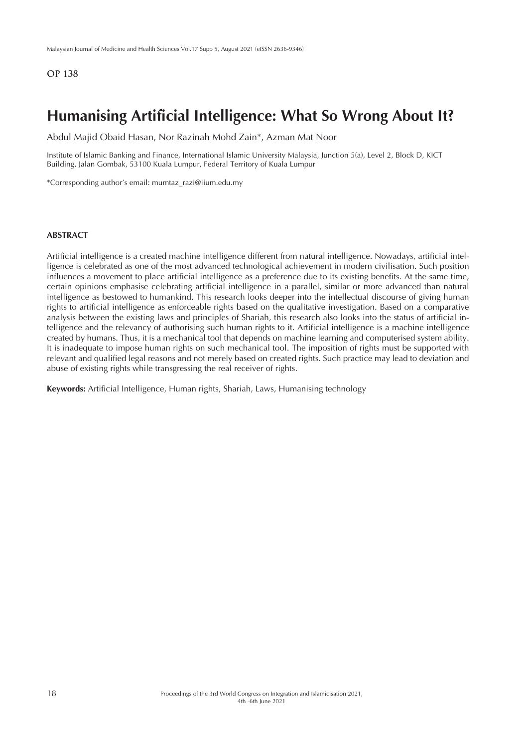OP 138

# Humanising Artificial Intelligence: What So Wrong About It?

Abdul Majid Obaid Hasan, Nor Razinah Mohd Zain*, Azman Mat Noor

Institute of Islamic Banking and Finance, International Islamic University Malaysia, Junction 5(a), Level 2, Block D, KICT Building, Jalan Gombak, 53100 Kuala Lumpur, Federal Territory of Kuala Lumpur

*Corresponding author's email: mumtaz_razi@iium.edu.my

## ABSTRACT

Artificial intelligence is a created machine intelligence different from natural intelligence. Nowadays, artificial intelligence is celebrated as one of the most advanced technological achievement in modern civilisation. Such position influences a movement to place artificial intelligence as a preference due to its existing benefits. At the same time, certain opinions emphasise celebrating artificial intelligence in a parallel, similar or more advanced than natural intelligence as bestowed to humankind. This research looks deeper into the intellectual discourse of giving human rights to artificial intelligence as enforceable rights based on the qualitative investigation. Based on a comparative analysis between the existing laws and principles of Shariah, this research also looks into the status of artificial intelligence and the relevancy of authorising such human rights to it. Artificial intelligence is a machine intelligence created by humans. Thus, it is a mechanical tool that depends on machine learning and computerised system ability. It is inadequate to impose human rights on such mechanical tool. The imposition of rights must be supported with relevant and qualified legal reasons and not merely based on created rights. Such practice may lead to deviation and abuse of existing rights while transgressing the real receiver of rights.

**Keywords:** Artificial Intelligence, Human rights, Shariah, Laws, Humanising technology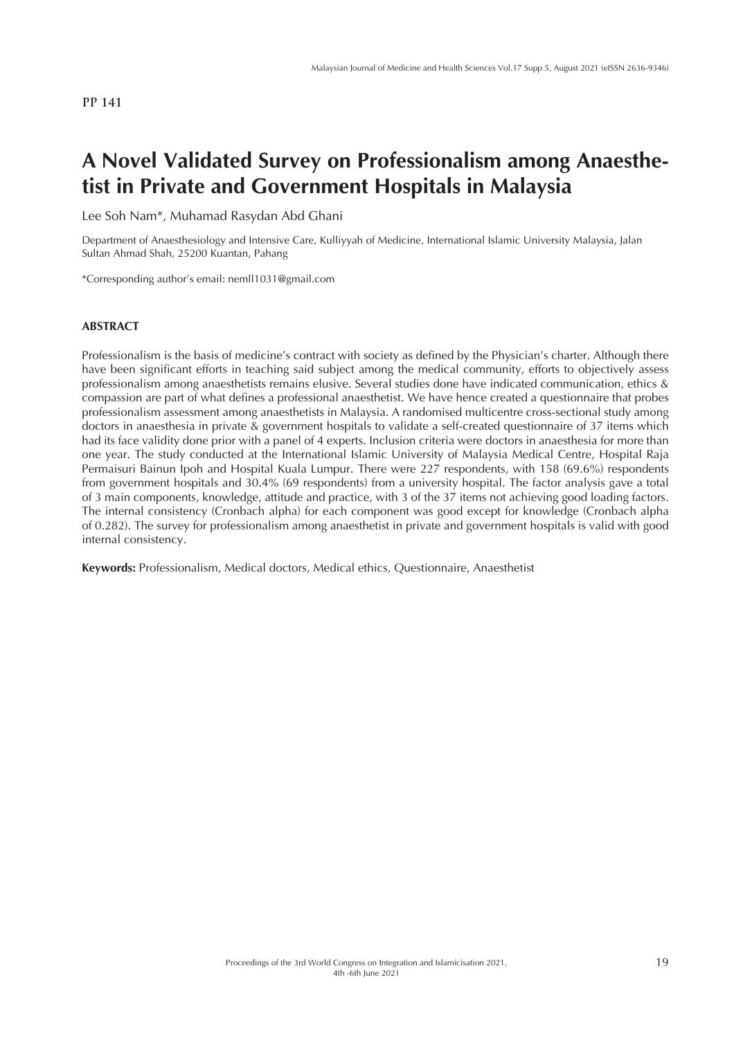PP 141

# A Novel Validated Survey on Professionalism among Anaesthetist in Private and Government Hospitals in Malaysia

Lee Soh Nam*, Muhamad Rasydan Abd Ghani

Department of Anaesthesiology and Intensive Care, Kulliyyah of Medicine, International Islamic University Malaysia, Jalan Sultan Ahmad Shah, 25200 Kuantan, Pahang

*Corresponding author's email: nemll1031@gmail.com

## ABSTRACT

Professionalism is the basis of medicine's contract with society as defined by the Physician's charter. Although there have been significant efforts in teaching said subject among the medical community, efforts to objectively assess professionalism among anaesthetists remains elusive. Several studies done have indicated communication, ethics & compassion are part of what defines a professional anaesthetist. We have hence created a questionnaire that probes professionalism assessment among anaesthetists in Malaysia. A randomised multicentre cross-sectional study among doctors in anaesthesia in private & government hospitals to validate a self-created questionnaire of 37 items which had its face validity done prior with a panel of 4 experts. Inclusion criteria were doctors in anaesthesia for more than one year. The study conducted at the International Islamic University of Malaysia Medical Centre, Hospital Raja Permaisuri Bainun Ipoh and Hospital Kuala Lumpur. There were 227 respondents, with 158 (69.6%) respondents from government hospitals and 30.4% (69 respondents) from a university hospital. The factor analysis gave a total of 3 main components, knowledge, attitude and practice, with 3 of the 37 items not achieving good loading factors. The internal consistency (Cronbach alpha) for each component was good except for knowledge (Cronbach alpha of 0.282). The survey for professionalism among anaesthetist in private and government hospitals is valid with good internal consistency.

**Keywords:** Professionalism, Medical doctors, Medical ethics, Questionnaire, Anaesthetist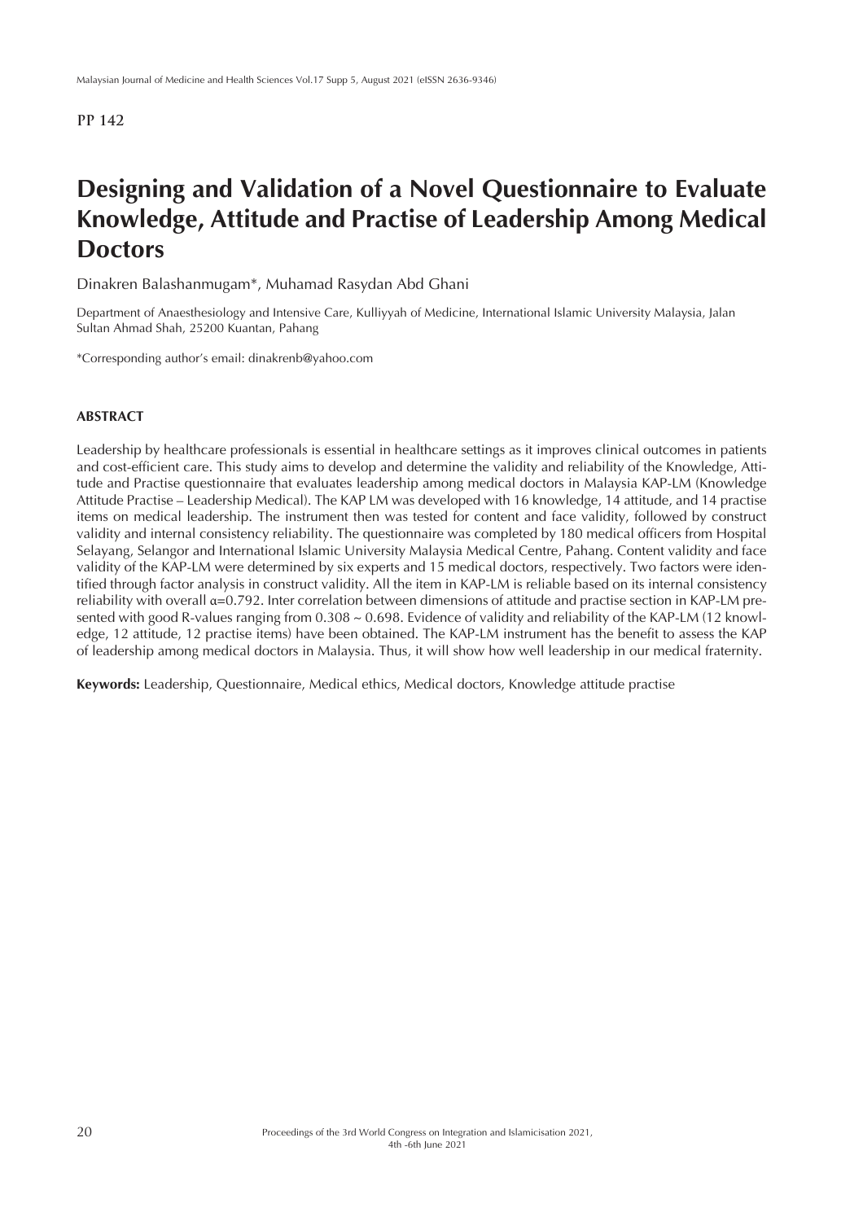PP 142

# Designing and Validation of a Novel Questionnaire to Evaluate Knowledge, Attitude and Practise of Leadership Among Medical Doctors

Dinakren Balashanmugam*, Muhamad Rasydan Abd Ghani

Department of Anaesthesiology and Intensive Care, Kulliyyah of Medicine, International Islamic University Malaysia, Jalan Sultan Ahmad Shah, 25200 Kuantan, Pahang

*Corresponding author's email: dinakrenb@yahoo.com

### ABSTRACT

Leadership by healthcare professionals is essential in healthcare settings as it improves clinical outcomes in patients and cost-efficient care. This study aims to develop and determine the validity and reliability of the Knowledge, Attitude and Practise questionnaire that evaluates leadership among medical doctors in Malaysia KAP-LM (Knowledge Attitude Practise – Leadership Medical). The KAP LM was developed with 16 knowledge, 14 attitude, and 14 practise items on medical leadership. The instrument then was tested for content and face validity, followed by construct validity and internal consistency reliability. The questionnaire was completed by 180 medical officers from Hospital Selayang, Selangor and International Islamic University Malaysia Medical Centre, Pahang. Content validity and face validity of the KAP-LM were determined by six experts and 15 medical doctors, respectively. Two factors were identified through factor analysis in construct validity. All the item in KAP-LM is reliable based on its internal consistency reliability with overall $\alpha$=0.792. Inter correlation between dimensions of attitude and practise section in KAP-LM presented with good R-values ranging from 0.308 ~ 0.698. Evidence of validity and reliability of the KAP-LM (12 knowledge, 12 attitude, 12 practise items) have been obtained. The KAP-LM instrument has the benefit to assess the KAP of leadership among medical doctors in Malaysia. Thus, it will show how well leadership in our medical fraternity.

**Keywords:** Leadership, Questionnaire, Medical ethics, Medical doctors, Knowledge attitude practise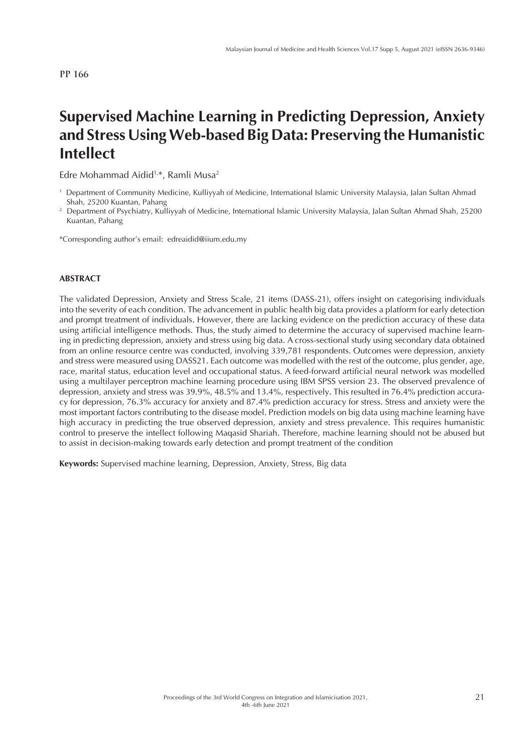PP 166

# Supervised Machine Learning in Predicting Depression, Anxiety and Stress Using Web-based Big Data: Preserving the Humanistic Intellect

Edre Mohammad Aidid[1,*], Ramli Musa[2]

[1] Department of Community Medicine, Kulliyyah of Medicine, International Islamic University Malaysia, Jalan Sultan Ahmad Shah, 25200 Kuantan, Pahang

[2] Department of Psychiatry, Kulliyyah of Medicine, International Islamic University Malaysia, Jalan Sultan Ahmad Shah, 25200 Kuantan, Pahang

*Corresponding author's email: edreaidid@iium.edu.my

## ABSTRACT

The validated Depression, Anxiety and Stress Scale, 21 items (DASS-21), offers insight on categorising individuals into the severity of each condition. The advancement in public health big data provides a platform for early detection and prompt treatment of individuals. However, there are lacking evidence on the prediction accuracy of these data using artificial intelligence methods. Thus, the study aimed to determine the accuracy of supervised machine learning in predicting depression, anxiety and stress using big data. A cross-sectional study using secondary data obtained from an online resource centre was conducted, involving 339,781 respondents. Outcomes were depression, anxiety and stress were measured using DASS21. Each outcome was modelled with the rest of the outcome, plus gender, age, race, marital status, education level and occupational status. A feed-forward artificial neural network was modelled using a multilayer perceptron machine learning procedure using IBM SPSS version 23. The observed prevalence of depression, anxiety and stress was 39.9%, 48.5% and 13.4%, respectively. This resulted in 76.4% prediction accuracy for depression, 76.3% accuracy for anxiety and 87.4% prediction accuracy for stress. Stress and anxiety were the most important factors contributing to the disease model. Prediction models on big data using machine learning have high accuracy in predicting the true observed depression, anxiety and stress prevalence. This requires humanistic control to preserve the intellect following Maqasid Shariah. Therefore, machine learning should not be abused but to assist in decision-making towards early detection and prompt treatment of the condition

**Keywords:** Supervised machine learning, Depression, Anxiety, Stress, Big data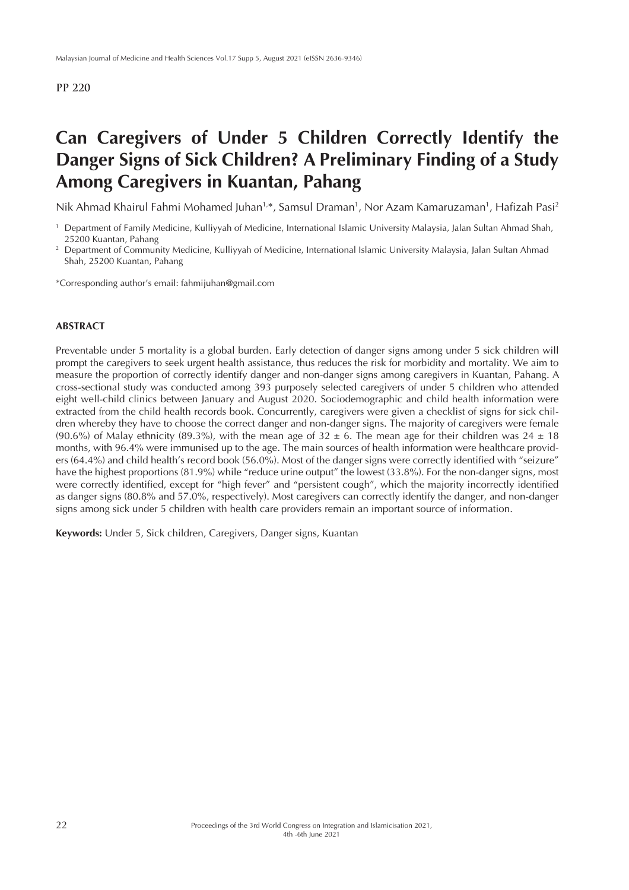PP 220

# Can Caregivers of Under 5 Children Correctly Identify the Danger Signs of Sick Children? A Preliminary Finding of a Study Among Caregivers in Kuantan, Pahang

Nik Ahmad Khairul Fahmi Mohamed Juhan[1,*], Samsul Draman[1], Nor Azam Kamaruzaman[1], Hafizah Pasi[2]

[1] Department of Family Medicine, Kulliyyah of Medicine, International Islamic University Malaysia, Jalan Sultan Ahmad Shah, 25200 Kuantan, Pahang

[2] Department of Community Medicine, Kulliyyah of Medicine, International Islamic University Malaysia, Jalan Sultan Ahmad Shah, 25200 Kuantan, Pahang

*Corresponding author's email: fahmijuhan@gmail.com

## ABSTRACT

Preventable under 5 mortality is a global burden. Early detection of danger signs among under 5 sick children will prompt the caregivers to seek urgent health assistance, thus reduces the risk for morbidity and mortality. We aim to measure the proportion of correctly identify danger and non-danger signs among caregivers in Kuantan, Pahang. A cross-sectional study was conducted among 393 purposely selected caregivers of under 5 children who attended eight well-child clinics between January and August 2020. Sociodemographic and child health information were extracted from the child health records book. Concurrently, caregivers were given a checklist of signs for sick children whereby they have to choose the correct danger and non-danger signs. The majority of caregivers were female (90.6%) of Malay ethnicity (89.3%), with the mean age of 32 ± 6. The mean age for their children was 24 ± 18 months, with 96.4% were immunised up to the age. The main sources of health information were healthcare providers (64.4%) and child health's record book (56.0%). Most of the danger signs were correctly identified with "seizure" have the highest proportions (81.9%) while "reduce urine output" the lowest (33.8%). For the non-danger signs, most were correctly identified, except for "high fever" and "persistent cough", which the majority incorrectly identified as danger signs (80.8% and 57.0%, respectively). Most caregivers can correctly identify the danger, and non-danger signs among sick under 5 children with health care providers remain an important source of information.

**Keywords:** Under 5, Sick children, Caregivers, Danger signs, Kuantan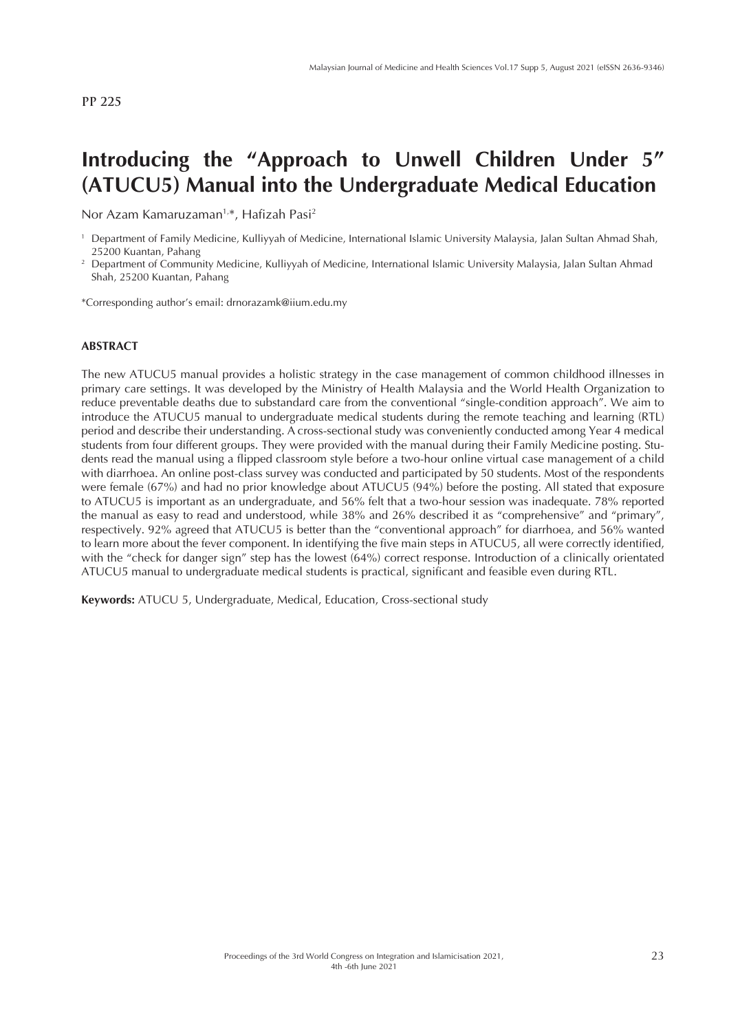PP 225

# Introducing the "Approach to Unwell Children Under 5" (ATUCU5) Manual into the Undergraduate Medical Education

Nor Azam Kamaruzaman[1,*], Hafizah Pasi[2]

[1] Department of Family Medicine, Kulliyyah of Medicine, International Islamic University Malaysia, Jalan Sultan Ahmad Shah, 25200 Kuantan, Pahang

[2] Department of Community Medicine, Kulliyyah of Medicine, International Islamic University Malaysia, Jalan Sultan Ahmad Shah, 25200 Kuantan, Pahang

*Corresponding author's email: drnorazamk@iium.edu.my

## ABSTRACT

The new ATUCU5 manual provides a holistic strategy in the case management of common childhood illnesses in primary care settings. It was developed by the Ministry of Health Malaysia and the World Health Organization to reduce preventable deaths due to substandard care from the conventional "single-condition approach". We aim to introduce the ATUCU5 manual to undergraduate medical students during the remote teaching and learning (RTL) period and describe their understanding. A cross-sectional study was conveniently conducted among Year 4 medical students from four different groups. They were provided with the manual during their Family Medicine posting. Students read the manual using a flipped classroom style before a two-hour online virtual case management of a child with diarrhoea. An online post-class survey was conducted and participated by 50 students. Most of the respondents were female (67%) and had no prior knowledge about ATUCU5 (94%) before the posting. All stated that exposure to ATUCU5 is important as an undergraduate, and 56% felt that a two-hour session was inadequate. 78% reported the manual as easy to read and understood, while 38% and 26% described it as "comprehensive" and "primary", respectively. 92% agreed that ATUCU5 is better than the "conventional approach" for diarrhoea, and 56% wanted to learn more about the fever component. In identifying the five main steps in ATUCU5, all were correctly identified, with the "check for danger sign" step has the lowest (64%) correct response. Introduction of a clinically orientated ATUCU5 manual to undergraduate medical students is practical, significant and feasible even during RTL.

**Keywords:** ATUCU 5, Undergraduate, Medical, Education, Cross-sectional study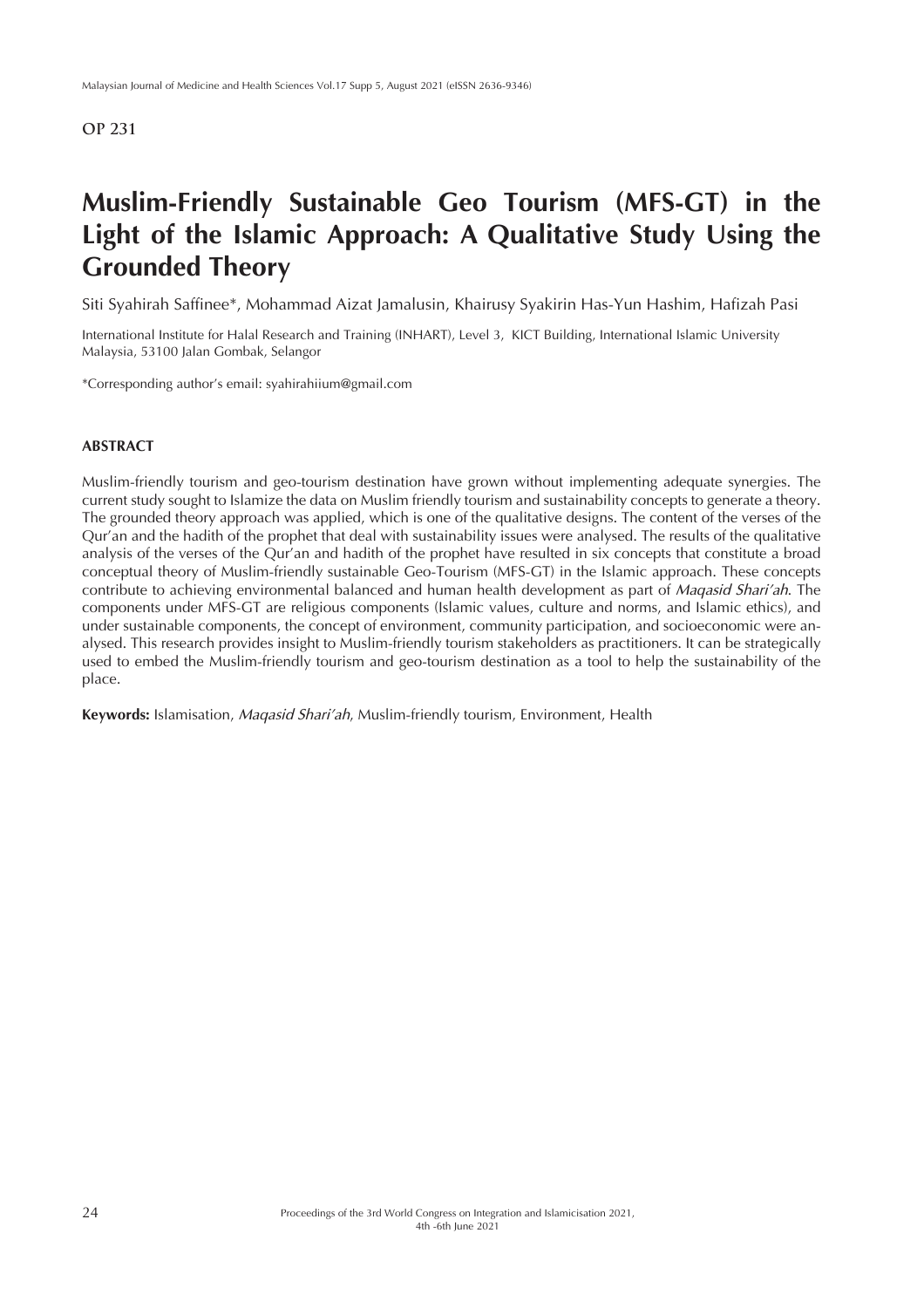OP 231

# Muslim-Friendly Sustainable Geo Tourism (MFS-GT) in the Light of the Islamic Approach: A Qualitative Study Using the Grounded Theory

Siti Syahirah Saffinee*, Mohammad Aizat Jamalusin, Khairusy Syakirin Has-Yun Hashim, Hafizah Pasi

International Institute for Halal Research and Training (INHART), Level 3, KICT Building, International Islamic University Malaysia, 53100 Jalan Gombak, Selangor

*Corresponding author's email: syahirahiium@gmail.com

## ABSTRACT

Muslim-friendly tourism and geo-tourism destination have grown without implementing adequate synergies. The current study sought to Islamize the data on Muslim friendly tourism and sustainability concepts to generate a theory. The grounded theory approach was applied, which is one of the qualitative designs. The content of the verses of the Qur'an and the hadith of the prophet that deal with sustainability issues were analysed. The results of the qualitative analysis of the verses of the Qur'an and hadith of the prophet have resulted in six concepts that constitute a broad conceptual theory of Muslim-friendly sustainable Geo-Tourism (MFS-GT) in the Islamic approach. These concepts contribute to achieving environmental balanced and human health development as part of *Maqasid Shari'ah*. The components under MFS-GT are religious components (Islamic values, culture and norms, and Islamic ethics), and under sustainable components, the concept of environment, community participation, and socioeconomic were analysed. This research provides insight to Muslim-friendly tourism stakeholders as practitioners. It can be strategically used to embed the Muslim-friendly tourism and geo-tourism destination as a tool to help the sustainability of the place.

**Keywords:** Islamisation, *Maqasid Shari'ah*, Muslim-friendly tourism, Environment, Health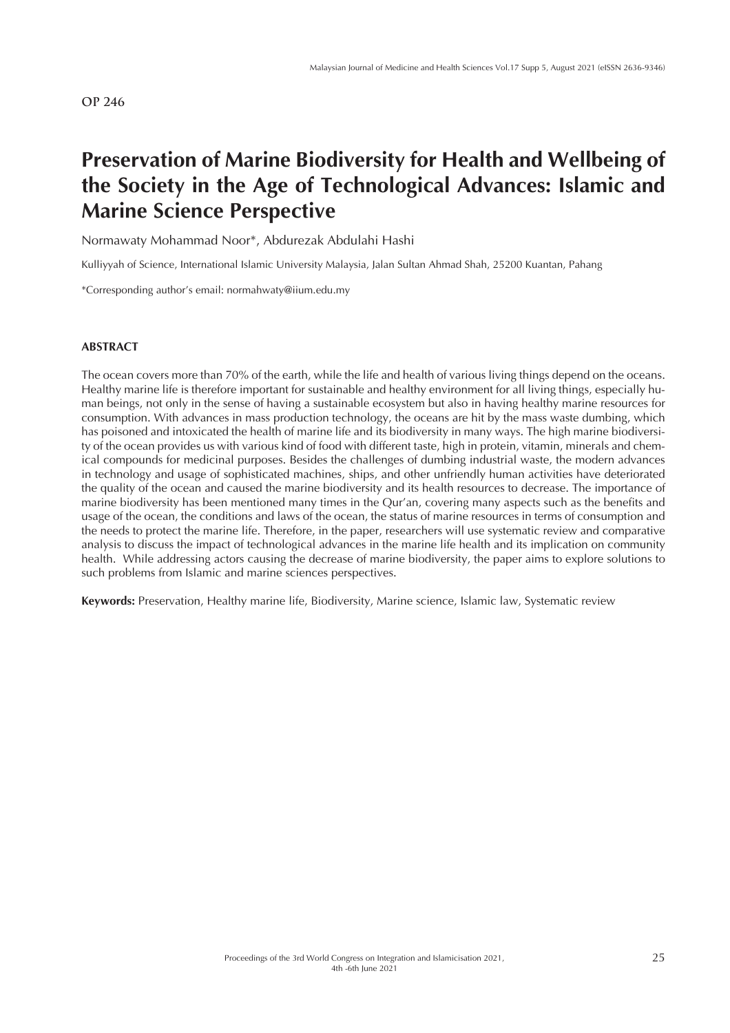OP 246

# Preservation of Marine Biodiversity for Health and Wellbeing of the Society in the Age of Technological Advances: Islamic and Marine Science Perspective

Normawaty Mohammad Noor*, Abdurezak Abdulahi Hashi

Kulliyyah of Science, International Islamic University Malaysia, Jalan Sultan Ahmad Shah, 25200 Kuantan, Pahang

*Corresponding author's email: normahwaty@iium.edu.my

## ABSTRACT

The ocean covers more than 70% of the earth, while the life and health of various living things depend on the oceans. Healthy marine life is therefore important for sustainable and healthy environment for all living things, especially human beings, not only in the sense of having a sustainable ecosystem but also in having healthy marine resources for consumption. With advances in mass production technology, the oceans are hit by the mass waste dumbing, which has poisoned and intoxicated the health of marine life and its biodiversity in many ways. The high marine biodiversity of the ocean provides us with various kind of food with different taste, high in protein, vitamin, minerals and chemical compounds for medicinal purposes. Besides the challenges of dumbing industrial waste, the modern advances in technology and usage of sophisticated machines, ships, and other unfriendly human activities have deteriorated the quality of the ocean and caused the marine biodiversity and its health resources to decrease. The importance of marine biodiversity has been mentioned many times in the Qur'an, covering many aspects such as the benefits and usage of the ocean, the conditions and laws of the ocean, the status of marine resources in terms of consumption and the needs to protect the marine life. Therefore, in the paper, researchers will use systematic review and comparative analysis to discuss the impact of technological advances in the marine life health and its implication on community health. While addressing actors causing the decrease of marine biodiversity, the paper aims to explore solutions to such problems from Islamic and marine sciences perspectives.

**Keywords:** Preservation, Healthy marine life, Biodiversity, Marine science, Islamic law, Systematic review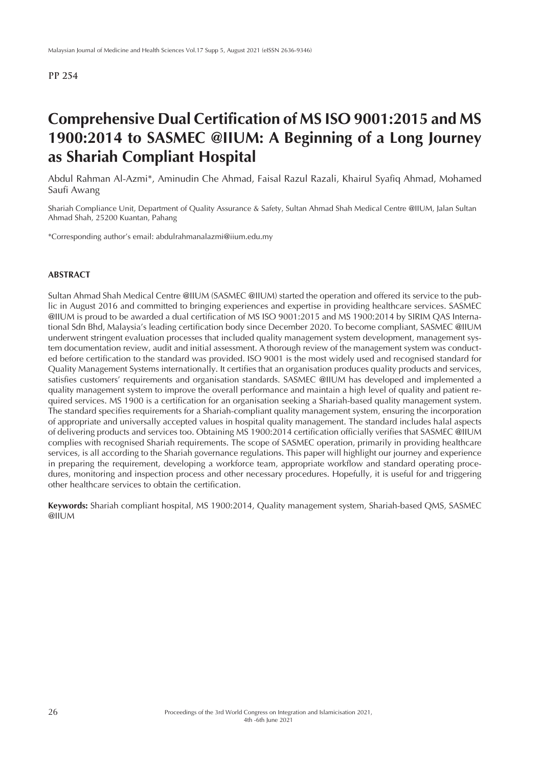PP 254

# Comprehensive Dual Certification of MS ISO 9001:2015 and MS 1900:2014 to SASMEC @IIUM: A Beginning of a Long Journey as Shariah Compliant Hospital

Abdul Rahman Al-Azmi*, Aminudin Che Ahmad, Faisal Razul Razali, Khairul Syafiq Ahmad, Mohamed Saufi Awang

Shariah Compliance Unit, Department of Quality Assurance & Safety, Sultan Ahmad Shah Medical Centre @IIUM, Jalan Sultan Ahmad Shah, 25200 Kuantan, Pahang

*Corresponding author's email: abdulrahmanalazmi@iium.edu.my

## ABSTRACT

Sultan Ahmad Shah Medical Centre @IIUM (SASMEC @IIUM) started the operation and offered its service to the public in August 2016 and committed to bringing experiences and expertise in providing healthcare services. SASMEC @IIUM is proud to be awarded a dual certification of MS ISO 9001:2015 and MS 1900:2014 by SIRIM QAS International Sdn Bhd, Malaysia's leading certification body since December 2020. To become compliant, SASMEC @IIUM underwent stringent evaluation processes that included quality management system development, management system documentation review, audit and initial assessment. A thorough review of the management system was conducted before certification to the standard was provided. ISO 9001 is the most widely used and recognised standard for Quality Management Systems internationally. It certifies that an organisation produces quality products and services, satisfies customers' requirements and organisation standards. SASMEC @IIUM has developed and implemented a quality management system to improve the overall performance and maintain a high level of quality and patient required services. MS 1900 is a certification for an organisation seeking a Shariah-based quality management system. The standard specifies requirements for a Shariah-compliant quality management system, ensuring the incorporation of appropriate and universally accepted values in hospital quality management. The standard includes halal aspects of delivering products and services too. Obtaining MS 1900:2014 certification officially verifies that SASMEC @IIUM complies with recognised Shariah requirements. The scope of SASMEC operation, primarily in providing healthcare services, is all according to the Shariah governance regulations. This paper will highlight our journey and experience in preparing the requirement, developing a workforce team, appropriate workflow and standard operating procedures, monitoring and inspection process and other necessary procedures. Hopefully, it is useful for and triggering other healthcare services to obtain the certification.

**Keywords:** Shariah compliant hospital, MS 1900:2014, Quality management system, Shariah-based QMS, SASMEC @IIUM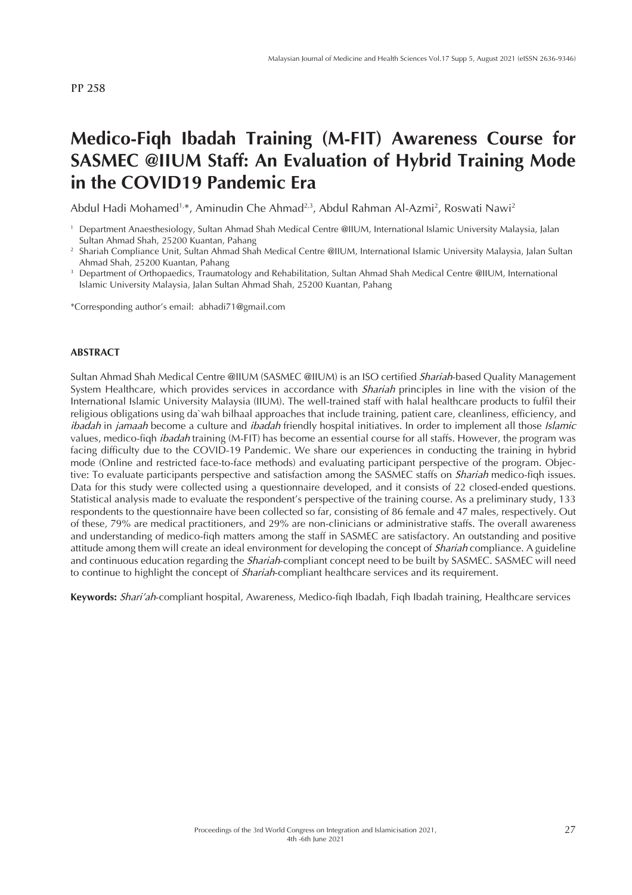PP 258

# Medico-Fiqh Ibadah Training (M-FIT) Awareness Course for SASMEC @IIUM Staff: An Evaluation of Hybrid Training Mode in the COVID19 Pandemic Era

Abdul Hadi Mohamed[1,*], Aminudin Che Ahmad[2,3], Abdul Rahman Al-Azmi[2], Roswati Nawi[2]

[1] Department Anaesthesiology, Sultan Ahmad Shah Medical Centre @IIUM, International Islamic University Malaysia, Jalan Sultan Ahmad Shah, 25200 Kuantan, Pahang

[2] Shariah Compliance Unit, Sultan Ahmad Shah Medical Centre @IIUM, International Islamic University Malaysia, Jalan Sultan Ahmad Shah, 25200 Kuantan, Pahang

[3] Department of Orthopaedics, Traumatology and Rehabilitation, Sultan Ahmad Shah Medical Centre @IIUM, International Islamic University Malaysia, Jalan Sultan Ahmad Shah, 25200 Kuantan, Pahang

*Corresponding author's email: abhadi71@gmail.com

## ABSTRACT

Sultan Ahmad Shah Medical Centre @IIUM (SASMEC @IIUM) is an ISO certified *Shariah*-based Quality Management System Healthcare, which provides services in accordance with *Shariah* principles in line with the vision of the International Islamic University Malaysia (IIUM). The well-trained staff with halal healthcare products to fulfil their religious obligations using da`wah bilhaal approaches that include training, patient care, cleanliness, efficiency, and *ibadah* in *jamaah* become a culture and *ibadah* friendly hospital initiatives. In order to implement all those *Islamic* values, medico-fiqh *ibadah* training (M-FIT) has become an essential course for all staffs. However, the program was facing difficulty due to the COVID-19 Pandemic. We share our experiences in conducting the training in hybrid mode (Online and restricted face-to-face methods) and evaluating participant perspective of the program. Objective: To evaluate participants perspective and satisfaction among the SASMEC staffs on *Shariah* medico-fiqh issues. Data for this study were collected using a questionnaire developed, and it consists of 22 closed-ended questions. Statistical analysis made to evaluate the respondent's perspective of the training course. As a preliminary study, 133 respondents to the questionnaire have been collected so far, consisting of 86 female and 47 males, respectively. Out of these, 79% are medical practitioners, and 29% are non-clinicians or administrative staffs. The overall awareness and understanding of medico-fiqh matters among the staff in SASMEC are satisfactory. An outstanding and positive attitude among them will create an ideal environment for developing the concept of *Shariah* compliance. A guideline and continuous education regarding the *Shariah*-compliant concept need to be built by SASMEC. SASMEC will need to continue to highlight the concept of *Shariah*-compliant healthcare services and its requirement.

**Keywords:** *Shari'ah*-compliant hospital, Awareness, Medico-fiqh Ibadah, Fiqh Ibadah training, Healthcare services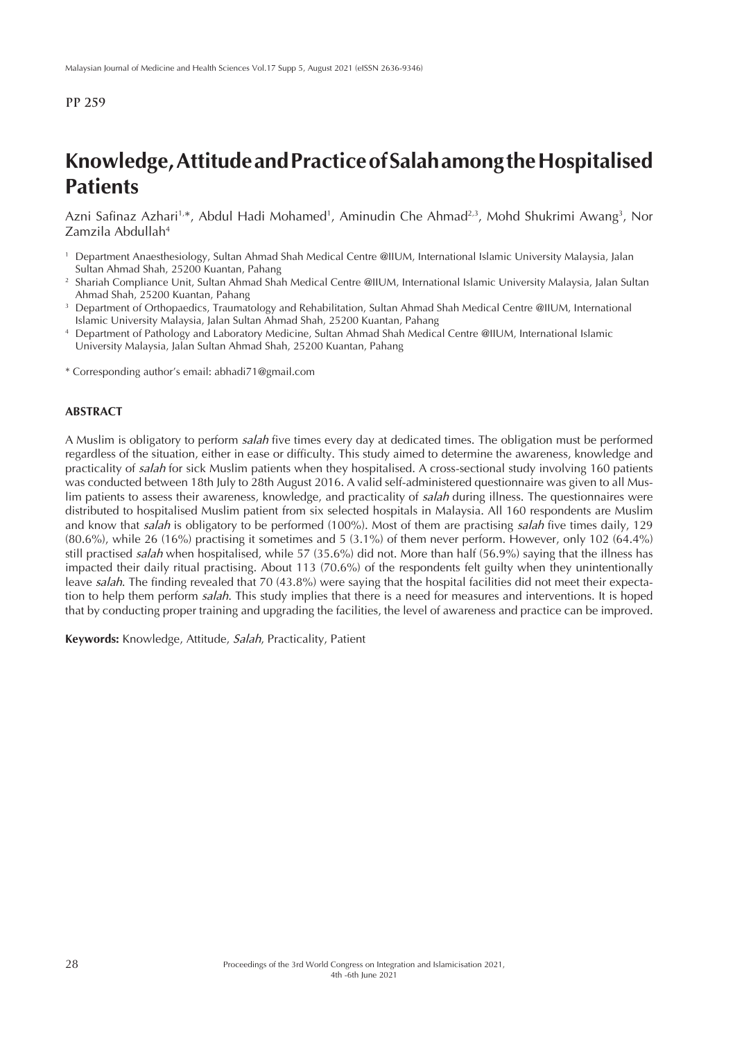PP 259

# Knowledge, Attitude and Practice of Salah among the Hospitalised Patients

Azni Safinaz Azhari[1,*], Abdul Hadi Mohamed[1], Aminudin Che Ahmad[2,3], Mohd Shukrimi Awang[3], Nor Zamzila Abdullah[4]

[1] Department Anaesthesiology, Sultan Ahmad Shah Medical Centre @IIUM, International Islamic University Malaysia, Jalan Sultan Ahmad Shah, 25200 Kuantan, Pahang

[2] Shariah Compliance Unit, Sultan Ahmad Shah Medical Centre @IIUM, International Islamic University Malaysia, Jalan Sultan Ahmad Shah, 25200 Kuantan, Pahang

[3] Department of Orthopaedics, Traumatology and Rehabilitation, Sultan Ahmad Shah Medical Centre @IIUM, International Islamic University Malaysia, Jalan Sultan Ahmad Shah, 25200 Kuantan, Pahang

[4] Department of Pathology and Laboratory Medicine, Sultan Ahmad Shah Medical Centre @IIUM, International Islamic University Malaysia, Jalan Sultan Ahmad Shah, 25200 Kuantan, Pahang

* Corresponding author's email: abhadi71@gmail.com

## ABSTRACT

A Muslim is obligatory to perform *salah* five times every day at dedicated times. The obligation must be performed regardless of the situation, either in ease or difficulty. This study aimed to determine the awareness, knowledge and practicality of *salah* for sick Muslim patients when they hospitalised. A cross-sectional study involving 160 patients was conducted between 18th July to 28th August 2016. A valid self-administered questionnaire was given to all Muslim patients to assess their awareness, knowledge, and practicality of *salah* during illness. The questionnaires were distributed to hospitalised Muslim patient from six selected hospitals in Malaysia. All 160 respondents are Muslim and know that *salah* is obligatory to be performed (100%). Most of them are practising *salah* five times daily, 129 (80.6%), while 26 (16%) practising it sometimes and 5 (3.1%) of them never perform. However, only 102 (64.4%) still practised *salah* when hospitalised, while 57 (35.6%) did not. More than half (56.9%) saying that the illness has impacted their daily ritual practising. About 113 (70.6%) of the respondents felt guilty when they unintentionally leave *salah*. The finding revealed that 70 (43.8%) were saying that the hospital facilities did not meet their expectation to help them perform *salah*. This study implies that there is a need for measures and interventions. It is hoped that by conducting proper training and upgrading the facilities, the level of awareness and practice can be improved.

**Keywords:** Knowledge, Attitude, *Salah*, Practicality, Patient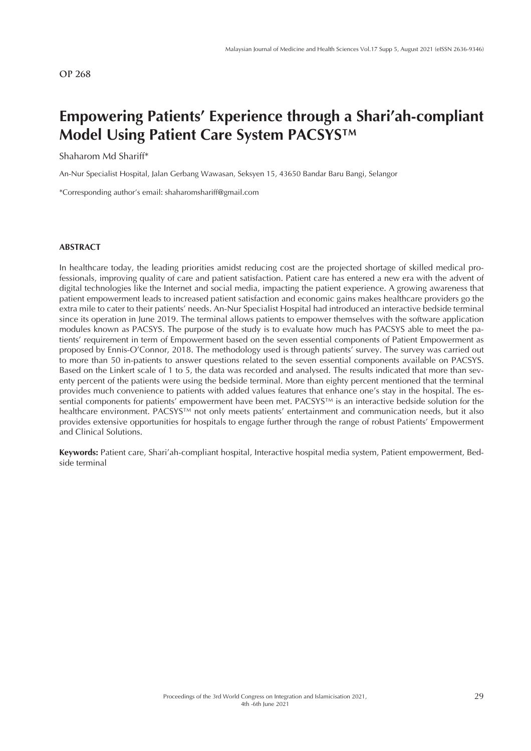OP 268

# Empowering Patients' Experience through a Shari'ah-compliant Model Using Patient Care System PACSYS™

Shaharom Md Shariff*

An-Nur Specialist Hospital, Jalan Gerbang Wawasan, Seksyen 15, 43650 Bandar Baru Bangi, Selangor

*Corresponding author's email: shaharomshariff@gmail.com

### ABSTRACT

In healthcare today, the leading priorities amidst reducing cost are the projected shortage of skilled medical professionals, improving quality of care and patient satisfaction. Patient care has entered a new era with the advent of digital technologies like the Internet and social media, impacting the patient experience. A growing awareness that patient empowerment leads to increased patient satisfaction and economic gains makes healthcare providers go the extra mile to cater to their patients' needs. An-Nur Specialist Hospital had introduced an interactive bedside terminal since its operation in June 2019. The terminal allows patients to empower themselves with the software application modules known as PACSYS. The purpose of the study is to evaluate how much has PACSYS able to meet the patients' requirement in term of Empowerment based on the seven essential components of Patient Empowerment as proposed by Ennis-O'Connor, 2018. The methodology used is through patients' survey. The survey was carried out to more than 50 in-patients to answer questions related to the seven essential components available on PACSYS. Based on the Linkert scale of 1 to 5, the data was recorded and analysed. The results indicated that more than seventy percent of the patients were using the bedside terminal. More than eighty percent mentioned that the terminal provides much convenience to patients with added values features that enhance one's stay in the hospital. The essential components for patients' empowerment have been met. PACSYS™ is an interactive bedside solution for the healthcare environment. PACSYS™ not only meets patients' entertainment and communication needs, but it also provides extensive opportunities for hospitals to engage further through the range of robust Patients' Empowerment and Clinical Solutions.

**Keywords:** Patient care, Shari'ah-compliant hospital, Interactive hospital media system, Patient empowerment, Bedside terminal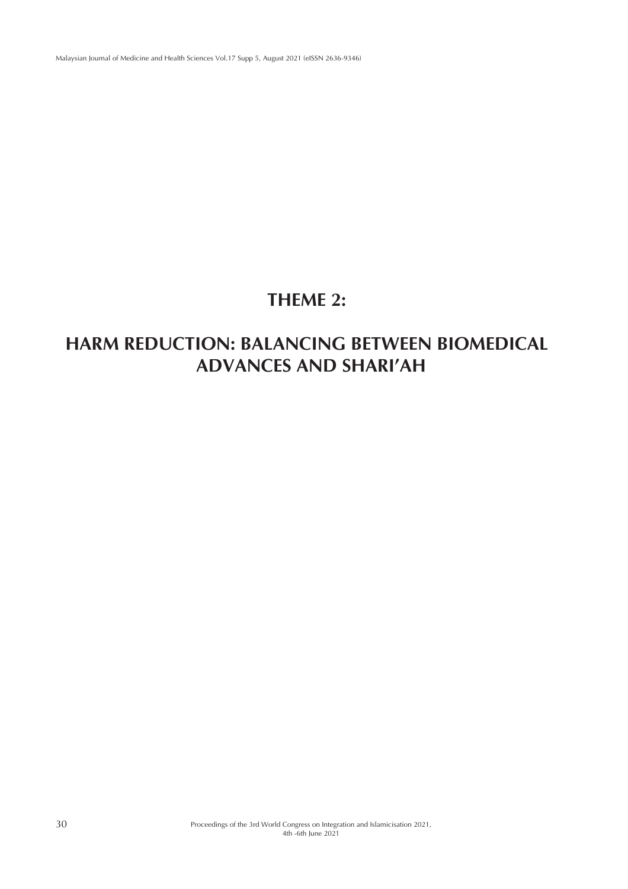# THEME 2:

# HARM REDUCTION: BALANCING BETWEEN BIOMEDICAL ADVANCES AND SHARI'AH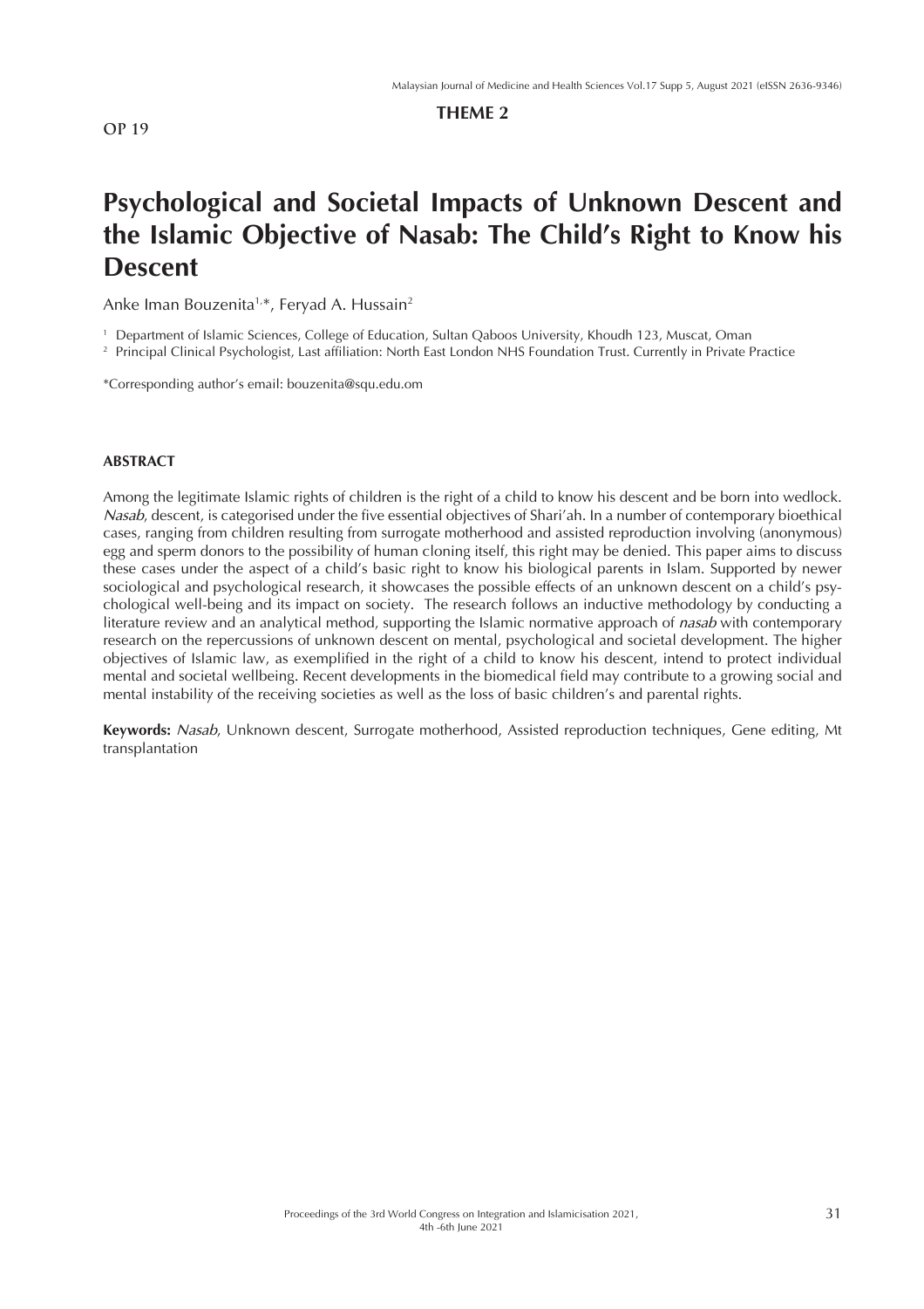OP 19

**THEME 2**

# Psychological and Societal Impacts of Unknown Descent and the Islamic Objective of Nasab: The Child's Right to Know his Descent

Anke Iman Bouzenita[1,*], Feryad A. Hussain[2]

[1] Department of Islamic Sciences, College of Education, Sultan Qaboos University, Khoudh 123, Muscat, Oman

[2] Principal Clinical Psychologist, Last affiliation: North East London NHS Foundation Trust. Currently in Private Practice

*Corresponding author's email: bouzenita@squ.edu.om

## ABSTRACT

Among the legitimate Islamic rights of children is the right of a child to know his descent and be born into wedlock. *Nasab*, descent, is categorised under the five essential objectives of Shari'ah. In a number of contemporary bioethical cases, ranging from children resulting from surrogate motherhood and assisted reproduction involving (anonymous) egg and sperm donors to the possibility of human cloning itself, this right may be denied. This paper aims to discuss these cases under the aspect of a child's basic right to know his biological parents in Islam. Supported by newer sociological and psychological research, it showcases the possible effects of an unknown descent on a child's psychological well-being and its impact on society. The research follows an inductive methodology by conducting a literature review and an analytical method, supporting the Islamic normative approach of *nasab* with contemporary research on the repercussions of unknown descent on mental, psychological and societal development. The higher objectives of Islamic law, as exemplified in the right of a child to know his descent, intend to protect individual mental and societal wellbeing. Recent developments in the biomedical field may contribute to a growing social and mental instability of the receiving societies as well as the loss of basic children's and parental rights.

**Keywords:** *Nasab*, Unknown descent, Surrogate motherhood, Assisted reproduction techniques, Gene editing, Mt transplantation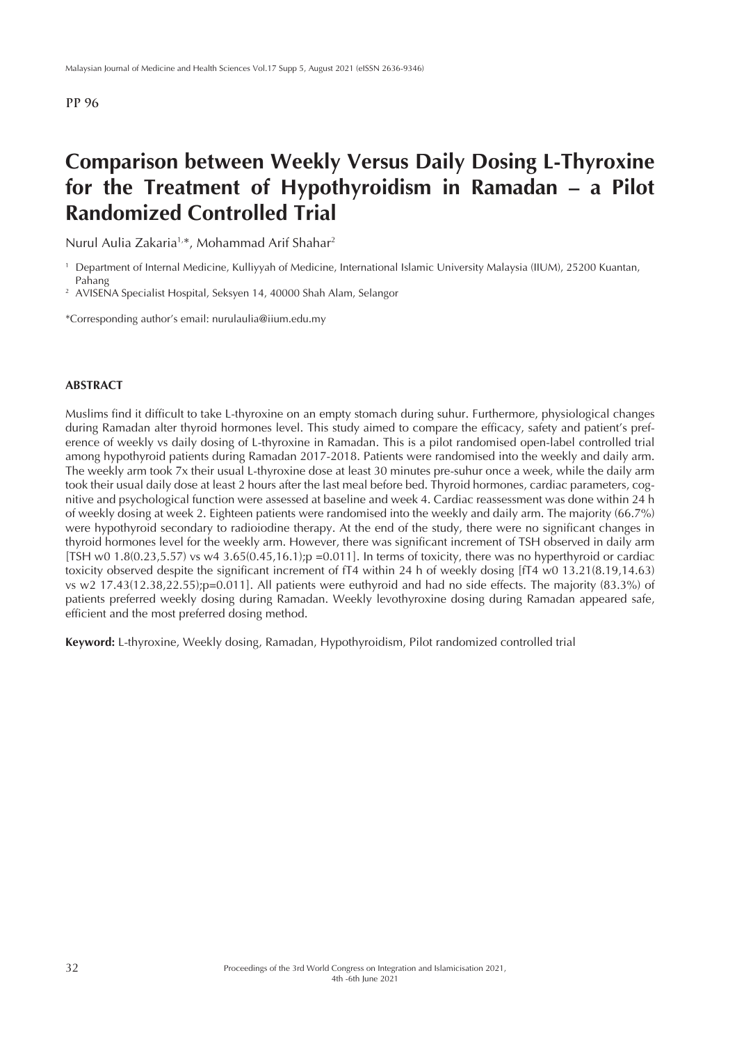PP 96

# Comparison between Weekly Versus Daily Dosing L-Thyroxine for the Treatment of Hypothyroidism in Ramadan – a Pilot Randomized Controlled Trial

Nurul Aulia Zakaria[1,*], Mohammad Arif Shahar[2]

[1] Department of Internal Medicine, Kulliyyah of Medicine, International Islamic University Malaysia (IIUM), 25200 Kuantan, Pahang

[2] AVISENA Specialist Hospital, Seksyen 14, 40000 Shah Alam, Selangor

*Corresponding author's email: nurulaulia@iium.edu.my

## ABSTRACT

Muslims find it difficult to take L-thyroxine on an empty stomach during suhur. Furthermore, physiological changes during Ramadan alter thyroid hormones level. This study aimed to compare the efficacy, safety and patient's preference of weekly vs daily dosing of L-thyroxine in Ramadan. This is a pilot randomised open-label controlled trial among hypothyroid patients during Ramadan 2017-2018. Patients were randomised into the weekly and daily arm. The weekly arm took 7x their usual L-thyroxine dose at least 30 minutes pre-suhur once a week, while the daily arm took their usual daily dose at least 2 hours after the last meal before bed. Thyroid hormones, cardiac parameters, cognitive and psychological function were assessed at baseline and week 4. Cardiac reassessment was done within 24 h of weekly dosing at week 2. Eighteen patients were randomised into the weekly and daily arm. The majority (66.7%) were hypothyroid secondary to radioiodine therapy. At the end of the study, there were no significant changes in thyroid hormones level for the weekly arm. However, there was significant increment of TSH observed in daily arm [TSH w0 1.8(0.23,5.57) vs w4 3.65(0.45,16.1);p =0.011]. In terms of toxicity, there was no hyperthyroid or cardiac toxicity observed despite the significant increment of fT4 within 24 h of weekly dosing [fT4 w0 13.21(8.19,14.63) vs w2 17.43(12.38,22.55);p=0.011]. All patients were euthyroid and had no side effects. The majority (83.3%) of patients preferred weekly dosing during Ramadan. Weekly levothyroxine dosing during Ramadan appeared safe, efficient and the most preferred dosing method.

**Keyword:** L-thyroxine, Weekly dosing, Ramadan, Hypothyroidism, Pilot randomized controlled trial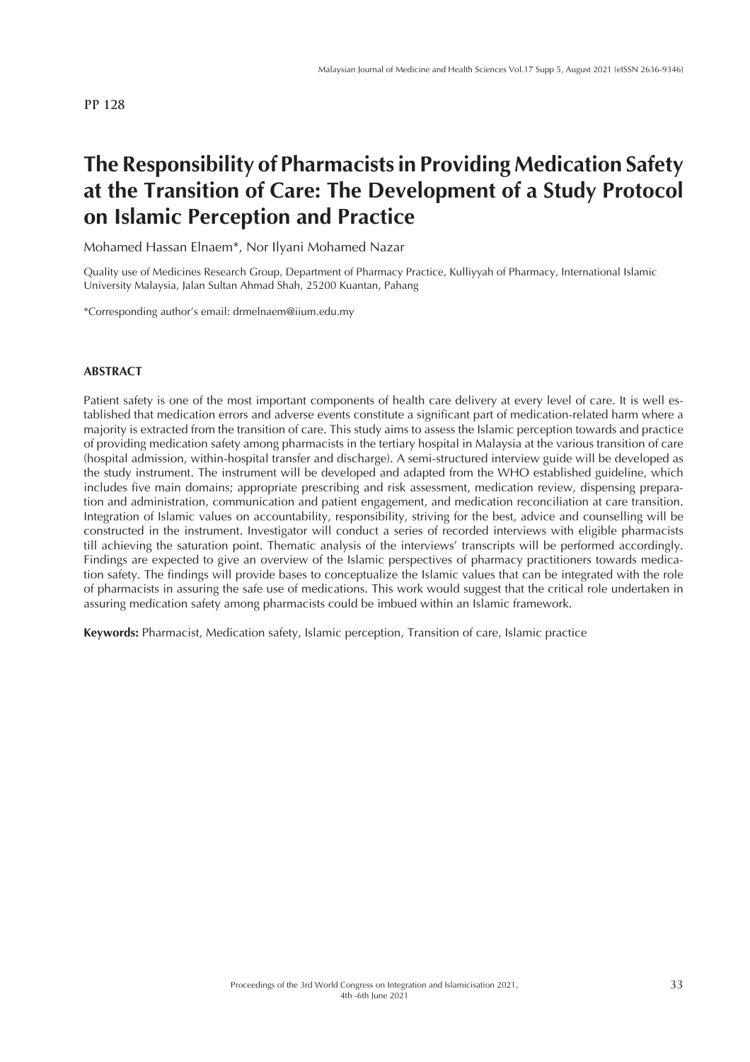PP 128

# The Responsibility of Pharmacists in Providing Medication Safety at the Transition of Care: The Development of a Study Protocol on Islamic Perception and Practice

Mohamed Hassan Elnaem*, Nor Ilyani Mohamed Nazar

Quality use of Medicines Research Group, Department of Pharmacy Practice, Kulliyyah of Pharmacy, International Islamic University Malaysia, Jalan Sultan Ahmad Shah, 25200 Kuantan, Pahang

*Corresponding author's email: drmelnaem@iium.edu.my

## ABSTRACT

Patient safety is one of the most important components of health care delivery at every level of care. It is well established that medication errors and adverse events constitute a significant part of medication-related harm where a majority is extracted from the transition of care. This study aims to assess the Islamic perception towards and practice of providing medication safety among pharmacists in the tertiary hospital in Malaysia at the various transition of care (hospital admission, within-hospital transfer and discharge). A semi-structured interview guide will be developed as the study instrument. The instrument will be developed and adapted from the WHO established guideline, which includes five main domains; appropriate prescribing and risk assessment, medication review, dispensing preparation and administration, communication and patient engagement, and medication reconciliation at care transition. Integration of Islamic values on accountability, responsibility, striving for the best, advice and counselling will be constructed in the instrument. Investigator will conduct a series of recorded interviews with eligible pharmacists till achieving the saturation point. Thematic analysis of the interviews' transcripts will be performed accordingly. Findings are expected to give an overview of the Islamic perspectives of pharmacy practitioners towards medication safety. The findings will provide bases to conceptualize the Islamic values that can be integrated with the role of pharmacists in assuring the safe use of medications. This work would suggest that the critical role undertaken in assuring medication safety among pharmacists could be imbued within an Islamic framework.

**Keywords:** Pharmacist, Medication safety, Islamic perception, Transition of care, Islamic practice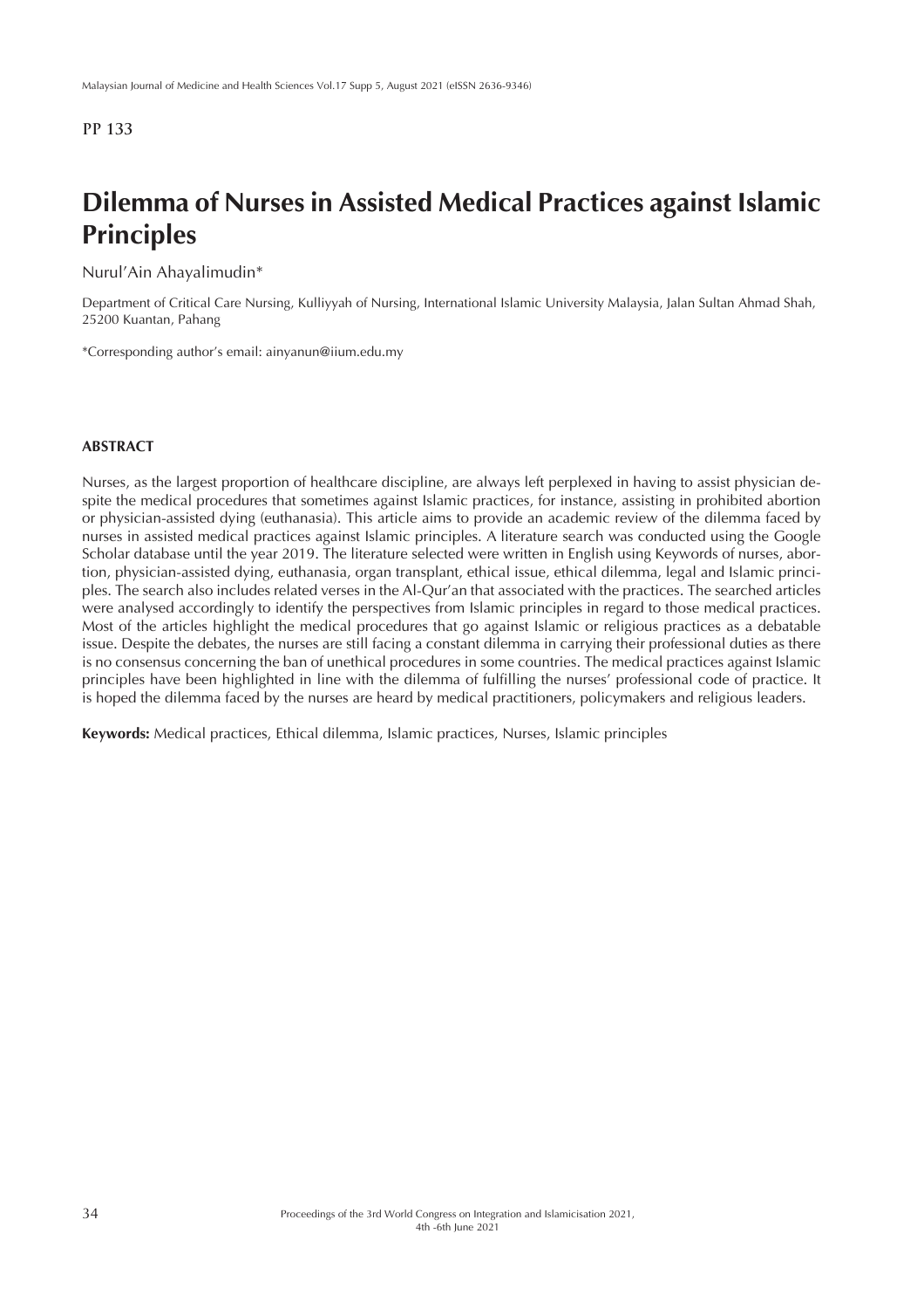PP 133

# Dilemma of Nurses in Assisted Medical Practices against Islamic Principles

Nurul'Ain Ahayalimudin*

Department of Critical Care Nursing, Kulliyyah of Nursing, International Islamic University Malaysia, Jalan Sultan Ahmad Shah, 25200 Kuantan, Pahang

*Corresponding author's email: ainyanun@iium.edu.my

## ABSTRACT

Nurses, as the largest proportion of healthcare discipline, are always left perplexed in having to assist physician despite the medical procedures that sometimes against Islamic practices, for instance, assisting in prohibited abortion or physician-assisted dying (euthanasia). This article aims to provide an academic review of the dilemma faced by nurses in assisted medical practices against Islamic principles. A literature search was conducted using the Google Scholar database until the year 2019. The literature selected were written in English using Keywords of nurses, abortion, physician-assisted dying, euthanasia, organ transplant, ethical issue, ethical dilemma, legal and Islamic principles. The search also includes related verses in the Al-Qur'an that associated with the practices. The searched articles were analysed accordingly to identify the perspectives from Islamic principles in regard to those medical practices. Most of the articles highlight the medical procedures that go against Islamic or religious practices as a debatable issue. Despite the debates, the nurses are still facing a constant dilemma in carrying their professional duties as there is no consensus concerning the ban of unethical procedures in some countries. The medical practices against Islamic principles have been highlighted in line with the dilemma of fulfilling the nurses' professional code of practice. It is hoped the dilemma faced by the nurses are heard by medical practitioners, policymakers and religious leaders.

**Keywords:** Medical practices, Ethical dilemma, Islamic practices, Nurses, Islamic principles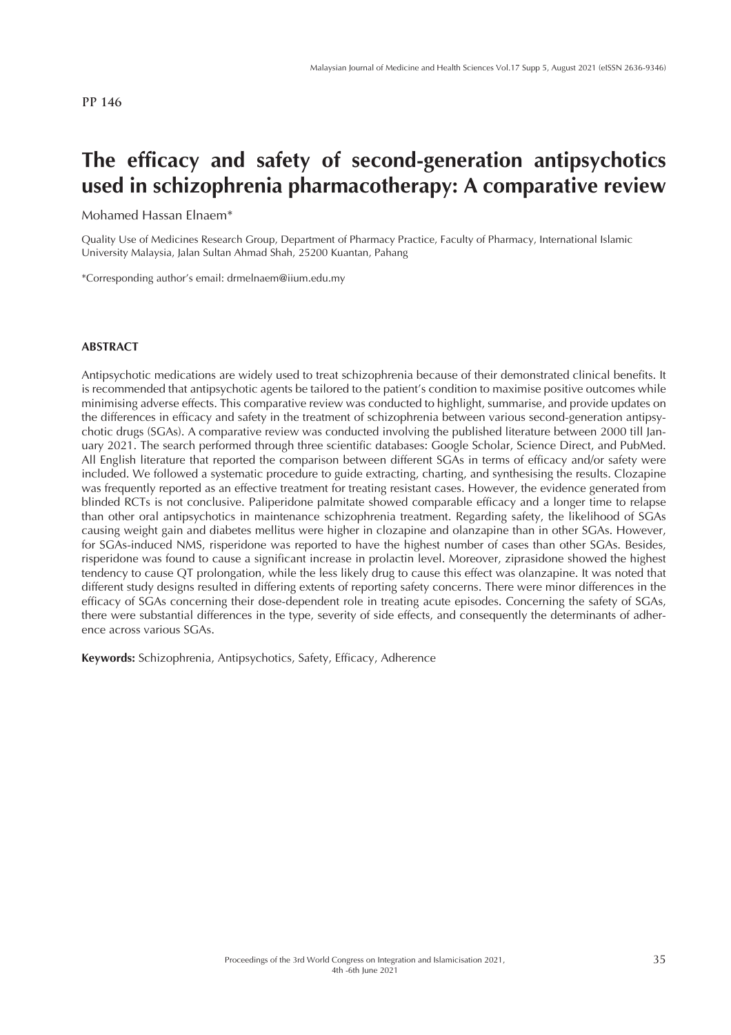PP 146

# The efficacy and safety of second-generation antipsychotics used in schizophrenia pharmacotherapy: A comparative review

Mohamed Hassan Elnaem*

Quality Use of Medicines Research Group, Department of Pharmacy Practice, Faculty of Pharmacy, International Islamic University Malaysia, Jalan Sultan Ahmad Shah, 25200 Kuantan, Pahang

*Corresponding author's email: drmelnaem@iium.edu.my

## ABSTRACT

Antipsychotic medications are widely used to treat schizophrenia because of their demonstrated clinical benefits. It is recommended that antipsychotic agents be tailored to the patient's condition to maximise positive outcomes while minimising adverse effects. This comparative review was conducted to highlight, summarise, and provide updates on the differences in efficacy and safety in the treatment of schizophrenia between various second-generation antipsychotic drugs (SGAs). A comparative review was conducted involving the published literature between 2000 till January 2021. The search performed through three scientific databases: Google Scholar, Science Direct, and PubMed. All English literature that reported the comparison between different SGAs in terms of efficacy and/or safety were included. We followed a systematic procedure to guide extracting, charting, and synthesising the results. Clozapine was frequently reported as an effective treatment for treating resistant cases. However, the evidence generated from blinded RCTs is not conclusive. Paliperidone palmitate showed comparable efficacy and a longer time to relapse than other oral antipsychotics in maintenance schizophrenia treatment. Regarding safety, the likelihood of SGAs causing weight gain and diabetes mellitus were higher in clozapine and olanzapine than in other SGAs. However, for SGAs-induced NMS, risperidone was reported to have the highest number of cases than other SGAs. Besides, risperidone was found to cause a significant increase in prolactin level. Moreover, ziprasidone showed the highest tendency to cause QT prolongation, while the less likely drug to cause this effect was olanzapine. It was noted that different study designs resulted in differing extents of reporting safety concerns. There were minor differences in the efficacy of SGAs concerning their dose-dependent role in treating acute episodes. Concerning the safety of SGAs, there were substantial differences in the type, severity of side effects, and consequently the determinants of adherence across various SGAs.

**Keywords:** Schizophrenia, Antipsychotics, Safety, Efficacy, Adherence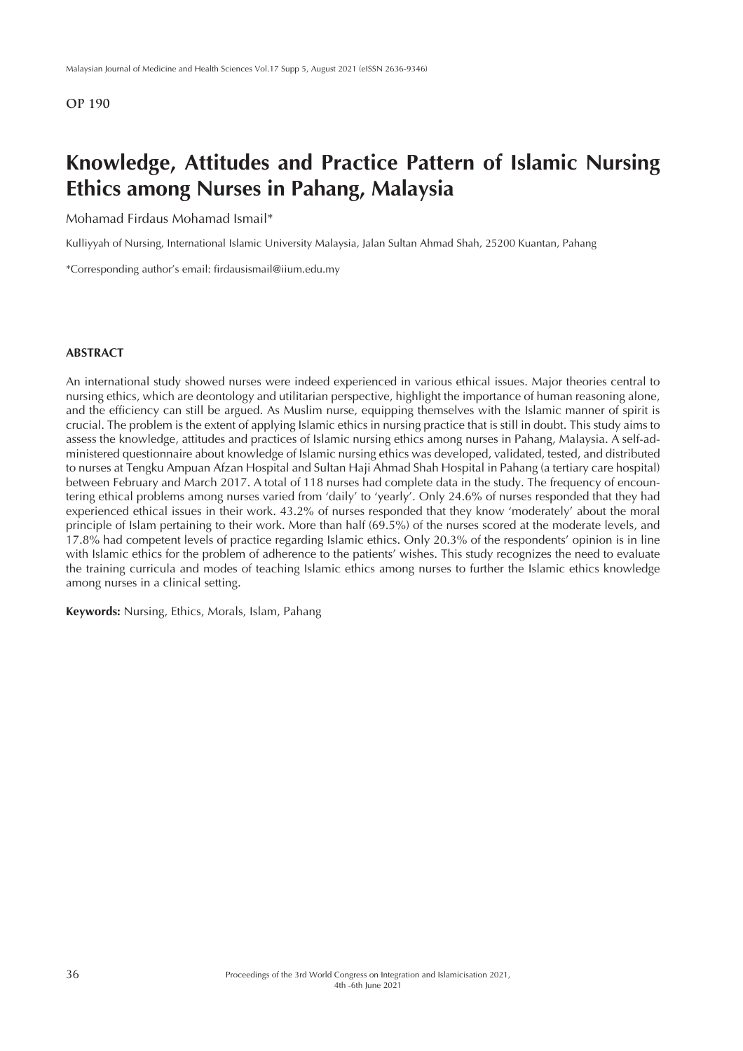OP 190

# Knowledge, Attitudes and Practice Pattern of Islamic Nursing Ethics among Nurses in Pahang, Malaysia

Mohamad Firdaus Mohamad Ismail*

Kulliyyah of Nursing, International Islamic University Malaysia, Jalan Sultan Ahmad Shah, 25200 Kuantan, Pahang

*Corresponding author's email: firdausismail@iium.edu.my

## ABSTRACT

An international study showed nurses were indeed experienced in various ethical issues. Major theories central to nursing ethics, which are deontology and utilitarian perspective, highlight the importance of human reasoning alone, and the efficiency can still be argued. As Muslim nurse, equipping themselves with the Islamic manner of spirit is crucial. The problem is the extent of applying Islamic ethics in nursing practice that is still in doubt. This study aims to assess the knowledge, attitudes and practices of Islamic nursing ethics among nurses in Pahang, Malaysia. A self-administered questionnaire about knowledge of Islamic nursing ethics was developed, validated, tested, and distributed to nurses at Tengku Ampuan Afzan Hospital and Sultan Haji Ahmad Shah Hospital in Pahang (a tertiary care hospital) between February and March 2017. A total of 118 nurses had complete data in the study. The frequency of encountering ethical problems among nurses varied from 'daily' to 'yearly'. Only 24.6% of nurses responded that they had experienced ethical issues in their work. 43.2% of nurses responded that they know 'moderately' about the moral principle of Islam pertaining to their work. More than half (69.5%) of the nurses scored at the moderate levels, and 17.8% had competent levels of practice regarding Islamic ethics. Only 20.3% of the respondents' opinion is in line with Islamic ethics for the problem of adherence to the patients' wishes. This study recognizes the need to evaluate the training curricula and modes of teaching Islamic ethics among nurses to further the Islamic ethics knowledge among nurses in a clinical setting.

**Keywords:** Nursing, Ethics, Morals, Islam, Pahang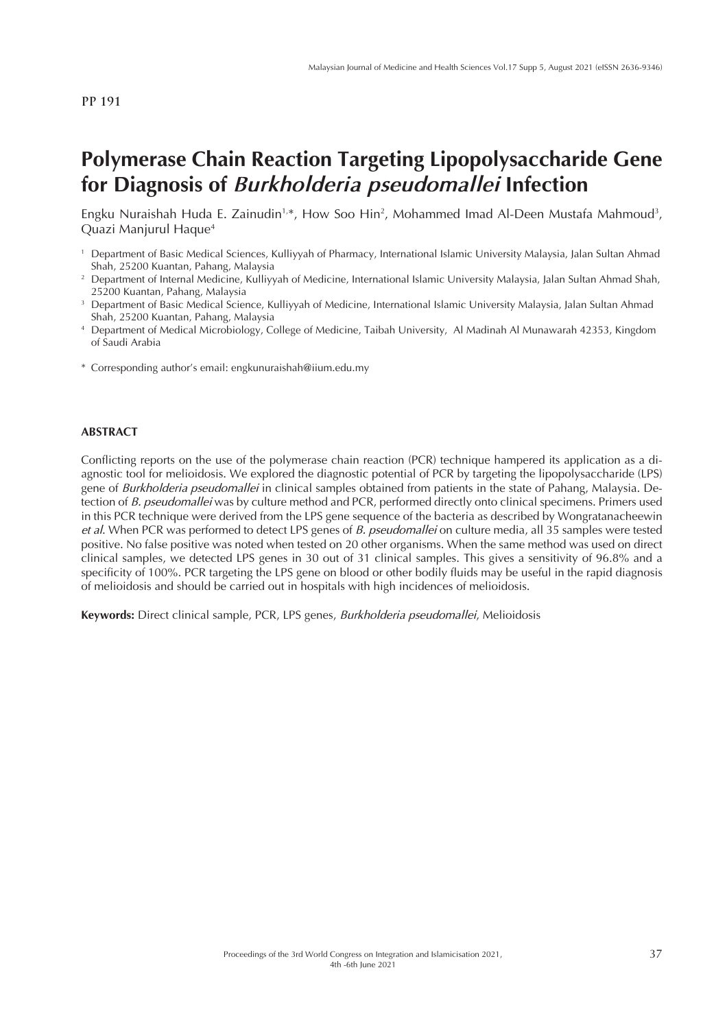PP 191

# Polymerase Chain Reaction Targeting Lipopolysaccharide Gene for Diagnosis of *Burkholderia pseudomallei* Infection

Engku Nuraishah Huda E. Zainudin[1,*], How Soo Hin[2], Mohammed Imad Al-Deen Mustafa Mahmoud[3], Quazi Manjurul Haque[4]

[1] Department of Basic Medical Sciences, Kulliyyah of Pharmacy, International Islamic University Malaysia, Jalan Sultan Ahmad Shah, 25200 Kuantan, Pahang, Malaysia

[2] Department of Internal Medicine, Kulliyyah of Medicine, International Islamic University Malaysia, Jalan Sultan Ahmad Shah, 25200 Kuantan, Pahang, Malaysia

[3] Department of Basic Medical Science, Kulliyyah of Medicine, International Islamic University Malaysia, Jalan Sultan Ahmad Shah, 25200 Kuantan, Pahang, Malaysia

[4] Department of Medical Microbiology, College of Medicine, Taibah University, Al Madinah Al Munawarah 42353, Kingdom of Saudi Arabia

\* Corresponding author's email: engkunuraishah@iium.edu.my

## ABSTRACT

Conflicting reports on the use of the polymerase chain reaction (PCR) technique hampered its application as a diagnostic tool for melioidosis. We explored the diagnostic potential of PCR by targeting the lipopolysaccharide (LPS) gene of *Burkholderia pseudomallei* in clinical samples obtained from patients in the state of Pahang, Malaysia. Detection of *B. pseudomallei* was by culture method and PCR, performed directly onto clinical specimens. Primers used in this PCR technique were derived from the LPS gene sequence of the bacteria as described by Wongratanacheewin *et al*. When PCR was performed to detect LPS genes of *B. pseudomallei* on culture media, all 35 samples were tested positive. No false positive was noted when tested on 20 other organisms. When the same method was used on direct clinical samples, we detected LPS genes in 30 out of 31 clinical samples. This gives a sensitivity of 96.8% and a specificity of 100%. PCR targeting the LPS gene on blood or other bodily fluids may be useful in the rapid diagnosis of melioidosis and should be carried out in hospitals with high incidences of melioidosis.

**Keywords:** Direct clinical sample, PCR, LPS genes, *Burkholderia pseudomallei*, Melioidosis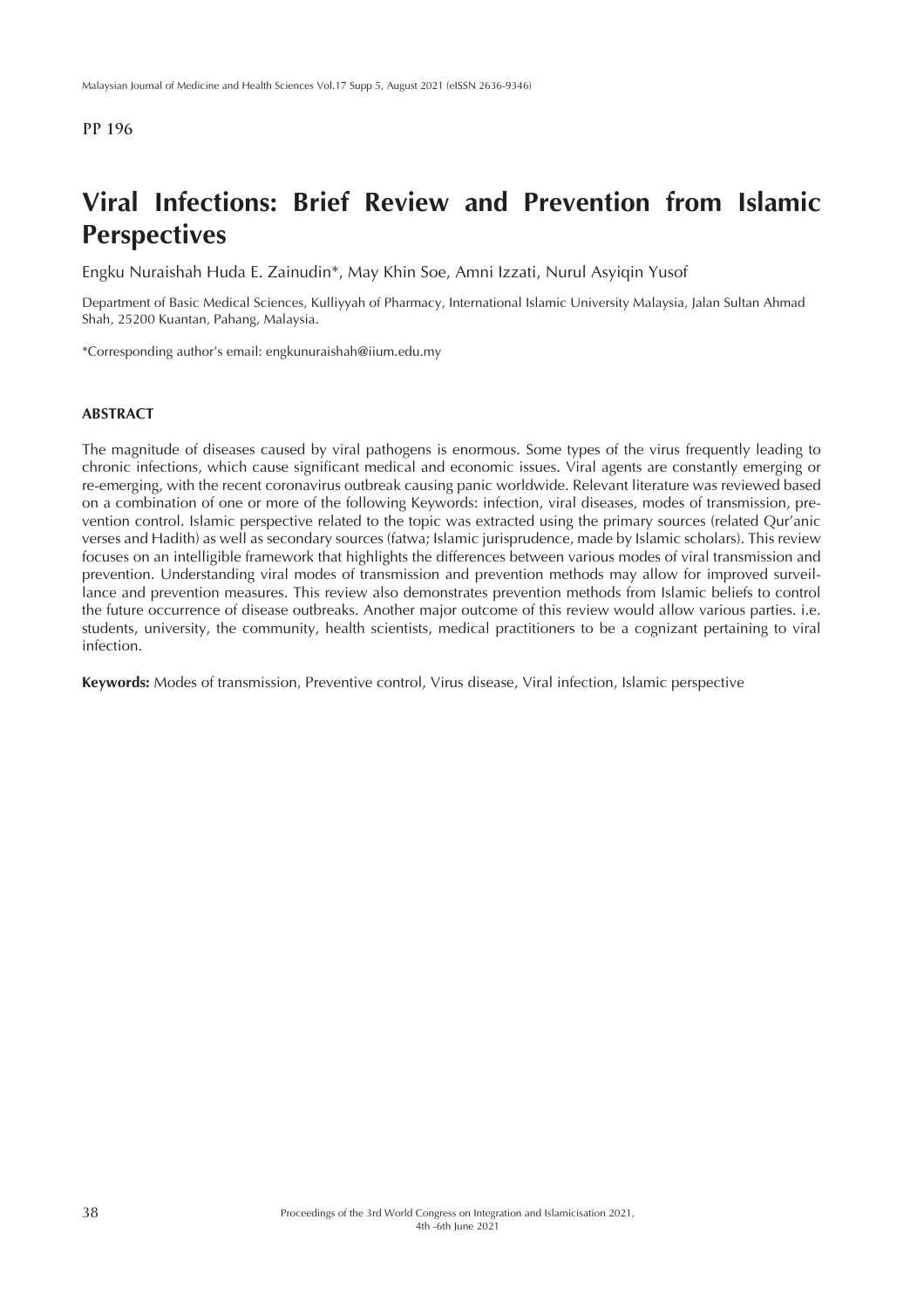PP 196

# Viral Infections: Brief Review and Prevention from Islamic Perspectives

Engku Nuraishah Huda E. Zainudin*, May Khin Soe, Amni Izzati, Nurul Asyiqin Yusof

Department of Basic Medical Sciences, Kulliyyah of Pharmacy, International Islamic University Malaysia, Jalan Sultan Ahmad Shah, 25200 Kuantan, Pahang, Malaysia.

*Corresponding author's email: engkunuraishah@iium.edu.my

## ABSTRACT

The magnitude of diseases caused by viral pathogens is enormous. Some types of the virus frequently leading to chronic infections, which cause significant medical and economic issues. Viral agents are constantly emerging or re-emerging, with the recent coronavirus outbreak causing panic worldwide. Relevant literature was reviewed based on a combination of one or more of the following Keywords: infection, viral diseases, modes of transmission, prevention control. Islamic perspective related to the topic was extracted using the primary sources (related Qur'anic verses and Hadith) as well as secondary sources (fatwa; Islamic jurisprudence, made by Islamic scholars). This review focuses on an intelligible framework that highlights the differences between various modes of viral transmission and prevention. Understanding viral modes of transmission and prevention methods may allow for improved surveillance and prevention measures. This review also demonstrates prevention methods from Islamic beliefs to control the future occurrence of disease outbreaks. Another major outcome of this review would allow various parties. i.e. students, university, the community, health scientists, medical practitioners to be a cognizant pertaining to viral infection.

**Keywords:** Modes of transmission, Preventive control, Virus disease, Viral infection, Islamic perspective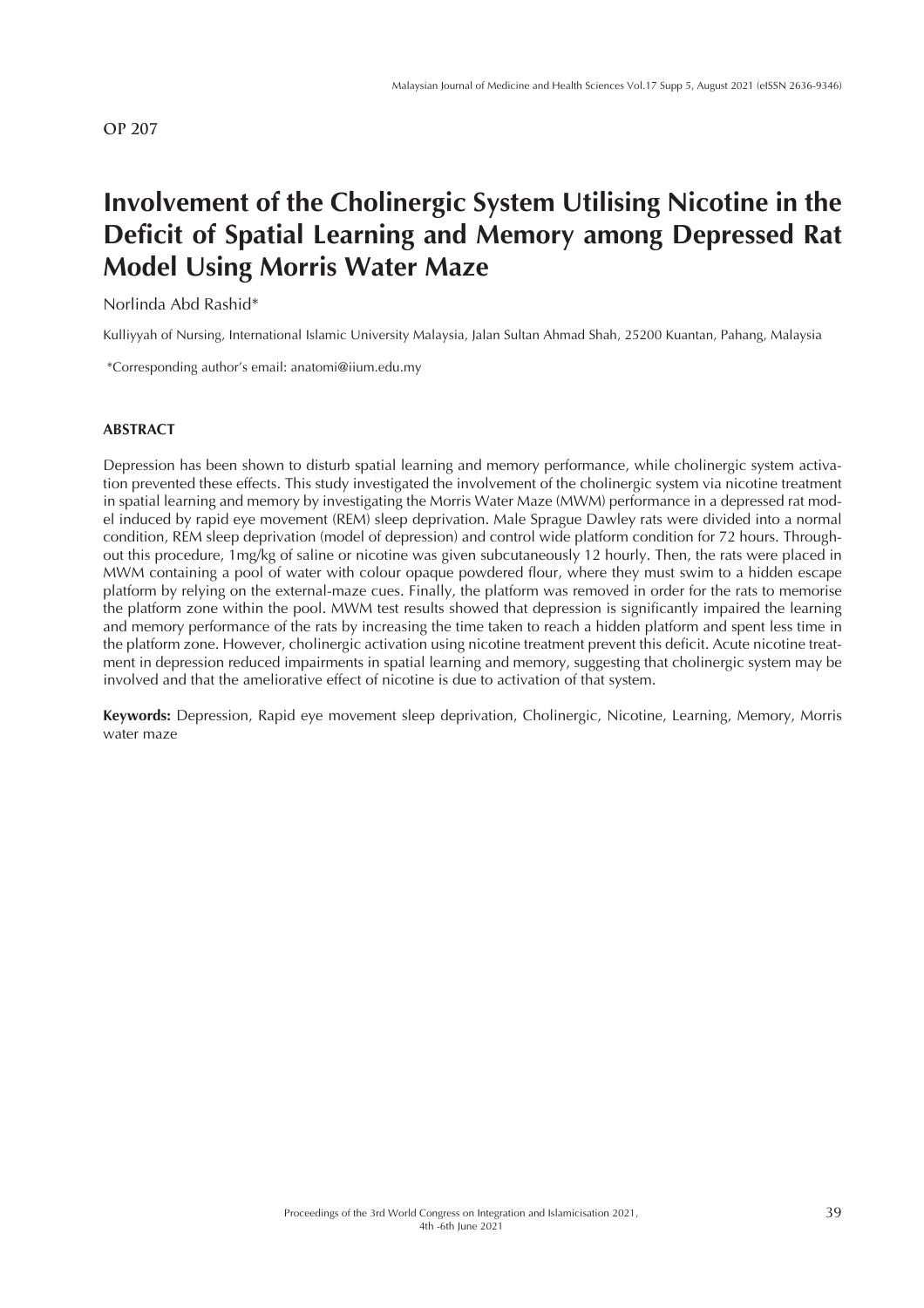OP 207

# Involvement of the Cholinergic System Utilising Nicotine in the Deficit of Spatial Learning and Memory among Depressed Rat Model Using Morris Water Maze

Norlinda Abd Rashid*

Kulliyyah of Nursing, International Islamic University Malaysia, Jalan Sultan Ahmad Shah, 25200 Kuantan, Pahang, Malaysia

*Corresponding author's email: anatomi@iium.edu.my

## ABSTRACT

Depression has been shown to disturb spatial learning and memory performance, while cholinergic system activation prevented these effects. This study investigated the involvement of the cholinergic system via nicotine treatment in spatial learning and memory by investigating the Morris Water Maze (MWM) performance in a depressed rat model induced by rapid eye movement (REM) sleep deprivation. Male Sprague Dawley rats were divided into a normal condition, REM sleep deprivation (model of depression) and control wide platform condition for 72 hours. Throughout this procedure, 1mg/kg of saline or nicotine was given subcutaneously 12 hourly. Then, the rats were placed in MWM containing a pool of water with colour opaque powdered flour, where they must swim to a hidden escape platform by relying on the external-maze cues. Finally, the platform was removed in order for the rats to memorise the platform zone within the pool. MWM test results showed that depression is significantly impaired the learning and memory performance of the rats by increasing the time taken to reach a hidden platform and spent less time in the platform zone. However, cholinergic activation using nicotine treatment prevent this deficit. Acute nicotine treatment in depression reduced impairments in spatial learning and memory, suggesting that cholinergic system may be involved and that the ameliorative effect of nicotine is due to activation of that system.

**Keywords:** Depression, Rapid eye movement sleep deprivation, Cholinergic, Nicotine, Learning, Memory, Morris water maze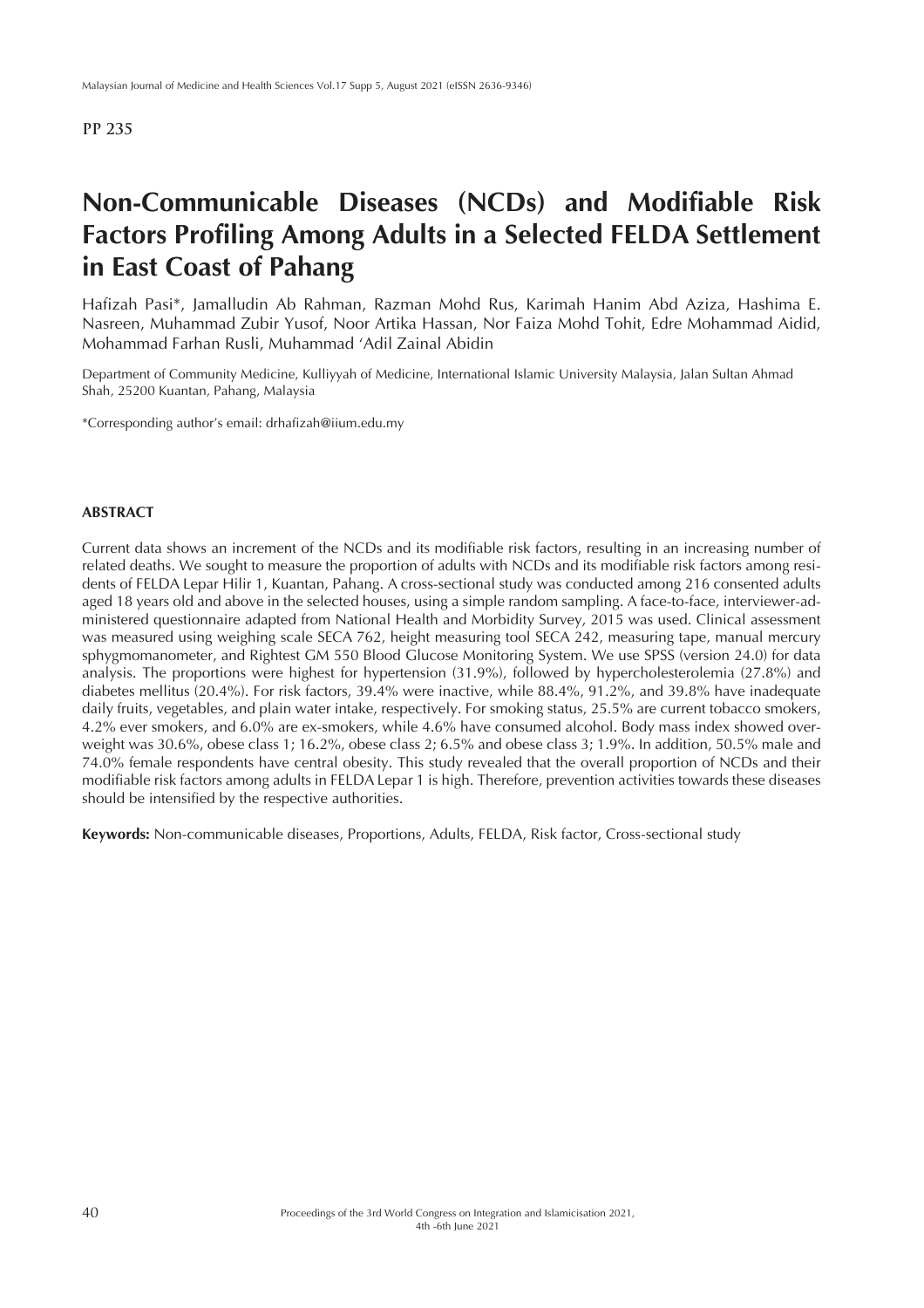PP 235

# Non-Communicable Diseases (NCDs) and Modifiable Risk Factors Profiling Among Adults in a Selected FELDA Settlement in East Coast of Pahang

Hafizah Pasi*, Jamalludin Ab Rahman, Razman Mohd Rus, Karimah Hanim Abd Aziza, Hashima E. Nasreen, Muhammad Zubir Yusof, Noor Artika Hassan, Nor Faiza Mohd Tohit, Edre Mohammad Aidid, Mohammad Farhan Rusli, Muhammad 'Adil Zainal Abidin

Department of Community Medicine, Kulliyyah of Medicine, International Islamic University Malaysia, Jalan Sultan Ahmad Shah, 25200 Kuantan, Pahang, Malaysia

*Corresponding author's email: drhafizah@iium.edu.my

## ABSTRACT

Current data shows an increment of the NCDs and its modifiable risk factors, resulting in an increasing number of related deaths. We sought to measure the proportion of adults with NCDs and its modifiable risk factors among residents of FELDA Lepar Hilir 1, Kuantan, Pahang. A cross-sectional study was conducted among 216 consented adults aged 18 years old and above in the selected houses, using a simple random sampling. A face-to-face, interviewer-administered questionnaire adapted from National Health and Morbidity Survey, 2015 was used. Clinical assessment was measured using weighing scale SECA 762, height measuring tool SECA 242, measuring tape, manual mercury sphygmomanometer, and Rightest GM 550 Blood Glucose Monitoring System. We use SPSS (version 24.0) for data analysis. The proportions were highest for hypertension (31.9%), followed by hypercholesterolemia (27.8%) and diabetes mellitus (20.4%). For risk factors, 39.4% were inactive, while 88.4%, 91.2%, and 39.8% have inadequate daily fruits, vegetables, and plain water intake, respectively. For smoking status, 25.5% are current tobacco smokers, 4.2% ever smokers, and 6.0% are ex-smokers, while 4.6% have consumed alcohol. Body mass index showed overweight was 30.6%, obese class 1; 16.2%, obese class 2; 6.5% and obese class 3; 1.9%. In addition, 50.5% male and 74.0% female respondents have central obesity. This study revealed that the overall proportion of NCDs and their modifiable risk factors among adults in FELDA Lepar 1 is high. Therefore, prevention activities towards these diseases should be intensified by the respective authorities.

**Keywords:** Non-communicable diseases, Proportions, Adults, FELDA, Risk factor, Cross-sectional study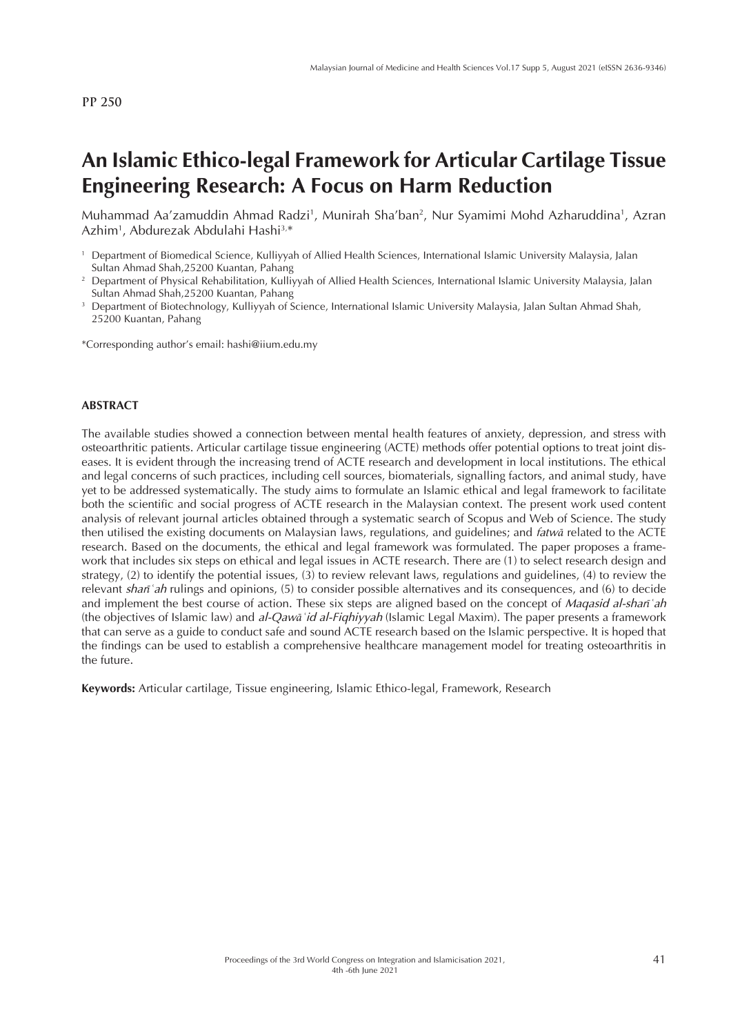PP 250

# An Islamic Ethico-legal Framework for Articular Cartilage Tissue Engineering Research: A Focus on Harm Reduction

Muhammad Aa'zamuddin Ahmad Radzi[1], Munirah Sha'ban[2], Nur Syamimi Mohd Azharuddina[1], Azran Azhim[1], Abdurezak Abdulahi Hashi[3,*]

[1] Department of Biomedical Science, Kulliyyah of Allied Health Sciences, International Islamic University Malaysia, Jalan Sultan Ahmad Shah,25200 Kuantan, Pahang

[2] Department of Physical Rehabilitation, Kulliyyah of Allied Health Sciences, International Islamic University Malaysia, Jalan Sultan Ahmad Shah,25200 Kuantan, Pahang

[3] Department of Biotechnology, Kulliyyah of Science, International Islamic University Malaysia, Jalan Sultan Ahmad Shah, 25200 Kuantan, Pahang

*Corresponding author's email: hashi@iium.edu.my

## ABSTRACT

The available studies showed a connection between mental health features of anxiety, depression, and stress with osteoarthritic patients. Articular cartilage tissue engineering (ACTE) methods offer potential options to treat joint diseases. It is evident through the increasing trend of ACTE research and development in local institutions. The ethical and legal concerns of such practices, including cell sources, biomaterials, signalling factors, and animal study, have yet to be addressed systematically. The study aims to formulate an Islamic ethical and legal framework to facilitate both the scientific and social progress of ACTE research in the Malaysian context. The present work used content analysis of relevant journal articles obtained through a systematic search of Scopus and Web of Science. The study then utilised the existing documents on Malaysian laws, regulations, and guidelines; and *fatwā* related to the ACTE research. Based on the documents, the ethical and legal framework was formulated. The paper proposes a framework that includes six steps on ethical and legal issues in ACTE research. There are (1) to select research design and strategy, (2) to identify the potential issues, (3) to review relevant laws, regulations and guidelines, (4) to review the relevant *sharīʿah* rulings and opinions, (5) to consider possible alternatives and its consequences, and (6) to decide and implement the best course of action. These six steps are aligned based on the concept of *Maqasid al-sharīʿah* (the objectives of Islamic law) and *al-Qawāʿid al-Fiqhiyyah* (Islamic Legal Maxim). The paper presents a framework that can serve as a guide to conduct safe and sound ACTE research based on the Islamic perspective. It is hoped that the findings can be used to establish a comprehensive healthcare management model for treating osteoarthritis in the future.

**Keywords:** Articular cartilage, Tissue engineering, Islamic Ethico-legal, Framework, Research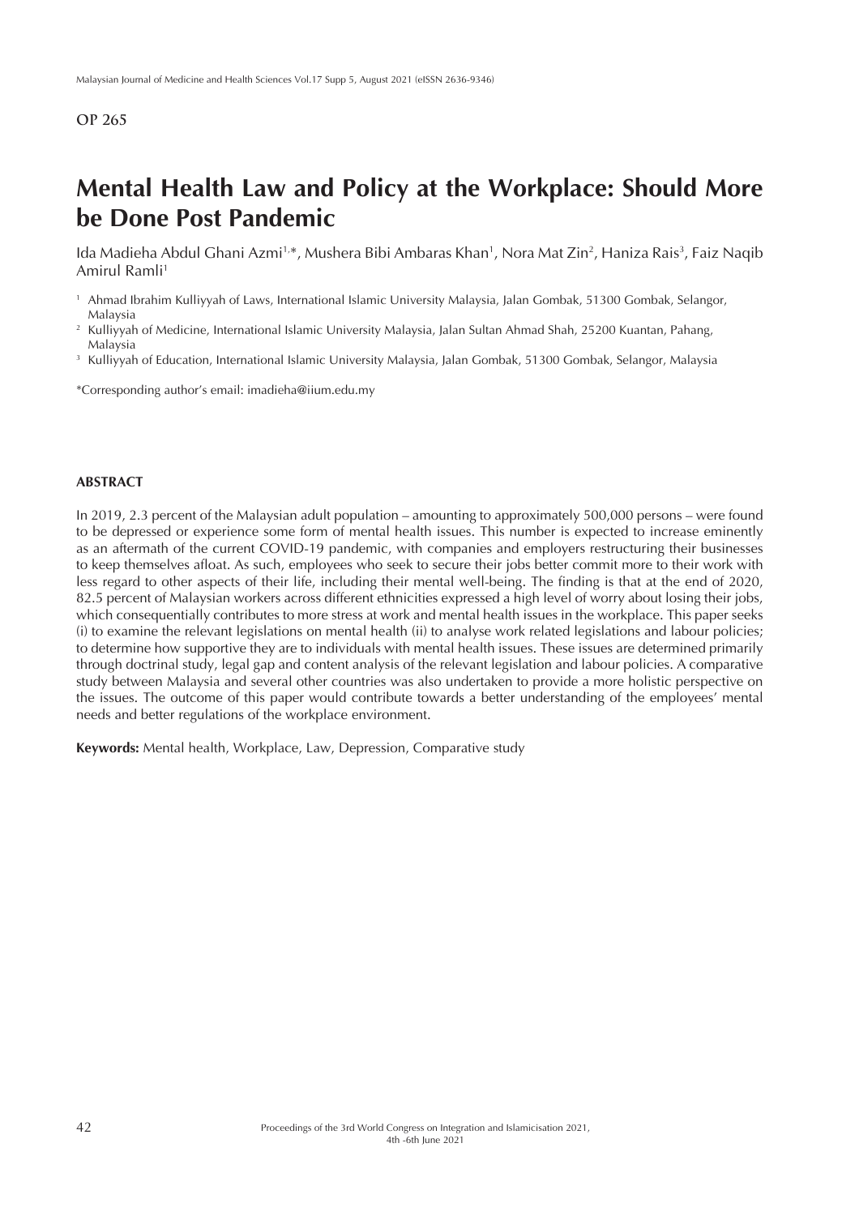OP 265

# Mental Health Law and Policy at the Workplace: Should More be Done Post Pandemic

Ida Madieha Abdul Ghani Azmi[1,*], Mushera Bibi Ambaras Khan[1], Nora Mat Zin[2], Haniza Rais[3], Faiz Naqib Amirul Ramli[1]

[1] Ahmad Ibrahim Kulliyyah of Laws, International Islamic University Malaysia, Jalan Gombak, 51300 Gombak, Selangor, Malaysia

[2] Kulliyyah of Medicine, International Islamic University Malaysia, Jalan Sultan Ahmad Shah, 25200 Kuantan, Pahang, Malaysia

[3] Kulliyyah of Education, International Islamic University Malaysia, Jalan Gombak, 51300 Gombak, Selangor, Malaysia

*Corresponding author's email: imadieha@iium.edu.my

## ABSTRACT

In 2019, 2.3 percent of the Malaysian adult population – amounting to approximately 500,000 persons – were found to be depressed or experience some form of mental health issues. This number is expected to increase eminently as an aftermath of the current COVID-19 pandemic, with companies and employers restructuring their businesses to keep themselves afloat. As such, employees who seek to secure their jobs better commit more to their work with less regard to other aspects of their life, including their mental well-being. The finding is that at the end of 2020, 82.5 percent of Malaysian workers across different ethnicities expressed a high level of worry about losing their jobs, which consequentially contributes to more stress at work and mental health issues in the workplace. This paper seeks (i) to examine the relevant legislations on mental health (ii) to analyse work related legislations and labour policies; to determine how supportive they are to individuals with mental health issues. These issues are determined primarily through doctrinal study, legal gap and content analysis of the relevant legislation and labour policies. A comparative study between Malaysia and several other countries was also undertaken to provide a more holistic perspective on the issues. The outcome of this paper would contribute towards a better understanding of the employees' mental needs and better regulations of the workplace environment.

**Keywords:** Mental health, Workplace, Law, Depression, Comparative study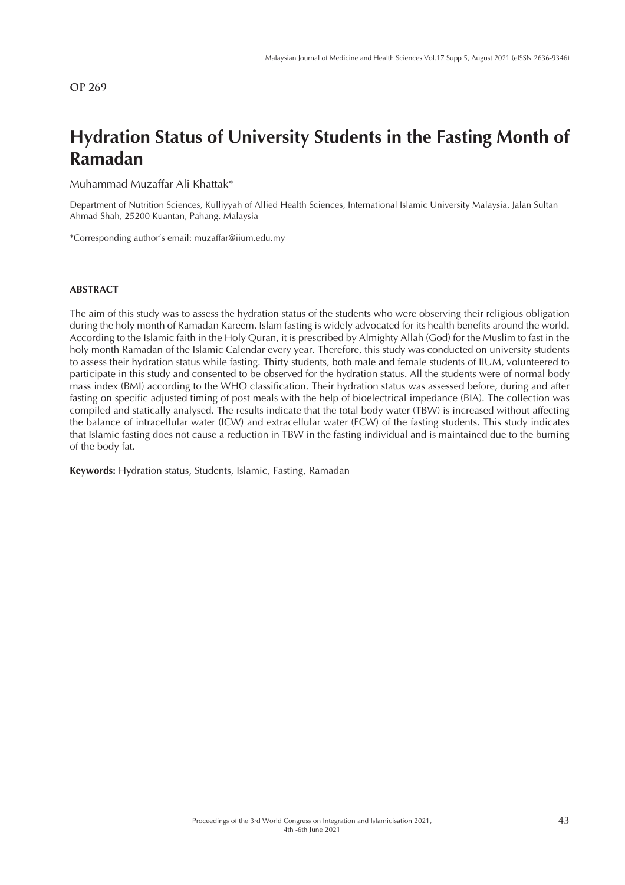OP 269

# Hydration Status of University Students in the Fasting Month of Ramadan

Muhammad Muzaffar Ali Khattak*

Department of Nutrition Sciences, Kulliyyah of Allied Health Sciences, International Islamic University Malaysia, Jalan Sultan Ahmad Shah, 25200 Kuantan, Pahang, Malaysia

*Corresponding author's email: muzaffar@iium.edu.my

## ABSTRACT

The aim of this study was to assess the hydration status of the students who were observing their religious obligation during the holy month of Ramadan Kareem. Islam fasting is widely advocated for its health benefits around the world. According to the Islamic faith in the Holy Quran, it is prescribed by Almighty Allah (God) for the Muslim to fast in the holy month Ramadan of the Islamic Calendar every year. Therefore, this study was conducted on university students to assess their hydration status while fasting. Thirty students, both male and female students of IIUM, volunteered to participate in this study and consented to be observed for the hydration status. All the students were of normal body mass index (BMI) according to the WHO classification. Their hydration status was assessed before, during and after fasting on specific adjusted timing of post meals with the help of bioelectrical impedance (BIA). The collection was compiled and statically analysed. The results indicate that the total body water (TBW) is increased without affecting the balance of intracellular water (ICW) and extracellular water (ECW) of the fasting students. This study indicates that Islamic fasting does not cause a reduction in TBW in the fasting individual and is maintained due to the burning of the body fat.

**Keywords:** Hydration status, Students, Islamic, Fasting, Ramadan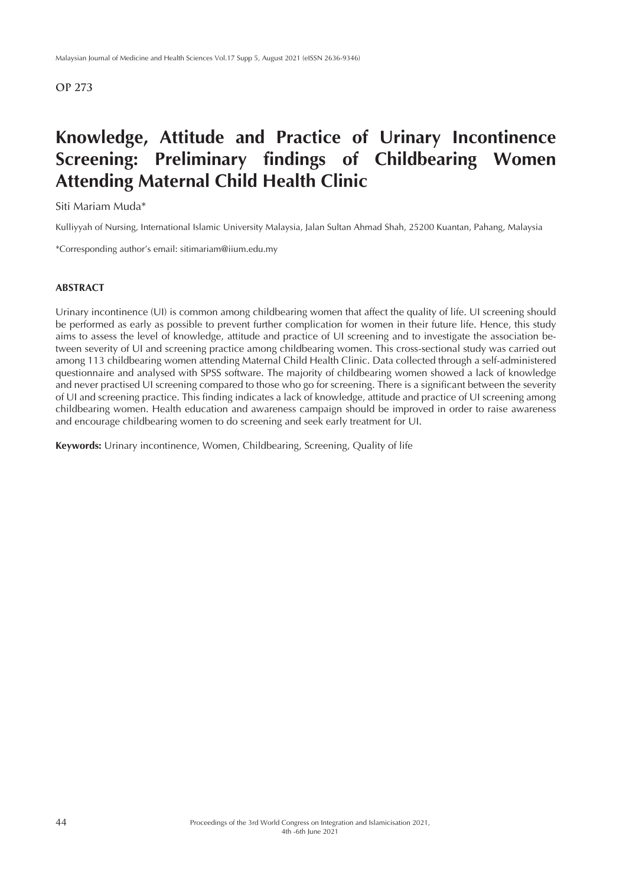OP 273

# Knowledge, Attitude and Practice of Urinary Incontinence Screening: Preliminary findings of Childbearing Women Attending Maternal Child Health Clinic

Siti Mariam Muda*

Kulliyyah of Nursing, International Islamic University Malaysia, Jalan Sultan Ahmad Shah, 25200 Kuantan, Pahang, Malaysia

*Corresponding author's email: sitimariam@iium.edu.my

## ABSTRACT

Urinary incontinence (UI) is common among childbearing women that affect the quality of life. UI screening should be performed as early as possible to prevent further complication for women in their future life. Hence, this study aims to assess the level of knowledge, attitude and practice of UI screening and to investigate the association between severity of UI and screening practice among childbearing women. This cross-sectional study was carried out among 113 childbearing women attending Maternal Child Health Clinic. Data collected through a self-administered questionnaire and analysed with SPSS software. The majority of childbearing women showed a lack of knowledge and never practised UI screening compared to those who go for screening. There is a significant between the severity of UI and screening practice. This finding indicates a lack of knowledge, attitude and practice of UI screening among childbearing women. Health education and awareness campaign should be improved in order to raise awareness and encourage childbearing women to do screening and seek early treatment for UI.

**Keywords:** Urinary incontinence, Women, Childbearing, Screening, Quality of life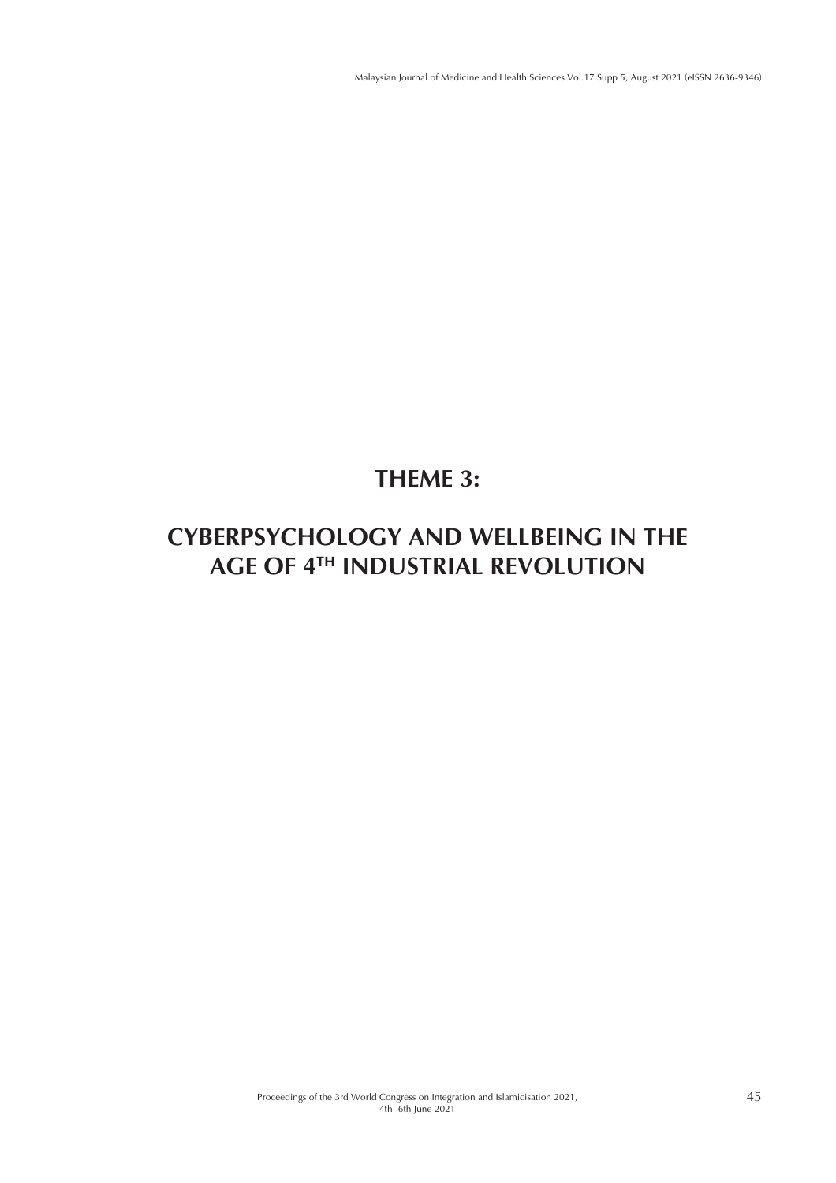# THEME 3:

# CYBERPSYCHOLOGY AND WELLBEING IN THE AGE OF 4$^{TH}$ INDUSTRIAL REVOLUTION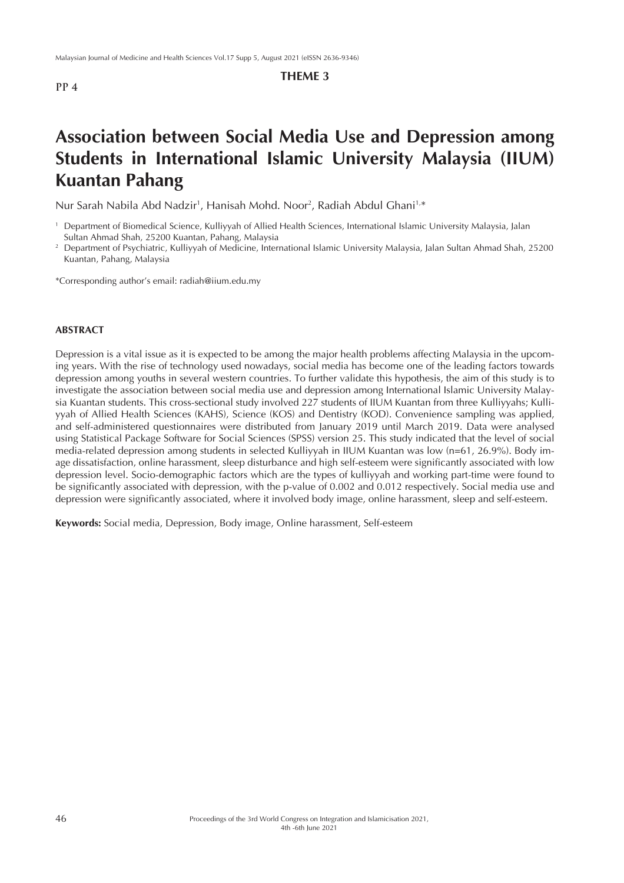**THEME 3**

**PP 4**

# Association between Social Media Use and Depression among Students in International Islamic University Malaysia (IIUM) Kuantan Pahang

Nur Sarah Nabila Abd Nadzir[1], Hanisah Mohd. Noor[2], Radiah Abdul Ghani[1,*]

[1] Department of Biomedical Science, Kulliyyah of Allied Health Sciences, International Islamic University Malaysia, Jalan Sultan Ahmad Shah, 25200 Kuantan, Pahang, Malaysia

[2] Department of Psychiatric, Kulliyyah of Medicine, International Islamic University Malaysia, Jalan Sultan Ahmad Shah, 25200 Kuantan, Pahang, Malaysia

*Corresponding author's email: radiah@iium.edu.my

## ABSTRACT

Depression is a vital issue as it is expected to be among the major health problems affecting Malaysia in the upcoming years. With the rise of technology used nowadays, social media has become one of the leading factors towards depression among youths in several western countries. To further validate this hypothesis, the aim of this study is to investigate the association between social media use and depression among International Islamic University Malaysia Kuantan students. This cross-sectional study involved 227 students of IIUM Kuantan from three Kulliyyahs; Kulliyyah of Allied Health Sciences (KAHS), Science (KOS) and Dentistry (KOD). Convenience sampling was applied, and self-administered questionnaires were distributed from January 2019 until March 2019. Data were analysed using Statistical Package Software for Social Sciences (SPSS) version 25. This study indicated that the level of social media-related depression among students in selected Kulliyyah in IIUM Kuantan was low (n=61, 26.9%). Body image dissatisfaction, online harassment, sleep disturbance and high self-esteem were significantly associated with low depression level. Socio-demographic factors which are the types of kulliyyah and working part-time were found to be significantly associated with depression, with the p-value of 0.002 and 0.012 respectively. Social media use and depression were significantly associated, where it involved body image, online harassment, sleep and self-esteem.

**Keywords:** Social media, Depression, Body image, Online harassment, Self-esteem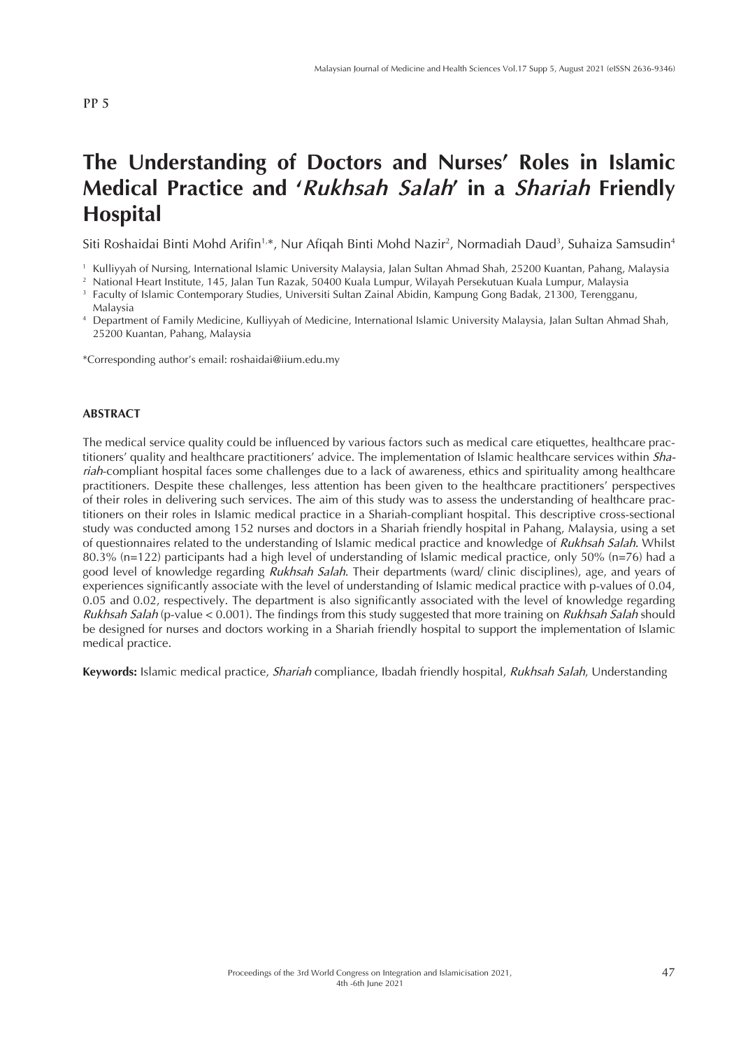PP 5

# The Understanding of Doctors and Nurses' Roles in Islamic Medical Practice and '*Rukhsah Salah*' in a *Shariah* Friendly Hospital

Siti Roshaidai Binti Mohd Arifin[1,*], Nur Afiqah Binti Mohd Nazir[2], Normadiah Daud[3], Suhaiza Samsudin[4]

[1] Kulliyyah of Nursing, International Islamic University Malaysia, Jalan Sultan Ahmad Shah, 25200 Kuantan, Pahang, Malaysia
[2] National Heart Institute, 145, Jalan Tun Razak, 50400 Kuala Lumpur, Wilayah Persekutuan Kuala Lumpur, Malaysia
[3] Faculty of Islamic Contemporary Studies, Universiti Sultan Zainal Abidin, Kampung Gong Badak, 21300, Terengganu, Malaysia
[4] Department of Family Medicine, Kulliyyah of Medicine, International Islamic University Malaysia, Jalan Sultan Ahmad Shah, 25200 Kuantan, Pahang, Malaysia

*Corresponding author's email: roshaidai@iium.edu.my

## ABSTRACT

The medical service quality could be influenced by various factors such as medical care etiquettes, healthcare practitioners' quality and healthcare practitioners' advice. The implementation of Islamic healthcare services within *Shariah*-compliant hospital faces some challenges due to a lack of awareness, ethics and spirituality among healthcare practitioners. Despite these challenges, less attention has been given to the healthcare practitioners' perspectives of their roles in delivering such services. The aim of this study was to assess the understanding of healthcare practitioners on their roles in Islamic medical practice in a Shariah-compliant hospital. This descriptive cross-sectional study was conducted among 152 nurses and doctors in a Shariah friendly hospital in Pahang, Malaysia, using a set of questionnaires related to the understanding of Islamic medical practice and knowledge of *Rukhsah Salah*. Whilst 80.3% (n=122) participants had a high level of understanding of Islamic medical practice, only 50% (n=76) had a good level of knowledge regarding *Rukhsah Salah*. Their departments (ward/ clinic disciplines), age, and years of experiences significantly associate with the level of understanding of Islamic medical practice with p-values of 0.04, 0.05 and 0.02, respectively. The department is also significantly associated with the level of knowledge regarding *Rukhsah Salah* (p-value < 0.001). The findings from this study suggested that more training on *Rukhsah Salah* should be designed for nurses and doctors working in a Shariah friendly hospital to support the implementation of Islamic medical practice.

**Keywords:** Islamic medical practice, *Shariah* compliance, Ibadah friendly hospital, *Rukhsah Salah*, Understanding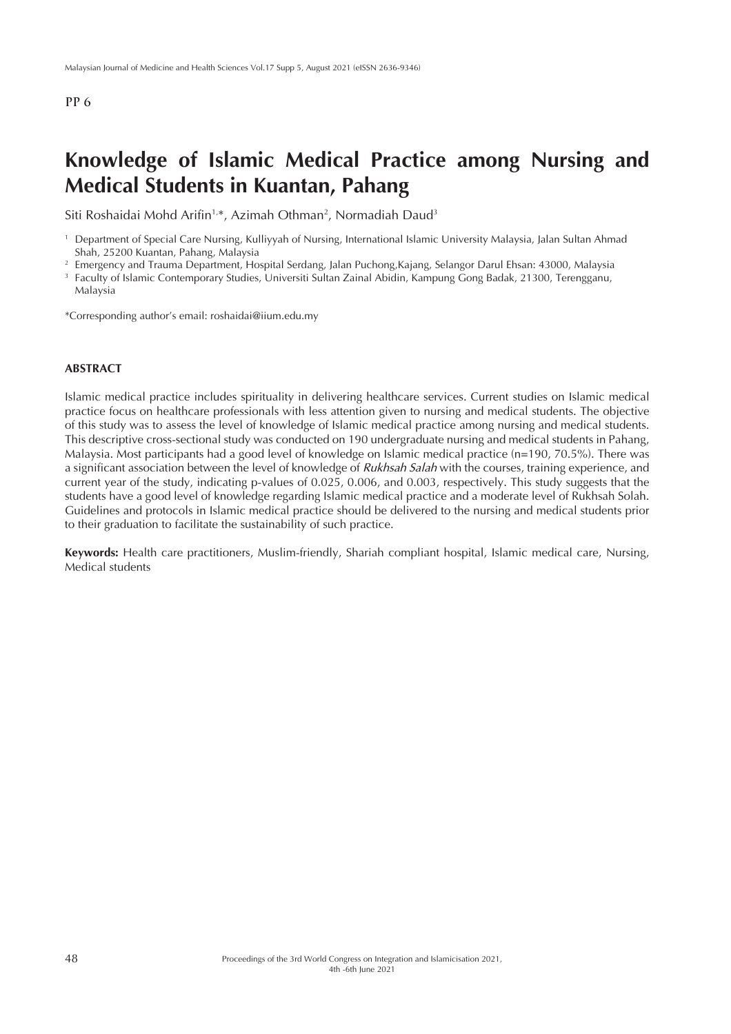PP 6

# Knowledge of Islamic Medical Practice among Nursing and Medical Students in Kuantan, Pahang

Siti Roshaidai Mohd Arifin[1,*], Azimah Othman[2], Normadiah Daud[3]

[1] Department of Special Care Nursing, Kulliyyah of Nursing, International Islamic University Malaysia, Jalan Sultan Ahmad Shah, 25200 Kuantan, Pahang, Malaysia

[2] Emergency and Trauma Department, Hospital Serdang, Jalan Puchong,Kajang, Selangor Darul Ehsan: 43000, Malaysia

[3] Faculty of Islamic Contemporary Studies, Universiti Sultan Zainal Abidin, Kampung Gong Badak, 21300, Terengganu, Malaysia

*Corresponding author's email: roshaidai@iium.edu.my

## ABSTRACT

Islamic medical practice includes spirituality in delivering healthcare services. Current studies on Islamic medical practice focus on healthcare professionals with less attention given to nursing and medical students. The objective of this study was to assess the level of knowledge of Islamic medical practice among nursing and medical students. This descriptive cross-sectional study was conducted on 190 undergraduate nursing and medical students in Pahang, Malaysia. Most participants had a good level of knowledge on Islamic medical practice (n=190, 70.5%). There was a significant association between the level of knowledge of *Rukhsah Salah* with the courses, training experience, and current year of the study, indicating p-values of 0.025, 0.006, and 0.003, respectively. This study suggests that the students have a good level of knowledge regarding Islamic medical practice and a moderate level of Rukhsah Solah. Guidelines and protocols in Islamic medical practice should be delivered to the nursing and medical students prior to their graduation to facilitate the sustainability of such practice.

**Keywords:** Health care practitioners, Muslim-friendly, Shariah compliant hospital, Islamic medical care, Nursing, Medical students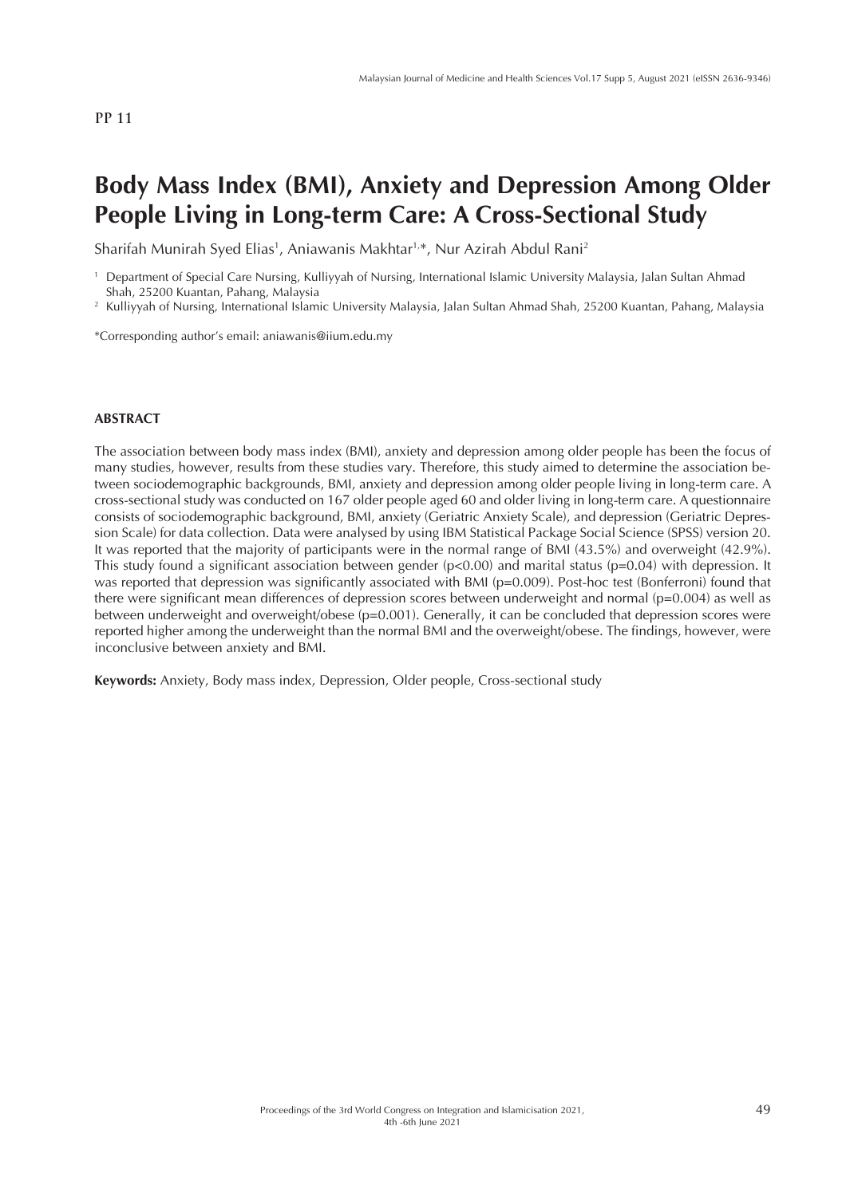PP 11

# Body Mass Index (BMI), Anxiety and Depression Among Older People Living in Long-term Care: A Cross-Sectional Study

Sharifah Munirah Syed Elias[1], Aniawanis Makhtar[1,*], Nur Azirah Abdul Rani[2]

[1] Department of Special Care Nursing, Kulliyyah of Nursing, International Islamic University Malaysia, Jalan Sultan Ahmad Shah, 25200 Kuantan, Pahang, Malaysia

[2] Kulliyyah of Nursing, International Islamic University Malaysia, Jalan Sultan Ahmad Shah, 25200 Kuantan, Pahang, Malaysia

*Corresponding author's email: aniawanis@iium.edu.my

## ABSTRACT

The association between body mass index (BMI), anxiety and depression among older people has been the focus of many studies, however, results from these studies vary. Therefore, this study aimed to determine the association between sociodemographic backgrounds, BMI, anxiety and depression among older people living in long-term care. A cross-sectional study was conducted on 167 older people aged 60 and older living in long-term care. A questionnaire consists of sociodemographic background, BMI, anxiety (Geriatric Anxiety Scale), and depression (Geriatric Depression Scale) for data collection. Data were analysed by using IBM Statistical Package Social Science (SPSS) version 20. It was reported that the majority of participants were in the normal range of BMI (43.5%) and overweight (42.9%). This study found a significant association between gender ($p<0.00$) and marital status ($p=0.04$) with depression. It was reported that depression was significantly associated with BMI ($p=0.009$). Post-hoc test (Bonferroni) found that there were significant mean differences of depression scores between underweight and normal ($p=0.004$) as well as between underweight and overweight/obese ($p=0.001$). Generally, it can be concluded that depression scores were reported higher among the underweight than the normal BMI and the overweight/obese. The findings, however, were inconclusive between anxiety and BMI.

**Keywords:** Anxiety, Body mass index, Depression, Older people, Cross-sectional study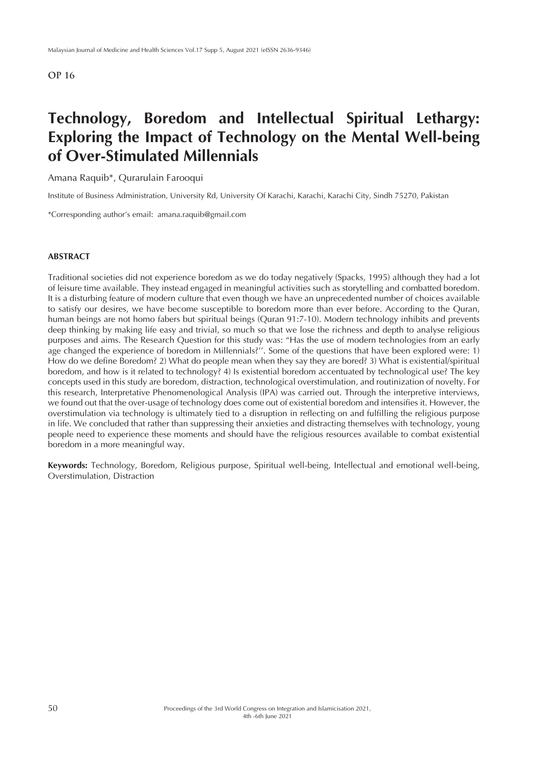OP 16

# Technology, Boredom and Intellectual Spiritual Lethargy: Exploring the Impact of Technology on the Mental Well-being of Over-Stimulated Millennials

Amana Raquib*, Qurarulain Farooqui

Institute of Business Administration, University Rd, University Of Karachi, Karachi, Karachi City, Sindh 75270, Pakistan

*Corresponding author's email: amana.raquib@gmail.com

## ABSTRACT

Traditional societies did not experience boredom as we do today negatively (Spacks, 1995) although they had a lot of leisure time available. They instead engaged in meaningful activities such as storytelling and combatted boredom. It is a disturbing feature of modern culture that even though we have an unprecedented number of choices available to satisfy our desires, we have become susceptible to boredom more than ever before. According to the Quran, human beings are not homo fabers but spiritual beings (Quran 91:7-10). Modern technology inhibits and prevents deep thinking by making life easy and trivial, so much so that we lose the richness and depth to analyse religious purposes and aims. The Research Question for this study was: "Has the use of modern technologies from an early age changed the experience of boredom in Millennials?''. Some of the questions that have been explored were: 1) How do we define Boredom? 2) What do people mean when they say they are bored? 3) What is existential/spiritual boredom, and how is it related to technology? 4) Is existential boredom accentuated by technological use? The key concepts used in this study are boredom, distraction, technological overstimulation, and routinization of novelty. For this research, Interpretative Phenomenological Analysis (IPA) was carried out. Through the interpretive interviews, we found out that the over-usage of technology does come out of existential boredom and intensifies it. However, the overstimulation via technology is ultimately tied to a disruption in reflecting on and fulfilling the religious purpose in life. We concluded that rather than suppressing their anxieties and distracting themselves with technology, young people need to experience these moments and should have the religious resources available to combat existential boredom in a more meaningful way.

**Keywords:** Technology, Boredom, Religious purpose, Spiritual well-being, Intellectual and emotional well-being, Overstimulation, Distraction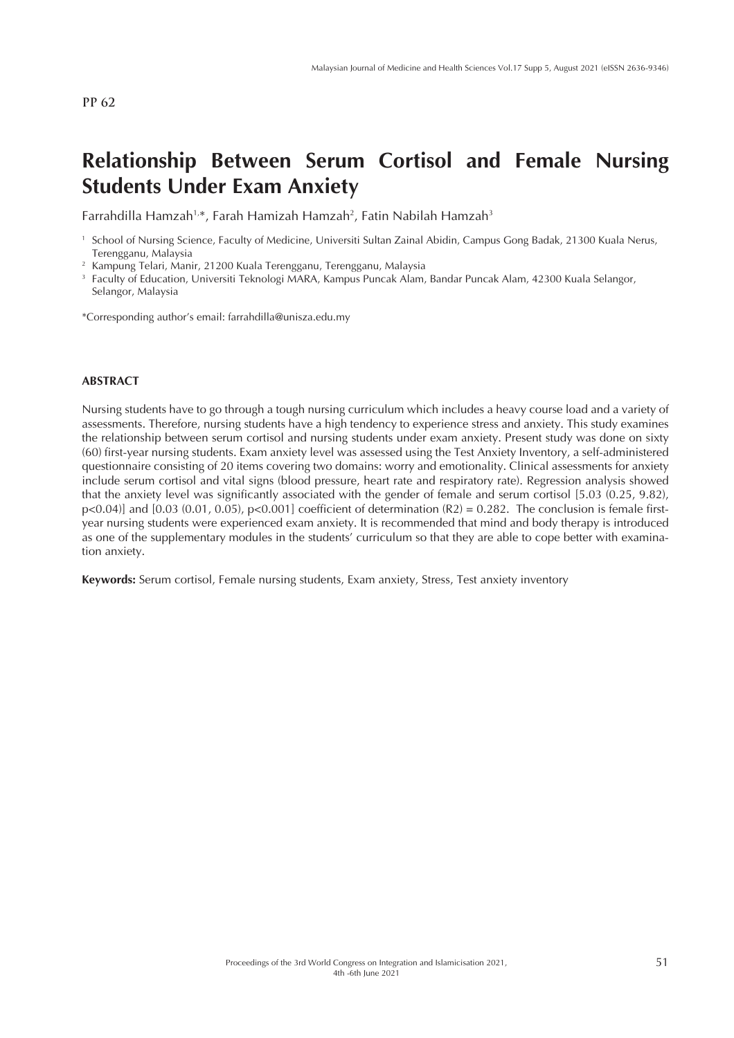PP 62

# Relationship Between Serum Cortisol and Female Nursing Students Under Exam Anxiety

Farrahdilla Hamzah[1,*], Farah Hamizah Hamzah[2], Fatin Nabilah Hamzah[3]

[1] School of Nursing Science, Faculty of Medicine, Universiti Sultan Zainal Abidin, Campus Gong Badak, 21300 Kuala Nerus, Terengganu, Malaysia

[2] Kampung Telari, Manir, 21200 Kuala Terengganu, Terengganu, Malaysia

[3] Faculty of Education, Universiti Teknologi MARA, Kampus Puncak Alam, Bandar Puncak Alam, 42300 Kuala Selangor, Selangor, Malaysia

*Corresponding author's email: farrahdilla@unisza.edu.my

## ABSTRACT

Nursing students have to go through a tough nursing curriculum which includes a heavy course load and a variety of assessments. Therefore, nursing students have a high tendency to experience stress and anxiety. This study examines the relationship between serum cortisol and nursing students under exam anxiety. Present study was done on sixty (60) first-year nursing students. Exam anxiety level was assessed using the Test Anxiety Inventory, a self-administered questionnaire consisting of 20 items covering two domains: worry and emotionality. Clinical assessments for anxiety include serum cortisol and vital signs (blood pressure, heart rate and respiratory rate). Regression analysis showed that the anxiety level was significantly associated with the gender of female and serum cortisol [5.03 (0.25, 9.82), $p<0.04$)] and [0.03 (0.01, 0.05), $p<0.001$] coefficient of determination ($R2$) = 0.282. The conclusion is female first-year nursing students were experienced exam anxiety. It is recommended that mind and body therapy is introduced as one of the supplementary modules in the students' curriculum so that they are able to cope better with examination anxiety.

**Keywords:** Serum cortisol, Female nursing students, Exam anxiety, Stress, Test anxiety inventory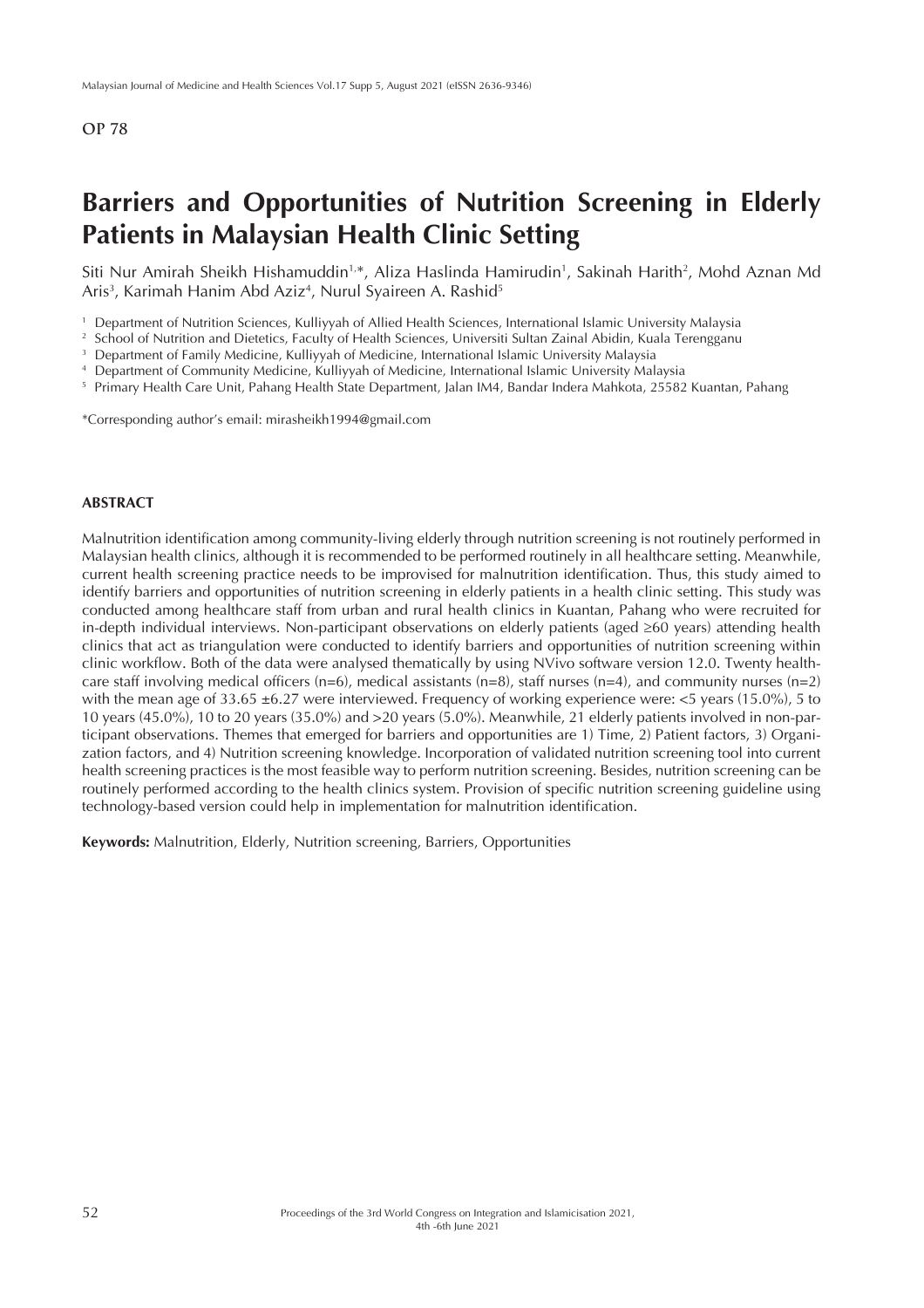OP 78

# Barriers and Opportunities of Nutrition Screening in Elderly Patients in Malaysian Health Clinic Setting

Siti Nur Amirah Sheikh Hishamuddin[1,*], Aliza Haslinda Hamirudin[1], Sakinah Harith[2], Mohd Aznan Md Aris[3], Karimah Hanim Abd Aziz[4], Nurul Syaireen A. Rashid[5]

[1] Department of Nutrition Sciences, Kulliyyah of Allied Health Sciences, International Islamic University Malaysia
[2] School of Nutrition and Dietetics, Faculty of Health Sciences, Universiti Sultan Zainal Abidin, Kuala Terengganu
[3] Department of Family Medicine, Kulliyyah of Medicine, International Islamic University Malaysia
[4] Department of Community Medicine, Kulliyyah of Medicine, International Islamic University Malaysia
[5] Primary Health Care Unit, Pahang Health State Department, Jalan IM4, Bandar Indera Mahkota, 25582 Kuantan, Pahang

*Corresponding author's email: mirasheikh1994@gmail.com

### ABSTRACT

Malnutrition identification among community-living elderly through nutrition screening is not routinely performed in Malaysian health clinics, although it is recommended to be performed routinely in all healthcare setting. Meanwhile, current health screening practice needs to be improvised for malnutrition identification. Thus, this study aimed to identify barriers and opportunities of nutrition screening in elderly patients in a health clinic setting. This study was conducted among healthcare staff from urban and rural health clinics in Kuantan, Pahang who were recruited for in-depth individual interviews. Non-participant observations on elderly patients (aged ≥60 years) attending health clinics that act as triangulation were conducted to identify barriers and opportunities of nutrition screening within clinic workflow. Both of the data were analysed thematically by using NVivo software version 12.0. Twenty healthcare staff involving medical officers (n=6), medical assistants (n=8), staff nurses (n=4), and community nurses (n=2) with the mean age of 33.65 ±6.27 were interviewed. Frequency of working experience were: <5 years (15.0%), 5 to 10 years (45.0%), 10 to 20 years (35.0%) and >20 years (5.0%). Meanwhile, 21 elderly patients involved in non-participant observations. Themes that emerged for barriers and opportunities are 1) Time, 2) Patient factors, 3) Organization factors, and 4) Nutrition screening knowledge. Incorporation of validated nutrition screening tool into current health screening practices is the most feasible way to perform nutrition screening. Besides, nutrition screening can be routinely performed according to the health clinics system. Provision of specific nutrition screening guideline using technology-based version could help in implementation for malnutrition identification.

**Keywords:** Malnutrition, Elderly, Nutrition screening, Barriers, Opportunities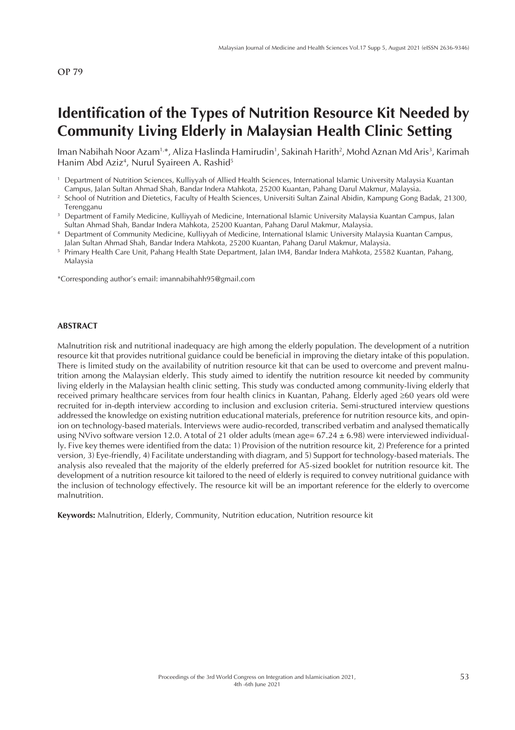OP 79

# Identification of the Types of Nutrition Resource Kit Needed by Community Living Elderly in Malaysian Health Clinic Setting

Iman Nabihah Noor Azam[1,*], Aliza Haslinda Hamirudin[1], Sakinah Harith[2], Mohd Aznan Md Aris[3], Karimah Hanim Abd Aziz[4], Nurul Syaireen A. Rashid[5]

[1] Department of Nutrition Sciences, Kulliyyah of Allied Health Sciences, International Islamic University Malaysia Kuantan Campus, Jalan Sultan Ahmad Shah, Bandar Indera Mahkota, 25200 Kuantan, Pahang Darul Makmur, Malaysia.

[2] School of Nutrition and Dietetics, Faculty of Health Sciences, Universiti Sultan Zainal Abidin, Kampung Gong Badak, 21300, Terengganu

[3] Department of Family Medicine, Kulliyyah of Medicine, International Islamic University Malaysia Kuantan Campus, Jalan Sultan Ahmad Shah, Bandar Indera Mahkota, 25200 Kuantan, Pahang Darul Makmur, Malaysia.

[4] Department of Community Medicine, Kulliyyah of Medicine, International Islamic University Malaysia Kuantan Campus, Jalan Sultan Ahmad Shah, Bandar Indera Mahkota, 25200 Kuantan, Pahang Darul Makmur, Malaysia.

[5] Primary Health Care Unit, Pahang Health State Department, Jalan IM4, Bandar Indera Mahkota, 25582 Kuantan, Pahang, Malaysia

*Corresponding author's email: imannabihahh95@gmail.com

## ABSTRACT

Malnutrition risk and nutritional inadequacy are high among the elderly population. The development of a nutrition resource kit that provides nutritional guidance could be beneficial in improving the dietary intake of this population. There is limited study on the availability of nutrition resource kit that can be used to overcome and prevent malnutrition among the Malaysian elderly. This study aimed to identify the nutrition resource kit needed by community living elderly in the Malaysian health clinic setting. This study was conducted among community-living elderly that received primary healthcare services from four health clinics in Kuantan, Pahang. Elderly aged ≥60 years old were recruited for in-depth interview according to inclusion and exclusion criteria. Semi-structured interview questions addressed the knowledge on existing nutrition educational materials, preference for nutrition resource kits, and opinion on technology-based materials. Interviews were audio-recorded, transcribed verbatim and analysed thematically using NVivo software version 12.0. A total of 21 older adults (mean age= 67.24 ± 6.98) were interviewed individually. Five key themes were identified from the data: 1) Provision of the nutrition resource kit, 2) Preference for a printed version, 3) Eye-friendly, 4) Facilitate understanding with diagram, and 5) Support for technology-based materials. The analysis also revealed that the majority of the elderly preferred for A5-sized booklet for nutrition resource kit. The development of a nutrition resource kit tailored to the need of elderly is required to convey nutritional guidance with the inclusion of technology effectively. The resource kit will be an important reference for the elderly to overcome malnutrition.

**Keywords:** Malnutrition, Elderly, Community, Nutrition education, Nutrition resource kit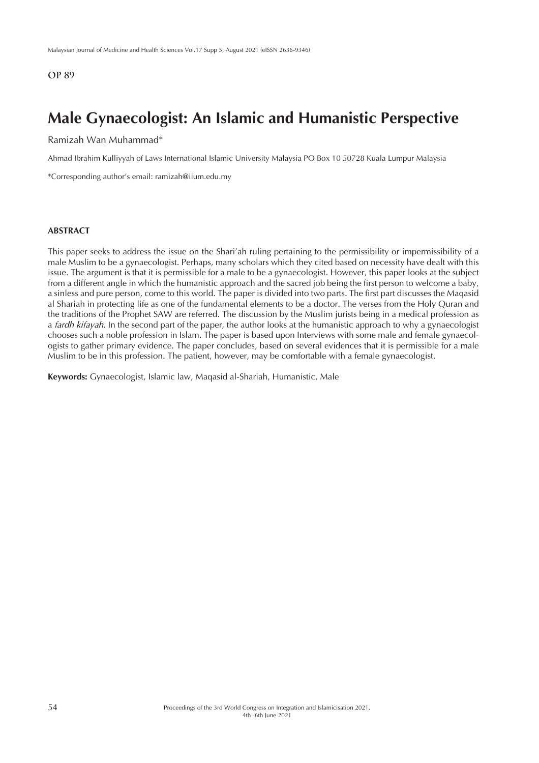OP 89

# Male Gynaecologist: An Islamic and Humanistic Perspective

Ramizah Wan Muhammad*

Ahmad Ibrahim Kulliyyah of Laws International Islamic University Malaysia PO Box 10 50728 Kuala Lumpur Malaysia

*Corresponding author's email: ramizah@iium.edu.my

## ABSTRACT

This paper seeks to address the issue on the Shari'ah ruling pertaining to the permissibility or impermissibility of a male Muslim to be a gynaecologist. Perhaps, many scholars which they cited based on necessity have dealt with this issue. The argument is that it is permissible for a male to be a gynaecologist. However, this paper looks at the subject from a different angle in which the humanistic approach and the sacred job being the first person to welcome a baby, a sinless and pure person, come to this world. The paper is divided into two parts. The first part discusses the Maqasid al Shariah in protecting life as one of the fundamental elements to be a doctor. The verses from the Holy Quran and the traditions of the Prophet SAW are referred. The discussion by the Muslim jurists being in a medical profession as a *fardh kifayah*. In the second part of the paper, the author looks at the humanistic approach to why a gynaecologist chooses such a noble profession in Islam. The paper is based upon Interviews with some male and female gynaecologists to gather primary evidence. The paper concludes, based on several evidences that it is permissible for a male Muslim to be in this profession. The patient, however, may be comfortable with a female gynaecologist.

**Keywords:** Gynaecologist, Islamic law, Maqasid al-Shariah, Humanistic, Male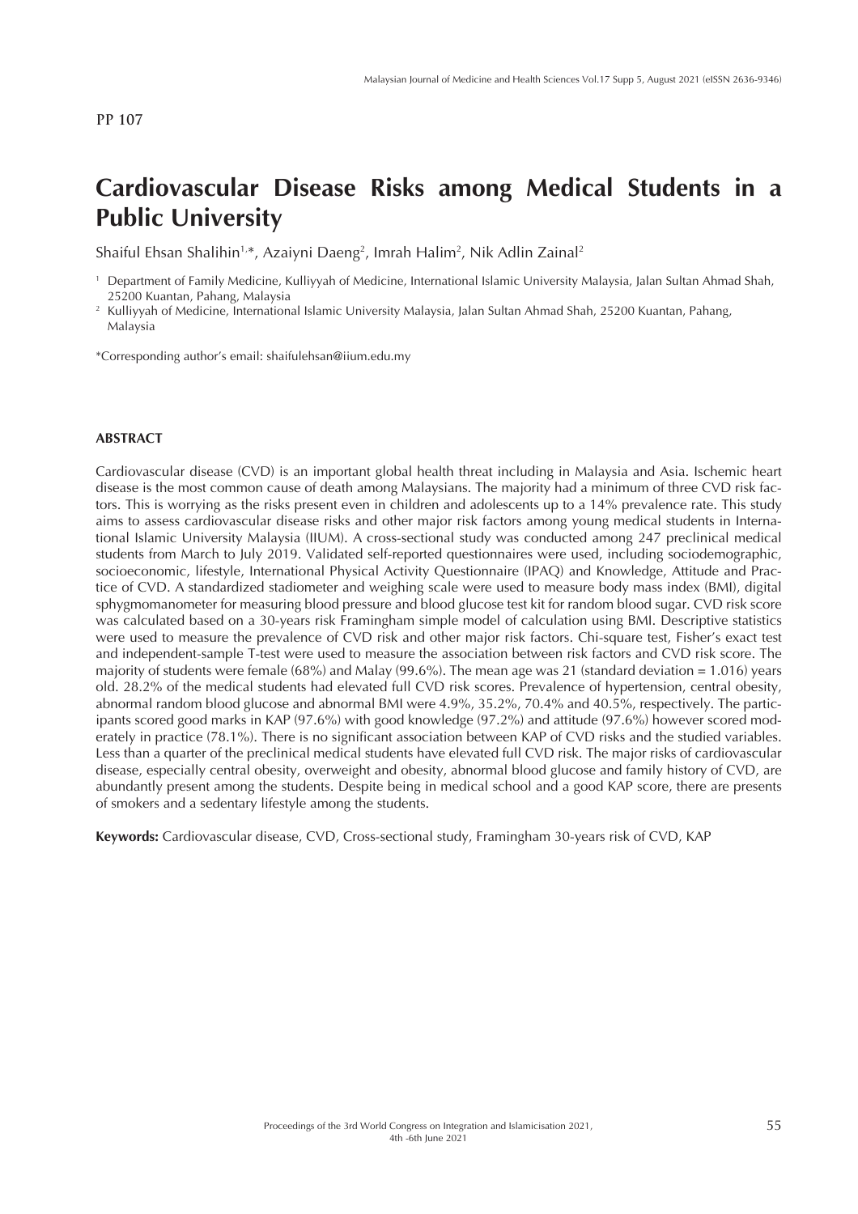PP 107

# Cardiovascular Disease Risks among Medical Students in a Public University

Shaiful Ehsan Shalihin[1,*], Azaiyni Daeng[2], Imrah Halim[2], Nik Adlin Zainal[2]

[1] Department of Family Medicine, Kulliyyah of Medicine, International Islamic University Malaysia, Jalan Sultan Ahmad Shah, 25200 Kuantan, Pahang, Malaysia
[2] Kulliyyah of Medicine, International Islamic University Malaysia, Jalan Sultan Ahmad Shah, 25200 Kuantan, Pahang, Malaysia

*Corresponding author's email: shaifulehsan@iium.edu.my

## ABSTRACT

Cardiovascular disease (CVD) is an important global health threat including in Malaysia and Asia. Ischemic heart disease is the most common cause of death among Malaysians. The majority had a minimum of three CVD risk factors. This is worrying as the risks present even in children and adolescents up to a 14% prevalence rate. This study aims to assess cardiovascular disease risks and other major risk factors among young medical students in International Islamic University Malaysia (IIUM). A cross-sectional study was conducted among 247 preclinical medical students from March to July 2019. Validated self-reported questionnaires were used, including sociodemographic, socioeconomic, lifestyle, International Physical Activity Questionnaire (IPAQ) and Knowledge, Attitude and Practice of CVD. A standardized stadiometer and weighing scale were used to measure body mass index (BMI), digital sphygmomanometer for measuring blood pressure and blood glucose test kit for random blood sugar. CVD risk score was calculated based on a 30-years risk Framingham simple model of calculation using BMI. Descriptive statistics were used to measure the prevalence of CVD risk and other major risk factors. Chi-square test, Fisher's exact test and independent-sample T-test were used to measure the association between risk factors and CVD risk score. The majority of students were female (68%) and Malay (99.6%). The mean age was 21 (standard deviation = 1.016) years old. 28.2% of the medical students had elevated full CVD risk scores. Prevalence of hypertension, central obesity, abnormal random blood glucose and abnormal BMI were 4.9%, 35.2%, 70.4% and 40.5%, respectively. The participants scored good marks in KAP (97.6%) with good knowledge (97.2%) and attitude (97.6%) however scored moderately in practice (78.1%). There is no significant association between KAP of CVD risks and the studied variables. Less than a quarter of the preclinical medical students have elevated full CVD risk. The major risks of cardiovascular disease, especially central obesity, overweight and obesity, abnormal blood glucose and family history of CVD, are abundantly present among the students. Despite being in medical school and a good KAP score, there are presents of smokers and a sedentary lifestyle among the students.

**Keywords:** Cardiovascular disease, CVD, Cross-sectional study, Framingham 30-years risk of CVD, KAP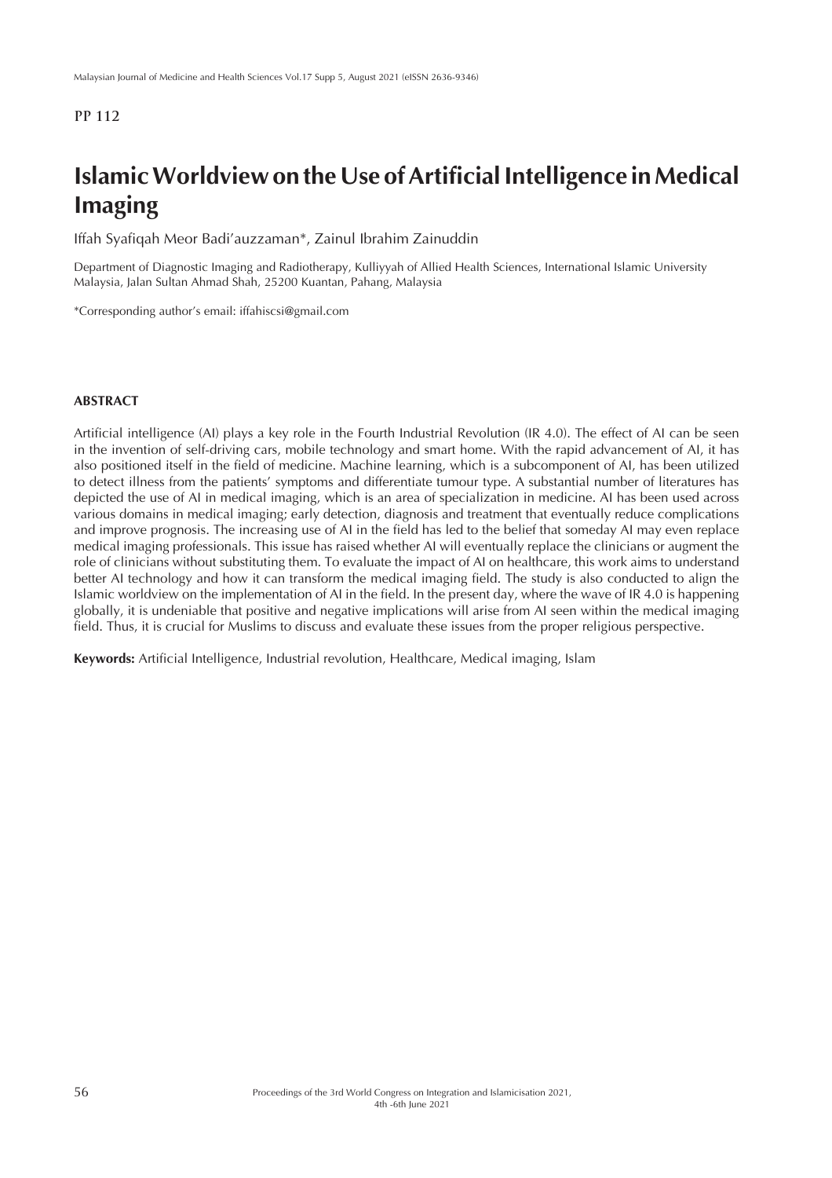PP 112

# Islamic Worldview on the Use of Artificial Intelligence in Medical Imaging

Iffah Syafiqah Meor Badi'auzzaman*, Zainul Ibrahim Zainuddin

Department of Diagnostic Imaging and Radiotherapy, Kulliyyah of Allied Health Sciences, International Islamic University Malaysia, Jalan Sultan Ahmad Shah, 25200 Kuantan, Pahang, Malaysia

*Corresponding author's email: iffahiscsi@gmail.com

## ABSTRACT

Artificial intelligence (AI) plays a key role in the Fourth Industrial Revolution (IR 4.0). The effect of AI can be seen in the invention of self-driving cars, mobile technology and smart home. With the rapid advancement of AI, it has also positioned itself in the field of medicine. Machine learning, which is a subcomponent of AI, has been utilized to detect illness from the patients' symptoms and differentiate tumour type. A substantial number of literatures has depicted the use of AI in medical imaging, which is an area of specialization in medicine. AI has been used across various domains in medical imaging; early detection, diagnosis and treatment that eventually reduce complications and improve prognosis. The increasing use of AI in the field has led to the belief that someday AI may even replace medical imaging professionals. This issue has raised whether AI will eventually replace the clinicians or augment the role of clinicians without substituting them. To evaluate the impact of AI on healthcare, this work aims to understand better AI technology and how it can transform the medical imaging field. The study is also conducted to align the Islamic worldview on the implementation of AI in the field. In the present day, where the wave of IR 4.0 is happening globally, it is undeniable that positive and negative implications will arise from AI seen within the medical imaging field. Thus, it is crucial for Muslims to discuss and evaluate these issues from the proper religious perspective.

**Keywords:** Artificial Intelligence, Industrial revolution, Healthcare, Medical imaging, Islam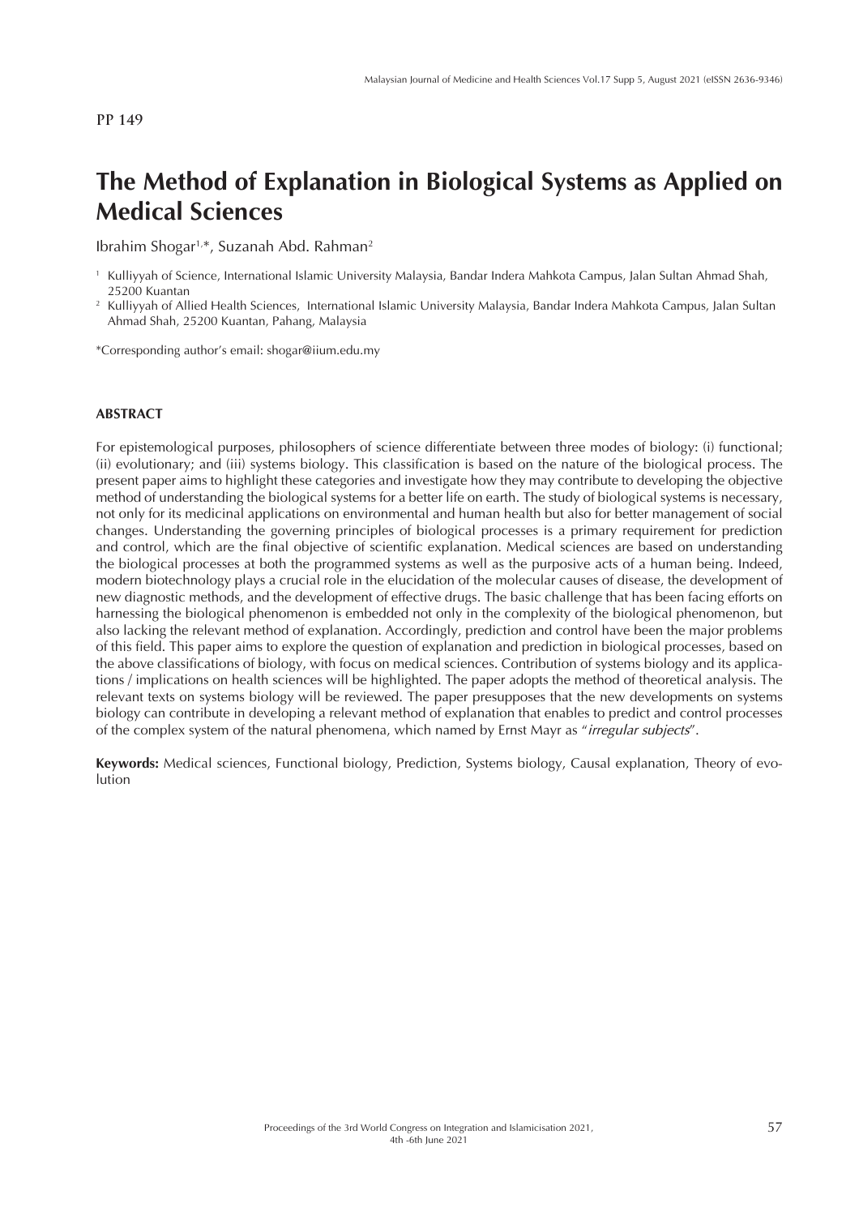PP 149

# The Method of Explanation in Biological Systems as Applied on Medical Sciences

Ibrahim Shogar[1,*], Suzanah Abd. Rahman[2]

[1] Kulliyyah of Science, International Islamic University Malaysia, Bandar Indera Mahkota Campus, Jalan Sultan Ahmad Shah, 25200 Kuantan

[2] Kulliyyah of Allied Health Sciences, International Islamic University Malaysia, Bandar Indera Mahkota Campus, Jalan Sultan Ahmad Shah, 25200 Kuantan, Pahang, Malaysia

*Corresponding author's email: shogar@iium.edu.my

## ABSTRACT

For epistemological purposes, philosophers of science differentiate between three modes of biology: (i) functional; (ii) evolutionary; and (iii) systems biology. This classification is based on the nature of the biological process. The present paper aims to highlight these categories and investigate how they may contribute to developing the objective method of understanding the biological systems for a better life on earth. The study of biological systems is necessary, not only for its medicinal applications on environmental and human health but also for better management of social changes. Understanding the governing principles of biological processes is a primary requirement for prediction and control, which are the final objective of scientific explanation. Medical sciences are based on understanding the biological processes at both the programmed systems as well as the purposive acts of a human being. Indeed, modern biotechnology plays a crucial role in the elucidation of the molecular causes of disease, the development of new diagnostic methods, and the development of effective drugs. The basic challenge that has been facing efforts on harnessing the biological phenomenon is embedded not only in the complexity of the biological phenomenon, but also lacking the relevant method of explanation. Accordingly, prediction and control have been the major problems of this field. This paper aims to explore the question of explanation and prediction in biological processes, based on the above classifications of biology, with focus on medical sciences. Contribution of systems biology and its applications / implications on health sciences will be highlighted. The paper adopts the method of theoretical analysis. The relevant texts on systems biology will be reviewed. The paper presupposes that the new developments on systems biology can contribute in developing a relevant method of explanation that enables to predict and control processes of the complex system of the natural phenomena, which named by Ernst Mayr as "*irregular subjects*".

**Keywords:** Medical sciences, Functional biology, Prediction, Systems biology, Causal explanation, Theory of evolution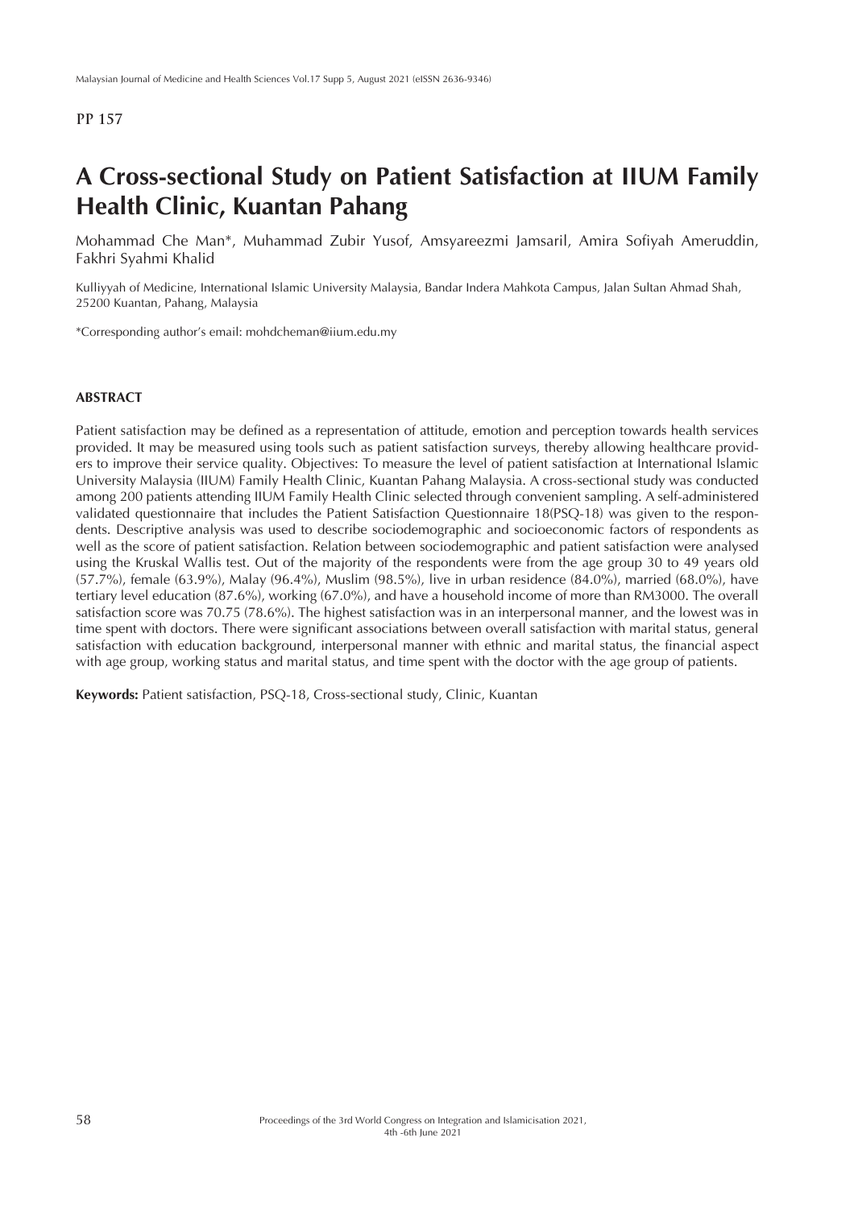PP 157

# A Cross-sectional Study on Patient Satisfaction at IIUM Family Health Clinic, Kuantan Pahang

Mohammad Che Man*, Muhammad Zubir Yusof, Amsyareezmi Jamsaril, Amira Sofiyah Ameruddin, Fakhri Syahmi Khalid

Kulliyyah of Medicine, International Islamic University Malaysia, Bandar Indera Mahkota Campus, Jalan Sultan Ahmad Shah, 25200 Kuantan, Pahang, Malaysia

*Corresponding author's email: mohdcheman@iium.edu.my

### ABSTRACT

Patient satisfaction may be defined as a representation of attitude, emotion and perception towards health services provided. It may be measured using tools such as patient satisfaction surveys, thereby allowing healthcare providers to improve their service quality. Objectives: To measure the level of patient satisfaction at International Islamic University Malaysia (IIUM) Family Health Clinic, Kuantan Pahang Malaysia. A cross-sectional study was conducted among 200 patients attending IIUM Family Health Clinic selected through convenient sampling. A self-administered validated questionnaire that includes the Patient Satisfaction Questionnaire 18(PSQ-18) was given to the respondents. Descriptive analysis was used to describe sociodemographic and socioeconomic factors of respondents as well as the score of patient satisfaction. Relation between sociodemographic and patient satisfaction were analysed using the Kruskal Wallis test. Out of the majority of the respondents were from the age group 30 to 49 years old (57.7%), female (63.9%), Malay (96.4%), Muslim (98.5%), live in urban residence (84.0%), married (68.0%), have tertiary level education (87.6%), working (67.0%), and have a household income of more than RM3000. The overall satisfaction score was 70.75 (78.6%). The highest satisfaction was in an interpersonal manner, and the lowest was in time spent with doctors. There were significant associations between overall satisfaction with marital status, general satisfaction with education background, interpersonal manner with ethnic and marital status, the financial aspect with age group, working status and marital status, and time spent with the doctor with the age group of patients.

**Keywords:** Patient satisfaction, PSQ-18, Cross-sectional study, Clinic, Kuantan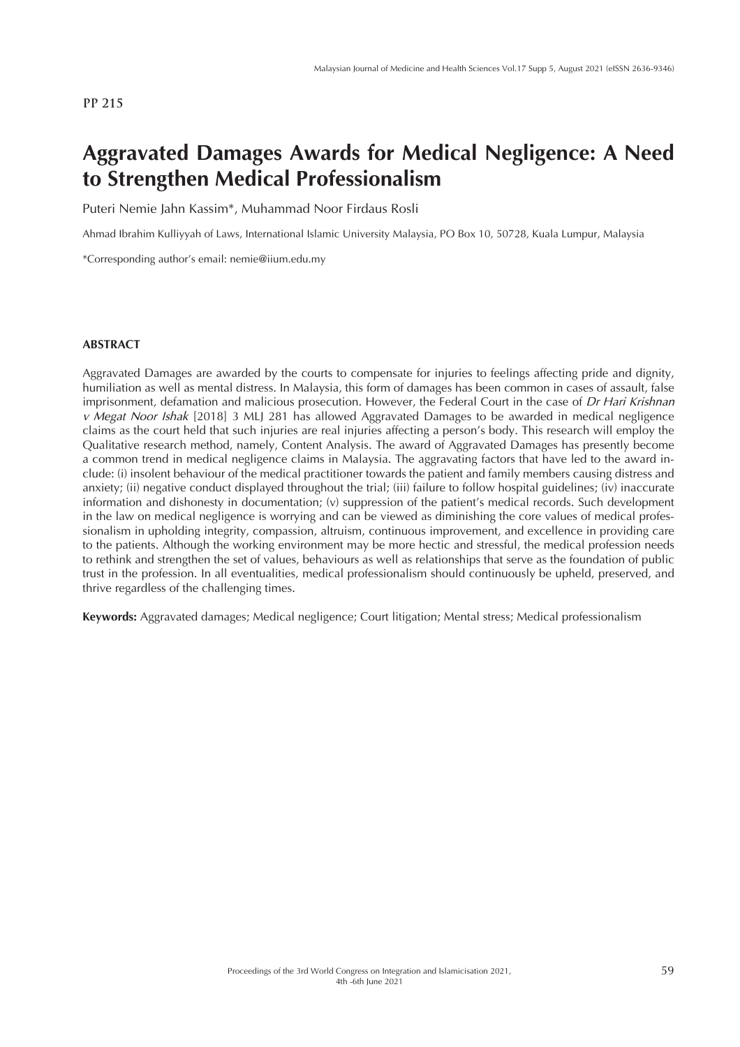PP 215

# Aggravated Damages Awards for Medical Negligence: A Need to Strengthen Medical Professionalism

Puteri Nemie Jahn Kassim*, Muhammad Noor Firdaus Rosli

Ahmad Ibrahim Kulliyyah of Laws, International Islamic University Malaysia, PO Box 10, 50728, Kuala Lumpur, Malaysia

*Corresponding author's email: nemie@iium.edu.my

## ABSTRACT

Aggravated Damages are awarded by the courts to compensate for injuries to feelings affecting pride and dignity, humiliation as well as mental distress. In Malaysia, this form of damages has been common in cases of assault, false imprisonment, defamation and malicious prosecution. However, the Federal Court in the case of *Dr Hari Krishnan v Megat Noor Ishak* [2018] 3 MLJ 281 has allowed Aggravated Damages to be awarded in medical negligence claims as the court held that such injuries are real injuries affecting a person's body. This research will employ the Qualitative research method, namely, Content Analysis. The award of Aggravated Damages has presently become a common trend in medical negligence claims in Malaysia. The aggravating factors that have led to the award include: (i) insolent behaviour of the medical practitioner towards the patient and family members causing distress and anxiety; (ii) negative conduct displayed throughout the trial; (iii) failure to follow hospital guidelines; (iv) inaccurate information and dishonesty in documentation; (v) suppression of the patient's medical records. Such development in the law on medical negligence is worrying and can be viewed as diminishing the core values of medical professionalism in upholding integrity, compassion, altruism, continuous improvement, and excellence in providing care to the patients. Although the working environment may be more hectic and stressful, the medical profession needs to rethink and strengthen the set of values, behaviours as well as relationships that serve as the foundation of public trust in the profession. In all eventualities, medical professionalism should continuously be upheld, preserved, and thrive regardless of the challenging times.

**Keywords:** Aggravated damages; Medical negligence; Court litigation; Mental stress; Medical professionalism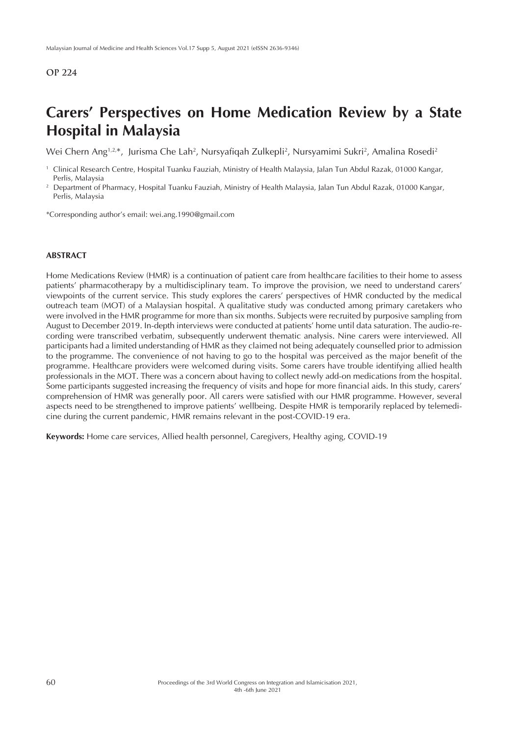**OP 224**

# Carers' Perspectives on Home Medication Review by a State Hospital in Malaysia

Wei Chern Ang[1,2,*], Jurisma Che Lah[2], Nursyafiqah Zulkepli[2], Nursyamimi Sukri[2], Amalina Rosedi[2]

[1] Clinical Research Centre, Hospital Tuanku Fauziah, Ministry of Health Malaysia, Jalan Tun Abdul Razak, 01000 Kangar, Perlis, Malaysia

[2] Department of Pharmacy, Hospital Tuanku Fauziah, Ministry of Health Malaysia, Jalan Tun Abdul Razak, 01000 Kangar, Perlis, Malaysia

*Corresponding author's email: wei.ang.1990@gmail.com

## ABSTRACT

Home Medications Review (HMR) is a continuation of patient care from healthcare facilities to their home to assess patients' pharmacotherapy by a multidisciplinary team. To improve the provision, we need to understand carers' viewpoints of the current service. This study explores the carers' perspectives of HMR conducted by the medical outreach team (MOT) of a Malaysian hospital. A qualitative study was conducted among primary caretakers who were involved in the HMR programme for more than six months. Subjects were recruited by purposive sampling from August to December 2019. In-depth interviews were conducted at patients' home until data saturation. The audio-recording were transcribed verbatim, subsequently underwent thematic analysis. Nine carers were interviewed. All participants had a limited understanding of HMR as they claimed not being adequately counselled prior to admission to the programme. The convenience of not having to go to the hospital was perceived as the major benefit of the programme. Healthcare providers were welcomed during visits. Some carers have trouble identifying allied health professionals in the MOT. There was a concern about having to collect newly add-on medications from the hospital. Some participants suggested increasing the frequency of visits and hope for more financial aids. In this study, carers' comprehension of HMR was generally poor. All carers were satisfied with our HMR programme. However, several aspects need to be strengthened to improve patients' wellbeing. Despite HMR is temporarily replaced by telemedicine during the current pandemic, HMR remains relevant in the post-COVID-19 era.

**Keywords:** Home care services, Allied health personnel, Caregivers, Healthy aging, COVID-19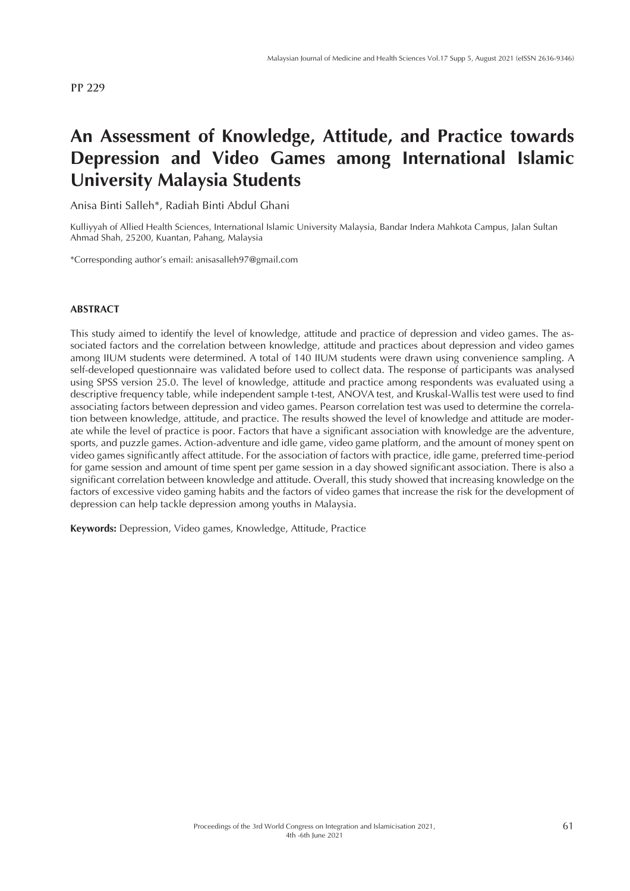PP 229

# An Assessment of Knowledge, Attitude, and Practice towards Depression and Video Games among International Islamic University Malaysia Students

Anisa Binti Salleh*, Radiah Binti Abdul Ghani

Kulliyyah of Allied Health Sciences, International Islamic University Malaysia, Bandar Indera Mahkota Campus, Jalan Sultan Ahmad Shah, 25200, Kuantan, Pahang, Malaysia

*Corresponding author's email: anisasalleh97@gmail.com

## ABSTRACT

This study aimed to identify the level of knowledge, attitude and practice of depression and video games. The associated factors and the correlation between knowledge, attitude and practices about depression and video games among IIUM students were determined. A total of 140 IIUM students were drawn using convenience sampling. A self-developed questionnaire was validated before used to collect data. The response of participants was analysed using SPSS version 25.0. The level of knowledge, attitude and practice among respondents was evaluated using a descriptive frequency table, while independent sample t-test, ANOVA test, and Kruskal-Wallis test were used to find associating factors between depression and video games. Pearson correlation test was used to determine the correlation between knowledge, attitude, and practice. The results showed the level of knowledge and attitude are moderate while the level of practice is poor. Factors that have a significant association with knowledge are the adventure, sports, and puzzle games. Action-adventure and idle game, video game platform, and the amount of money spent on video games significantly affect attitude. For the association of factors with practice, idle game, preferred time-period for game session and amount of time spent per game session in a day showed significant association. There is also a significant correlation between knowledge and attitude. Overall, this study showed that increasing knowledge on the factors of excessive video gaming habits and the factors of video games that increase the risk for the development of depression can help tackle depression among youths in Malaysia.

**Keywords:** Depression, Video games, Knowledge, Attitude, Practice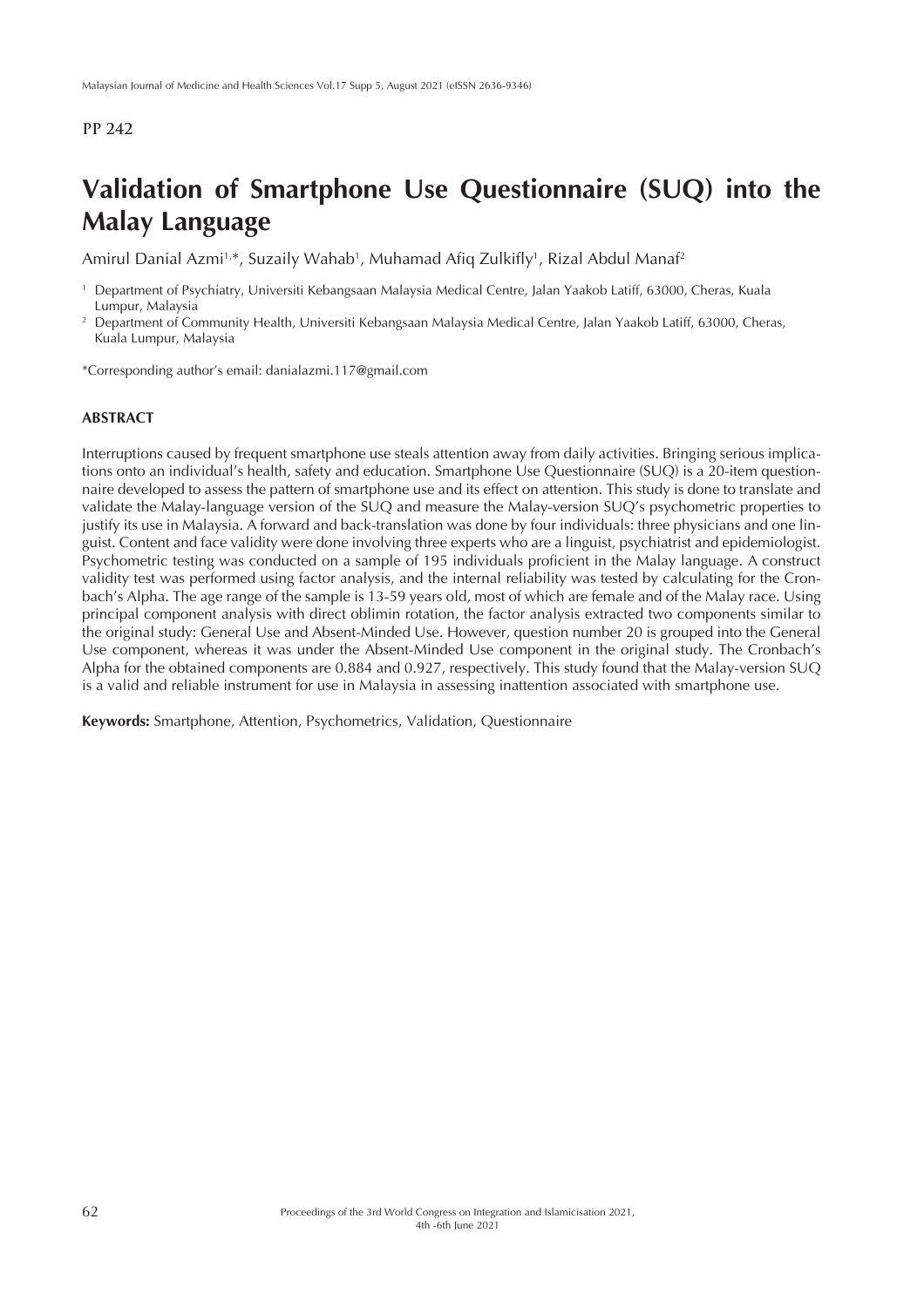PP 242

# Validation of Smartphone Use Questionnaire (SUQ) into the Malay Language

Amirul Danial Azmi[1,*], Suzaily Wahab[1], Muhamad Afiq Zulkifly[1], Rizal Abdul Manaf[2]

[1] Department of Psychiatry, Universiti Kebangsaan Malaysia Medical Centre, Jalan Yaakob Latiff, 63000, Cheras, Kuala Lumpur, Malaysia

[2] Department of Community Health, Universiti Kebangsaan Malaysia Medical Centre, Jalan Yaakob Latiff, 63000, Cheras, Kuala Lumpur, Malaysia

*Corresponding author's email: danialazmi.117@gmail.com

## ABSTRACT

Interruptions caused by frequent smartphone use steals attention away from daily activities. Bringing serious implications onto an individual's health, safety and education. Smartphone Use Questionnaire (SUQ) is a 20-item questionnaire developed to assess the pattern of smartphone use and its effect on attention. This study is done to translate and validate the Malay-language version of the SUQ and measure the Malay-version SUQ's psychometric properties to justify its use in Malaysia. A forward and back-translation was done by four individuals: three physicians and one linguist. Content and face validity were done involving three experts who are a linguist, psychiatrist and epidemiologist. Psychometric testing was conducted on a sample of 195 individuals proficient in the Malay language. A construct validity test was performed using factor analysis, and the internal reliability was tested by calculating for the Cronbach's Alpha. The age range of the sample is 13-59 years old, most of which are female and of the Malay race. Using principal component analysis with direct oblimin rotation, the factor analysis extracted two components similar to the original study: General Use and Absent-Minded Use. However, question number 20 is grouped into the General Use component, whereas it was under the Absent-Minded Use component in the original study. The Cronbach's Alpha for the obtained components are 0.884 and 0.927, respectively. This study found that the Malay-version SUQ is a valid and reliable instrument for use in Malaysia in assessing inattention associated with smartphone use.

**Keywords:** Smartphone, Attention, Psychometrics, Validation, Questionnaire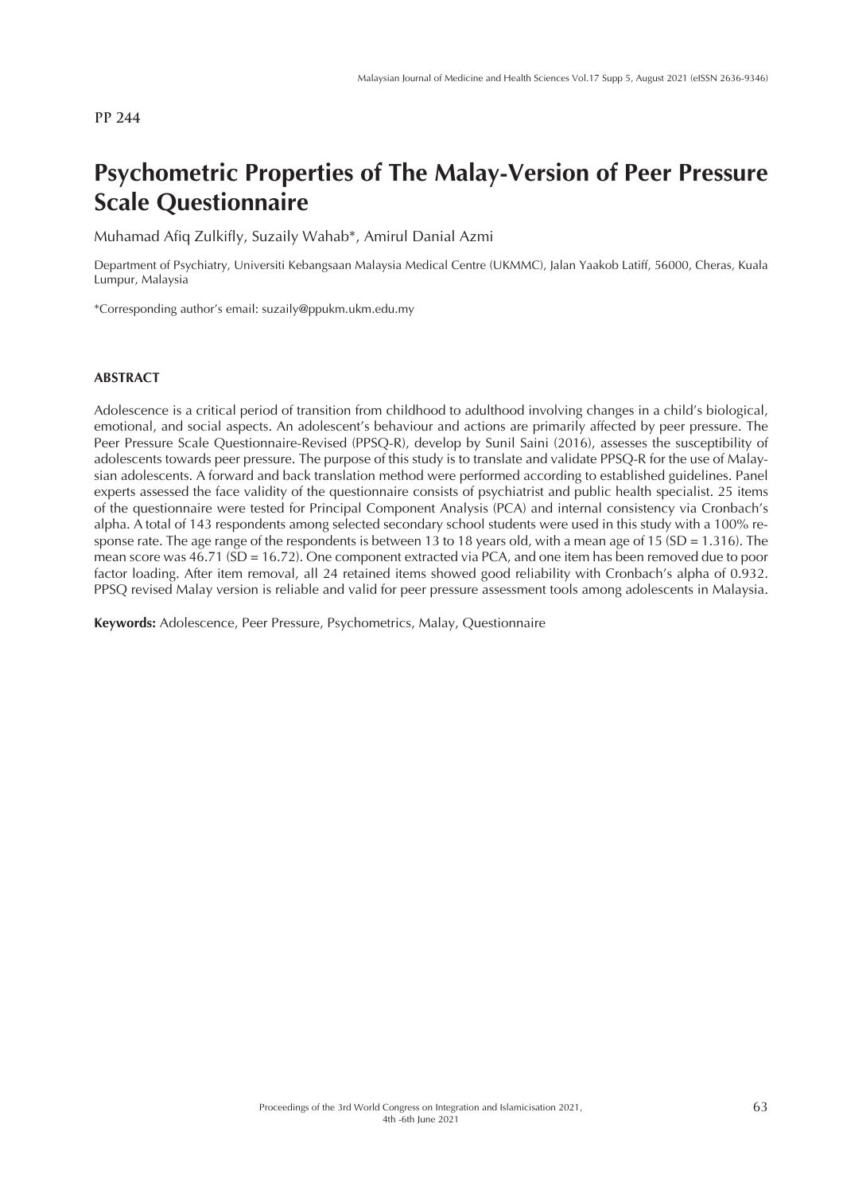PP 244

# Psychometric Properties of The Malay-Version of Peer Pressure Scale Questionnaire

Muhamad Afiq Zulkifly, Suzaily Wahab*, Amirul Danial Azmi

Department of Psychiatry, Universiti Kebangsaan Malaysia Medical Centre (UKMMC), Jalan Yaakob Latiff, 56000, Cheras, Kuala Lumpur, Malaysia

*Corresponding author's email: suzaily@ppukm.ukm.edu.my

## ABSTRACT

Adolescence is a critical period of transition from childhood to adulthood involving changes in a child's biological, emotional, and social aspects. An adolescent's behaviour and actions are primarily affected by peer pressure. The Peer Pressure Scale Questionnaire-Revised (PPSQ-R), develop by Sunil Saini (2016), assesses the susceptibility of adolescents towards peer pressure. The purpose of this study is to translate and validate PPSQ-R for the use of Malaysian adolescents. A forward and back translation method were performed according to established guidelines. Panel experts assessed the face validity of the questionnaire consists of psychiatrist and public health specialist. 25 items of the questionnaire were tested for Principal Component Analysis (PCA) and internal consistency via Cronbach's alpha. A total of 143 respondents among selected secondary school students were used in this study with a 100% response rate. The age range of the respondents is between 13 to 18 years old, with a mean age of 15 (SD = 1.316). The mean score was 46.71 (SD = 16.72). One component extracted via PCA, and one item has been removed due to poor factor loading. After item removal, all 24 retained items showed good reliability with Cronbach's alpha of 0.932. PPSQ revised Malay version is reliable and valid for peer pressure assessment tools among adolescents in Malaysia.

**Keywords:** Adolescence, Peer Pressure, Psychometrics, Malay, Questionnaire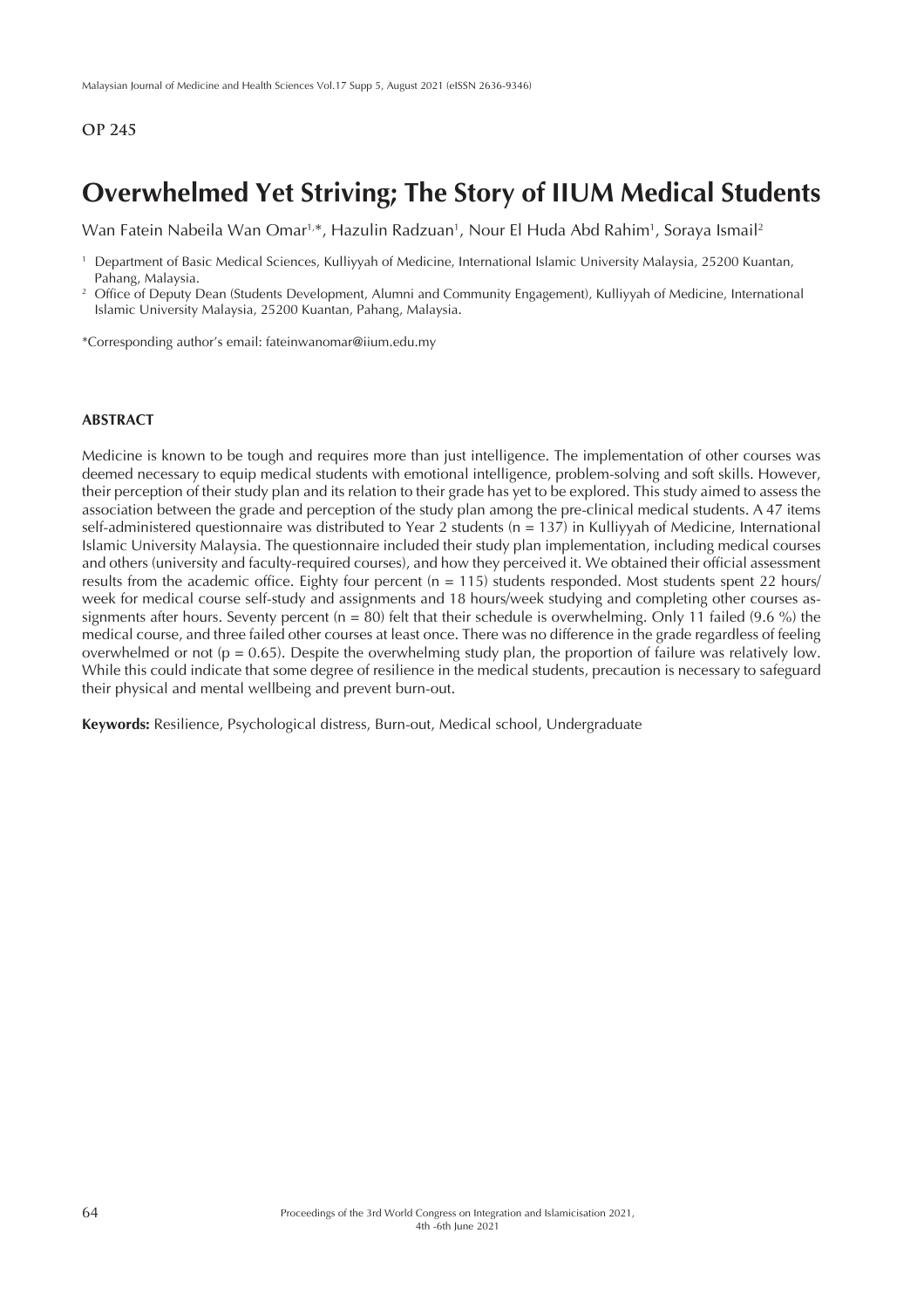**OP 245**

# Overwhelmed Yet Striving; The Story of IIUM Medical Students

Wan Fatein Nabeila Wan Omar[1,*], Hazulin Radzuan[1], Nour El Huda Abd Rahim[1], Soraya Ismail[2]

[1] Department of Basic Medical Sciences, Kulliyyah of Medicine, International Islamic University Malaysia, 25200 Kuantan, Pahang, Malaysia.

[2] Office of Deputy Dean (Students Development, Alumni and Community Engagement), Kulliyyah of Medicine, International Islamic University Malaysia, 25200 Kuantan, Pahang, Malaysia.

*Corresponding author's email: fateinwanomar@iium.edu.my

## ABSTRACT

Medicine is known to be tough and requires more than just intelligence. The implementation of other courses was deemed necessary to equip medical students with emotional intelligence, problem-solving and soft skills. However, their perception of their study plan and its relation to their grade has yet to be explored. This study aimed to assess the association between the grade and perception of the study plan among the pre-clinical medical students. A 47 items self-administered questionnaire was distributed to Year 2 students (n = 137) in Kulliyyah of Medicine, International Islamic University Malaysia. The questionnaire included their study plan implementation, including medical courses and others (university and faculty-required courses), and how they perceived it. We obtained their official assessment results from the academic office. Eighty four percent (n = 115) students responded. Most students spent 22 hours/week for medical course self-study and assignments and 18 hours/week studying and completing other courses assignments after hours. Seventy percent (n = 80) felt that their schedule is overwhelming. Only 11 failed (9.6 %) the medical course, and three failed other courses at least once. There was no difference in the grade regardless of feeling overwhelmed or not ($p = 0.65$). Despite the overwhelming study plan, the proportion of failure was relatively low. While this could indicate that some degree of resilience in the medical students, precaution is necessary to safeguard their physical and mental wellbeing and prevent burn-out.

**Keywords:** Resilience, Psychological distress, Burn-out, Medical school, Undergraduate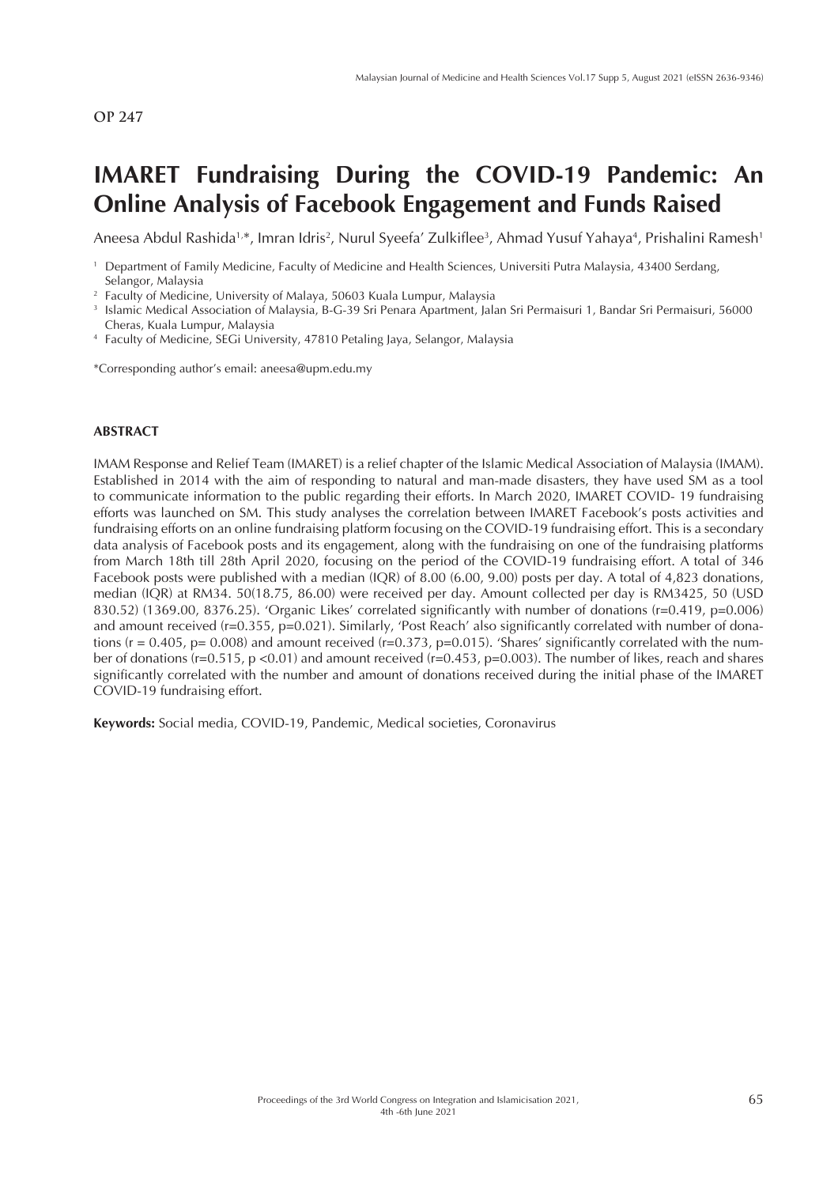OP 247

# IMARET Fundraising During the COVID-19 Pandemic: An Online Analysis of Facebook Engagement and Funds Raised

Aneesa Abdul Rashida[1,*], Imran Idris[2], Nurul Syeefa' Zulkiflee[3], Ahmad Yusuf Yahaya[4], Prishalini Ramesh[1]

[1] Department of Family Medicine, Faculty of Medicine and Health Sciences, Universiti Putra Malaysia, 43400 Serdang, Selangor, Malaysia

[2] Faculty of Medicine, University of Malaya, 50603 Kuala Lumpur, Malaysia

[3] Islamic Medical Association of Malaysia, B-G-39 Sri Penara Apartment, Jalan Sri Permaisuri 1, Bandar Sri Permaisuri, 56000 Cheras, Kuala Lumpur, Malaysia

[4] Faculty of Medicine, SEGi University, 47810 Petaling Jaya, Selangor, Malaysia

*Corresponding author's email: aneesa@upm.edu.my

## ABSTRACT

IMAM Response and Relief Team (IMARET) is a relief chapter of the Islamic Medical Association of Malaysia (IMAM). Established in 2014 with the aim of responding to natural and man-made disasters, they have used SM as a tool to communicate information to the public regarding their efforts. In March 2020, IMARET COVID- 19 fundraising efforts was launched on SM. This study analyses the correlation between IMARET Facebook's posts activities and fundraising efforts on an online fundraising platform focusing on the COVID-19 fundraising effort. This is a secondary data analysis of Facebook posts and its engagement, along with the fundraising on one of the fundraising platforms from March 18th till 28th April 2020, focusing on the period of the COVID-19 fundraising effort. A total of 346 Facebook posts were published with a median (IQR) of 8.00 (6.00, 9.00) posts per day. A total of 4,823 donations, median (IQR) at RM34. 50(18.75, 86.00) were received per day. Amount collected per day is RM3425, 50 (USD 830.52) (1369.00, 8376.25). 'Organic Likes' correlated significantly with number of donations (r=0.419, p=0.006) and amount received (r=0.355, p=0.021). Similarly, 'Post Reach' also significantly correlated with number of donations (r = 0.405, p= 0.008) and amount received (r=0.373, p=0.015). 'Shares' significantly correlated with the number of donations (r=0.515, p <0.01) and amount received (r=0.453, p=0.003). The number of likes, reach and shares significantly correlated with the number and amount of donations received during the initial phase of the IMARET COVID-19 fundraising effort.

**Keywords:** Social media, COVID-19, Pandemic, Medical societies, Coronavirus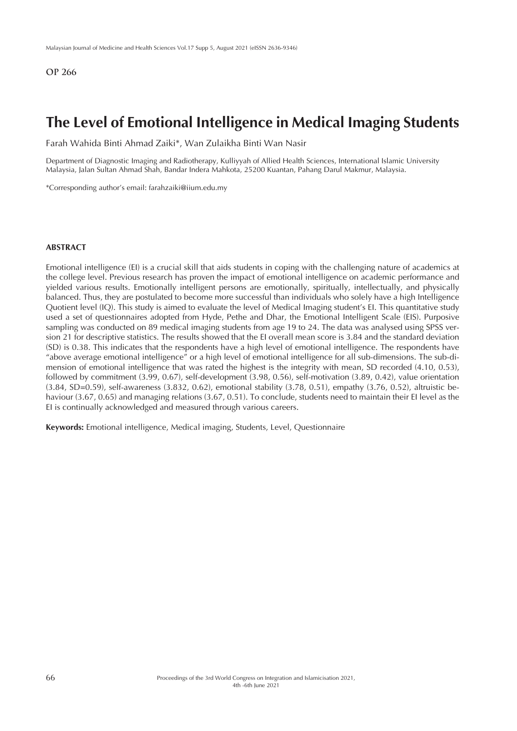**OP 266**

# The Level of Emotional Intelligence in Medical Imaging Students

Farah Wahida Binti Ahmad Zaiki*, Wan Zulaikha Binti Wan Nasir

Department of Diagnostic Imaging and Radiotherapy, Kulliyyah of Allied Health Sciences, International Islamic University Malaysia, Jalan Sultan Ahmad Shah, Bandar Indera Mahkota, 25200 Kuantan, Pahang Darul Makmur, Malaysia.

*Corresponding author's email: farahzaiki@iium.edu.my

## ABSTRACT

Emotional intelligence (EI) is a crucial skill that aids students in coping with the challenging nature of academics at the college level. Previous research has proven the impact of emotional intelligence on academic performance and yielded various results. Emotionally intelligent persons are emotionally, spiritually, intellectually, and physically balanced. Thus, they are postulated to become more successful than individuals who solely have a high Intelligence Quotient level (IQ). This study is aimed to evaluate the level of Medical Imaging student's EI. This quantitative study used a set of questionnaires adopted from Hyde, Pethe and Dhar, the Emotional Intelligent Scale (EIS). Purposive sampling was conducted on 89 medical imaging students from age 19 to 24. The data was analysed using SPSS version 21 for descriptive statistics. The results showed that the EI overall mean score is 3.84 and the standard deviation (SD) is 0.38. This indicates that the respondents have a high level of emotional intelligence. The respondents have "above average emotional intelligence" or a high level of emotional intelligence for all sub-dimensions. The sub-dimension of emotional intelligence that was rated the highest is the integrity with mean, SD recorded (4.10, 0.53), followed by commitment (3.99, 0.67), self-development (3.98, 0.56), self-motivation (3.89, 0.42), value orientation (3.84, SD=0.59), self-awareness (3.832, 0.62), emotional stability (3.78, 0.51), empathy (3.76, 0.52), altruistic behaviour (3.67, 0.65) and managing relations (3.67, 0.51). To conclude, students need to maintain their EI level as the EI is continually acknowledged and measured through various careers.

**Keywords:** Emotional intelligence, Medical imaging, Students, Level, Questionnaire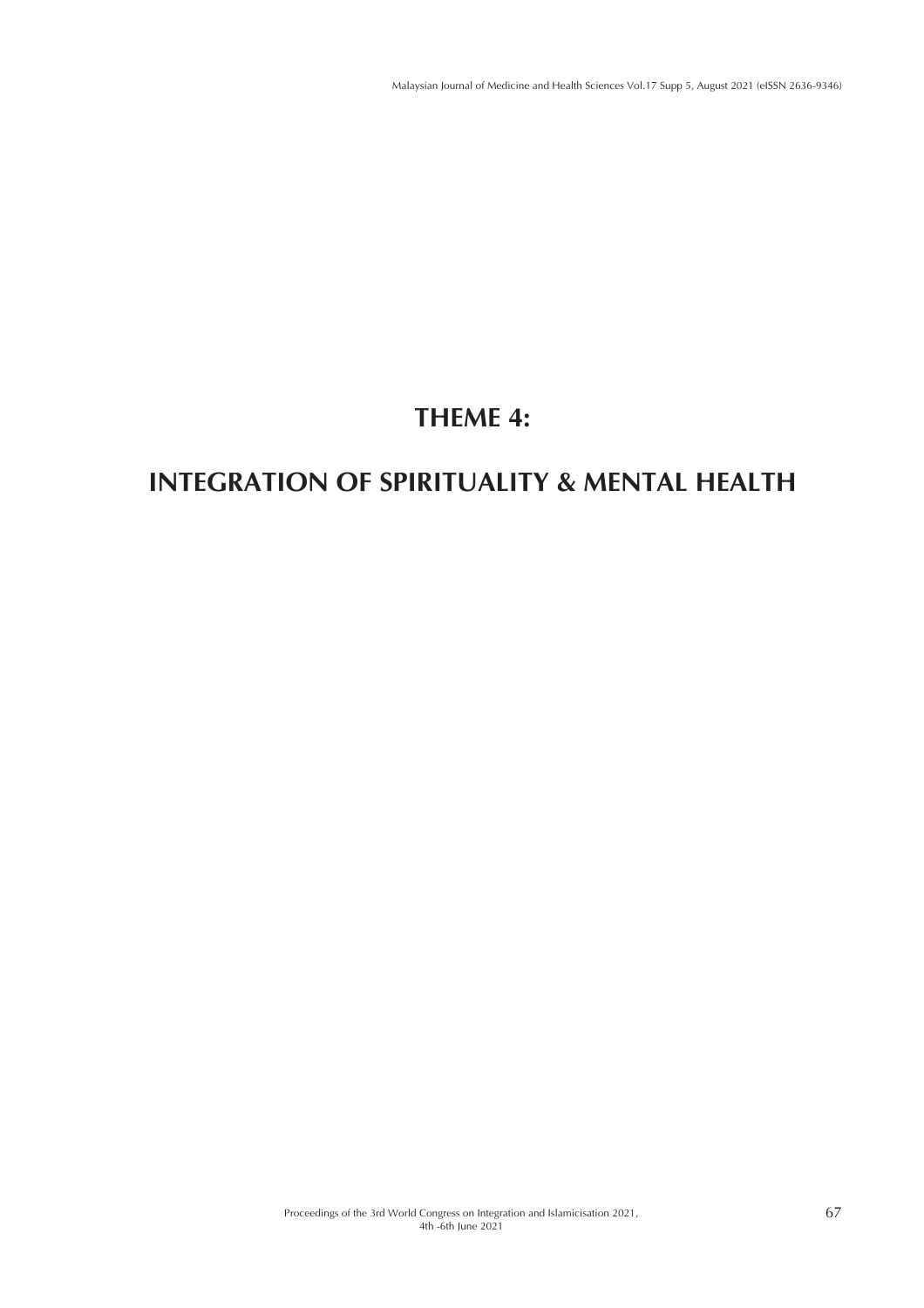# THEME 4:

# INTEGRATION OF SPIRITUALITY & MENTAL HEALTH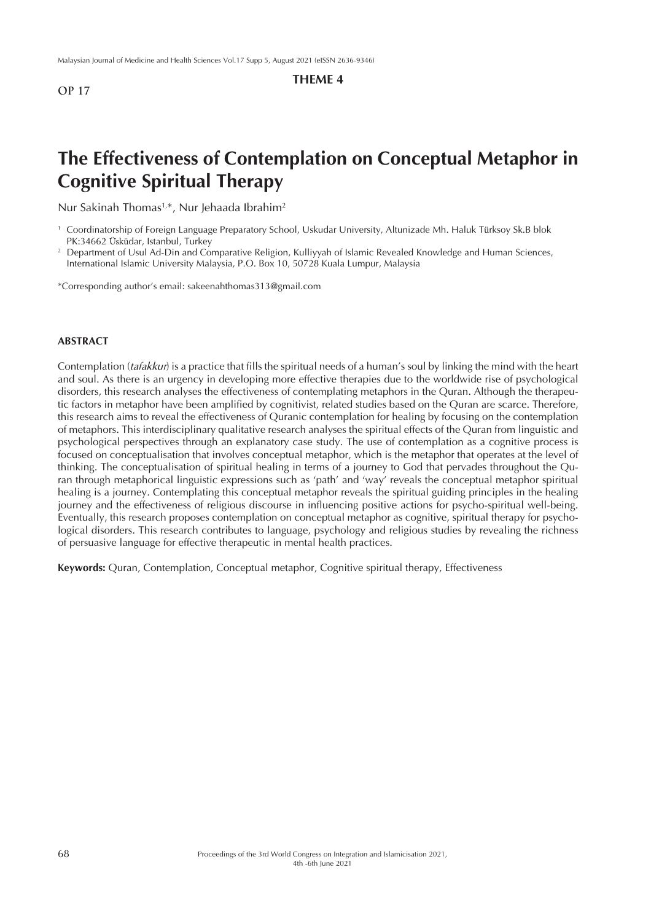**THEME 4**

**OP 17**

# The Effectiveness of Contemplation on Conceptual Metaphor in Cognitive Spiritual Therapy

Nur Sakinah Thomas[1,*], Nur Jehaada Ibrahim[2]

[1] Coordinatorship of Foreign Language Preparatory School, Uskudar University, Altunizade Mh. Haluk Türksoy Sk.B blok PK:34662 Üsküdar, Istanbul, Turkey

[2] Department of Usul Ad-Din and Comparative Religion, Kulliyyah of Islamic Revealed Knowledge and Human Sciences, International Islamic University Malaysia, P.O. Box 10, 50728 Kuala Lumpur, Malaysia

*Corresponding author's email: sakeenahthomas313@gmail.com

## ABSTRACT

Contemplation (*tafakkur*) is a practice that fills the spiritual needs of a human's soul by linking the mind with the heart and soul. As there is an urgency in developing more effective therapies due to the worldwide rise of psychological disorders, this research analyses the effectiveness of contemplating metaphors in the Quran. Although the therapeutic factors in metaphor have been amplified by cognitivist, related studies based on the Quran are scarce. Therefore, this research aims to reveal the effectiveness of Quranic contemplation for healing by focusing on the contemplation of metaphors. This interdisciplinary qualitative research analyses the spiritual effects of the Quran from linguistic and psychological perspectives through an explanatory case study. The use of contemplation as a cognitive process is focused on conceptualisation that involves conceptual metaphor, which is the metaphor that operates at the level of thinking. The conceptualisation of spiritual healing in terms of a journey to God that pervades throughout the Quran through metaphorical linguistic expressions such as 'path' and 'way' reveals the conceptual metaphor spiritual healing is a journey. Contemplating this conceptual metaphor reveals the spiritual guiding principles in the healing journey and the effectiveness of religious discourse in influencing positive actions for psycho-spiritual well-being. Eventually, this research proposes contemplation on conceptual metaphor as cognitive, spiritual therapy for psychological disorders. This research contributes to language, psychology and religious studies by revealing the richness of persuasive language for effective therapeutic in mental health practices.

**Keywords:** Quran, Contemplation, Conceptual metaphor, Cognitive spiritual therapy, Effectiveness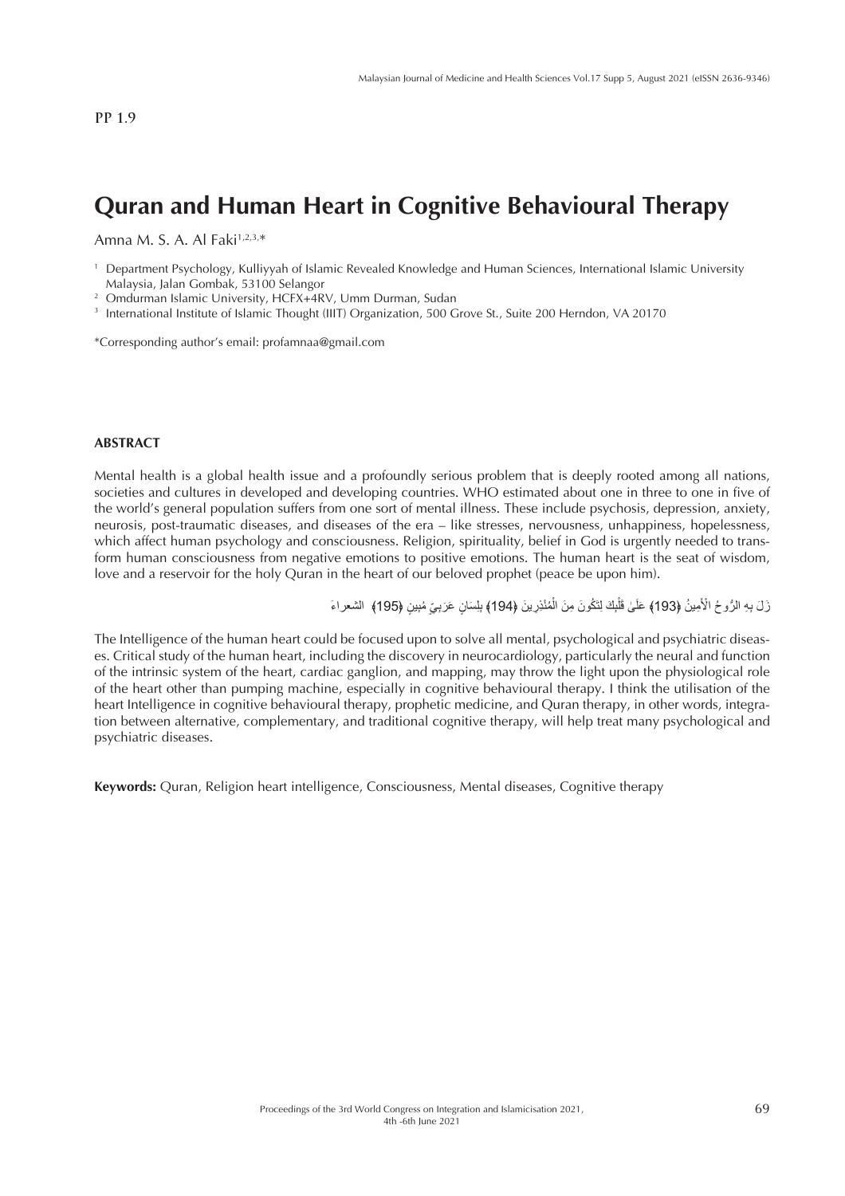PP 1.9

# Quran and Human Heart in Cognitive Behavioural Therapy

Amna M. S. A. Al Faki[1,2,3,*]

[1] Department Psychology, Kulliyyah of Islamic Revealed Knowledge and Human Sciences, International Islamic University Malaysia, Jalan Gombak, 53100 Selangor
[2] Omdurman Islamic University, HCFX+4RV, Umm Durman, Sudan
[3] International Institute of Islamic Thought (IIIT) Organization, 500 Grove St., Suite 200 Herndon, VA 20170

*Corresponding author's email: profamnaa@gmail.com

#### ABSTRACT

Mental health is a global health issue and a profoundly serious problem that is deeply rooted among all nations, societies and cultures in developed and developing countries. WHO estimated about one in three to one in five of the world's general population suffers from one sort of mental illness. These include psychosis, depression, anxiety, neurosis, post-traumatic diseases, and diseases of the era – like stresses, nervousness, unhappiness, hopelessness, which affect human psychology and consciousness. Religion, spirituality, belief in God is urgently needed to transform human consciousness from negative emotions to positive emotions. The human heart is the seat of wisdom, love and a reservoir for the holy Quran in the heart of our beloved prophet (peace be upon him).

زَلَ بِهِ الرُّوحُ الْأَمِينُ ﴿193﴾ عَلَىٰ قَلْبِكَ لِتَكُونَ مِنَ الْمُنْذِرِينَ ﴿194﴾ بِلِسَانٍ عَرَبِيٍّ مُبِينٍ ﴿195﴾ الشعراء

The Intelligence of the human heart could be focused upon to solve all mental, psychological and psychiatric diseases. Critical study of the human heart, including the discovery in neurocardiology, particularly the neural and function of the intrinsic system of the heart, cardiac ganglion, and mapping, may throw the light upon the physiological role of the heart other than pumping machine, especially in cognitive behavioural therapy. I think the utilisation of the heart Intelligence in cognitive behavioural therapy, prophetic medicine, and Quran therapy, in other words, integration between alternative, complementary, and traditional cognitive therapy, will help treat many psychological and psychiatric diseases.

**Keywords:** Quran, Religion heart intelligence, Consciousness, Mental diseases, Cognitive therapy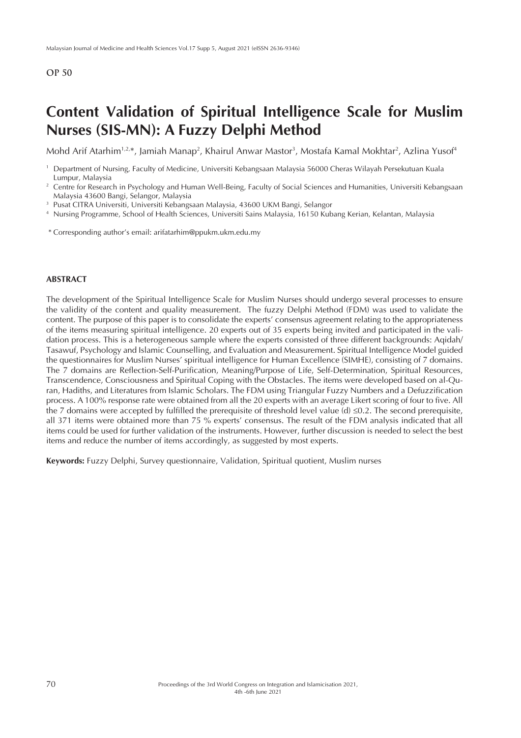OP 50

# Content Validation of Spiritual Intelligence Scale for Muslim Nurses (SIS-MN): A Fuzzy Delphi Method

Mohd Arif Atarhim[1,2,*], Jamiah Manap[2], Khairul Anwar Mastor[3], Mostafa Kamal Mokhtar[2], Azlina Yusof[4]

[1] Department of Nursing, Faculty of Medicine, Universiti Kebangsaan Malaysia 56000 Cheras Wilayah Persekutuan Kuala Lumpur, Malaysia

[2] Centre for Research in Psychology and Human Well-Being, Faculty of Social Sciences and Humanities, Universiti Kebangsaan Malaysia 43600 Bangi, Selangor, Malaysia

[3] Pusat CITRA Universiti, Universiti Kebangsaan Malaysia, 43600 UKM Bangi, Selangor

[4] Nursing Programme, School of Health Sciences, Universiti Sains Malaysia, 16150 Kubang Kerian, Kelantan, Malaysia

\* Corresponding author's email: arifatarhim@ppukm.ukm.edu.my

## ABSTRACT

The development of the Spiritual Intelligence Scale for Muslim Nurses should undergo several processes to ensure the validity of the content and quality measurement. The fuzzy Delphi Method (FDM) was used to validate the content. The purpose of this paper is to consolidate the experts' consensus agreement relating to the appropriateness of the items measuring spiritual intelligence. 20 experts out of 35 experts being invited and participated in the validation process. This is a heterogeneous sample where the experts consisted of three different backgrounds: Aqidah/Tasawuf, Psychology and Islamic Counselling, and Evaluation and Measurement. Spiritual Intelligence Model guided the questionnaires for Muslim Nurses' spiritual intelligence for Human Excellence (SIMHE), consisting of 7 domains. The 7 domains are Reflection-Self-Purification, Meaning/Purpose of Life, Self-Determination, Spiritual Resources, Transcendence, Consciousness and Spiritual Coping with the Obstacles. The items were developed based on al-Quran, Hadiths, and Literatures from Islamic Scholars. The FDM using Triangular Fuzzy Numbers and a Defuzzification process. A 100% response rate were obtained from all the 20 experts with an average Likert scoring of four to five. All the 7 domains were accepted by fulfilled the prerequisite of threshold level value (d) $\leq 0.2$. The second prerequisite, all 371 items were obtained more than 75 % experts' consensus. The result of the FDM analysis indicated that all items could be used for further validation of the instruments. However, further discussion is needed to select the best items and reduce the number of items accordingly, as suggested by most experts.

**Keywords:** Fuzzy Delphi, Survey questionnaire, Validation, Spiritual quotient, Muslim nurses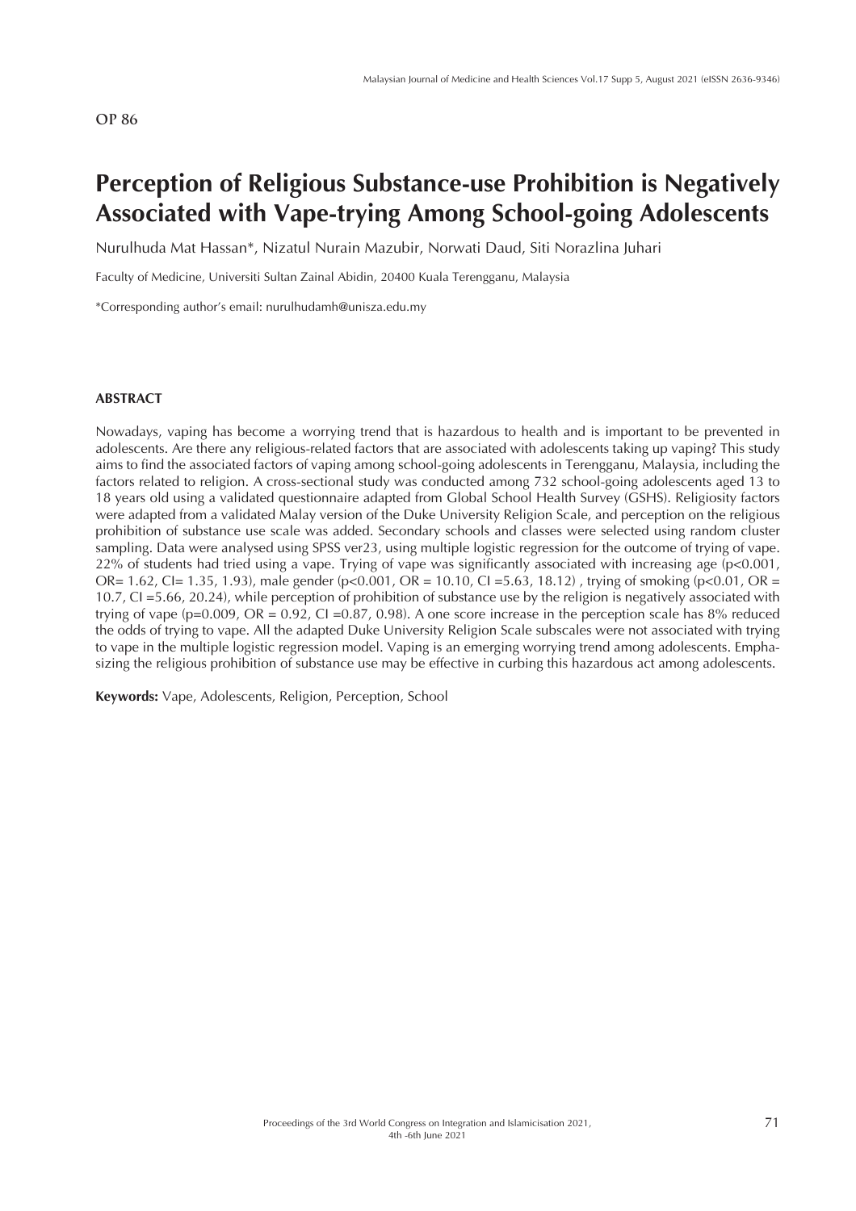OP 86

# Perception of Religious Substance-use Prohibition is Negatively Associated with Vape-trying Among School-going Adolescents

Nurulhuda Mat Hassan*, Nizatul Nurain Mazubir, Norwati Daud, Siti Norazlina Juhari

Faculty of Medicine, Universiti Sultan Zainal Abidin, 20400 Kuala Terengganu, Malaysia

*Corresponding author's email: nurulhudamh@unisza.edu.my

## ABSTRACT

Nowadays, vaping has become a worrying trend that is hazardous to health and is important to be prevented in adolescents. Are there any religious-related factors that are associated with adolescents taking up vaping? This study aims to find the associated factors of vaping among school-going adolescents in Terengganu, Malaysia, including the factors related to religion. A cross-sectional study was conducted among 732 school-going adolescents aged 13 to 18 years old using a validated questionnaire adapted from Global School Health Survey (GSHS). Religiosity factors were adapted from a validated Malay version of the Duke University Religion Scale, and perception on the religious prohibition of substance use scale was added. Secondary schools and classes were selected using random cluster sampling. Data were analysed using SPSS ver23, using multiple logistic regression for the outcome of trying of vape. 22% of students had tried using a vape. Trying of vape was significantly associated with increasing age ($p<0.001$, OR= 1.62, CI= 1.35, 1.93), male gender ($p<0.001$, OR = 10.10, CI =5.63, 18.12) , trying of smoking ($p<0.01$, OR = 10.7, CI =5.66, 20.24), while perception of prohibition of substance use by the religion is negatively associated with trying of vape ($p=0.009$, OR = 0.92, CI =0.87, 0.98). A one score increase in the perception scale has 8% reduced the odds of trying to vape. All the adapted Duke University Religion Scale subscales were not associated with trying to vape in the multiple logistic regression model. Vaping is an emerging worrying trend among adolescents. Emphasizing the religious prohibition of substance use may be effective in curbing this hazardous act among adolescents.

**Keywords:** Vape, Adolescents, Religion, Perception, School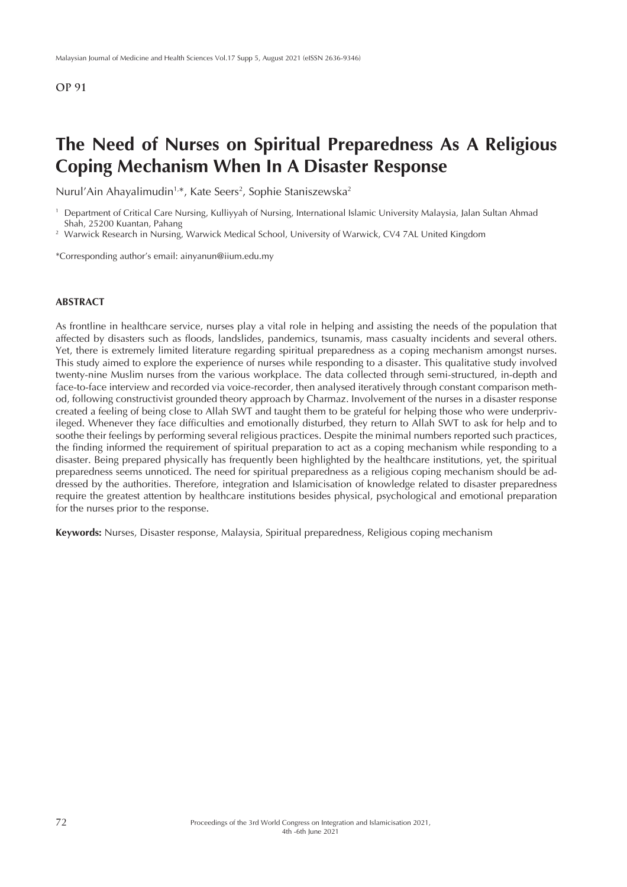OP 91

# The Need of Nurses on Spiritual Preparedness As A Religious Coping Mechanism When In A Disaster Response

Nurul'Ain Ahayalimudin[1,*], Kate Seers[2], Sophie Staniszewska[2]

[1] Department of Critical Care Nursing, Kulliyyah of Nursing, International Islamic University Malaysia, Jalan Sultan Ahmad Shah, 25200 Kuantan, Pahang
[2] Warwick Research in Nursing, Warwick Medical School, University of Warwick, CV4 7AL United Kingdom

*Corresponding author's email: ainyanun@iium.edu.my

## ABSTRACT

As frontline in healthcare service, nurses play a vital role in helping and assisting the needs of the population that affected by disasters such as floods, landslides, pandemics, tsunamis, mass casualty incidents and several others. Yet, there is extremely limited literature regarding spiritual preparedness as a coping mechanism amongst nurses. This study aimed to explore the experience of nurses while responding to a disaster. This qualitative study involved twenty-nine Muslim nurses from the various workplace. The data collected through semi-structured, in-depth and face-to-face interview and recorded via voice-recorder, then analysed iteratively through constant comparison method, following constructivist grounded theory approach by Charmaz. Involvement of the nurses in a disaster response created a feeling of being close to Allah SWT and taught them to be grateful for helping those who were underprivileged. Whenever they face difficulties and emotionally disturbed, they return to Allah SWT to ask for help and to soothe their feelings by performing several religious practices. Despite the minimal numbers reported such practices, the finding informed the requirement of spiritual preparation to act as a coping mechanism while responding to a disaster. Being prepared physically has frequently been highlighted by the healthcare institutions, yet, the spiritual preparedness seems unnoticed. The need for spiritual preparedness as a religious coping mechanism should be addressed by the authorities. Therefore, integration and Islamicisation of knowledge related to disaster preparedness require the greatest attention by healthcare institutions besides physical, psychological and emotional preparation for the nurses prior to the response.

**Keywords:** Nurses, Disaster response, Malaysia, Spiritual preparedness, Religious coping mechanism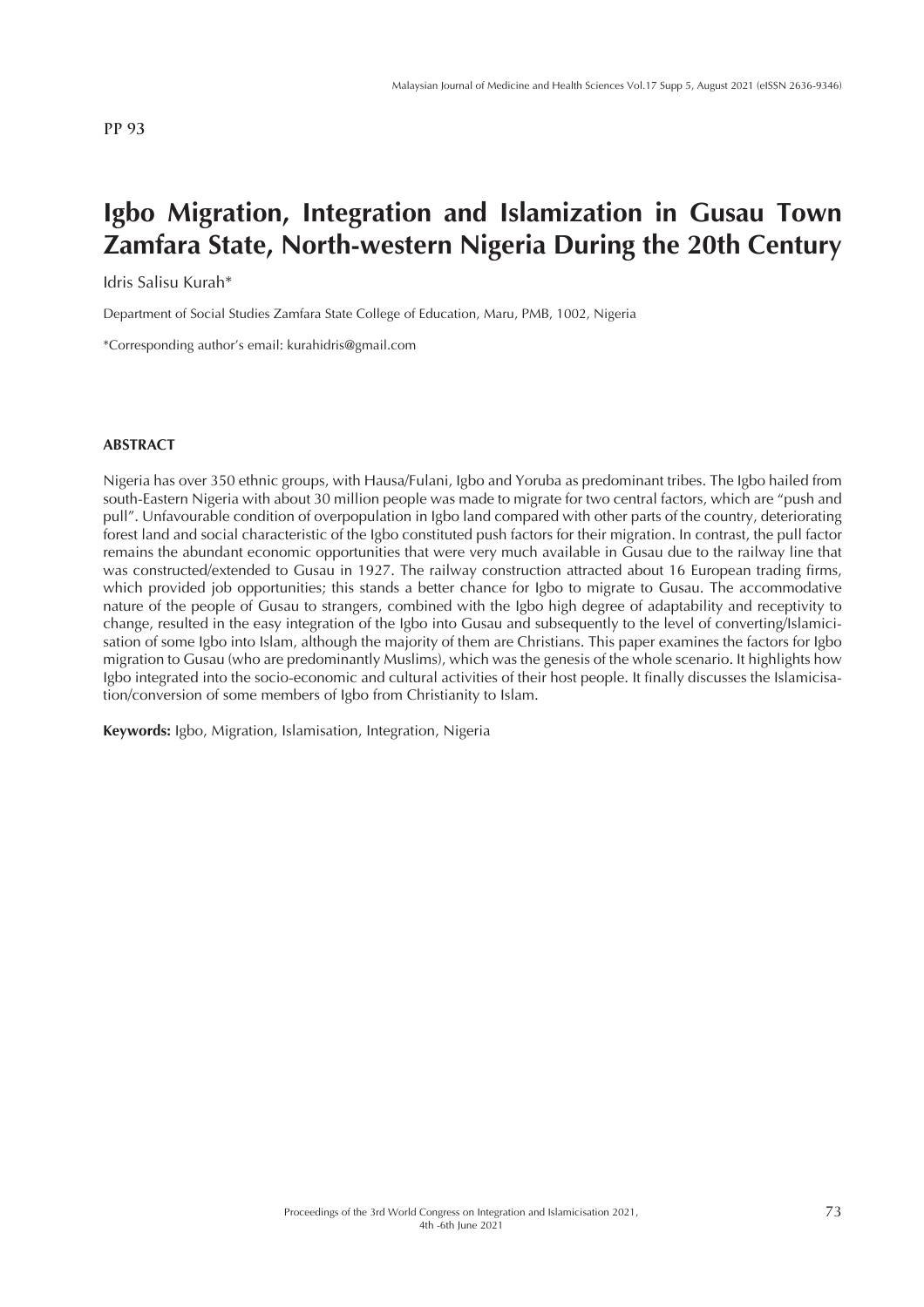PP 93

# Igbo Migration, Integration and Islamization in Gusau Town Zamfara State, North-western Nigeria During the 20th Century

Idris Salisu Kurah*

Department of Social Studies Zamfara State College of Education, Maru, PMB, 1002, Nigeria

*Corresponding author's email: kurahidris@gmail.com

## ABSTRACT

Nigeria has over 350 ethnic groups, with Hausa/Fulani, Igbo and Yoruba as predominant tribes. The Igbo hailed from south-Eastern Nigeria with about 30 million people was made to migrate for two central factors, which are "push and pull". Unfavourable condition of overpopulation in Igbo land compared with other parts of the country, deteriorating forest land and social characteristic of the Igbo constituted push factors for their migration. In contrast, the pull factor remains the abundant economic opportunities that were very much available in Gusau due to the railway line that was constructed/extended to Gusau in 1927. The railway construction attracted about 16 European trading firms, which provided job opportunities; this stands a better chance for Igbo to migrate to Gusau. The accommodative nature of the people of Gusau to strangers, combined with the Igbo high degree of adaptability and receptivity to change, resulted in the easy integration of the Igbo into Gusau and subsequently to the level of converting/Islamicisation of some Igbo into Islam, although the majority of them are Christians. This paper examines the factors for Igbo migration to Gusau (who are predominantly Muslims), which was the genesis of the whole scenario. It highlights how Igbo integrated into the socio-economic and cultural activities of their host people. It finally discusses the Islamicisation/conversion of some members of Igbo from Christianity to Islam.

**Keywords:** Igbo, Migration, Islamisation, Integration, Nigeria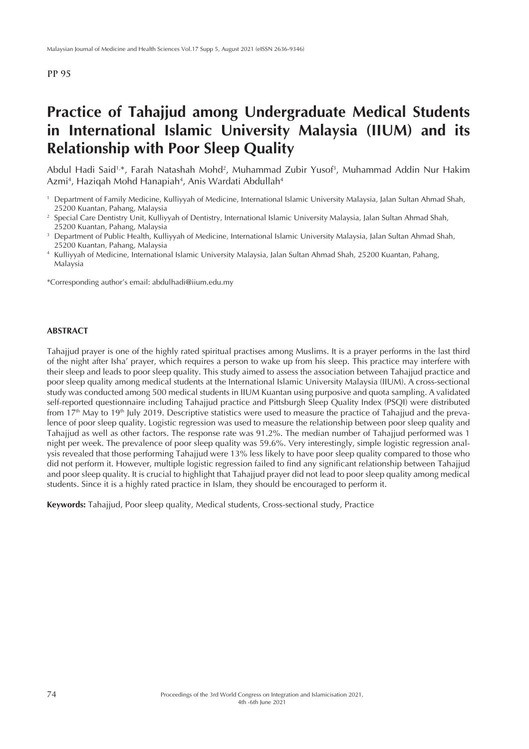PP 95

# Practice of Tahajjud among Undergraduate Medical Students in International Islamic University Malaysia (IIUM) and its Relationship with Poor Sleep Quality

Abdul Hadi Said[1,*], Farah Natashah Mohd[2], Muhammad Zubir Yusof[3], Muhammad Addin Nur Hakim Azmi[4], Haziqah Mohd Hanapiah[4], Anis Wardati Abdullah[4]

[1] Department of Family Medicine, Kulliyyah of Medicine, International Islamic University Malaysia, Jalan Sultan Ahmad Shah, 25200 Kuantan, Pahang, Malaysia

[2] Special Care Dentistry Unit, Kulliyyah of Dentistry, International Islamic University Malaysia, Jalan Sultan Ahmad Shah, 25200 Kuantan, Pahang, Malaysia

[3] Department of Public Health, Kulliyyah of Medicine, International Islamic University Malaysia, Jalan Sultan Ahmad Shah, 25200 Kuantan, Pahang, Malaysia

[4] Kulliyyah of Medicine, International Islamic University Malaysia, Jalan Sultan Ahmad Shah, 25200 Kuantan, Pahang, Malaysia

*Corresponding author's email: abdulhadi@iium.edu.my

## ABSTRACT

Tahajjud prayer is one of the highly rated spiritual practises among Muslims. It is a prayer performs in the last third of the night after Isha' prayer, which requires a person to wake up from his sleep. This practice may interfere with their sleep and leads to poor sleep quality. This study aimed to assess the association between Tahajjud practice and poor sleep quality among medical students at the International Islamic University Malaysia (IIUM). A cross-sectional study was conducted among 500 medical students in IIUM Kuantan using purposive and quota sampling. A validated self-reported questionnaire including Tahajjud practice and Pittsburgh Sleep Quality Index (PSQI) were distributed from 17th May to 19th July 2019. Descriptive statistics were used to measure the practice of Tahajjud and the prevalence of poor sleep quality. Logistic regression was used to measure the relationship between poor sleep quality and Tahajjud as well as other factors. The response rate was 91.2%. The median number of Tahajjud performed was 1 night per week. The prevalence of poor sleep quality was 59.6%. Very interestingly, simple logistic regression analysis revealed that those performing Tahajjud were 13% less likely to have poor sleep quality compared to those who did not perform it. However, multiple logistic regression failed to find any significant relationship between Tahajjud and poor sleep quality. It is crucial to highlight that Tahajjud prayer did not lead to poor sleep quality among medical students. Since it is a highly rated practice in Islam, they should be encouraged to perform it.

**Keywords:** Tahajjud, Poor sleep quality, Medical students, Cross-sectional study, Practice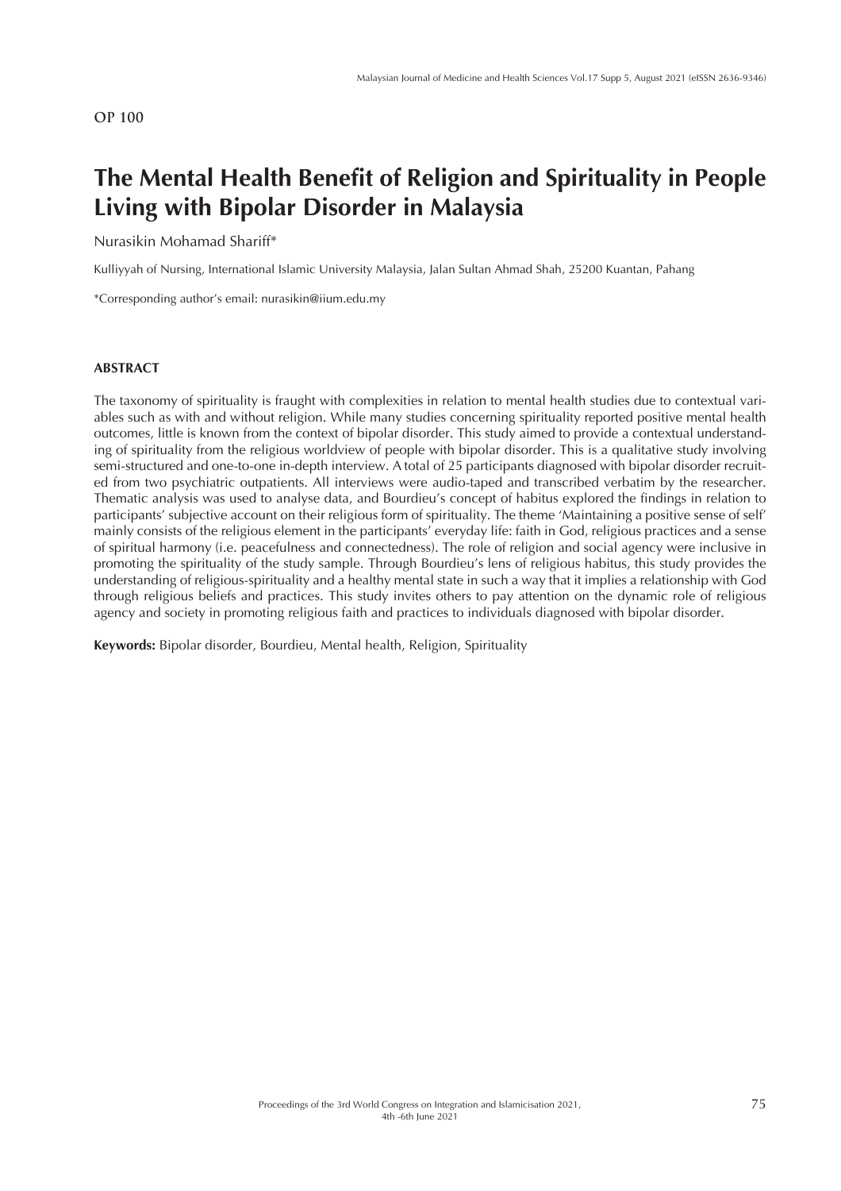OP 100

# The Mental Health Benefit of Religion and Spirituality in People Living with Bipolar Disorder in Malaysia

Nurasikin Mohamad Shariff*

Kulliyyah of Nursing, International Islamic University Malaysia, Jalan Sultan Ahmad Shah, 25200 Kuantan, Pahang

*Corresponding author's email: nurasikin@iium.edu.my

## ABSTRACT

The taxonomy of spirituality is fraught with complexities in relation to mental health studies due to contextual variables such as with and without religion. While many studies concerning spirituality reported positive mental health outcomes, little is known from the context of bipolar disorder. This study aimed to provide a contextual understanding of spirituality from the religious worldview of people with bipolar disorder. This is a qualitative study involving semi-structured and one-to-one in-depth interview. A total of 25 participants diagnosed with bipolar disorder recruited from two psychiatric outpatients. All interviews were audio-taped and transcribed verbatim by the researcher. Thematic analysis was used to analyse data, and Bourdieu's concept of habitus explored the findings in relation to participants' subjective account on their religious form of spirituality. The theme 'Maintaining a positive sense of self' mainly consists of the religious element in the participants' everyday life: faith in God, religious practices and a sense of spiritual harmony (i.e. peacefulness and connectedness). The role of religion and social agency were inclusive in promoting the spirituality of the study sample. Through Bourdieu's lens of religious habitus, this study provides the understanding of religious-spirituality and a healthy mental state in such a way that it implies a relationship with God through religious beliefs and practices. This study invites others to pay attention on the dynamic role of religious agency and society in promoting religious faith and practices to individuals diagnosed with bipolar disorder.

**Keywords:** Bipolar disorder, Bourdieu, Mental health, Religion, Spirituality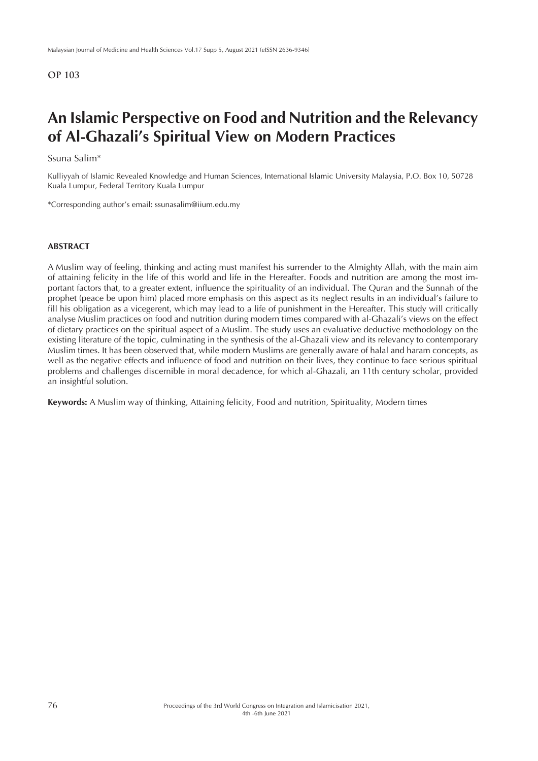OP 103

# An Islamic Perspective on Food and Nutrition and the Relevancy of Al-Ghazali's Spiritual View on Modern Practices

Ssuna Salim*

Kulliyyah of Islamic Revealed Knowledge and Human Sciences, International Islamic University Malaysia, P.O. Box 10, 50728 Kuala Lumpur, Federal Territory Kuala Lumpur

*Corresponding author's email: ssunasalim@iium.edu.my

## ABSTRACT

A Muslim way of feeling, thinking and acting must manifest his surrender to the Almighty Allah, with the main aim of attaining felicity in the life of this world and life in the Hereafter. Foods and nutrition are among the most important factors that, to a greater extent, influence the spirituality of an individual. The Quran and the Sunnah of the prophet (peace be upon him) placed more emphasis on this aspect as its neglect results in an individual's failure to fill his obligation as a vicegerent, which may lead to a life of punishment in the Hereafter. This study will critically analyse Muslim practices on food and nutrition during modern times compared with al-Ghazali's views on the effect of dietary practices on the spiritual aspect of a Muslim. The study uses an evaluative deductive methodology on the existing literature of the topic, culminating in the synthesis of the al-Ghazali view and its relevancy to contemporary Muslim times. It has been observed that, while modern Muslims are generally aware of halal and haram concepts, as well as the negative effects and influence of food and nutrition on their lives, they continue to face serious spiritual problems and challenges discernible in moral decadence, for which al-Ghazali, an 11th century scholar, provided an insightful solution.

**Keywords:** A Muslim way of thinking, Attaining felicity, Food and nutrition, Spirituality, Modern times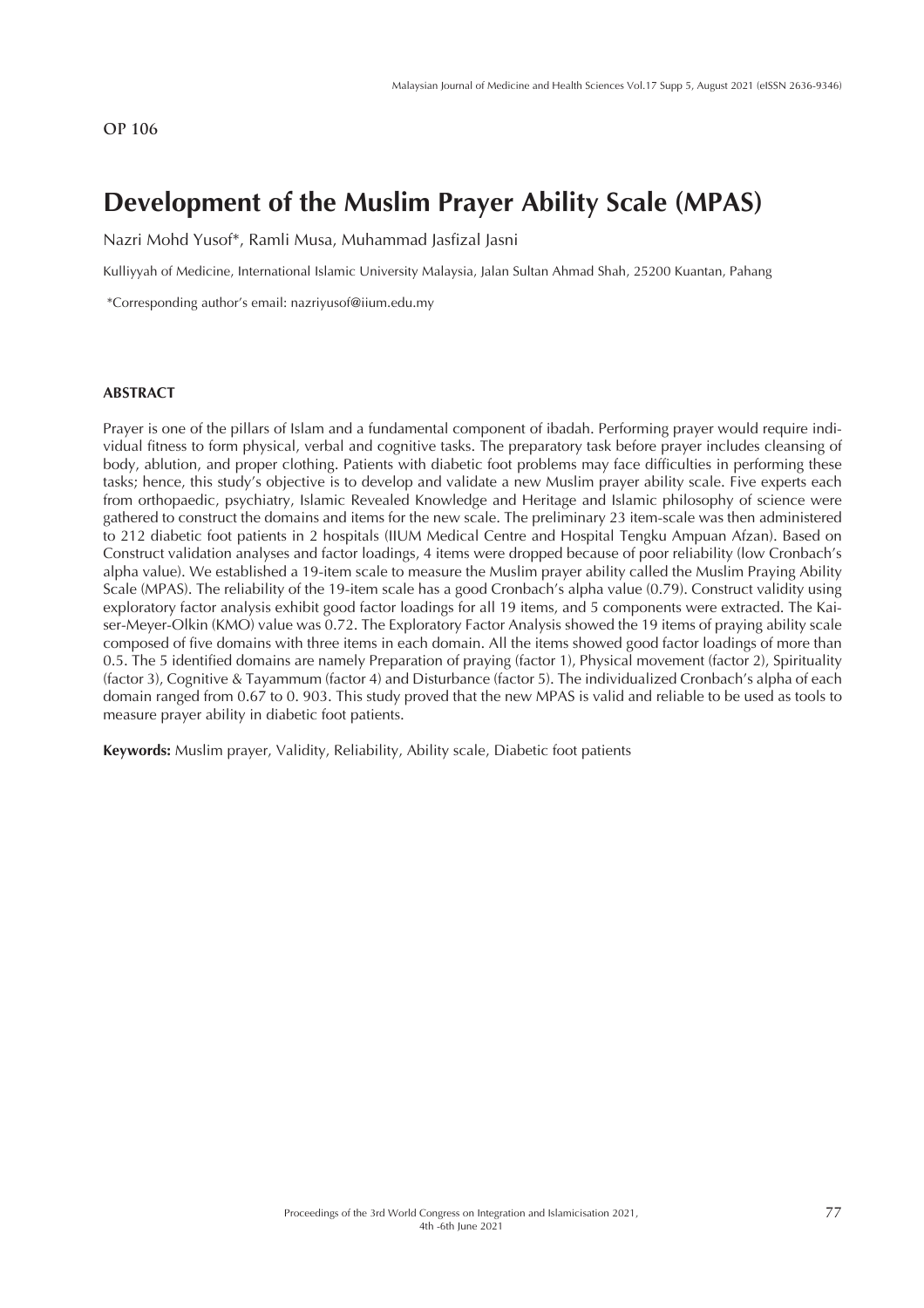OP 106

# Development of the Muslim Prayer Ability Scale (MPAS)

Nazri Mohd Yusof*, Ramli Musa, Muhammad Jasfizal Jasni

Kulliyyah of Medicine, International Islamic University Malaysia, Jalan Sultan Ahmad Shah, 25200 Kuantan, Pahang

*Corresponding author's email: nazriyusof@iium.edu.my

## ABSTRACT

Prayer is one of the pillars of Islam and a fundamental component of ibadah. Performing prayer would require individual fitness to form physical, verbal and cognitive tasks. The preparatory task before prayer includes cleansing of body, ablution, and proper clothing. Patients with diabetic foot problems may face difficulties in performing these tasks; hence, this study's objective is to develop and validate a new Muslim prayer ability scale. Five experts each from orthopaedic, psychiatry, Islamic Revealed Knowledge and Heritage and Islamic philosophy of science were gathered to construct the domains and items for the new scale. The preliminary 23 item-scale was then administered to 212 diabetic foot patients in 2 hospitals (IIUM Medical Centre and Hospital Tengku Ampuan Afzan). Based on Construct validation analyses and factor loadings, 4 items were dropped because of poor reliability (low Cronbach's alpha value). We established a 19-item scale to measure the Muslim prayer ability called the Muslim Praying Ability Scale (MPAS). The reliability of the 19-item scale has a good Cronbach's alpha value (0.79). Construct validity using exploratory factor analysis exhibit good factor loadings for all 19 items, and 5 components were extracted. The Kaiser-Meyer-Olkin (KMO) value was 0.72. The Exploratory Factor Analysis showed the 19 items of praying ability scale composed of five domains with three items in each domain. All the items showed good factor loadings of more than 0.5. The 5 identified domains are namely Preparation of praying (factor 1), Physical movement (factor 2), Spirituality (factor 3), Cognitive & Tayammum (factor 4) and Disturbance (factor 5). The individualized Cronbach's alpha of each domain ranged from 0.67 to 0. 903. This study proved that the new MPAS is valid and reliable to be used as tools to measure prayer ability in diabetic foot patients.

**Keywords:** Muslim prayer, Validity, Reliability, Ability scale, Diabetic foot patients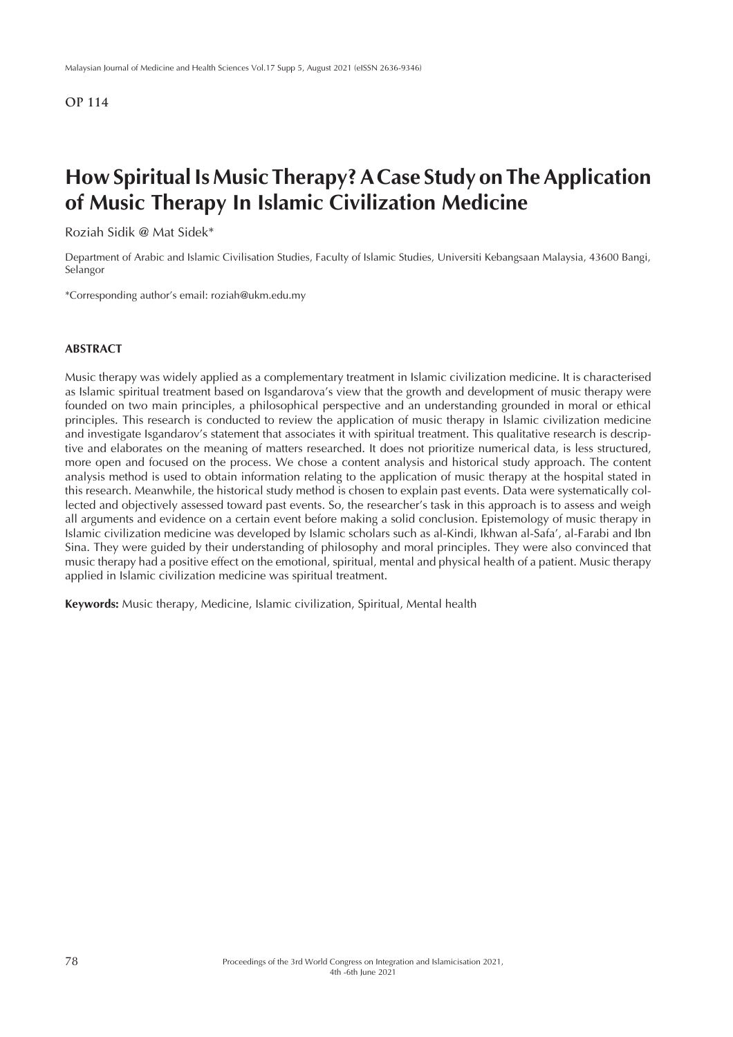**OP 114**

# How Spiritual Is Music Therapy? A Case Study on The Application of Music Therapy In Islamic Civilization Medicine

Roziah Sidik @ Mat Sidek*

Department of Arabic and Islamic Civilisation Studies, Faculty of Islamic Studies, Universiti Kebangsaan Malaysia, 43600 Bangi, Selangor

*Corresponding author's email: roziah@ukm.edu.my

## ABSTRACT

Music therapy was widely applied as a complementary treatment in Islamic civilization medicine. It is characterised as Islamic spiritual treatment based on Isgandarova's view that the growth and development of music therapy were founded on two main principles, a philosophical perspective and an understanding grounded in moral or ethical principles. This research is conducted to review the application of music therapy in Islamic civilization medicine and investigate Isgandarov's statement that associates it with spiritual treatment. This qualitative research is descriptive and elaborates on the meaning of matters researched. It does not prioritize numerical data, is less structured, more open and focused on the process. We chose a content analysis and historical study approach. The content analysis method is used to obtain information relating to the application of music therapy at the hospital stated in this research. Meanwhile, the historical study method is chosen to explain past events. Data were systematically collected and objectively assessed toward past events. So, the researcher's task in this approach is to assess and weigh all arguments and evidence on a certain event before making a solid conclusion. Epistemology of music therapy in Islamic civilization medicine was developed by Islamic scholars such as al-Kindi, Ikhwan al-Safa', al-Farabi and Ibn Sina. They were guided by their understanding of philosophy and moral principles. They were also convinced that music therapy had a positive effect on the emotional, spiritual, mental and physical health of a patient. Music therapy applied in Islamic civilization medicine was spiritual treatment.

**Keywords:** Music therapy, Medicine, Islamic civilization, Spiritual, Mental health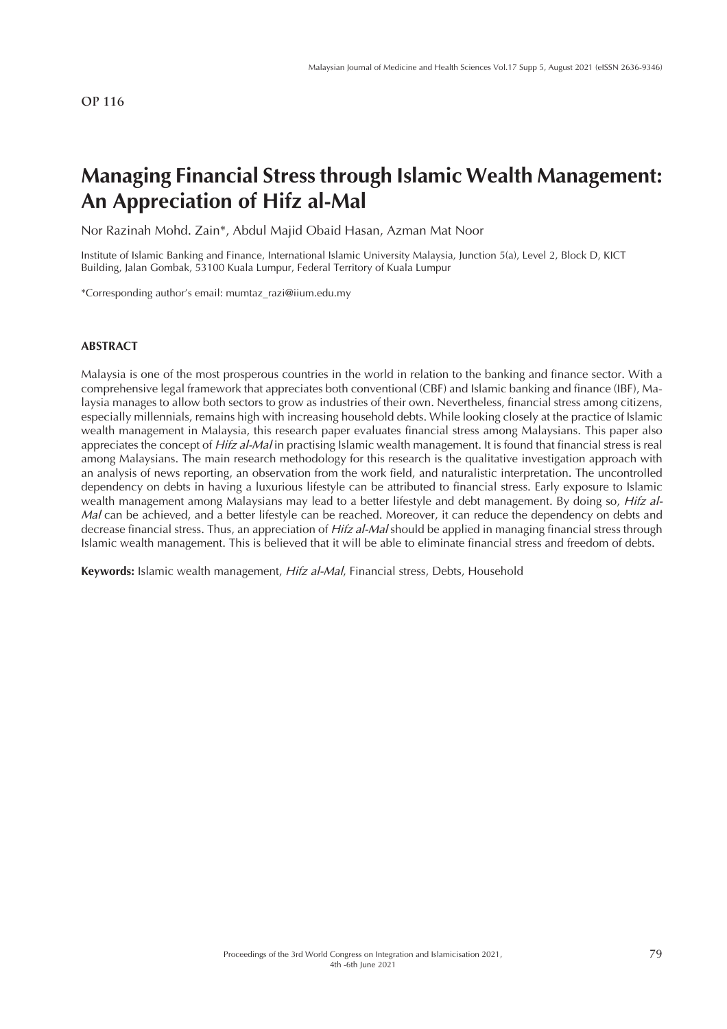OP 116

# Managing Financial Stress through Islamic Wealth Management: An Appreciation of Hifz al-Mal

Nor Razinah Mohd. Zain*, Abdul Majid Obaid Hasan, Azman Mat Noor

Institute of Islamic Banking and Finance, International Islamic University Malaysia, Junction 5(a), Level 2, Block D, KICT Building, Jalan Gombak, 53100 Kuala Lumpur, Federal Territory of Kuala Lumpur

*Corresponding author's email: mumtaz_razi@iium.edu.my

## ABSTRACT

Malaysia is one of the most prosperous countries in the world in relation to the banking and finance sector. With a comprehensive legal framework that appreciates both conventional (CBF) and Islamic banking and finance (IBF), Malaysia manages to allow both sectors to grow as industries of their own. Nevertheless, financial stress among citizens, especially millennials, remains high with increasing household debts. While looking closely at the practice of Islamic wealth management in Malaysia, this research paper evaluates financial stress among Malaysians. This paper also appreciates the concept of *Hifz al-Mal* in practising Islamic wealth management. It is found that financial stress is real among Malaysians. The main research methodology for this research is the qualitative investigation approach with an analysis of news reporting, an observation from the work field, and naturalistic interpretation. The uncontrolled dependency on debts in having a luxurious lifestyle can be attributed to financial stress. Early exposure to Islamic wealth management among Malaysians may lead to a better lifestyle and debt management. By doing so, *Hifz al-Mal* can be achieved, and a better lifestyle can be reached. Moreover, it can reduce the dependency on debts and decrease financial stress. Thus, an appreciation of *Hifz al-Mal* should be applied in managing financial stress through Islamic wealth management. This is believed that it will be able to eliminate financial stress and freedom of debts.

**Keywords:** Islamic wealth management, *Hifz al-Mal*, Financial stress, Debts, Household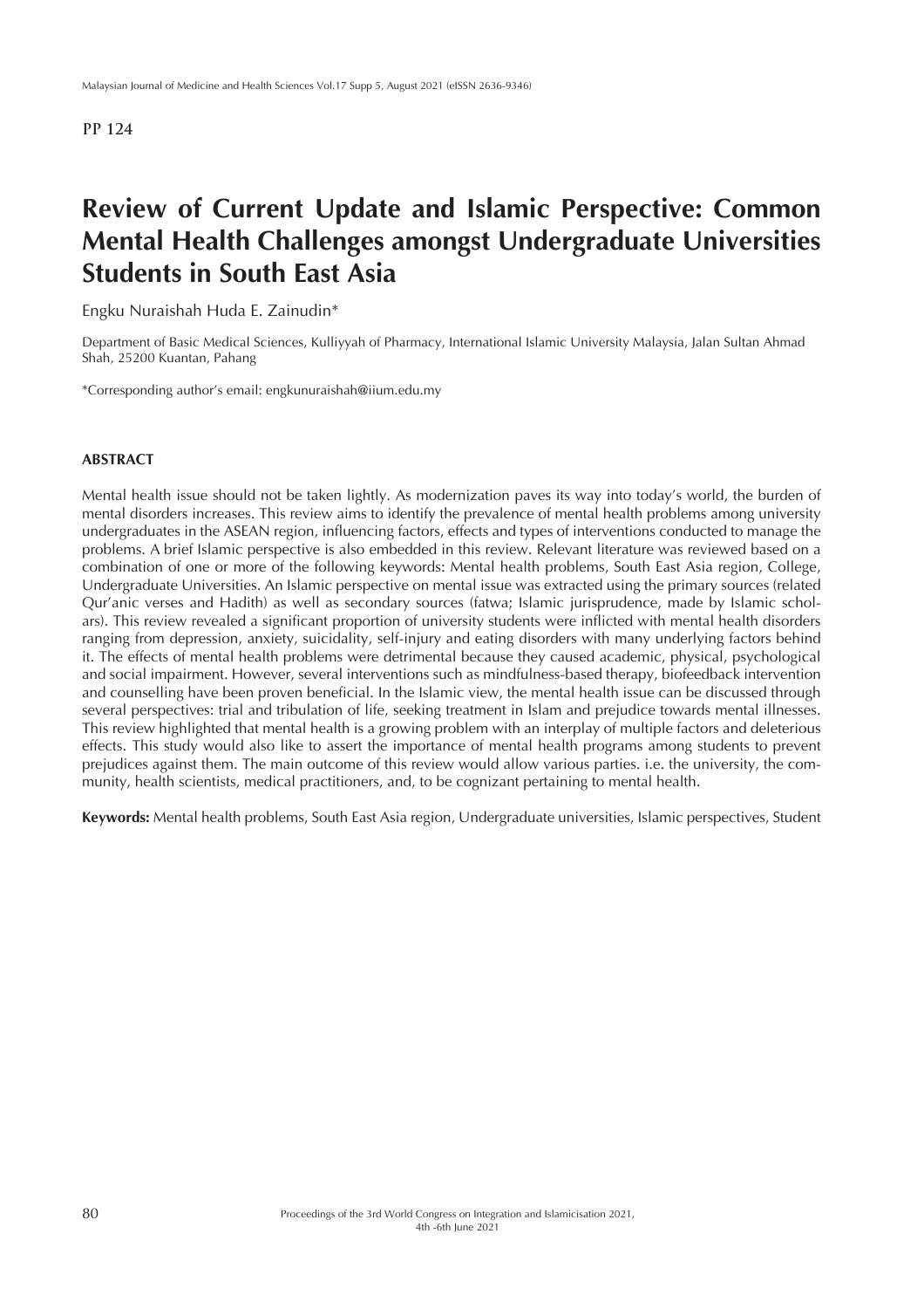PP 124

# Review of Current Update and Islamic Perspective: Common Mental Health Challenges amongst Undergraduate Universities Students in South East Asia

Engku Nuraishah Huda E. Zainudin*

Department of Basic Medical Sciences, Kulliyyah of Pharmacy, International Islamic University Malaysia, Jalan Sultan Ahmad Shah, 25200 Kuantan, Pahang

*Corresponding author's email: engkunuraishah@iium.edu.my

## ABSTRACT

Mental health issue should not be taken lightly. As modernization paves its way into today's world, the burden of mental disorders increases. This review aims to identify the prevalence of mental health problems among university undergraduates in the ASEAN region, influencing factors, effects and types of interventions conducted to manage the problems. A brief Islamic perspective is also embedded in this review. Relevant literature was reviewed based on a combination of one or more of the following keywords: Mental health problems, South East Asia region, College, Undergraduate Universities. An Islamic perspective on mental issue was extracted using the primary sources (related Qur'anic verses and Hadith) as well as secondary sources (fatwa; Islamic jurisprudence, made by Islamic scholars). This review revealed a significant proportion of university students were inflicted with mental health disorders ranging from depression, anxiety, suicidality, self-injury and eating disorders with many underlying factors behind it. The effects of mental health problems were detrimental because they caused academic, physical, psychological and social impairment. However, several interventions such as mindfulness-based therapy, biofeedback intervention and counselling have been proven beneficial. In the Islamic view, the mental health issue can be discussed through several perspectives: trial and tribulation of life, seeking treatment in Islam and prejudice towards mental illnesses. This review highlighted that mental health is a growing problem with an interplay of multiple factors and deleterious effects. This study would also like to assert the importance of mental health programs among students to prevent prejudices against them. The main outcome of this review would allow various parties. i.e. the university, the community, health scientists, medical practitioners, and, to be cognizant pertaining to mental health.

**Keywords:** Mental health problems, South East Asia region, Undergraduate universities, Islamic perspectives, Student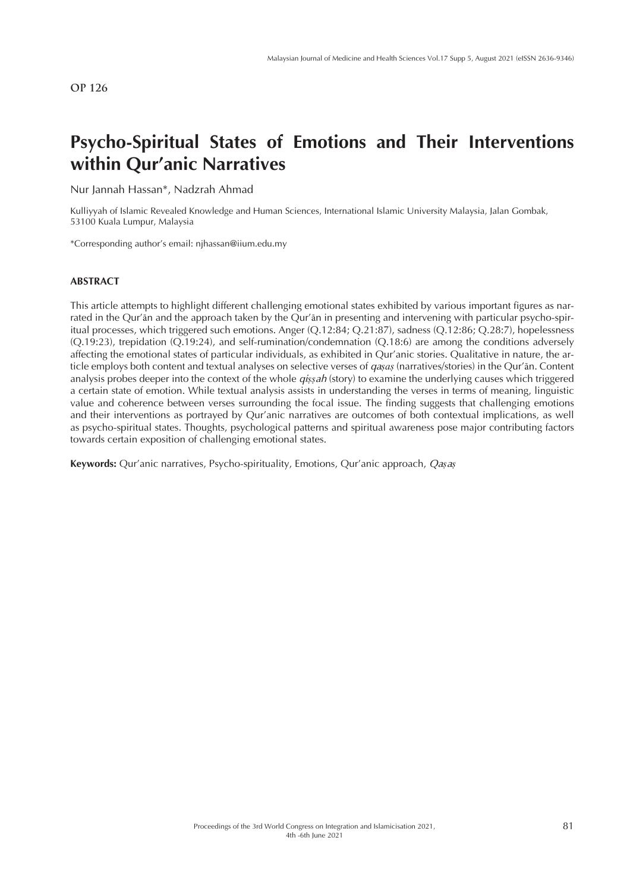OP 126

# Psycho-Spiritual States of Emotions and Their Interventions within Qur'anic Narratives

Nur Jannah Hassan*, Nadzrah Ahmad

Kulliyyah of Islamic Revealed Knowledge and Human Sciences, International Islamic University Malaysia, Jalan Gombak, 53100 Kuala Lumpur, Malaysia

*Corresponding author's email: njhassan@iium.edu.my

## ABSTRACT

This article attempts to highlight different challenging emotional states exhibited by various important figures as narrated in the Qur'ān and the approach taken by the Qur'ān in presenting and intervening with particular psycho-spiritual processes, which triggered such emotions. Anger (Q.12:84; Q.21:87), sadness (Q.12:86; Q.28:7), hopelessness (Q.19:23), trepidation (Q.19:24), and self-rumination/condemnation (Q.18:6) are among the conditions adversely affecting the emotional states of particular individuals, as exhibited in Qur'anic stories. Qualitative in nature, the article employs both content and textual analyses on selective verses of *qaṣaṣ* (narratives/stories) in the Qur'ān. Content analysis probes deeper into the context of the whole *qiṣṣah* (story) to examine the underlying causes which triggered a certain state of emotion. While textual analysis assists in understanding the verses in terms of meaning, linguistic value and coherence between verses surrounding the focal issue. The finding suggests that challenging emotions and their interventions as portrayed by Qur'anic narratives are outcomes of both contextual implications, as well as psycho-spiritual states. Thoughts, psychological patterns and spiritual awareness pose major contributing factors towards certain exposition of challenging emotional states.

**Keywords:** Qur'anic narratives, Psycho-spirituality, Emotions, Qur'anic approach, *Qaṣaṣ*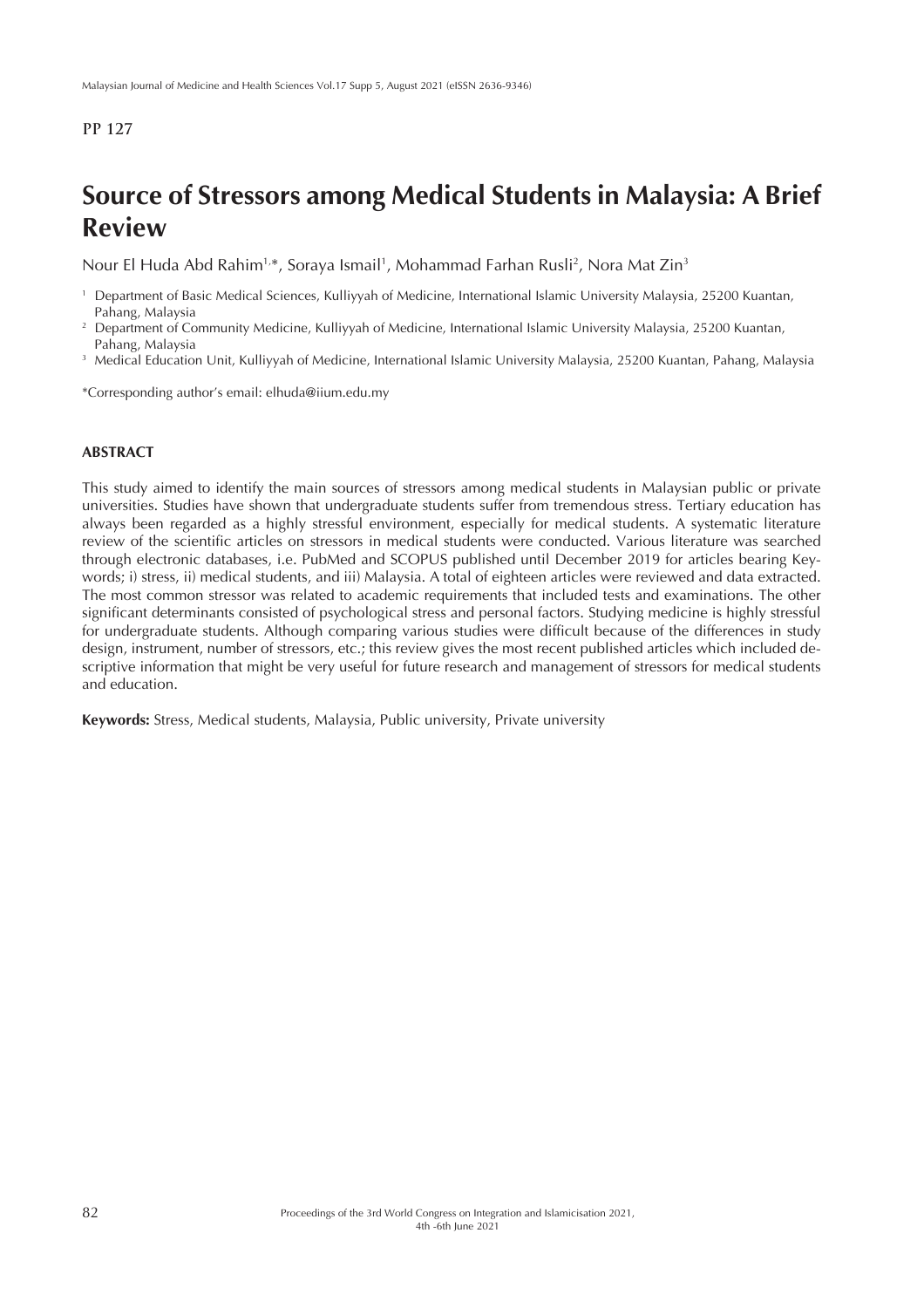PP 127

# Source of Stressors among Medical Students in Malaysia: A Brief Review

Nour El Huda Abd Rahim[1,*], Soraya Ismail[1], Mohammad Farhan Rusli[2], Nora Mat Zin[3]

[1] Department of Basic Medical Sciences, Kulliyyah of Medicine, International Islamic University Malaysia, 25200 Kuantan, Pahang, Malaysia
[2] Department of Community Medicine, Kulliyyah of Medicine, International Islamic University Malaysia, 25200 Kuantan, Pahang, Malaysia
[3] Medical Education Unit, Kulliyyah of Medicine, International Islamic University Malaysia, 25200 Kuantan, Pahang, Malaysia

*Corresponding author's email: elhuda@iium.edu.my

## ABSTRACT

This study aimed to identify the main sources of stressors among medical students in Malaysian public or private universities. Studies have shown that undergraduate students suffer from tremendous stress. Tertiary education has always been regarded as a highly stressful environment, especially for medical students. A systematic literature review of the scientific articles on stressors in medical students were conducted. Various literature was searched through electronic databases, i.e. PubMed and SCOPUS published until December 2019 for articles bearing Keywords; i) stress, ii) medical students, and iii) Malaysia. A total of eighteen articles were reviewed and data extracted. The most common stressor was related to academic requirements that included tests and examinations. The other significant determinants consisted of psychological stress and personal factors. Studying medicine is highly stressful for undergraduate students. Although comparing various studies were difficult because of the differences in study design, instrument, number of stressors, etc.; this review gives the most recent published articles which included descriptive information that might be very useful for future research and management of stressors for medical students and education.

**Keywords:** Stress, Medical students, Malaysia, Public university, Private university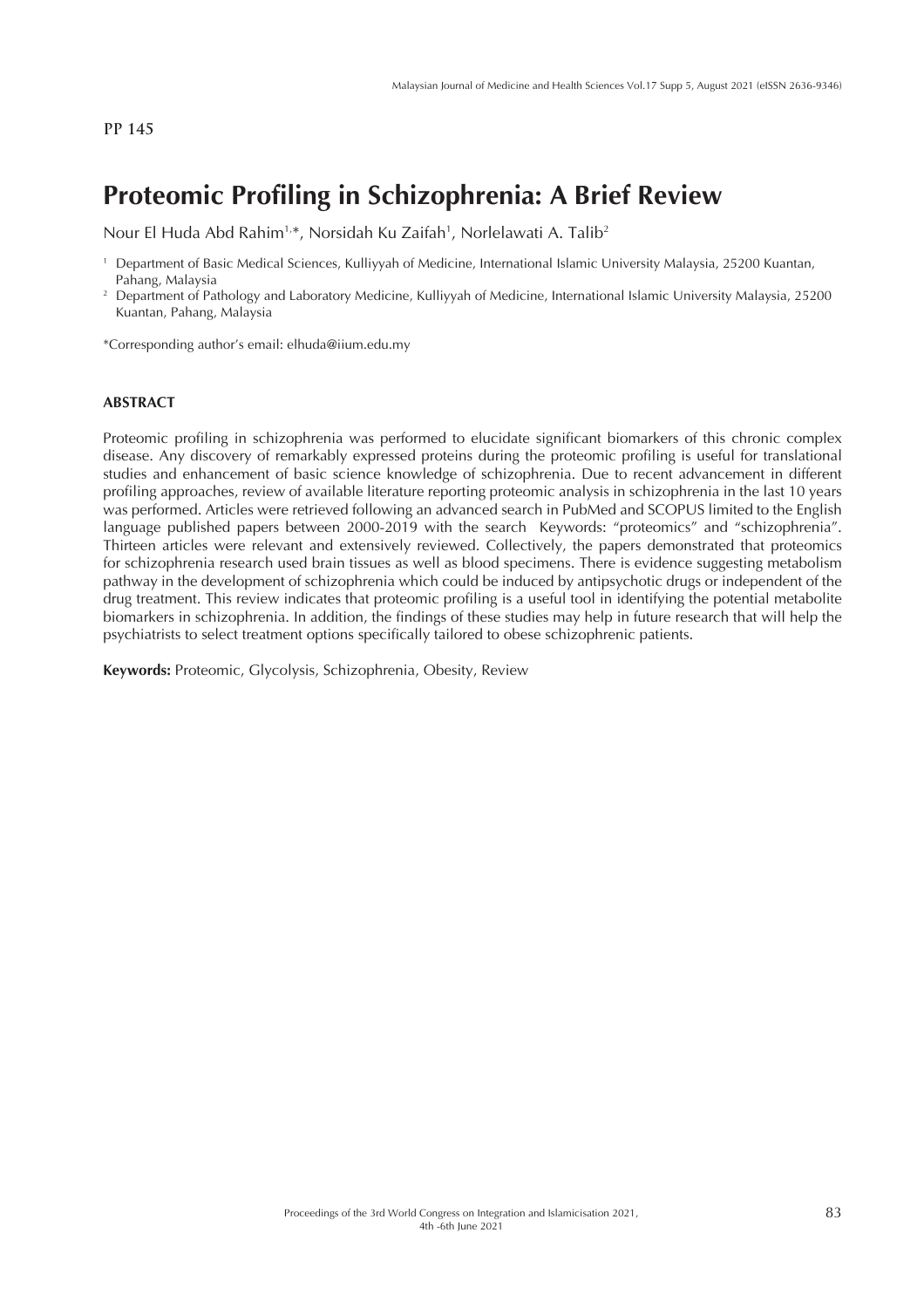PP 145

# Proteomic Profiling in Schizophrenia: A Brief Review

Nour El Huda Abd Rahim[1,*], Norsidah Ku Zaifah[1], Norlelawati A. Talib[2]

[1] Department of Basic Medical Sciences, Kulliyyah of Medicine, International Islamic University Malaysia, 25200 Kuantan, Pahang, Malaysia

[2] Department of Pathology and Laboratory Medicine, Kulliyyah of Medicine, International Islamic University Malaysia, 25200 Kuantan, Pahang, Malaysia

*Corresponding author's email: elhuda@iium.edu.my

#### ABSTRACT

Proteomic profiling in schizophrenia was performed to elucidate significant biomarkers of this chronic complex disease. Any discovery of remarkably expressed proteins during the proteomic profiling is useful for translational studies and enhancement of basic science knowledge of schizophrenia. Due to recent advancement in different profiling approaches, review of available literature reporting proteomic analysis in schizophrenia in the last 10 years was performed. Articles were retrieved following an advanced search in PubMed and SCOPUS limited to the English language published papers between 2000-2019 with the search Keywords: "proteomics" and "schizophrenia". Thirteen articles were relevant and extensively reviewed. Collectively, the papers demonstrated that proteomics for schizophrenia research used brain tissues as well as blood specimens. There is evidence suggesting metabolism pathway in the development of schizophrenia which could be induced by antipsychotic drugs or independent of the drug treatment. This review indicates that proteomic profiling is a useful tool in identifying the potential metabolite biomarkers in schizophrenia. In addition, the findings of these studies may help in future research that will help the psychiatrists to select treatment options specifically tailored to obese schizophrenic patients.

**Keywords:** Proteomic, Glycolysis, Schizophrenia, Obesity, Review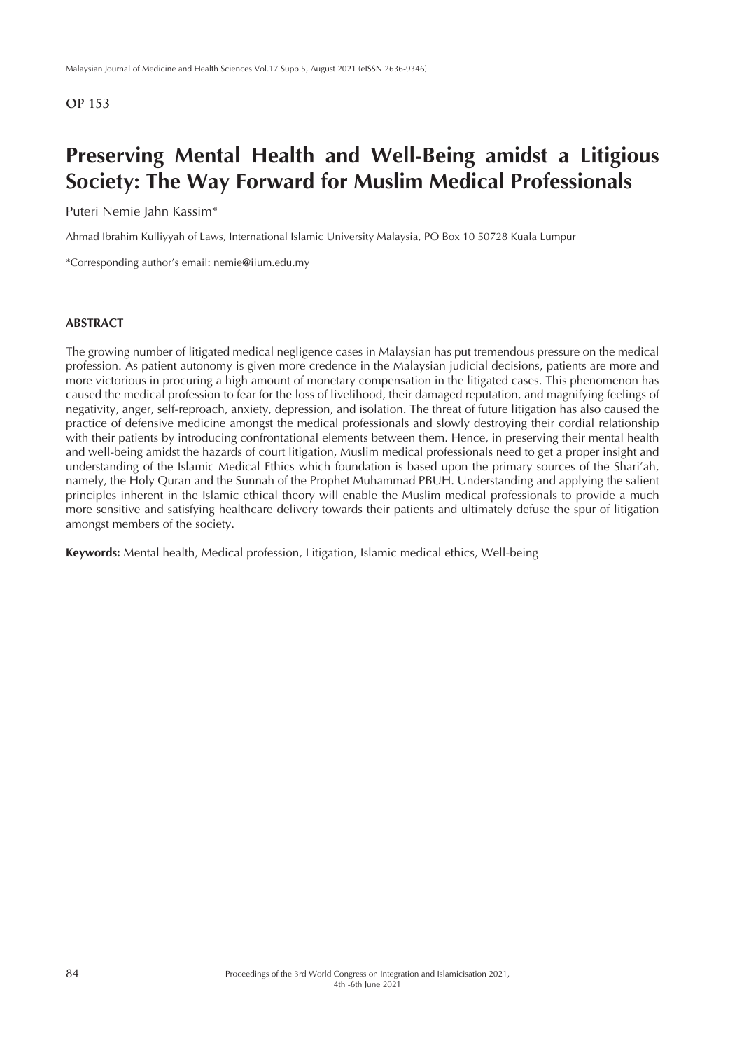OP 153

# Preserving Mental Health and Well-Being amidst a Litigious Society: The Way Forward for Muslim Medical Professionals

Puteri Nemie Jahn Kassim*

Ahmad Ibrahim Kulliyyah of Laws, International Islamic University Malaysia, PO Box 10 50728 Kuala Lumpur

*Corresponding author's email: nemie@iium.edu.my

## ABSTRACT

The growing number of litigated medical negligence cases in Malaysian has put tremendous pressure on the medical profession. As patient autonomy is given more credence in the Malaysian judicial decisions, patients are more and more victorious in procuring a high amount of monetary compensation in the litigated cases. This phenomenon has caused the medical profession to fear for the loss of livelihood, their damaged reputation, and magnifying feelings of negativity, anger, self-reproach, anxiety, depression, and isolation. The threat of future litigation has also caused the practice of defensive medicine amongst the medical professionals and slowly destroying their cordial relationship with their patients by introducing confrontational elements between them. Hence, in preserving their mental health and well-being amidst the hazards of court litigation, Muslim medical professionals need to get a proper insight and understanding of the Islamic Medical Ethics which foundation is based upon the primary sources of the Shari'ah, namely, the Holy Quran and the Sunnah of the Prophet Muhammad PBUH. Understanding and applying the salient principles inherent in the Islamic ethical theory will enable the Muslim medical professionals to provide a much more sensitive and satisfying healthcare delivery towards their patients and ultimately defuse the spur of litigation amongst members of the society.

**Keywords:** Mental health, Medical profession, Litigation, Islamic medical ethics, Well-being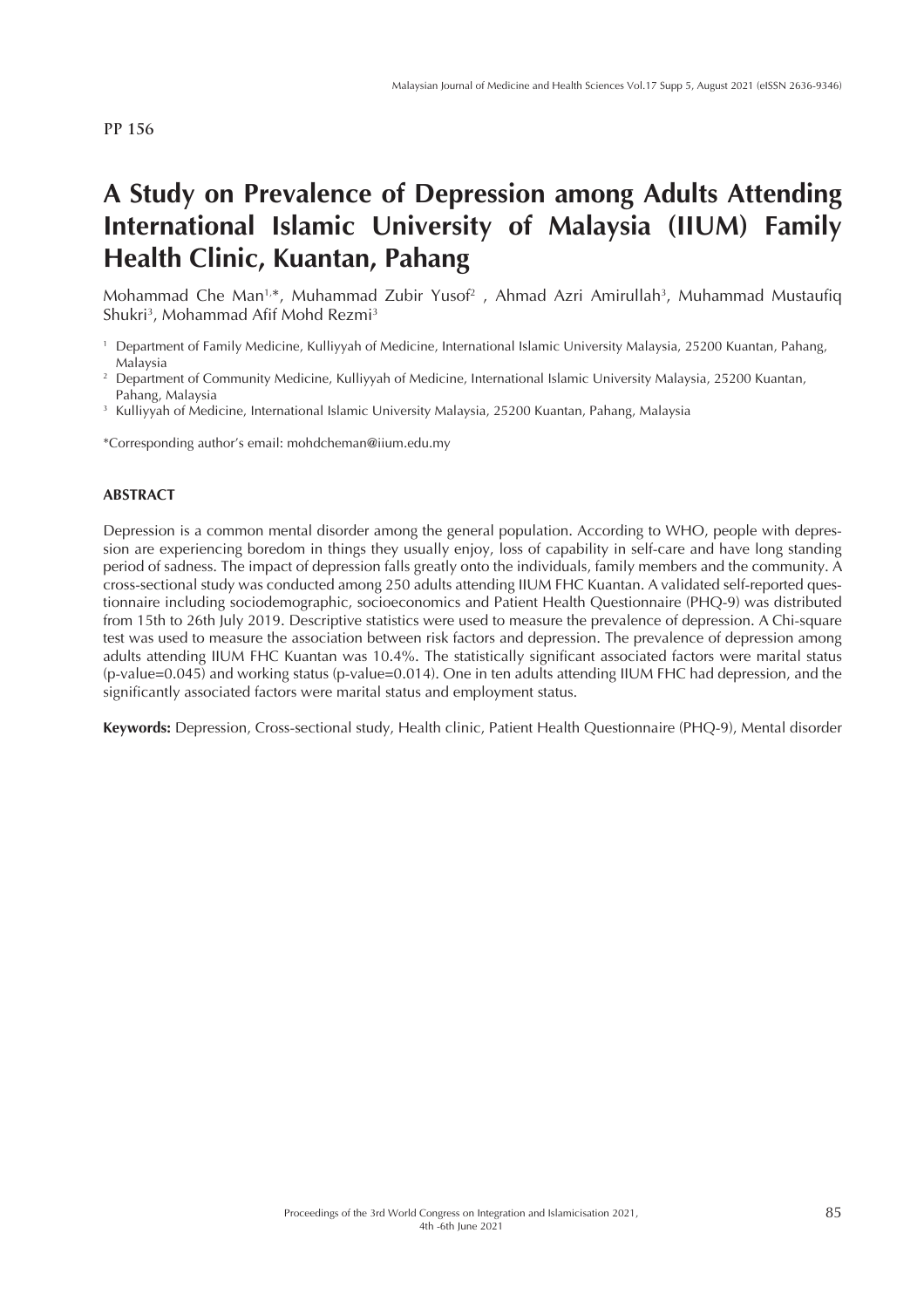PP 156

# A Study on Prevalence of Depression among Adults Attending International Islamic University of Malaysia (IIUM) Family Health Clinic, Kuantan, Pahang

Mohammad Che Man[1,*], Muhammad Zubir Yusof[2], Ahmad Azri Amirullah[3], Muhammad Mustaufiq Shukri[3], Mohammad Afif Mohd Rezmi[3]

[1] Department of Family Medicine, Kulliyyah of Medicine, International Islamic University Malaysia, 25200 Kuantan, Pahang, Malaysia

[2] Department of Community Medicine, Kulliyyah of Medicine, International Islamic University Malaysia, 25200 Kuantan, Pahang, Malaysia

[3] Kulliyyah of Medicine, International Islamic University Malaysia, 25200 Kuantan, Pahang, Malaysia

*Corresponding author's email: mohdcheman@iium.edu.my

## ABSTRACT

Depression is a common mental disorder among the general population. According to WHO, people with depression are experiencing boredom in things they usually enjoy, loss of capability in self-care and have long standing period of sadness. The impact of depression falls greatly onto the individuals, family members and the community. A cross-sectional study was conducted among 250 adults attending IIUM FHC Kuantan. A validated self-reported questionnaire including sociodemographic, socioeconomics and Patient Health Questionnaire (PHQ-9) was distributed from 15th to 26th July 2019. Descriptive statistics were used to measure the prevalence of depression. A Chi-square test was used to measure the association between risk factors and depression. The prevalence of depression among adults attending IIUM FHC Kuantan was 10.4%. The statistically significant associated factors were marital status (p-value=0.045) and working status (p-value=0.014). One in ten adults attending IIUM FHC had depression, and the significantly associated factors were marital status and employment status.

**Keywords:** Depression, Cross-sectional study, Health clinic, Patient Health Questionnaire (PHQ-9), Mental disorder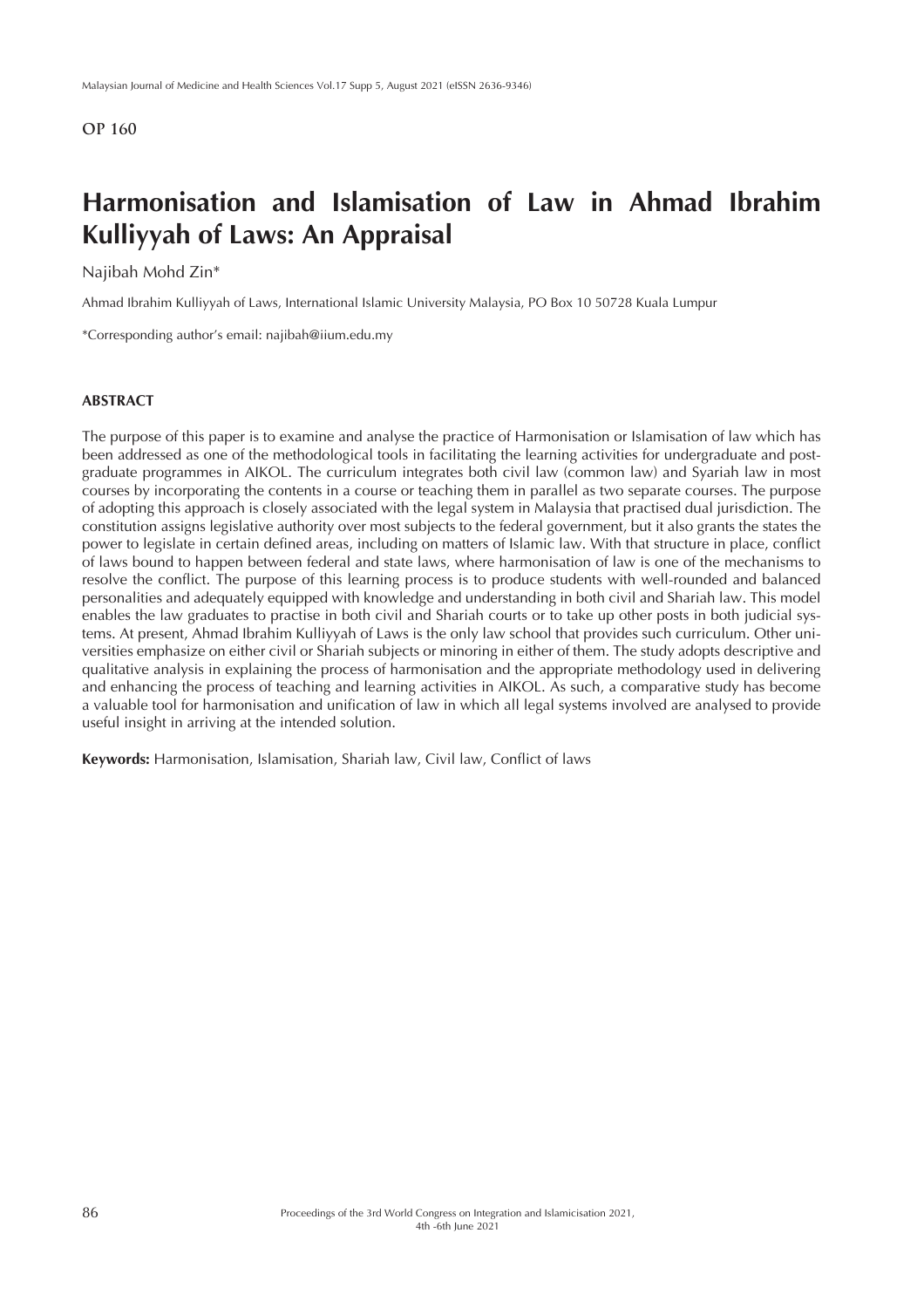OP 160

# Harmonisation and Islamisation of Law in Ahmad Ibrahim Kulliyyah of Laws: An Appraisal

Najibah Mohd Zin*

Ahmad Ibrahim Kulliyyah of Laws, International Islamic University Malaysia, PO Box 10 50728 Kuala Lumpur

*Corresponding author's email: najibah@iium.edu.my

## ABSTRACT

The purpose of this paper is to examine and analyse the practice of Harmonisation or Islamisation of law which has been addressed as one of the methodological tools in facilitating the learning activities for undergraduate and post-graduate programmes in AIKOL. The curriculum integrates both civil law (common law) and Syariah law in most courses by incorporating the contents in a course or teaching them in parallel as two separate courses. The purpose of adopting this approach is closely associated with the legal system in Malaysia that practised dual jurisdiction. The constitution assigns legislative authority over most subjects to the federal government, but it also grants the states the power to legislate in certain defined areas, including on matters of Islamic law. With that structure in place, conflict of laws bound to happen between federal and state laws, where harmonisation of law is one of the mechanisms to resolve the conflict. The purpose of this learning process is to produce students with well-rounded and balanced personalities and adequately equipped with knowledge and understanding in both civil and Shariah law. This model enables the law graduates to practise in both civil and Shariah courts or to take up other posts in both judicial systems. At present, Ahmad Ibrahim Kulliyyah of Laws is the only law school that provides such curriculum. Other universities emphasize on either civil or Shariah subjects or minoring in either of them. The study adopts descriptive and qualitative analysis in explaining the process of harmonisation and the appropriate methodology used in delivering and enhancing the process of teaching and learning activities in AIKOL. As such, a comparative study has become a valuable tool for harmonisation and unification of law in which all legal systems involved are analysed to provide useful insight in arriving at the intended solution.

**Keywords:** Harmonisation, Islamisation, Shariah law, Civil law, Conflict of laws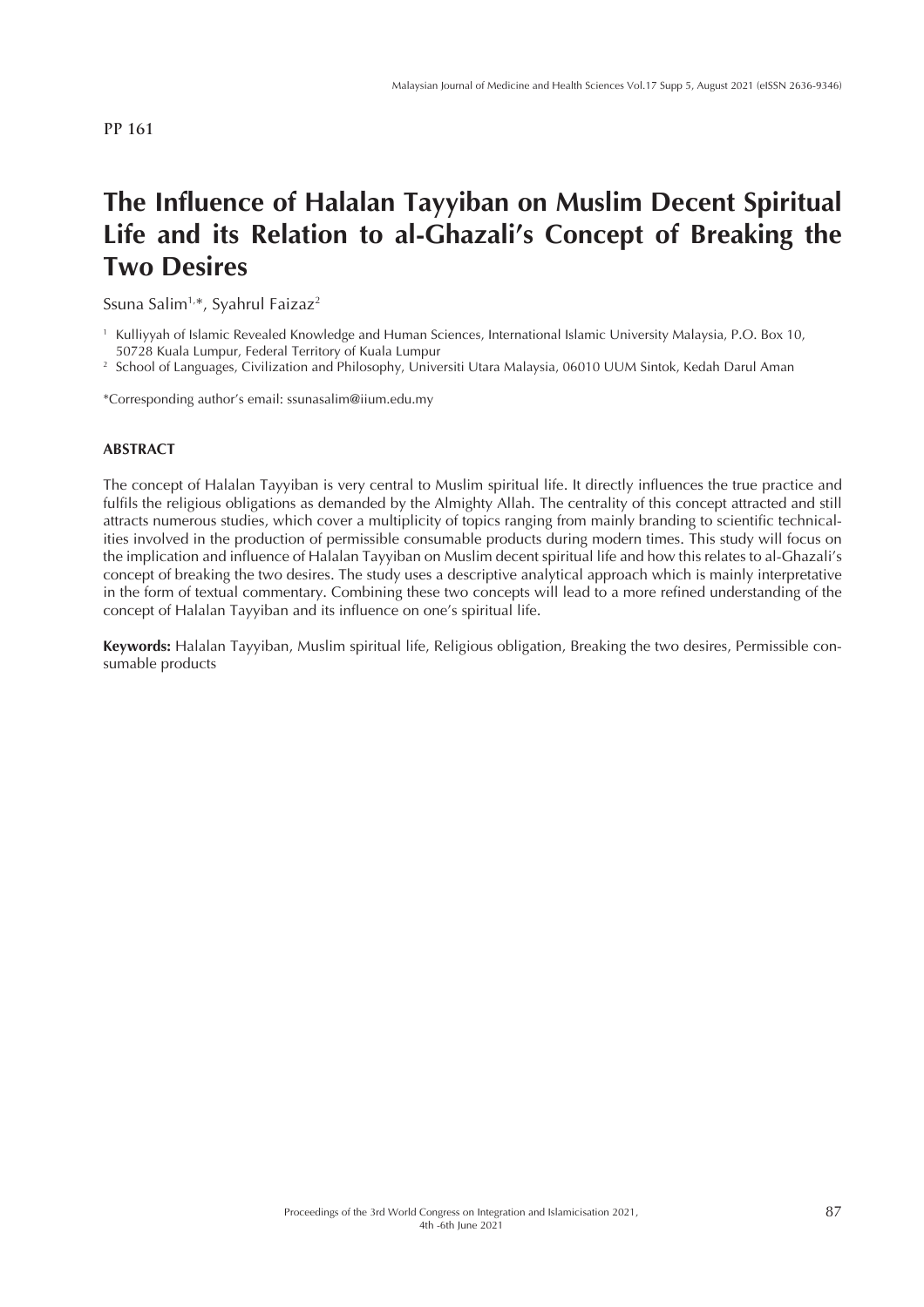PP 161

# The Influence of Halalan Tayyiban on Muslim Decent Spiritual Life and its Relation to al-Ghazali's Concept of Breaking the Two Desires

Ssuna Salim[1,*], Syahrul Faizaz[2]

[1] Kulliyyah of Islamic Revealed Knowledge and Human Sciences, International Islamic University Malaysia, P.O. Box 10, 50728 Kuala Lumpur, Federal Territory of Kuala Lumpur

[2] School of Languages, Civilization and Philosophy, Universiti Utara Malaysia, 06010 UUM Sintok, Kedah Darul Aman

*Corresponding author's email: ssunasalim@iium.edu.my

## ABSTRACT

The concept of Halalan Tayyiban is very central to Muslim spiritual life. It directly influences the true practice and fulfils the religious obligations as demanded by the Almighty Allah. The centrality of this concept attracted and still attracts numerous studies, which cover a multiplicity of topics ranging from mainly branding to scientific technicalities involved in the production of permissible consumable products during modern times. This study will focus on the implication and influence of Halalan Tayyiban on Muslim decent spiritual life and how this relates to al-Ghazali's concept of breaking the two desires. The study uses a descriptive analytical approach which is mainly interpretative in the form of textual commentary. Combining these two concepts will lead to a more refined understanding of the concept of Halalan Tayyiban and its influence on one's spiritual life.

**Keywords:** Halalan Tayyiban, Muslim spiritual life, Religious obligation, Breaking the two desires, Permissible consumable products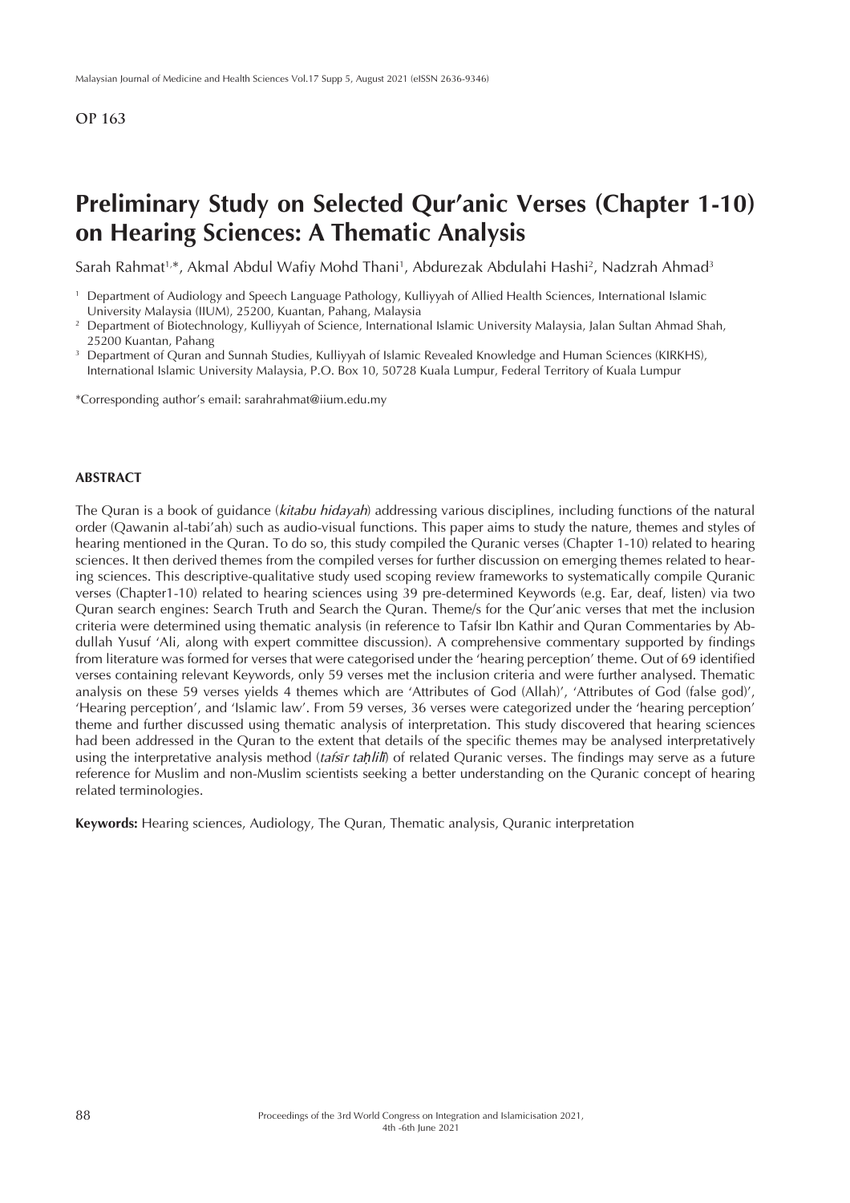OP 163

# Preliminary Study on Selected Qur'anic Verses (Chapter 1-10) on Hearing Sciences: A Thematic Analysis

Sarah Rahmat[1,*], Akmal Abdul Wafiy Mohd Thani[1], Abdurezak Abdulahi Hashi[2], Nadzrah Ahmad[3]

[1] Department of Audiology and Speech Language Pathology, Kulliyyah of Allied Health Sciences, International Islamic University Malaysia (IIUM), 25200, Kuantan, Pahang, Malaysia

[2] Department of Biotechnology, Kulliyyah of Science, International Islamic University Malaysia, Jalan Sultan Ahmad Shah, 25200 Kuantan, Pahang

[3] Department of Quran and Sunnah Studies, Kulliyyah of Islamic Revealed Knowledge and Human Sciences (KIRKHS), International Islamic University Malaysia, P.O. Box 10, 50728 Kuala Lumpur, Federal Territory of Kuala Lumpur

*Corresponding author's email: sarahrahmat@iium.edu.my

## ABSTRACT

The Quran is a book of guidance (*kitabu hidayah*) addressing various disciplines, including functions of the natural order (Qawanin al-tabi'ah) such as audio-visual functions. This paper aims to study the nature, themes and styles of hearing mentioned in the Quran. To do so, this study compiled the Quranic verses (Chapter 1-10) related to hearing sciences. It then derived themes from the compiled verses for further discussion on emerging themes related to hearing sciences. This descriptive-qualitative study used scoping review frameworks to systematically compile Quranic verses (Chapter1-10) related to hearing sciences using 39 pre-determined Keywords (e.g. Ear, deaf, listen) via two Quran search engines: Search Truth and Search the Quran. Theme/s for the Qur'anic verses that met the inclusion criteria were determined using thematic analysis (in reference to Tafsir Ibn Kathir and Quran Commentaries by Abdullah Yusuf 'Ali, along with expert committee discussion). A comprehensive commentary supported by findings from literature was formed for verses that were categorised under the 'hearing perception' theme. Out of 69 identified verses containing relevant Keywords, only 59 verses met the inclusion criteria and were further analysed. Thematic analysis on these 59 verses yields 4 themes which are 'Attributes of God (Allah)', 'Attributes of God (false god)', 'Hearing perception', and 'Islamic law'. From 59 verses, 36 verses were categorized under the 'hearing perception' theme and further discussed using thematic analysis of interpretation. This study discovered that hearing sciences had been addressed in the Quran to the extent that details of the specific themes may be analysed interpretatively using the interpretative analysis method (*tafsīr taḥlīlī*) of related Quranic verses. The findings may serve as a future reference for Muslim and non-Muslim scientists seeking a better understanding on the Quranic concept of hearing related terminologies.

**Keywords:** Hearing sciences, Audiology, The Quran, Thematic analysis, Quranic interpretation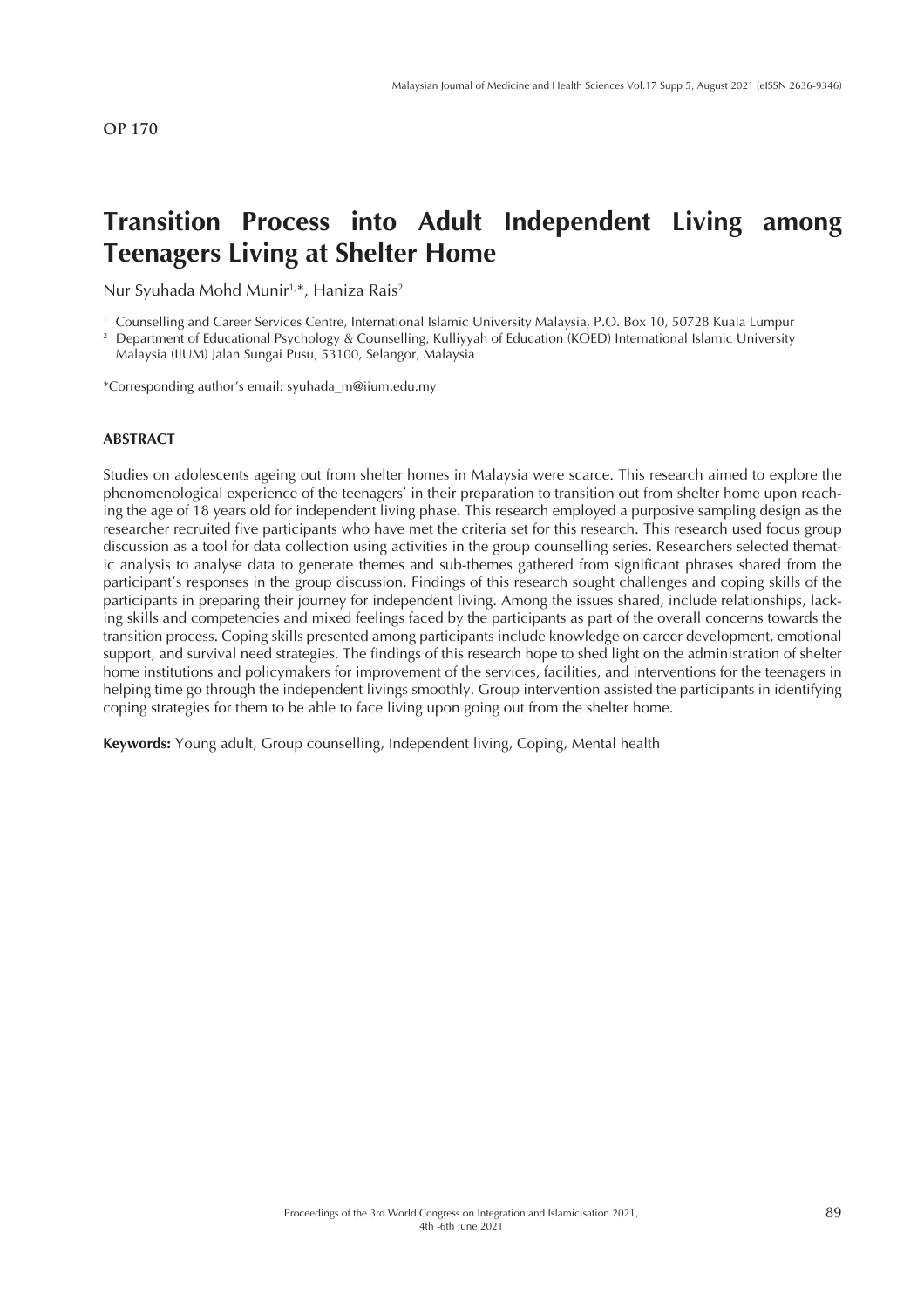OP 170

# Transition Process into Adult Independent Living among Teenagers Living at Shelter Home

Nur Syuhada Mohd Munir[1,*], Haniza Rais[2]

[1] Counselling and Career Services Centre, International Islamic University Malaysia, P.O. Box 10, 50728 Kuala Lumpur
[2] Department of Educational Psychology & Counselling, Kulliyyah of Education (KOED) International Islamic University Malaysia (IIUM) Jalan Sungai Pusu, 53100, Selangor, Malaysia

*Corresponding author's email: syuhada_m@iium.edu.my

## ABSTRACT

Studies on adolescents ageing out from shelter homes in Malaysia were scarce. This research aimed to explore the phenomenological experience of the teenagers' in their preparation to transition out from shelter home upon reaching the age of 18 years old for independent living phase. This research employed a purposive sampling design as the researcher recruited five participants who have met the criteria set for this research. This research used focus group discussion as a tool for data collection using activities in the group counselling series. Researchers selected thematic analysis to analyse data to generate themes and sub-themes gathered from significant phrases shared from the participant's responses in the group discussion. Findings of this research sought challenges and coping skills of the participants in preparing their journey for independent living. Among the issues shared, include relationships, lacking skills and competencies and mixed feelings faced by the participants as part of the overall concerns towards the transition process. Coping skills presented among participants include knowledge on career development, emotional support, and survival need strategies. The findings of this research hope to shed light on the administration of shelter home institutions and policymakers for improvement of the services, facilities, and interventions for the teenagers in helping time go through the independent livings smoothly. Group intervention assisted the participants in identifying coping strategies for them to be able to face living upon going out from the shelter home.

**Keywords:** Young adult, Group counselling, Independent living, Coping, Mental health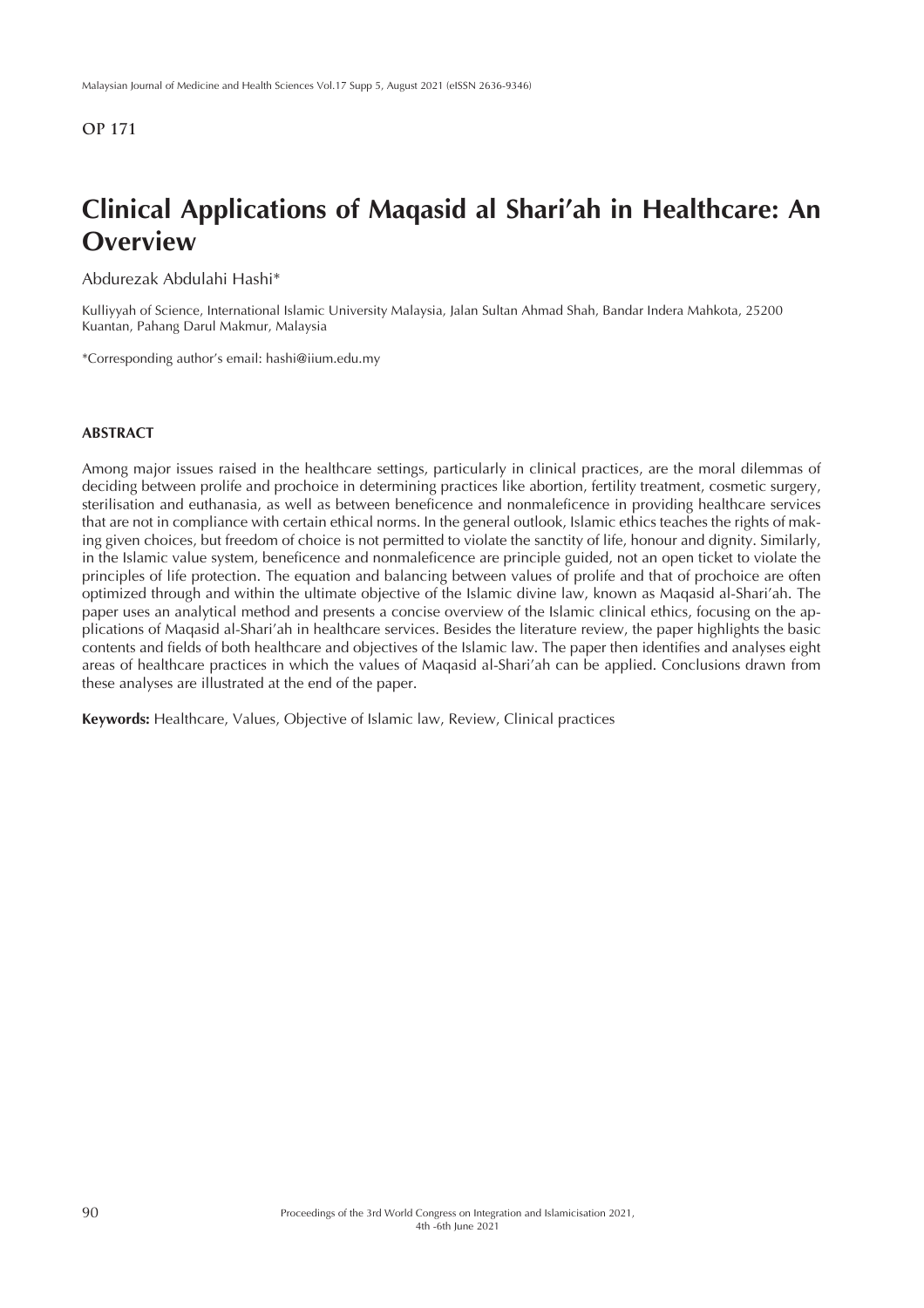OP 171

# Clinical Applications of Maqasid al Shari'ah in Healthcare: An Overview

Abdurezak Abdulahi Hashi*

Kulliyyah of Science, International Islamic University Malaysia, Jalan Sultan Ahmad Shah, Bandar Indera Mahkota, 25200 Kuantan, Pahang Darul Makmur, Malaysia

*Corresponding author's email: hashi@iium.edu.my

## ABSTRACT

Among major issues raised in the healthcare settings, particularly in clinical practices, are the moral dilemmas of deciding between prolife and prochoice in determining practices like abortion, fertility treatment, cosmetic surgery, sterilisation and euthanasia, as well as between beneficence and nonmaleficence in providing healthcare services that are not in compliance with certain ethical norms. In the general outlook, Islamic ethics teaches the rights of making given choices, but freedom of choice is not permitted to violate the sanctity of life, honour and dignity. Similarly, in the Islamic value system, beneficence and nonmaleficence are principle guided, not an open ticket to violate the principles of life protection. The equation and balancing between values of prolife and that of prochoice are often optimized through and within the ultimate objective of the Islamic divine law, known as Maqasid al-Shari'ah. The paper uses an analytical method and presents a concise overview of the Islamic clinical ethics, focusing on the applications of Maqasid al-Shari'ah in healthcare services. Besides the literature review, the paper highlights the basic contents and fields of both healthcare and objectives of the Islamic law. The paper then identifies and analyses eight areas of healthcare practices in which the values of Maqasid al-Shari'ah can be applied. Conclusions drawn from these analyses are illustrated at the end of the paper.

**Keywords:** Healthcare, Values, Objective of Islamic law, Review, Clinical practices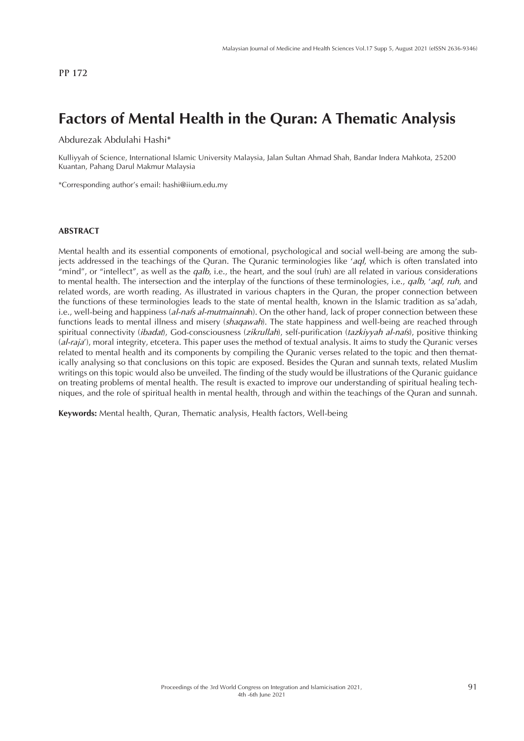PP 172

# Factors of Mental Health in the Quran: A Thematic Analysis

Abdurezak Abdulahi Hashi*

Kulliyyah of Science, International Islamic University Malaysia, Jalan Sultan Ahmad Shah, Bandar Indera Mahkota, 25200 Kuantan, Pahang Darul Makmur Malaysia

*Corresponding author's email: hashi@iium.edu.my

## ABSTRACT

Mental health and its essential components of emotional, psychological and social well-being are among the subjects addressed in the teachings of the Quran. The Quranic terminologies like '*aql*, which is often translated into "mind", or "intellect", as well as the *qalb*, i.e., the heart, and the soul (ruh) are all related in various considerations to mental health. The intersection and the interplay of the functions of these terminologies, i.e., *qalb*, '*aql*, *ruh*, and related words, are worth reading. As illustrated in various chapters in the Quran, the proper connection between the functions of these terminologies leads to the state of mental health, known in the Islamic tradition as sa'adah, i.e., well-being and happiness (*al-nafs al-mutmainna*h). On the other hand, lack of proper connection between these functions leads to mental illness and misery (*shaqawah*). The state happiness and well-being are reached through spiritual connectivity (*ibadat*), God-consciousness (*zikrullah*), self-purification (*tazkiyyah al-nafs*), positive thinking (*al-raja*'), moral integrity, etcetera. This paper uses the method of textual analysis. It aims to study the Quranic verses related to mental health and its components by compiling the Quranic verses related to the topic and then thematically analysing so that conclusions on this topic are exposed. Besides the Quran and sunnah texts, related Muslim writings on this topic would also be unveiled. The finding of the study would be illustrations of the Quranic guidance on treating problems of mental health. The result is exacted to improve our understanding of spiritual healing techniques, and the role of spiritual health in mental health, through and within the teachings of the Quran and sunnah.

**Keywords:** Mental health, Quran, Thematic analysis, Health factors, Well-being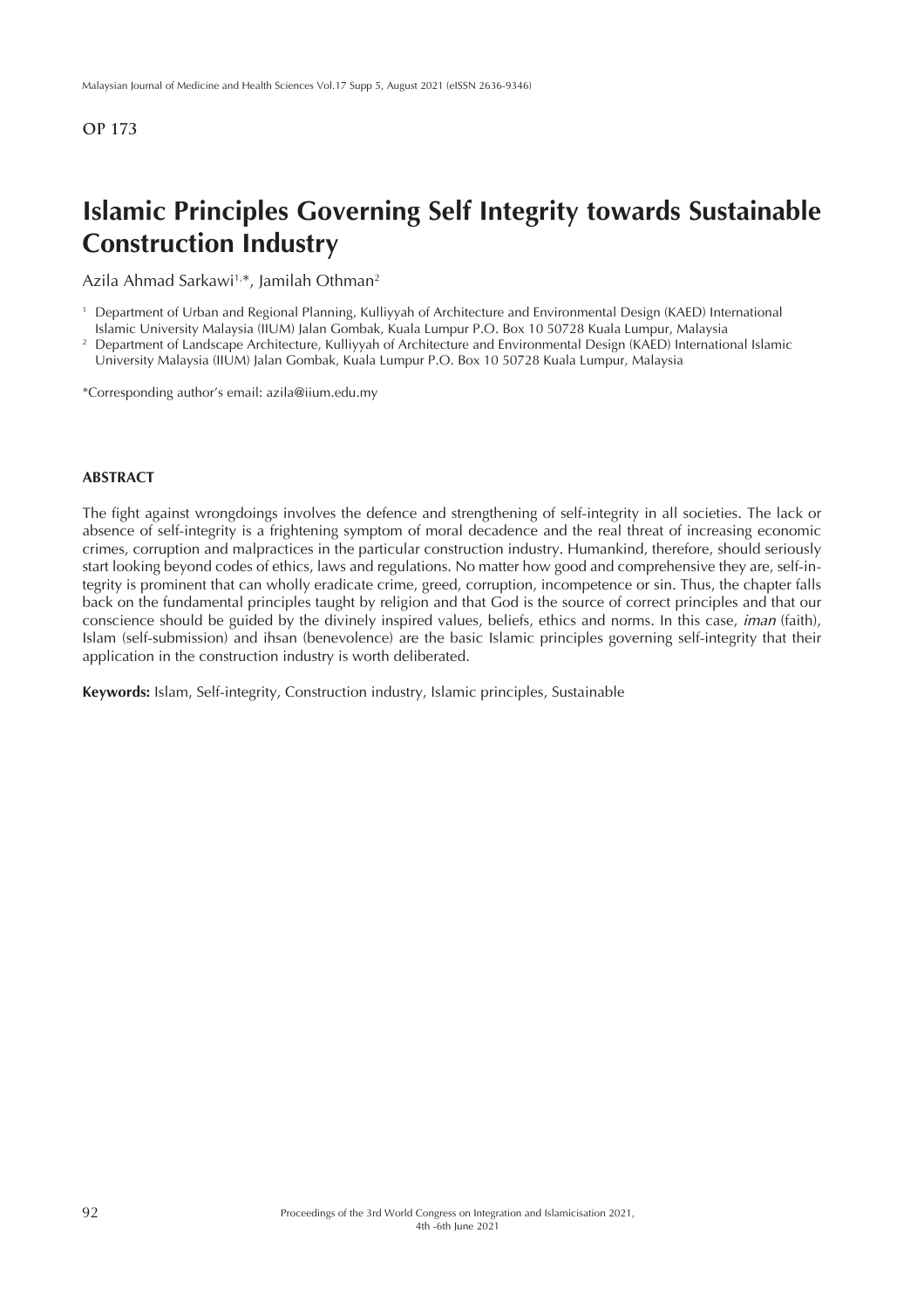OP 173

# Islamic Principles Governing Self Integrity towards Sustainable Construction Industry

Azila Ahmad Sarkawi[1,*], Jamilah Othman[2]

[1] Department of Urban and Regional Planning, Kulliyyah of Architecture and Environmental Design (KAED) International Islamic University Malaysia (IIUM) Jalan Gombak, Kuala Lumpur P.O. Box 10 50728 Kuala Lumpur, Malaysia

[2] Department of Landscape Architecture, Kulliyyah of Architecture and Environmental Design (KAED) International Islamic University Malaysia (IIUM) Jalan Gombak, Kuala Lumpur P.O. Box 10 50728 Kuala Lumpur, Malaysia

*Corresponding author's email: azila@iium.edu.my

## ABSTRACT

The fight against wrongdoings involves the defence and strengthening of self-integrity in all societies. The lack or absence of self-integrity is a frightening symptom of moral decadence and the real threat of increasing economic crimes, corruption and malpractices in the particular construction industry. Humankind, therefore, should seriously start looking beyond codes of ethics, laws and regulations. No matter how good and comprehensive they are, self-integrity is prominent that can wholly eradicate crime, greed, corruption, incompetence or sin. Thus, the chapter falls back on the fundamental principles taught by religion and that God is the source of correct principles and that our conscience should be guided by the divinely inspired values, beliefs, ethics and norms. In this case, *iman* (faith), Islam (self-submission) and ihsan (benevolence) are the basic Islamic principles governing self-integrity that their application in the construction industry is worth deliberated.

**Keywords:** Islam, Self-integrity, Construction industry, Islamic principles, Sustainable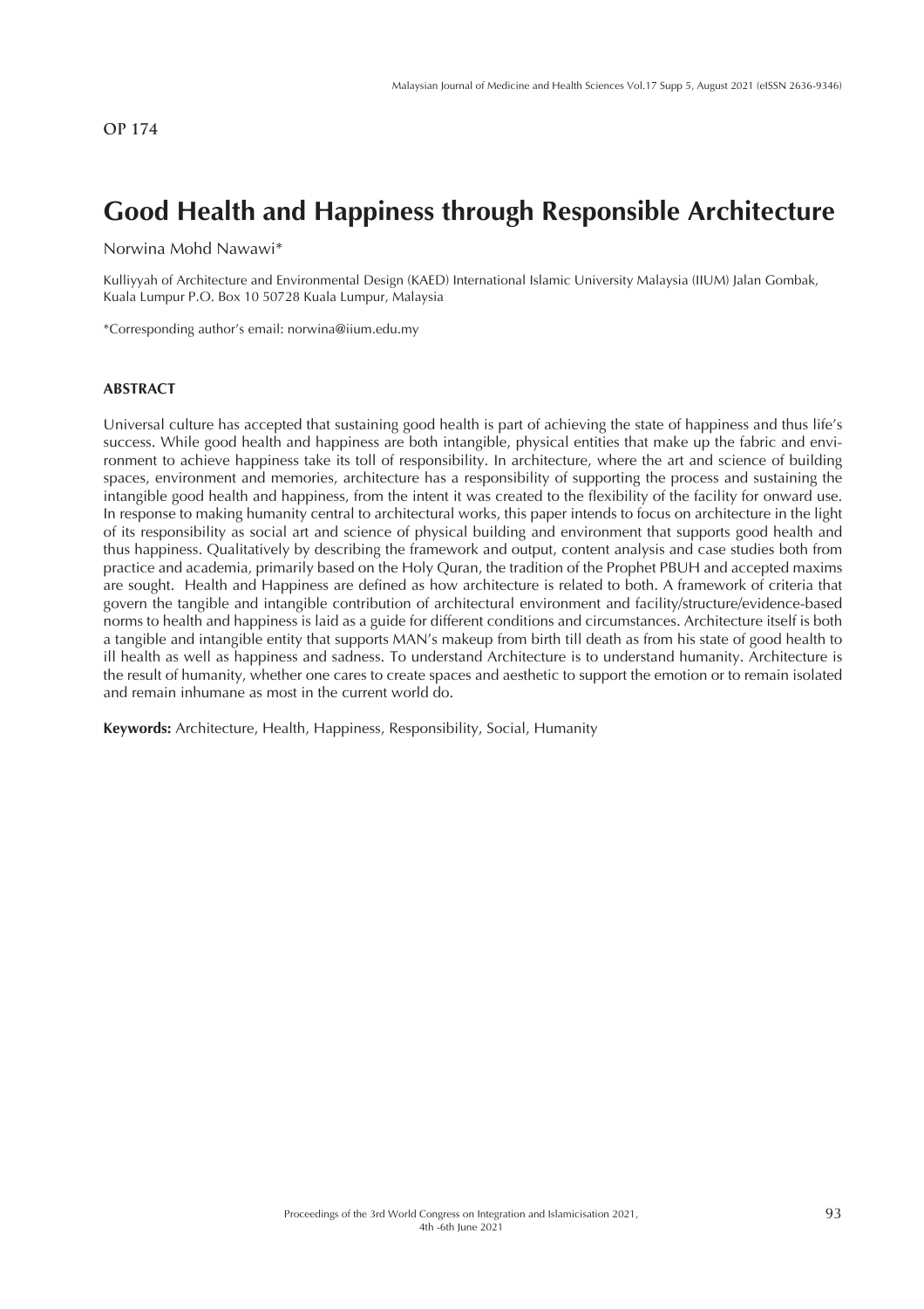OP 174

# Good Health and Happiness through Responsible Architecture

Norwina Mohd Nawawi*

Kulliyyah of Architecture and Environmental Design (KAED) International Islamic University Malaysia (IIUM) Jalan Gombak, Kuala Lumpur P.O. Box 10 50728 Kuala Lumpur, Malaysia

*Corresponding author's email: norwina@iium.edu.my

## ABSTRACT

Universal culture has accepted that sustaining good health is part of achieving the state of happiness and thus life's success. While good health and happiness are both intangible, physical entities that make up the fabric and environment to achieve happiness take its toll of responsibility. In architecture, where the art and science of building spaces, environment and memories, architecture has a responsibility of supporting the process and sustaining the intangible good health and happiness, from the intent it was created to the flexibility of the facility for onward use. In response to making humanity central to architectural works, this paper intends to focus on architecture in the light of its responsibility as social art and science of physical building and environment that supports good health and thus happiness. Qualitatively by describing the framework and output, content analysis and case studies both from practice and academia, primarily based on the Holy Quran, the tradition of the Prophet PBUH and accepted maxims are sought. Health and Happiness are defined as how architecture is related to both. A framework of criteria that govern the tangible and intangible contribution of architectural environment and facility/structure/evidence-based norms to health and happiness is laid as a guide for different conditions and circumstances. Architecture itself is both a tangible and intangible entity that supports MAN's makeup from birth till death as from his state of good health to ill health as well as happiness and sadness. To understand Architecture is to understand humanity. Architecture is the result of humanity, whether one cares to create spaces and aesthetic to support the emotion or to remain isolated and remain inhumane as most in the current world do.

**Keywords:** Architecture, Health, Happiness, Responsibility, Social, Humanity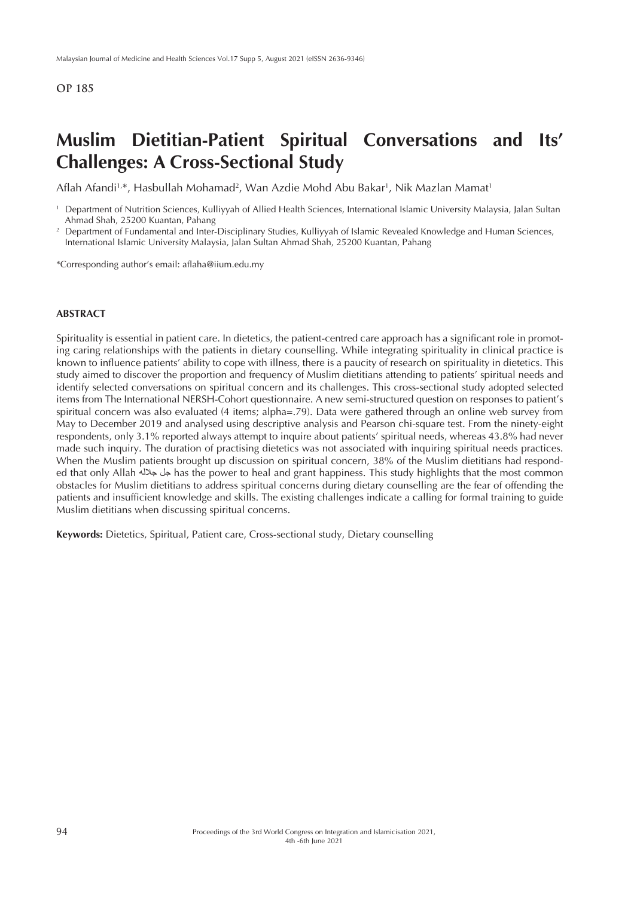**OP 185**

# Muslim Dietitian-Patient Spiritual Conversations and Its' Challenges: A Cross-Sectional Study

Aflah Afandi[1,*], Hasbullah Mohamad[2], Wan Azdie Mohd Abu Bakar[1], Nik Mazlan Mamat[1]

[1] Department of Nutrition Sciences, Kulliyyah of Allied Health Sciences, International Islamic University Malaysia, Jalan Sultan Ahmad Shah, 25200 Kuantan, Pahang

[2] Department of Fundamental and Inter-Disciplinary Studies, Kulliyyah of Islamic Revealed Knowledge and Human Sciences, International Islamic University Malaysia, Jalan Sultan Ahmad Shah, 25200 Kuantan, Pahang

*Corresponding author's email: aflaha@iium.edu.my

## ABSTRACT

Spirituality is essential in patient care. In dietetics, the patient-centred care approach has a significant role in promoting caring relationships with the patients in dietary counselling. While integrating spirituality in clinical practice is known to influence patients' ability to cope with illness, there is a paucity of research on spirituality in dietetics. This study aimed to discover the proportion and frequency of Muslim dietitians attending to patients' spiritual needs and identify selected conversations on spiritual concern and its challenges. This cross-sectional study adopted selected items from The International NERSH-Cohort questionnaire. A new semi-structured question on responses to patient's spiritual concern was also evaluated (4 items; alpha=.79). Data were gathered through an online web survey from May to December 2019 and analysed using descriptive analysis and Pearson chi-square test. From the ninety-eight respondents, only 3.1% reported always attempt to inquire about patients' spiritual needs, whereas 43.8% had never made such inquiry. The duration of practising dietetics was not associated with inquiring spiritual needs practices. When the Muslim patients brought up discussion on spiritual concern, 38% of the Muslim dietitians had responded that only Allah جل جلاله has the power to heal and grant happiness. This study highlights that the most common obstacles for Muslim dietitians to address spiritual concerns during dietary counselling are the fear of offending the patients and insufficient knowledge and skills. The existing challenges indicate a calling for formal training to guide Muslim dietitians when discussing spiritual concerns.

**Keywords:** Dietetics, Spiritual, Patient care, Cross-sectional study, Dietary counselling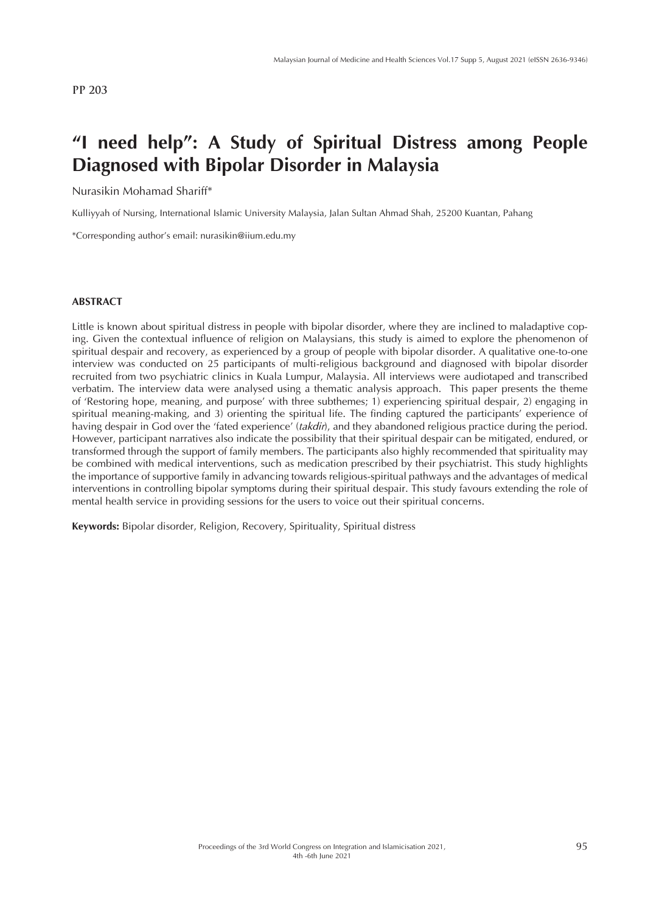PP 203

# "I need help": A Study of Spiritual Distress among People Diagnosed with Bipolar Disorder in Malaysia

Nurasikin Mohamad Shariff*

Kulliyyah of Nursing, International Islamic University Malaysia, Jalan Sultan Ahmad Shah, 25200 Kuantan, Pahang

*Corresponding author's email: nurasikin@iium.edu.my

## ABSTRACT

Little is known about spiritual distress in people with bipolar disorder, where they are inclined to maladaptive coping. Given the contextual influence of religion on Malaysians, this study is aimed to explore the phenomenon of spiritual despair and recovery, as experienced by a group of people with bipolar disorder. A qualitative one-to-one interview was conducted on 25 participants of multi-religious background and diagnosed with bipolar disorder recruited from two psychiatric clinics in Kuala Lumpur, Malaysia. All interviews were audiotaped and transcribed verbatim. The interview data were analysed using a thematic analysis approach. This paper presents the theme of 'Restoring hope, meaning, and purpose' with three subthemes; 1) experiencing spiritual despair, 2) engaging in spiritual meaning-making, and 3) orienting the spiritual life. The finding captured the participants' experience of having despair in God over the 'fated experience' (*takdir*), and they abandoned religious practice during the period. However, participant narratives also indicate the possibility that their spiritual despair can be mitigated, endured, or transformed through the support of family members. The participants also highly recommended that spirituality may be combined with medical interventions, such as medication prescribed by their psychiatrist. This study highlights the importance of supportive family in advancing towards religious-spiritual pathways and the advantages of medical interventions in controlling bipolar symptoms during their spiritual despair. This study favours extending the role of mental health service in providing sessions for the users to voice out their spiritual concerns.

**Keywords:** Bipolar disorder, Religion, Recovery, Spirituality, Spiritual distress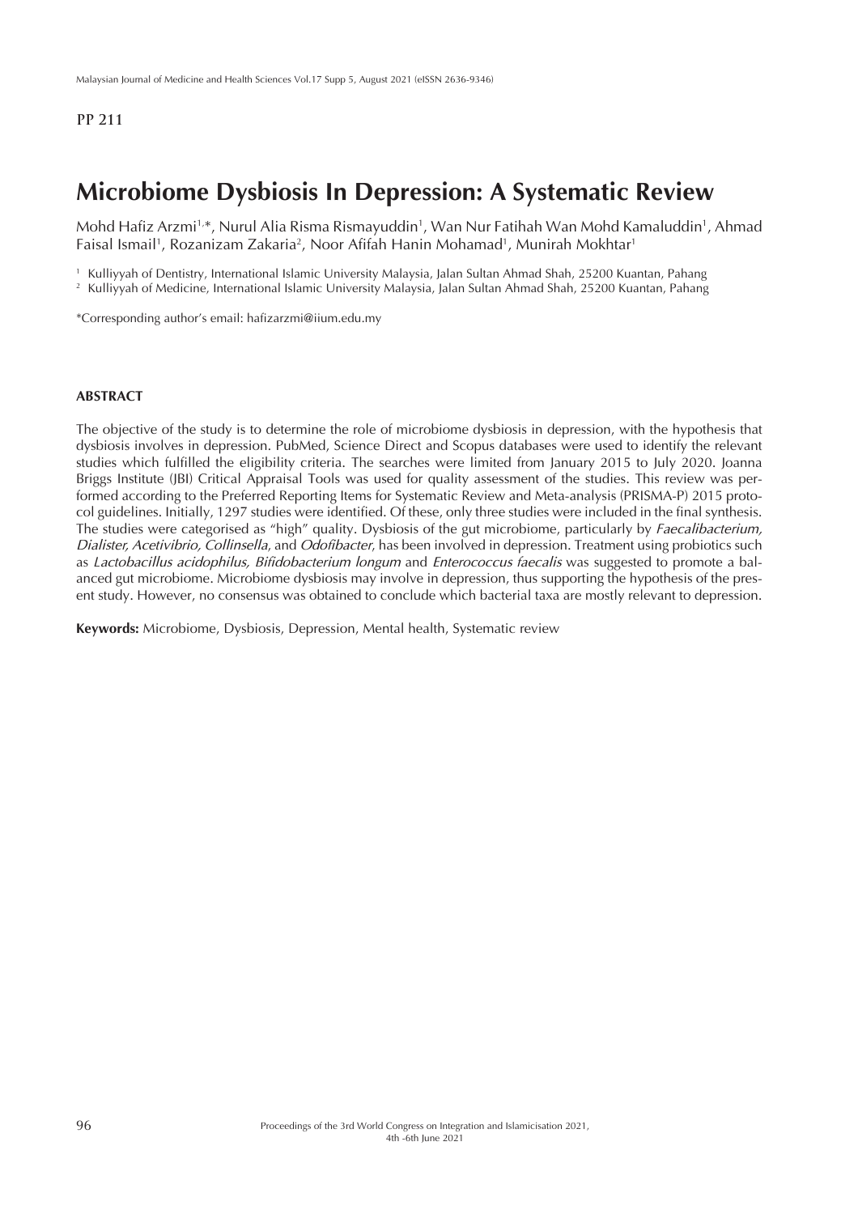PP 211

# Microbiome Dysbiosis In Depression: A Systematic Review

Mohd Hafiz Arzmi[1,*], Nurul Alia Risma Rismayuddin[1], Wan Nur Fatihah Wan Mohd Kamaluddin[1], Ahmad Faisal Ismail[1], Rozanizam Zakaria[2], Noor Afifah Hanin Mohamad[1], Munirah Mokhtar[1]

[1] Kulliyyah of Dentistry, International Islamic University Malaysia, Jalan Sultan Ahmad Shah, 25200 Kuantan, Pahang
[2] Kulliyyah of Medicine, International Islamic University Malaysia, Jalan Sultan Ahmad Shah, 25200 Kuantan, Pahang

*Corresponding author's email: hafizarzmi@iium.edu.my

## ABSTRACT

The objective of the study is to determine the role of microbiome dysbiosis in depression, with the hypothesis that dysbiosis involves in depression. PubMed, Science Direct and Scopus databases were used to identify the relevant studies which fulfilled the eligibility criteria. The searches were limited from January 2015 to July 2020. Joanna Briggs Institute (JBI) Critical Appraisal Tools was used for quality assessment of the studies. This review was performed according to the Preferred Reporting Items for Systematic Review and Meta-analysis (PRISMA-P) 2015 protocol guidelines. Initially, 1297 studies were identified. Of these, only three studies were included in the final synthesis. The studies were categorised as "high" quality. Dysbiosis of the gut microbiome, particularly by *Faecalibacterium, Dialister, Acetivibrio, Collinsella*, and *Odofibacter*, has been involved in depression. Treatment using probiotics such as *Lactobacillus acidophilus, Bifidobacterium longum* and *Enterococcus faecalis* was suggested to promote a balanced gut microbiome. Microbiome dysbiosis may involve in depression, thus supporting the hypothesis of the present study. However, no consensus was obtained to conclude which bacterial taxa are mostly relevant to depression.

**Keywords:** Microbiome, Dysbiosis, Depression, Mental health, Systematic review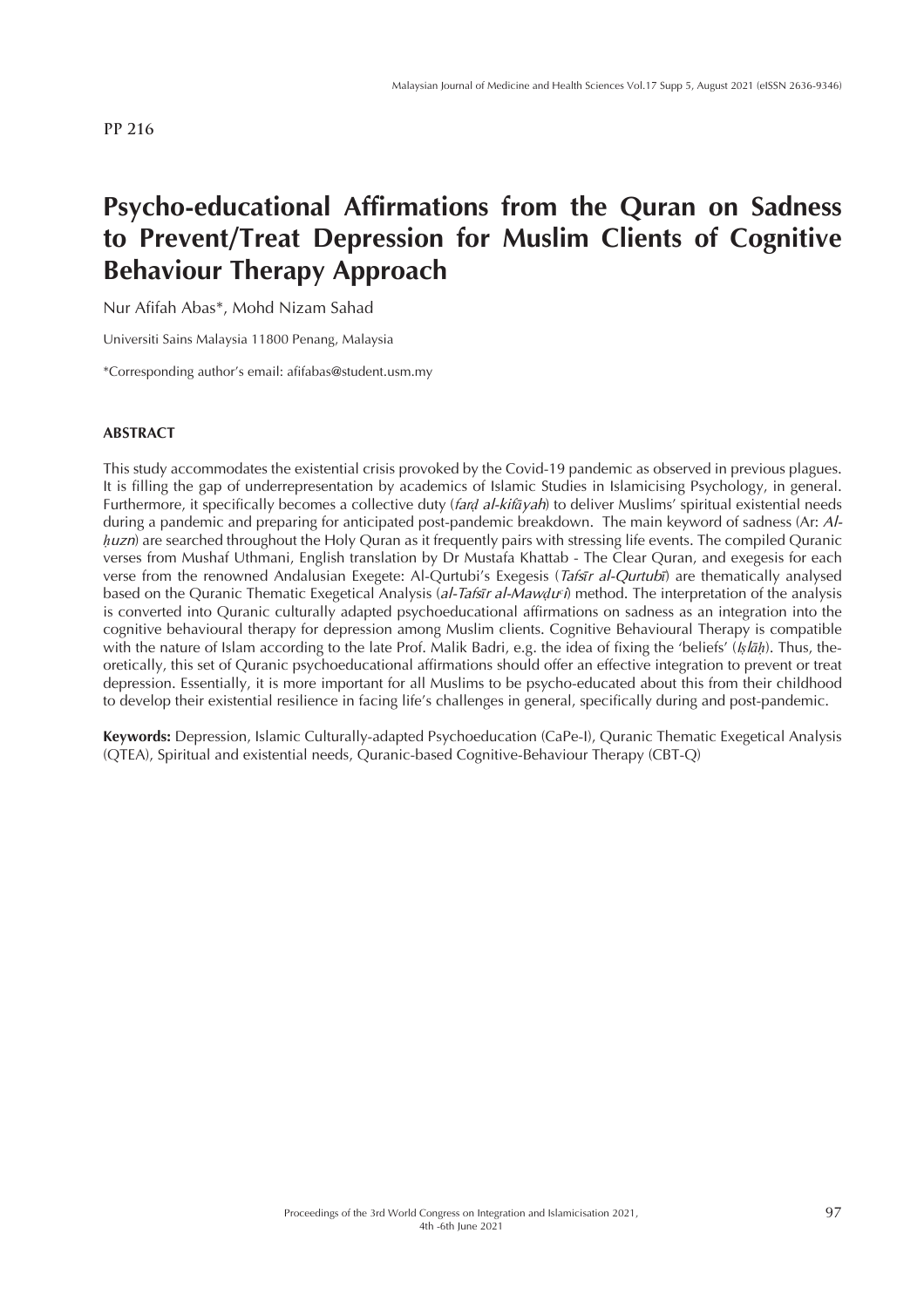PP 216

# Psycho-educational Affirmations from the Quran on Sadness to Prevent/Treat Depression for Muslim Clients of Cognitive Behaviour Therapy Approach

Nur Afifah Abas*, Mohd Nizam Sahad

Universiti Sains Malaysia 11800 Penang, Malaysia

*Corresponding author's email: afifabas@student.usm.my

## ABSTRACT

This study accommodates the existential crisis provoked by the Covid-19 pandemic as observed in previous plagues. It is filling the gap of underrepresentation by academics of Islamic Studies in Islamicising Psychology, in general. Furthermore, it specifically becomes a collective duty (*farḍ al-kifāyah*) to deliver Muslims' spiritual existential needs during a pandemic and preparing for anticipated post-pandemic breakdown. The main keyword of sadness (Ar: *Al-ḥuzn*) are searched throughout the Holy Quran as it frequently pairs with stressing life events. The compiled Quranic verses from Mushaf Uthmani, English translation by Dr Mustafa Khattab - The Clear Quran, and exegesis for each verse from the renowned Andalusian Exegete: Al-Qurtubi's Exegesis (*Tafsīr al-Qurtubī*) are thematically analysed based on the Quranic Thematic Exegetical Analysis (*al-Tafsīr al-Mawḍuᶜī*) method. The interpretation of the analysis is converted into Quranic culturally adapted psychoeducational affirmations on sadness as an integration into the cognitive behavioural therapy for depression among Muslim clients. Cognitive Behavioural Therapy is compatible with the nature of Islam according to the late Prof. Malik Badri, e.g. the idea of fixing the 'beliefs' (*Iṣlāḥ*). Thus, theoretically, this set of Quranic psychoeducational affirmations should offer an effective integration to prevent or treat depression. Essentially, it is more important for all Muslims to be psycho-educated about this from their childhood to develop their existential resilience in facing life's challenges in general, specifically during and post-pandemic.

**Keywords:** Depression, Islamic Culturally-adapted Psychoeducation (CaPe-I), Quranic Thematic Exegetical Analysis (QTEA), Spiritual and existential needs, Quranic-based Cognitive-Behaviour Therapy (CBT-Q)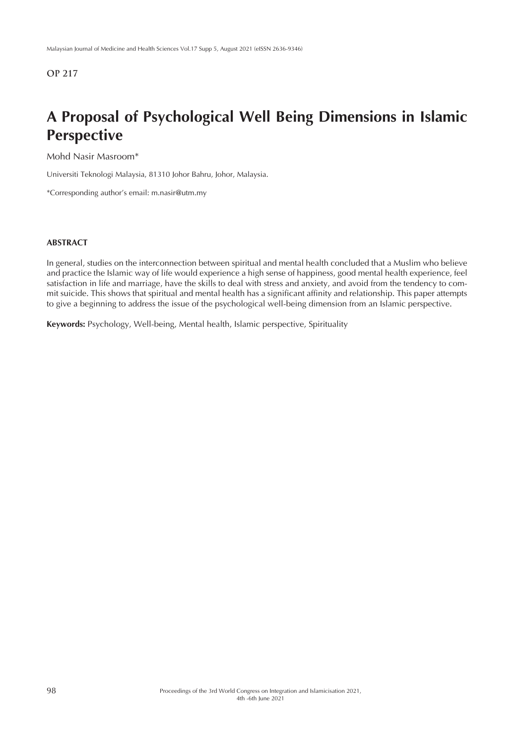**OP 217**

# A Proposal of Psychological Well Being Dimensions in Islamic Perspective

Mohd Nasir Masroom*

Universiti Teknologi Malaysia, 81310 Johor Bahru, Johor, Malaysia.

*Corresponding author's email: m.nasir@utm.my

## ABSTRACT

In general, studies on the interconnection between spiritual and mental health concluded that a Muslim who believe and practice the Islamic way of life would experience a high sense of happiness, good mental health experience, feel satisfaction in life and marriage, have the skills to deal with stress and anxiety, and avoid from the tendency to commit suicide. This shows that spiritual and mental health has a significant affinity and relationship. This paper attempts to give a beginning to address the issue of the psychological well-being dimension from an Islamic perspective.

**Keywords:** Psychology, Well-being, Mental health, Islamic perspective, Spirituality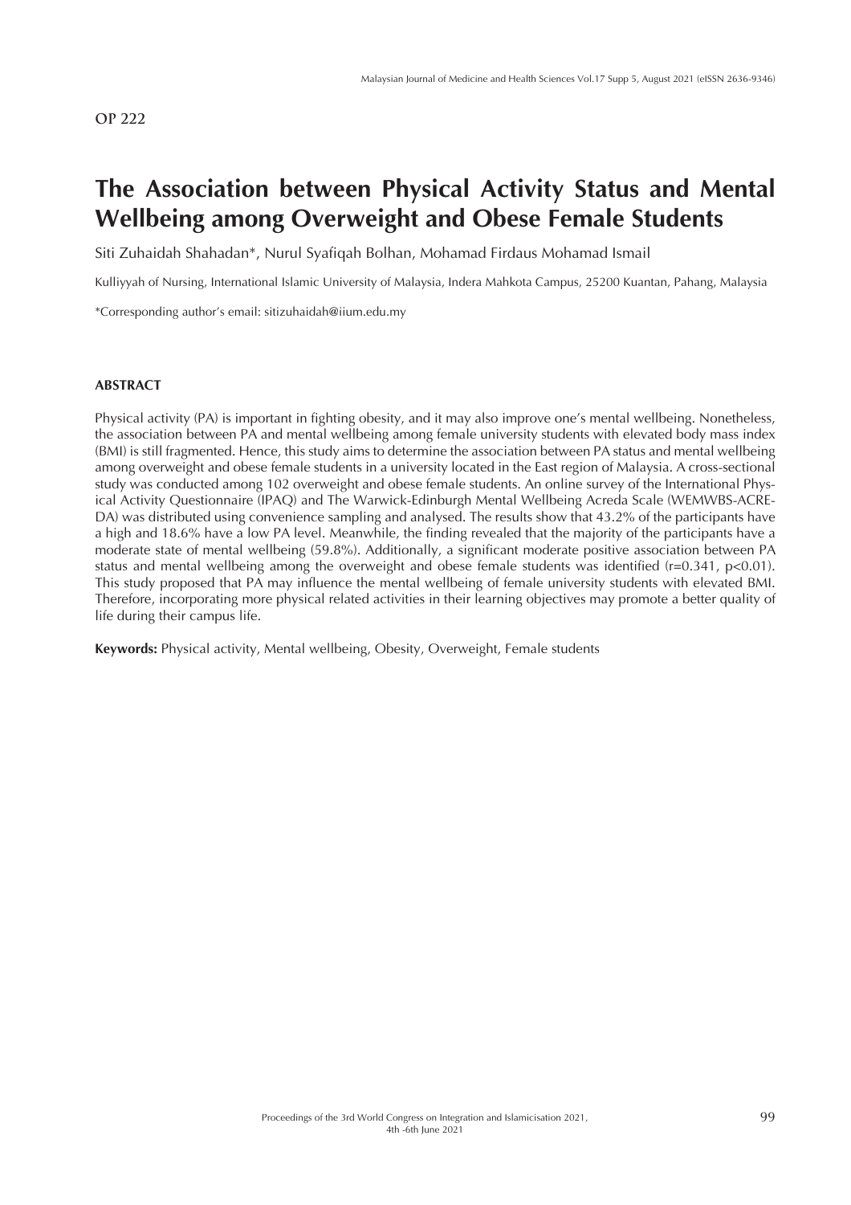OP 222

# The Association between Physical Activity Status and Mental Wellbeing among Overweight and Obese Female Students

Siti Zuhaidah Shahadan*, Nurul Syafiqah Bolhan, Mohamad Firdaus Mohamad Ismail

Kulliyyah of Nursing, International Islamic University of Malaysia, Indera Mahkota Campus, 25200 Kuantan, Pahang, Malaysia

*Corresponding author's email: sitizuhaidah@iium.edu.my

## ABSTRACT

Physical activity (PA) is important in fighting obesity, and it may also improve one's mental wellbeing. Nonetheless, the association between PA and mental wellbeing among female university students with elevated body mass index (BMI) is still fragmented. Hence, this study aims to determine the association between PA status and mental wellbeing among overweight and obese female students in a university located in the East region of Malaysia. A cross-sectional study was conducted among 102 overweight and obese female students. An online survey of the International Physical Activity Questionnaire (IPAQ) and The Warwick-Edinburgh Mental Wellbeing Acreda Scale (WEMWBS-ACREDA) was distributed using convenience sampling and analysed. The results show that 43.2% of the participants have a high and 18.6% have a low PA level. Meanwhile, the finding revealed that the majority of the participants have a moderate state of mental wellbeing (59.8%). Additionally, a significant moderate positive association between PA status and mental wellbeing among the overweight and obese female students was identified ($r=0.341$, $p<0.01$). This study proposed that PA may influence the mental wellbeing of female university students with elevated BMI. Therefore, incorporating more physical related activities in their learning objectives may promote a better quality of life during their campus life.

**Keywords:** Physical activity, Mental wellbeing, Obesity, Overweight, Female students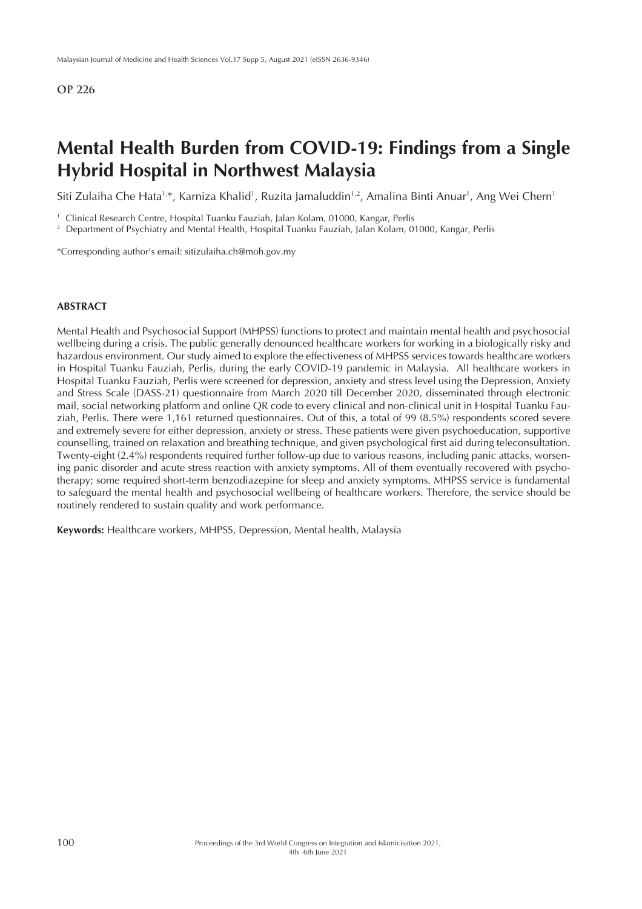**OP 226**

# Mental Health Burden from COVID-19: Findings from a Single Hybrid Hospital in Northwest Malaysia

Siti Zulaiha Che Hata[1,*], Karniza Khalid[1], Ruzita Jamaluddin[1,2], Amalina Binti Anuar[1], Ang Wei Chern[1]

[1] Clinical Research Centre, Hospital Tuanku Fauziah, Jalan Kolam, 01000, Kangar, Perlis
[2] Department of Psychiatry and Mental Health, Hospital Tuanku Fauziah, Jalan Kolam, 01000, Kangar, Perlis

*Corresponding author's email: sitizulaiha.ch@moh.gov.my

## ABSTRACT

Mental Health and Psychosocial Support (MHPSS) functions to protect and maintain mental health and psychosocial wellbeing during a crisis. The public generally denounced healthcare workers for working in a biologically risky and hazardous environment. Our study aimed to explore the effectiveness of MHPSS services towards healthcare workers in Hospital Tuanku Fauziah, Perlis, during the early COVID-19 pandemic in Malaysia. All healthcare workers in Hospital Tuanku Fauziah, Perlis were screened for depression, anxiety and stress level using the Depression, Anxiety and Stress Scale (DASS-21) questionnaire from March 2020 till December 2020, disseminated through electronic mail, social networking platform and online QR code to every clinical and non-clinical unit in Hospital Tuanku Fauziah, Perlis. There were 1,161 returned questionnaires. Out of this, a total of 99 (8.5%) respondents scored severe and extremely severe for either depression, anxiety or stress. These patients were given psychoeducation, supportive counselling, trained on relaxation and breathing technique, and given psychological first aid during teleconsultation. Twenty-eight (2.4%) respondents required further follow-up due to various reasons, including panic attacks, worsening panic disorder and acute stress reaction with anxiety symptoms. All of them eventually recovered with psychotherapy; some required short-term benzodiazepine for sleep and anxiety symptoms. MHPSS service is fundamental to safeguard the mental health and psychosocial wellbeing of healthcare workers. Therefore, the service should be routinely rendered to sustain quality and work performance.

**Keywords:** Healthcare workers, MHPSS, Depression, Mental health, Malaysia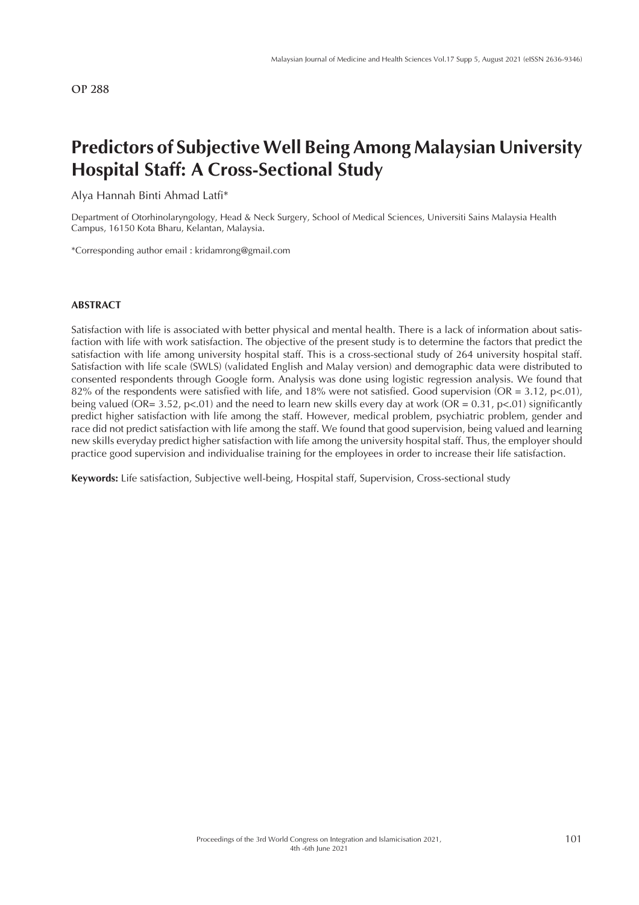OP 288

# Predictors of Subjective Well Being Among Malaysian University Hospital Staff: A Cross-Sectional Study

Alya Hannah Binti Ahmad Latfi*

Department of Otorhinolaryngology, Head & Neck Surgery, School of Medical Sciences, Universiti Sains Malaysia Health Campus, 16150 Kota Bharu, Kelantan, Malaysia.

*Corresponding author email : kridamrong@gmail.com

## ABSTRACT

Satisfaction with life is associated with better physical and mental health. There is a lack of information about satisfaction with life with work satisfaction. The objective of the present study is to determine the factors that predict the satisfaction with life among university hospital staff. This is a cross-sectional study of 264 university hospital staff. Satisfaction with life scale (SWLS) (validated English and Malay version) and demographic data were distributed to consented respondents through Google form. Analysis was done using logistic regression analysis. We found that 82% of the respondents were satisfied with life, and 18% were not satisfied. Good supervision (OR = 3.12, $p<.01$), being valued (OR= 3.52, $p<.01$) and the need to learn new skills every day at work (OR = 0.31, $p<.01$) significantly predict higher satisfaction with life among the staff. However, medical problem, psychiatric problem, gender and race did not predict satisfaction with life among the staff. We found that good supervision, being valued and learning new skills everyday predict higher satisfaction with life among the university hospital staff. Thus, the employer should practice good supervision and individualise training for the employees in order to increase their life satisfaction.

**Keywords:** Life satisfaction, Subjective well-being, Hospital staff, Supervision, Cross-sectional study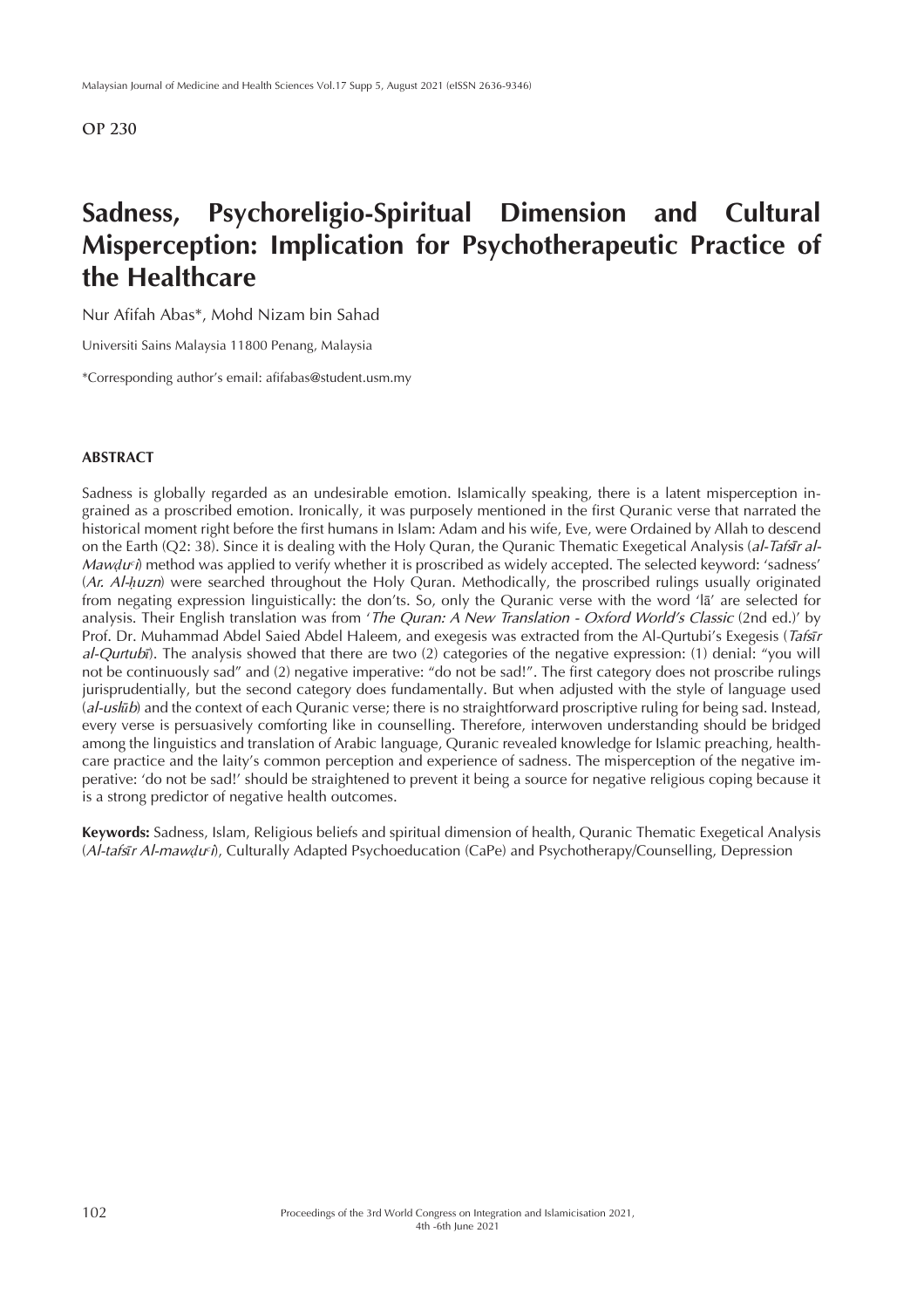OP 230

# Sadness, Psychoreligio-Spiritual Dimension and Cultural Misperception: Implication for Psychotherapeutic Practice of the Healthcare

Nur Afifah Abas*, Mohd Nizam bin Sahad

Universiti Sains Malaysia 11800 Penang, Malaysia

*Corresponding author's email: afifabas@student.usm.my

## ABSTRACT

Sadness is globally regarded as an undesirable emotion. Islamically speaking, there is a latent misperception ingrained as a proscribed emotion. Ironically, it was purposely mentioned in the first Quranic verse that narrated the historical moment right before the first humans in Islam: Adam and his wife, Eve, were Ordained by Allah to descend on the Earth (Q2: 38). Since it is dealing with the Holy Quran, the Quranic Thematic Exegetical Analysis (*al-Tafsīr al-Mawḍuʿī*) method was applied to verify whether it is proscribed as widely accepted. The selected keyword: 'sadness' (*Ar. Al-ḥuzn*) were searched throughout the Holy Quran. Methodically, the proscribed rulings usually originated from negating expression linguistically: the don'ts. So, only the Quranic verse with the word 'lā' are selected for analysis. Their English translation was from '*The Quran: A New Translation - Oxford World's Classic* (2nd ed.)' by Prof. Dr. Muhammad Abdel Saied Abdel Haleem, and exegesis was extracted from the Al-Qurtubi's Exegesis (*Tafsīr al-Qurtubī*). The analysis showed that there are two (2) categories of the negative expression: (1) denial: "you will not be continuously sad" and (2) negative imperative: "do not be sad!". The first category does not proscribe rulings jurisprudentially, but the second category does fundamentally. But when adjusted with the style of language used (*al-uslūb*) and the context of each Quranic verse; there is no straightforward proscriptive ruling for being sad. Instead, every verse is persuasively comforting like in counselling. Therefore, interwoven understanding should be bridged among the linguistics and translation of Arabic language, Quranic revealed knowledge for Islamic preaching, healthcare practice and the laity's common perception and experience of sadness. The misperception of the negative imperative: 'do not be sad!' should be straightened to prevent it being a source for negative religious coping because it is a strong predictor of negative health outcomes.

**Keywords:** Sadness, Islam, Religious beliefs and spiritual dimension of health, Quranic Thematic Exegetical Analysis (*Al-tafsīr Al-mawḍuʿī*), Culturally Adapted Psychoeducation (CaPe) and Psychotherapy/Counselling, Depression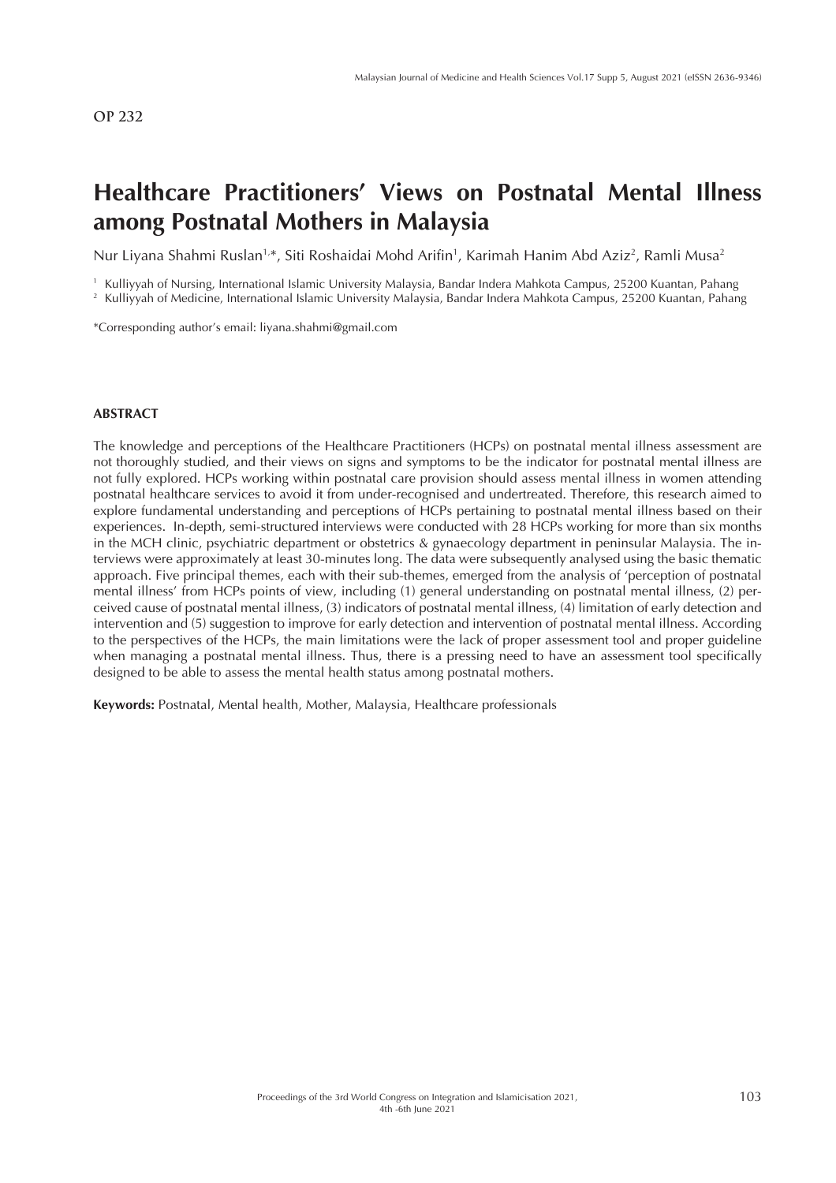OP 232

# Healthcare Practitioners' Views on Postnatal Mental Illness among Postnatal Mothers in Malaysia

Nur Liyana Shahmi Ruslan[1,*], Siti Roshaidai Mohd Arifin[1], Karimah Hanim Abd Aziz[2], Ramli Musa[2]

[1] Kulliyyah of Nursing, International Islamic University Malaysia, Bandar Indera Mahkota Campus, 25200 Kuantan, Pahang
[2] Kulliyyah of Medicine, International Islamic University Malaysia, Bandar Indera Mahkota Campus, 25200 Kuantan, Pahang

*Corresponding author's email: liyana.shahmi@gmail.com

## ABSTRACT

The knowledge and perceptions of the Healthcare Practitioners (HCPs) on postnatal mental illness assessment are not thoroughly studied, and their views on signs and symptoms to be the indicator for postnatal mental illness are not fully explored. HCPs working within postnatal care provision should assess mental illness in women attending postnatal healthcare services to avoid it from under-recognised and undertreated. Therefore, this research aimed to explore fundamental understanding and perceptions of HCPs pertaining to postnatal mental illness based on their experiences. In-depth, semi-structured interviews were conducted with 28 HCPs working for more than six months in the MCH clinic, psychiatric department or obstetrics & gynaecology department in peninsular Malaysia. The interviews were approximately at least 30-minutes long. The data were subsequently analysed using the basic thematic approach. Five principal themes, each with their sub-themes, emerged from the analysis of 'perception of postnatal mental illness' from HCPs points of view, including (1) general understanding on postnatal mental illness, (2) perceived cause of postnatal mental illness, (3) indicators of postnatal mental illness, (4) limitation of early detection and intervention and (5) suggestion to improve for early detection and intervention of postnatal mental illness. According to the perspectives of the HCPs, the main limitations were the lack of proper assessment tool and proper guideline when managing a postnatal mental illness. Thus, there is a pressing need to have an assessment tool specifically designed to be able to assess the mental health status among postnatal mothers.

**Keywords:** Postnatal, Mental health, Mother, Malaysia, Healthcare professionals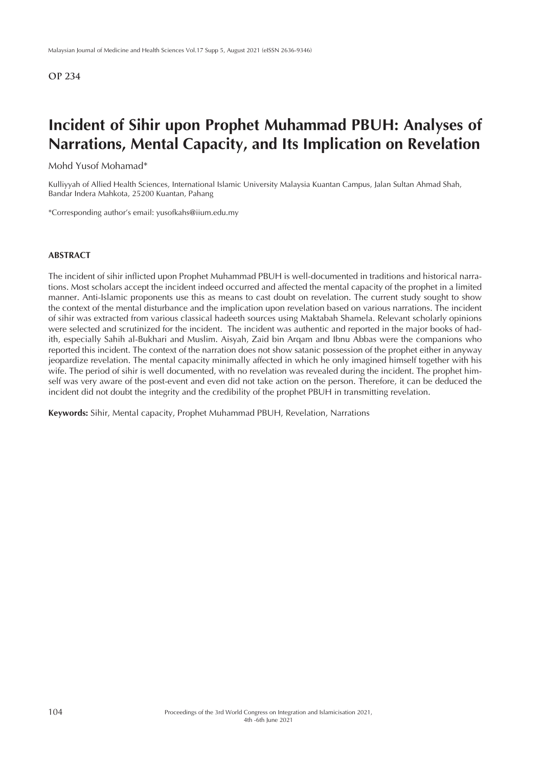**OP 234**

# Incident of Sihir upon Prophet Muhammad PBUH: Analyses of Narrations, Mental Capacity, and Its Implication on Revelation

Mohd Yusof Mohamad*

Kulliyyah of Allied Health Sciences, International Islamic University Malaysia Kuantan Campus, Jalan Sultan Ahmad Shah, Bandar Indera Mahkota, 25200 Kuantan, Pahang

*Corresponding author's email: yusofkahs@iium.edu.my

## ABSTRACT

The incident of sihir inflicted upon Prophet Muhammad PBUH is well-documented in traditions and historical narrations. Most scholars accept the incident indeed occurred and affected the mental capacity of the prophet in a limited manner. Anti-Islamic proponents use this as means to cast doubt on revelation. The current study sought to show the context of the mental disturbance and the implication upon revelation based on various narrations. The incident of sihir was extracted from various classical hadeeth sources using Maktabah Shamela. Relevant scholarly opinions were selected and scrutinized for the incident. The incident was authentic and reported in the major books of hadith, especially Sahih al-Bukhari and Muslim. Aisyah, Zaid bin Arqam and Ibnu Abbas were the companions who reported this incident. The context of the narration does not show satanic possession of the prophet either in anyway jeopardize revelation. The mental capacity minimally affected in which he only imagined himself together with his wife. The period of sihir is well documented, with no revelation was revealed during the incident. The prophet himself was very aware of the post-event and even did not take action on the person. Therefore, it can be deduced the incident did not doubt the integrity and the credibility of the prophet PBUH in transmitting revelation.

**Keywords:** Sihir, Mental capacity, Prophet Muhammad PBUH, Revelation, Narrations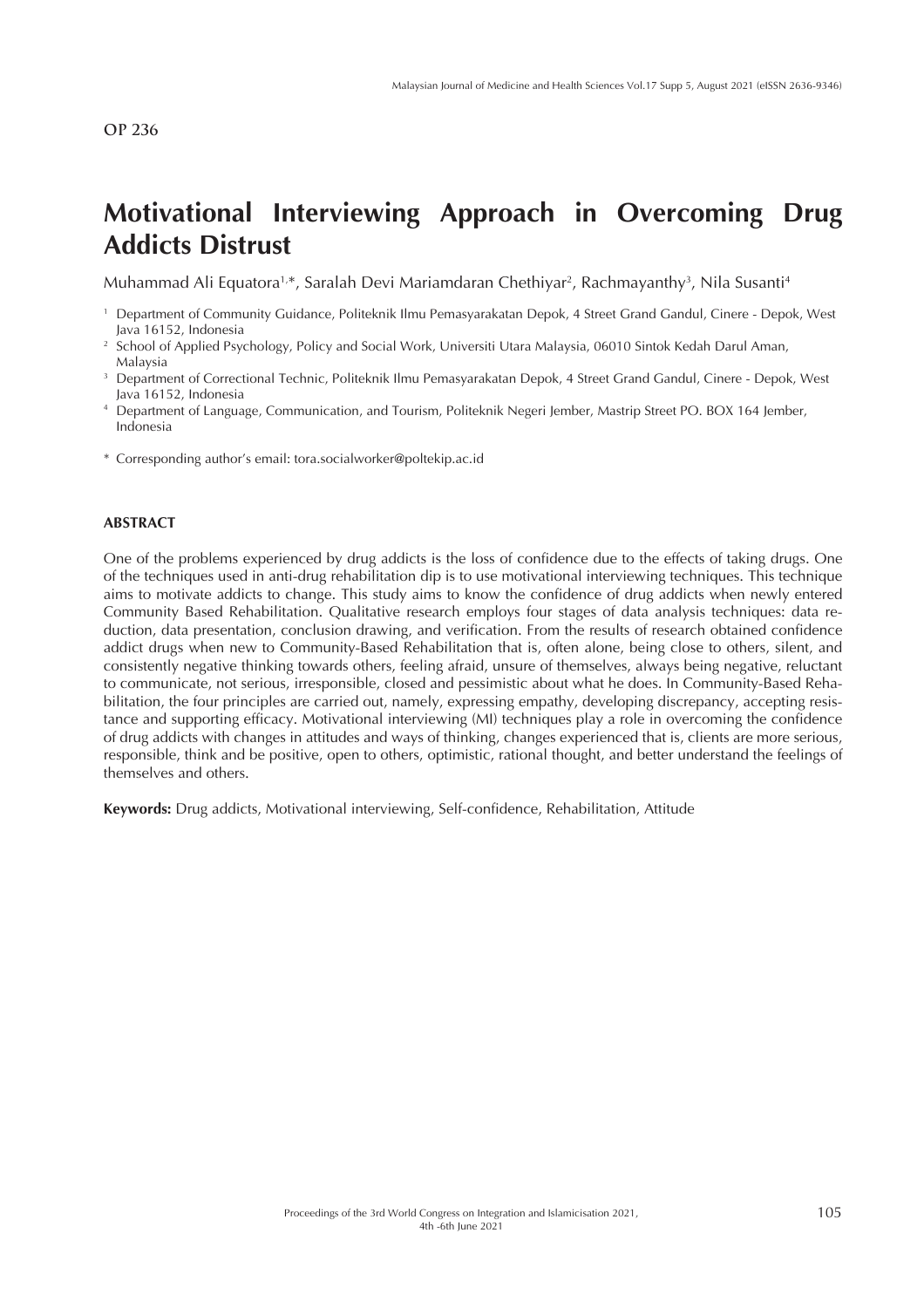OP 236

# Motivational Interviewing Approach in Overcoming Drug Addicts Distrust

Muhammad Ali Equatora[1,*], Saralah Devi Mariamdaran Chethiyar[2], Rachmayanthy[3], Nila Susanti[4]

[1] Department of Community Guidance, Politeknik Ilmu Pemasyarakatan Depok, 4 Street Grand Gandul, Cinere - Depok, West Java 16152, Indonesia
[2] School of Applied Psychology, Policy and Social Work, Universiti Utara Malaysia, 06010 Sintok Kedah Darul Aman, Malaysia
[3] Department of Correctional Technic, Politeknik Ilmu Pemasyarakatan Depok, 4 Street Grand Gandul, Cinere - Depok, West Java 16152, Indonesia
[4] Department of Language, Communication, and Tourism, Politeknik Negeri Jember, Mastrip Street PO. BOX 164 Jember, Indonesia

\* Corresponding author's email: tora.socialworker@poltekip.ac.id

### ABSTRACT

One of the problems experienced by drug addicts is the loss of confidence due to the effects of taking drugs. One of the techniques used in anti-drug rehabilitation dip is to use motivational interviewing techniques. This technique aims to motivate addicts to change. This study aims to know the confidence of drug addicts when newly entered Community Based Rehabilitation. Qualitative research employs four stages of data analysis techniques: data reduction, data presentation, conclusion drawing, and verification. From the results of research obtained confidence addict drugs when new to Community-Based Rehabilitation that is, often alone, being close to others, silent, and consistently negative thinking towards others, feeling afraid, unsure of themselves, always being negative, reluctant to communicate, not serious, irresponsible, closed and pessimistic about what he does. In Community-Based Rehabilitation, the four principles are carried out, namely, expressing empathy, developing discrepancy, accepting resistance and supporting efficacy. Motivational interviewing (MI) techniques play a role in overcoming the confidence of drug addicts with changes in attitudes and ways of thinking, changes experienced that is, clients are more serious, responsible, think and be positive, open to others, optimistic, rational thought, and better understand the feelings of themselves and others.

**Keywords:** Drug addicts, Motivational interviewing, Self-confidence, Rehabilitation, Attitude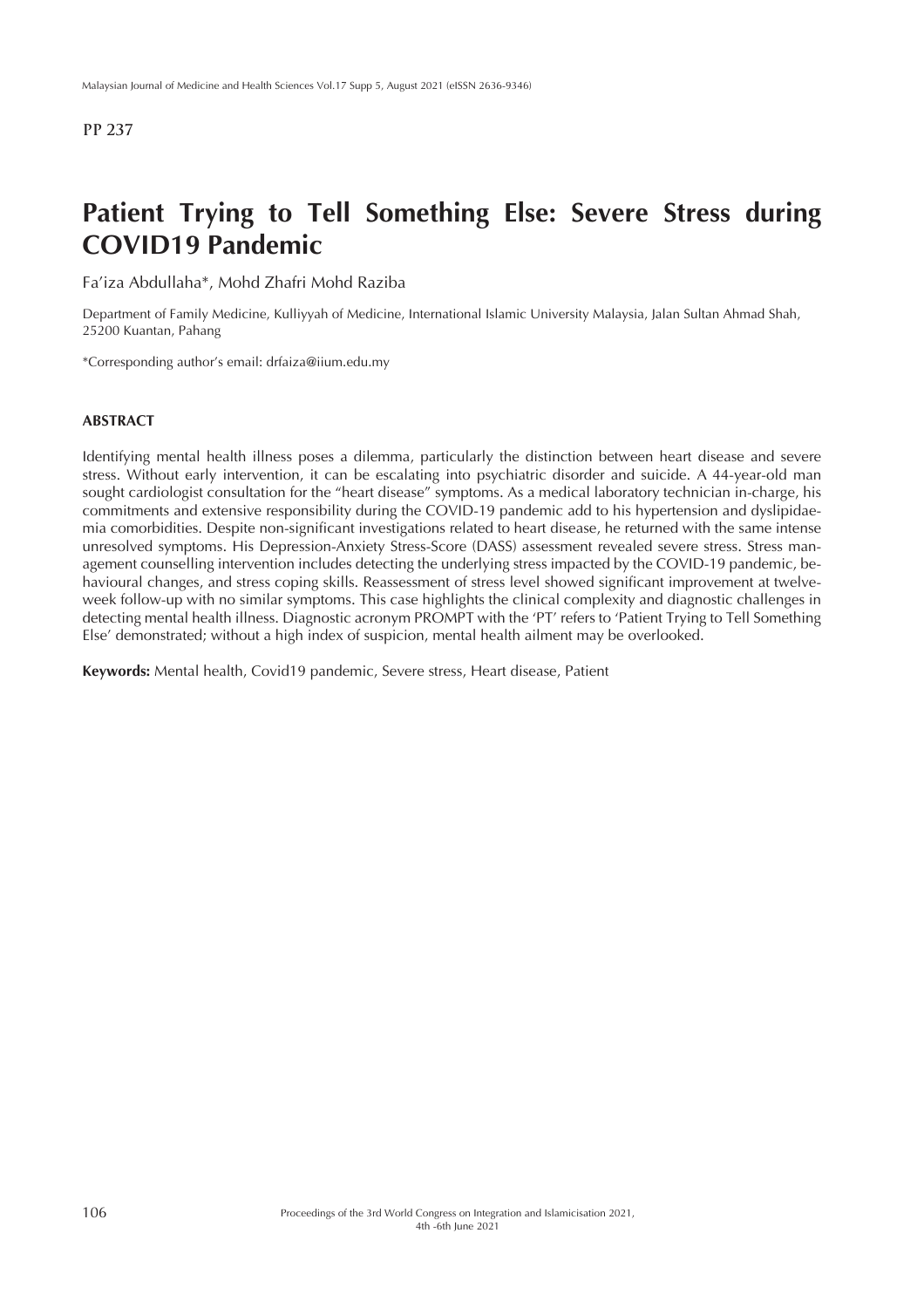PP 237

# Patient Trying to Tell Something Else: Severe Stress during COVID19 Pandemic

Fa'iza Abdullaha*, Mohd Zhafri Mohd Raziba

Department of Family Medicine, Kulliyyah of Medicine, International Islamic University Malaysia, Jalan Sultan Ahmad Shah, 25200 Kuantan, Pahang

*Corresponding author's email: drfaiza@iium.edu.my

## ABSTRACT

Identifying mental health illness poses a dilemma, particularly the distinction between heart disease and severe stress. Without early intervention, it can be escalating into psychiatric disorder and suicide. A 44-year-old man sought cardiologist consultation for the "heart disease" symptoms. As a medical laboratory technician in-charge, his commitments and extensive responsibility during the COVID-19 pandemic add to his hypertension and dyslipidaemia comorbidities. Despite non-significant investigations related to heart disease, he returned with the same intense unresolved symptoms. His Depression-Anxiety Stress-Score (DASS) assessment revealed severe stress. Stress management counselling intervention includes detecting the underlying stress impacted by the COVID-19 pandemic, behavioural changes, and stress coping skills. Reassessment of stress level showed significant improvement at twelve-week follow-up with no similar symptoms. This case highlights the clinical complexity and diagnostic challenges in detecting mental health illness. Diagnostic acronym PROMPT with the 'PT' refers to 'Patient Trying to Tell Something Else' demonstrated; without a high index of suspicion, mental health ailment may be overlooked.

**Keywords:** Mental health, Covid19 pandemic, Severe stress, Heart disease, Patient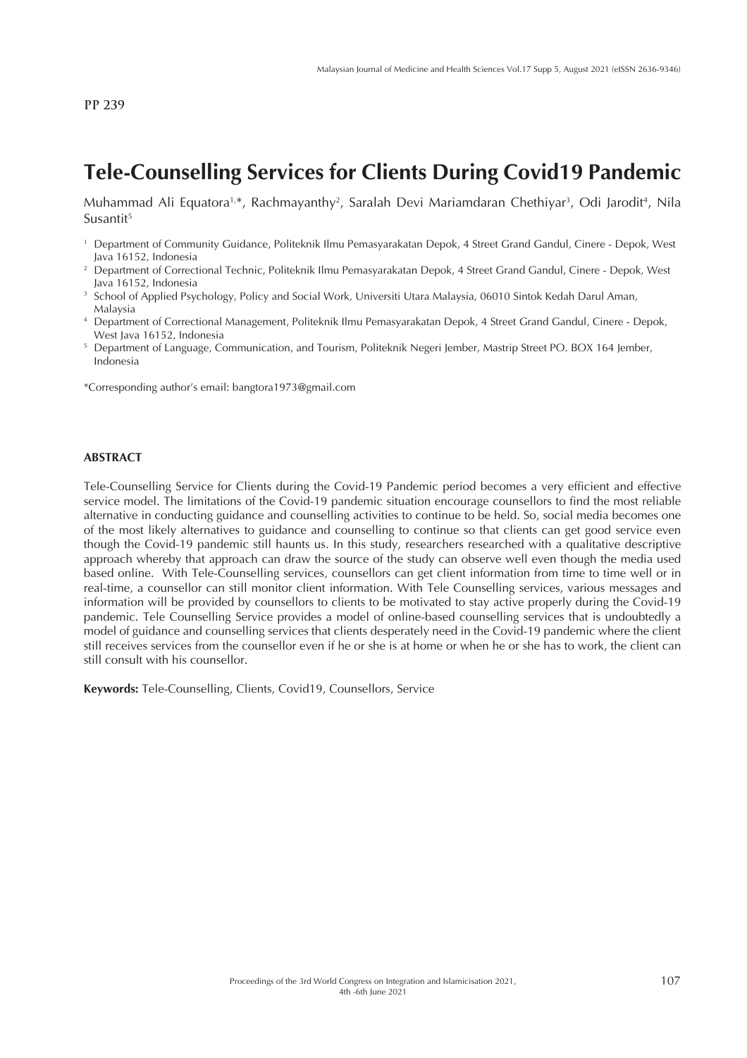PP 239

# Tele-Counselling Services for Clients During Covid19 Pandemic

Muhammad Ali Equatora[1,*], Rachmayanthy[2], Saralah Devi Mariamdaran Chethiyar[3], Odi Jarodit[4], Nila Susantit[5]

[1] Department of Community Guidance, Politeknik Ilmu Pemasyarakatan Depok, 4 Street Grand Gandul, Cinere - Depok, West Java 16152, Indonesia
[2] Department of Correctional Technic, Politeknik Ilmu Pemasyarakatan Depok, 4 Street Grand Gandul, Cinere - Depok, West Java 16152, Indonesia
[3] School of Applied Psychology, Policy and Social Work, Universiti Utara Malaysia, 06010 Sintok Kedah Darul Aman, Malaysia
[4] Department of Correctional Management, Politeknik Ilmu Pemasyarakatan Depok, 4 Street Grand Gandul, Cinere - Depok, West Java 16152, Indonesia
[5] Department of Language, Communication, and Tourism, Politeknik Negeri Jember, Mastrip Street PO. BOX 164 Jember, Indonesia

*Corresponding author's email: bangtora1973@gmail.com

## ABSTRACT

Tele-Counselling Service for Clients during the Covid-19 Pandemic period becomes a very efficient and effective service model. The limitations of the Covid-19 pandemic situation encourage counsellors to find the most reliable alternative in conducting guidance and counselling activities to continue to be held. So, social media becomes one of the most likely alternatives to guidance and counselling to continue so that clients can get good service even though the Covid-19 pandemic still haunts us. In this study, researchers researched with a qualitative descriptive approach whereby that approach can draw the source of the study can observe well even though the media used based online. With Tele-Counselling services, counsellors can get client information from time to time well or in real-time, a counsellor can still monitor client information. With Tele Counselling services, various messages and information will be provided by counsellors to clients to be motivated to stay active properly during the Covid-19 pandemic. Tele Counselling Service provides a model of online-based counselling services that is undoubtedly a model of guidance and counselling services that clients desperately need in the Covid-19 pandemic where the client still receives services from the counsellor even if he or she is at home or when he or she has to work, the client can still consult with his counsellor.

**Keywords:** Tele-Counselling, Clients, Covid19, Counsellors, Service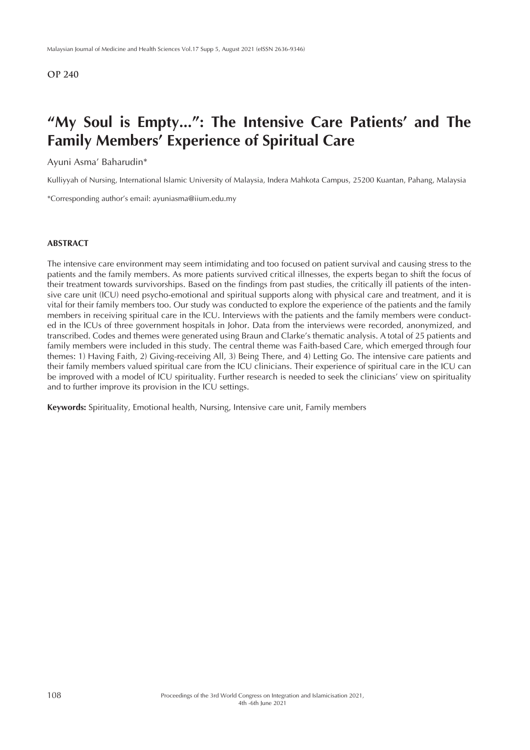**OP 240**

# "My Soul is Empty...": The Intensive Care Patients' and The Family Members' Experience of Spiritual Care

Ayuni Asma' Baharudin*

Kulliyyah of Nursing, International Islamic University of Malaysia, Indera Mahkota Campus, 25200 Kuantan, Pahang, Malaysia

*Corresponding author's email: ayuniasma@iium.edu.my

## ABSTRACT

The intensive care environment may seem intimidating and too focused on patient survival and causing stress to the patients and the family members. As more patients survived critical illnesses, the experts began to shift the focus of their treatment towards survivorships. Based on the findings from past studies, the critically ill patients of the intensive care unit (ICU) need psycho-emotional and spiritual supports along with physical care and treatment, and it is vital for their family members too. Our study was conducted to explore the experience of the patients and the family members in receiving spiritual care in the ICU. Interviews with the patients and the family members were conducted in the ICUs of three government hospitals in Johor. Data from the interviews were recorded, anonymized, and transcribed. Codes and themes were generated using Braun and Clarke's thematic analysis. A total of 25 patients and family members were included in this study. The central theme was Faith-based Care, which emerged through four themes: 1) Having Faith, 2) Giving-receiving All, 3) Being There, and 4) Letting Go. The intensive care patients and their family members valued spiritual care from the ICU clinicians. Their experience of spiritual care in the ICU can be improved with a model of ICU spirituality. Further research is needed to seek the clinicians' view on spirituality and to further improve its provision in the ICU settings.

**Keywords:** Spirituality, Emotional health, Nursing, Intensive care unit, Family members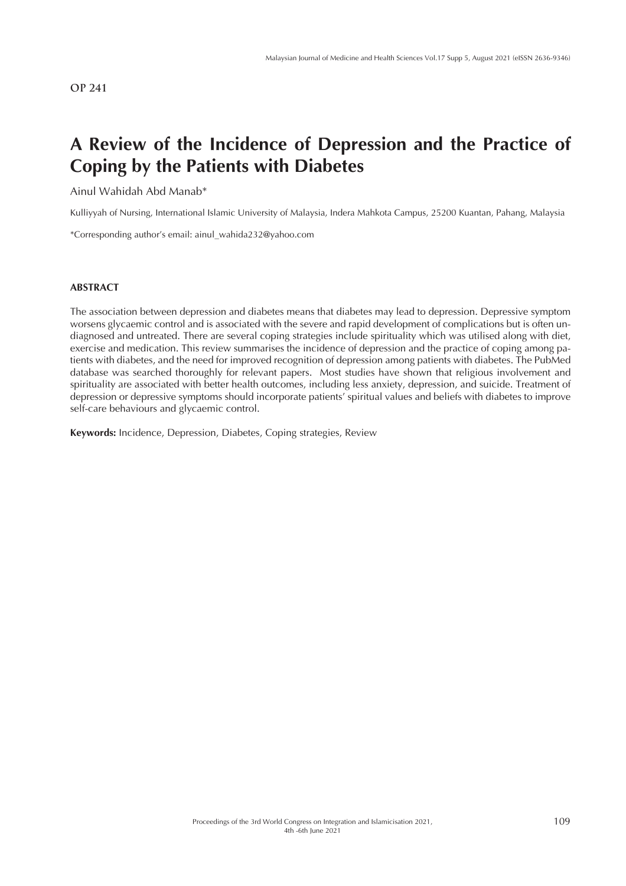OP 241

# A Review of the Incidence of Depression and the Practice of Coping by the Patients with Diabetes

Ainul Wahidah Abd Manab*

Kulliyyah of Nursing, International Islamic University of Malaysia, Indera Mahkota Campus, 25200 Kuantan, Pahang, Malaysia

*Corresponding author's email: ainul_wahida232@yahoo.com

## ABSTRACT

The association between depression and diabetes means that diabetes may lead to depression. Depressive symptom worsens glycaemic control and is associated with the severe and rapid development of complications but is often undiagnosed and untreated. There are several coping strategies include spirituality which was utilised along with diet, exercise and medication. This review summarises the incidence of depression and the practice of coping among patients with diabetes, and the need for improved recognition of depression among patients with diabetes. The PubMed database was searched thoroughly for relevant papers. Most studies have shown that religious involvement and spirituality are associated with better health outcomes, including less anxiety, depression, and suicide. Treatment of depression or depressive symptoms should incorporate patients' spiritual values and beliefs with diabetes to improve self-care behaviours and glycaemic control.

**Keywords:** Incidence, Depression, Diabetes, Coping strategies, Review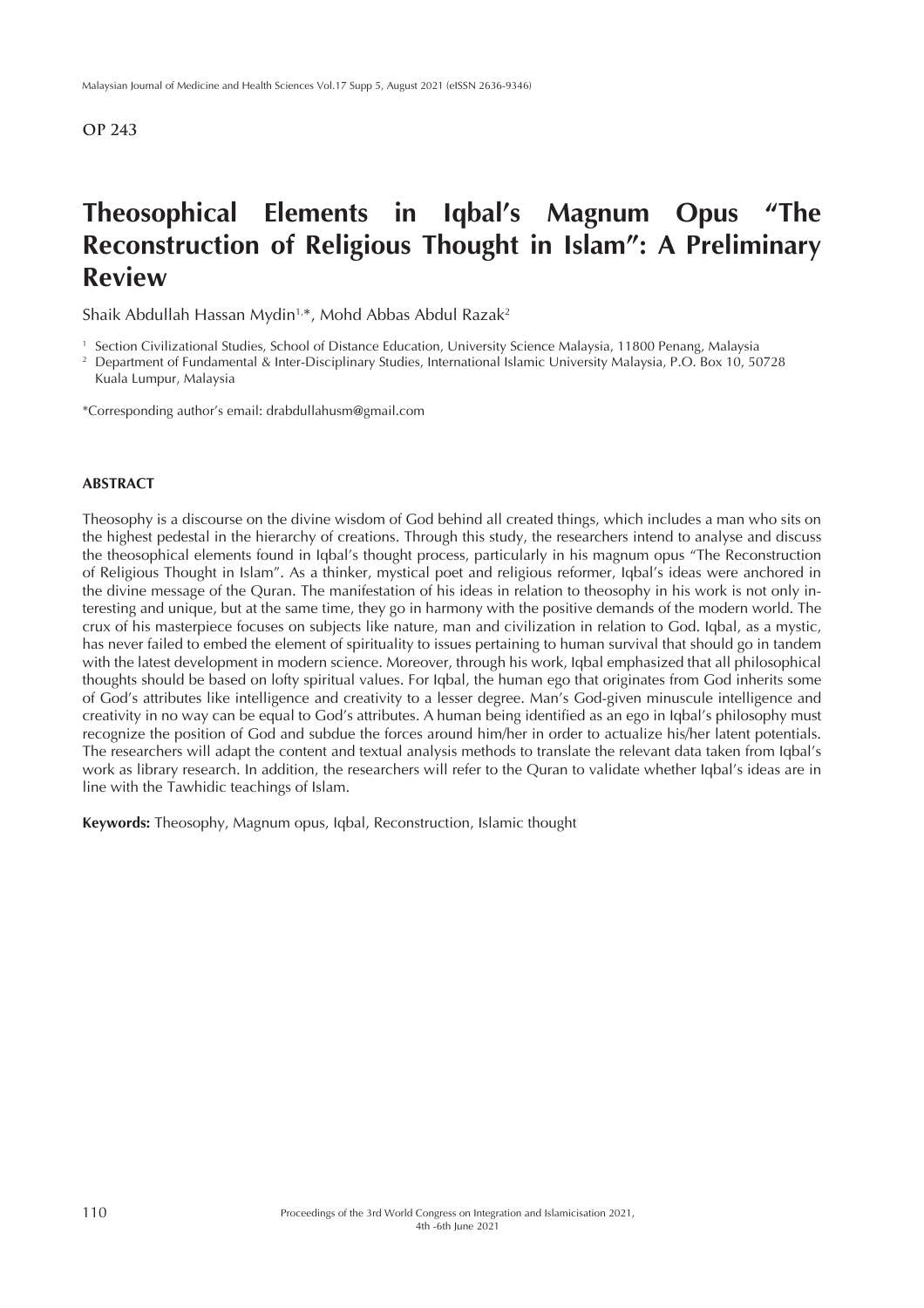OP 243

# Theosophical Elements in Iqbal's Magnum Opus "The Reconstruction of Religious Thought in Islam": A Preliminary Review

Shaik Abdullah Hassan Mydin[1,*], Mohd Abbas Abdul Razak[2]

[1] Section Civilizational Studies, School of Distance Education, University Science Malaysia, 11800 Penang, Malaysia
[2] Department of Fundamental & Inter-Disciplinary Studies, International Islamic University Malaysia, P.O. Box 10, 50728 Kuala Lumpur, Malaysia

*Corresponding author's email: drabdullahusm@gmail.com

## ABSTRACT

Theosophy is a discourse on the divine wisdom of God behind all created things, which includes a man who sits on the highest pedestal in the hierarchy of creations. Through this study, the researchers intend to analyse and discuss the theosophical elements found in Iqbal's thought process, particularly in his magnum opus "The Reconstruction of Religious Thought in Islam". As a thinker, mystical poet and religious reformer, Iqbal's ideas were anchored in the divine message of the Quran. The manifestation of his ideas in relation to theosophy in his work is not only interesting and unique, but at the same time, they go in harmony with the positive demands of the modern world. The crux of his masterpiece focuses on subjects like nature, man and civilization in relation to God. Iqbal, as a mystic, has never failed to embed the element of spirituality to issues pertaining to human survival that should go in tandem with the latest development in modern science. Moreover, through his work, Iqbal emphasized that all philosophical thoughts should be based on lofty spiritual values. For Iqbal, the human ego that originates from God inherits some of God's attributes like intelligence and creativity to a lesser degree. Man's God-given minuscule intelligence and creativity in no way can be equal to God's attributes. A human being identified as an ego in Iqbal's philosophy must recognize the position of God and subdue the forces around him/her in order to actualize his/her latent potentials. The researchers will adapt the content and textual analysis methods to translate the relevant data taken from Iqbal's work as library research. In addition, the researchers will refer to the Quran to validate whether Iqbal's ideas are in line with the Tawhidic teachings of Islam.

**Keywords:** Theosophy, Magnum opus, Iqbal, Reconstruction, Islamic thought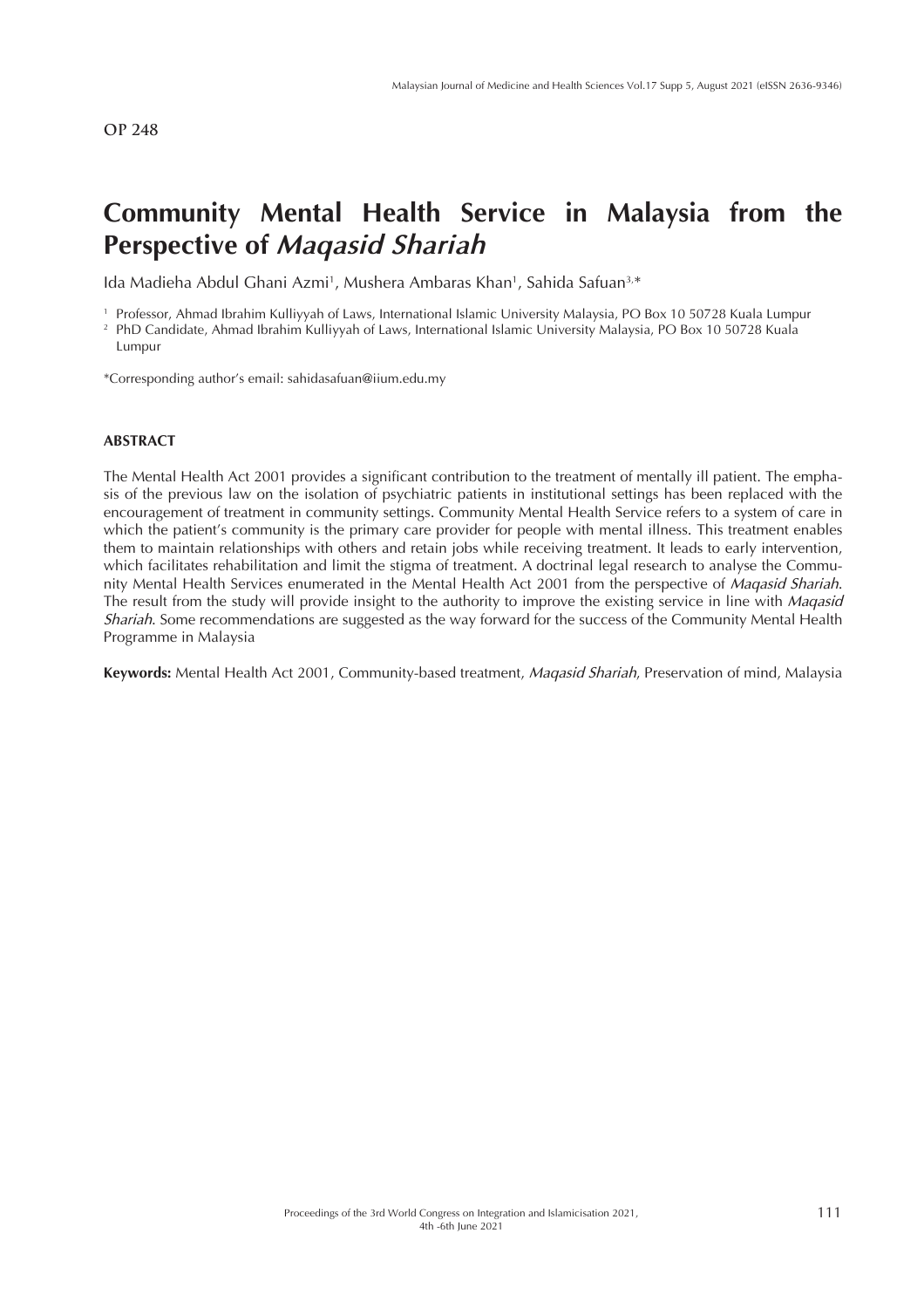OP 248

# Community Mental Health Service in Malaysia from the Perspective of *Maqasid Shariah*

Ida Madieha Abdul Ghani Azmi[1], Mushera Ambaras Khan[1], Sahida Safuan[3,*]

[1] Professor, Ahmad Ibrahim Kulliyyah of Laws, International Islamic University Malaysia, PO Box 10 50728 Kuala Lumpur
[2] PhD Candidate, Ahmad Ibrahim Kulliyyah of Laws, International Islamic University Malaysia, PO Box 10 50728 Kuala Lumpur

*Corresponding author's email: sahidasafuan@iium.edu.my

## ABSTRACT

The Mental Health Act 2001 provides a significant contribution to the treatment of mentally ill patient. The emphasis of the previous law on the isolation of psychiatric patients in institutional settings has been replaced with the encouragement of treatment in community settings. Community Mental Health Service refers to a system of care in which the patient's community is the primary care provider for people with mental illness. This treatment enables them to maintain relationships with others and retain jobs while receiving treatment. It leads to early intervention, which facilitates rehabilitation and limit the stigma of treatment. A doctrinal legal research to analyse the Community Mental Health Services enumerated in the Mental Health Act 2001 from the perspective of *Maqasid Shariah*. The result from the study will provide insight to the authority to improve the existing service in line with *Maqasid Shariah*. Some recommendations are suggested as the way forward for the success of the Community Mental Health Programme in Malaysia

**Keywords:** Mental Health Act 2001, Community-based treatment, *Maqasid Shariah*, Preservation of mind, Malaysia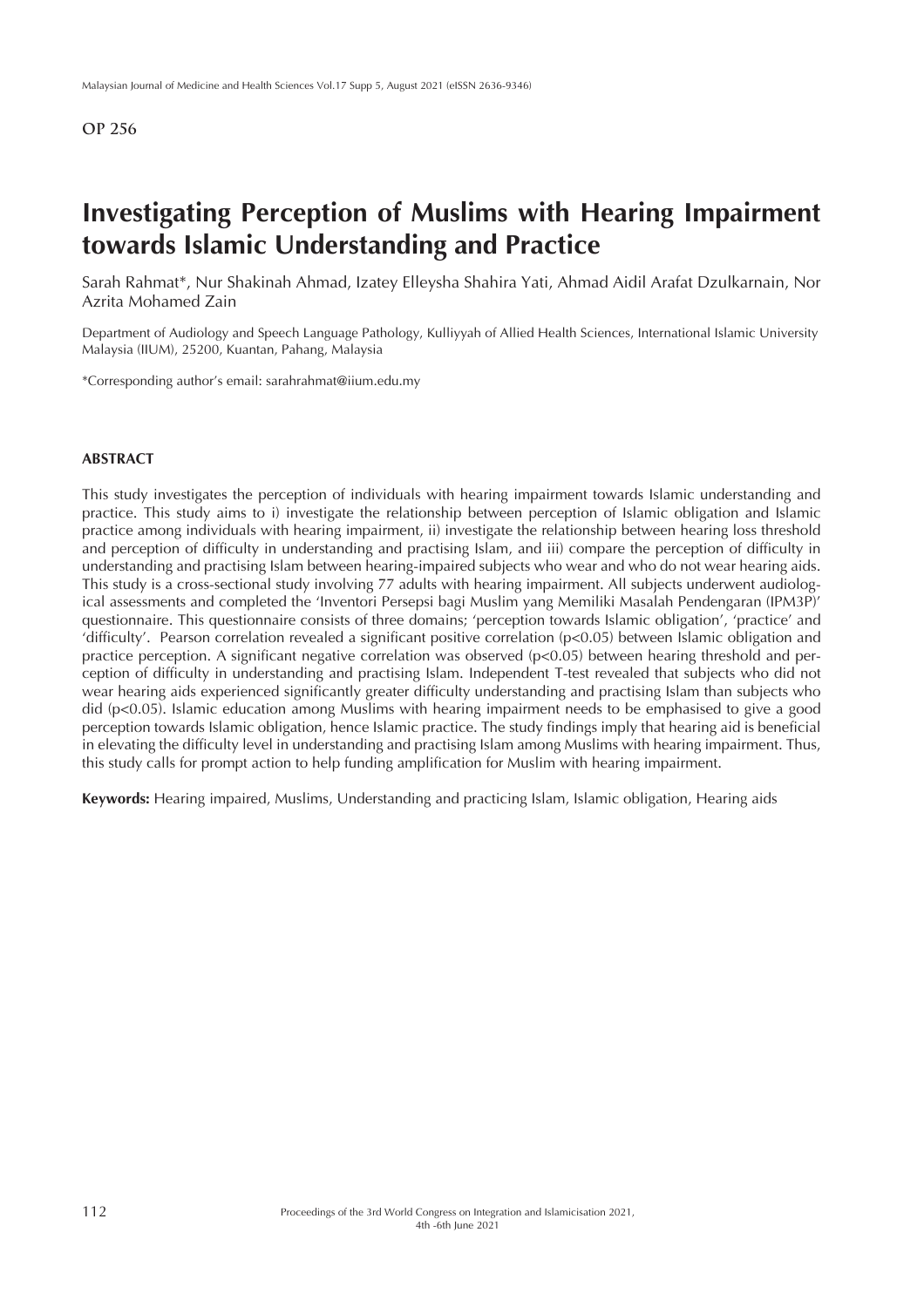OP 256

# Investigating Perception of Muslims with Hearing Impairment towards Islamic Understanding and Practice

Sarah Rahmat*, Nur Shakinah Ahmad, Izatey Elleysha Shahira Yati, Ahmad Aidil Arafat Dzulkarnain, Nor Azrita Mohamed Zain

Department of Audiology and Speech Language Pathology, Kulliyyah of Allied Health Sciences, International Islamic University Malaysia (IIUM), 25200, Kuantan, Pahang, Malaysia

*Corresponding author's email: sarahrahmat@iium.edu.my

## ABSTRACT

This study investigates the perception of individuals with hearing impairment towards Islamic understanding and practice. This study aims to i) investigate the relationship between perception of Islamic obligation and Islamic practice among individuals with hearing impairment, ii) investigate the relationship between hearing loss threshold and perception of difficulty in understanding and practising Islam, and iii) compare the perception of difficulty in understanding and practising Islam between hearing-impaired subjects who wear and who do not wear hearing aids. This study is a cross-sectional study involving 77 adults with hearing impairment. All subjects underwent audiological assessments and completed the 'Inventori Persepsi bagi Muslim yang Memiliki Masalah Pendengaran (IPM3P)' questionnaire. This questionnaire consists of three domains; 'perception towards Islamic obligation', 'practice' and 'difficulty'. Pearson correlation revealed a significant positive correlation ($p<0.05$) between Islamic obligation and practice perception. A significant negative correlation was observed ($p<0.05$) between hearing threshold and perception of difficulty in understanding and practising Islam. Independent T-test revealed that subjects who did not wear hearing aids experienced significantly greater difficulty understanding and practising Islam than subjects who did ($p<0.05$). Islamic education among Muslims with hearing impairment needs to be emphasised to give a good perception towards Islamic obligation, hence Islamic practice. The study findings imply that hearing aid is beneficial in elevating the difficulty level in understanding and practising Islam among Muslims with hearing impairment. Thus, this study calls for prompt action to help funding amplification for Muslim with hearing impairment.

**Keywords:** Hearing impaired, Muslims, Understanding and practicing Islam, Islamic obligation, Hearing aids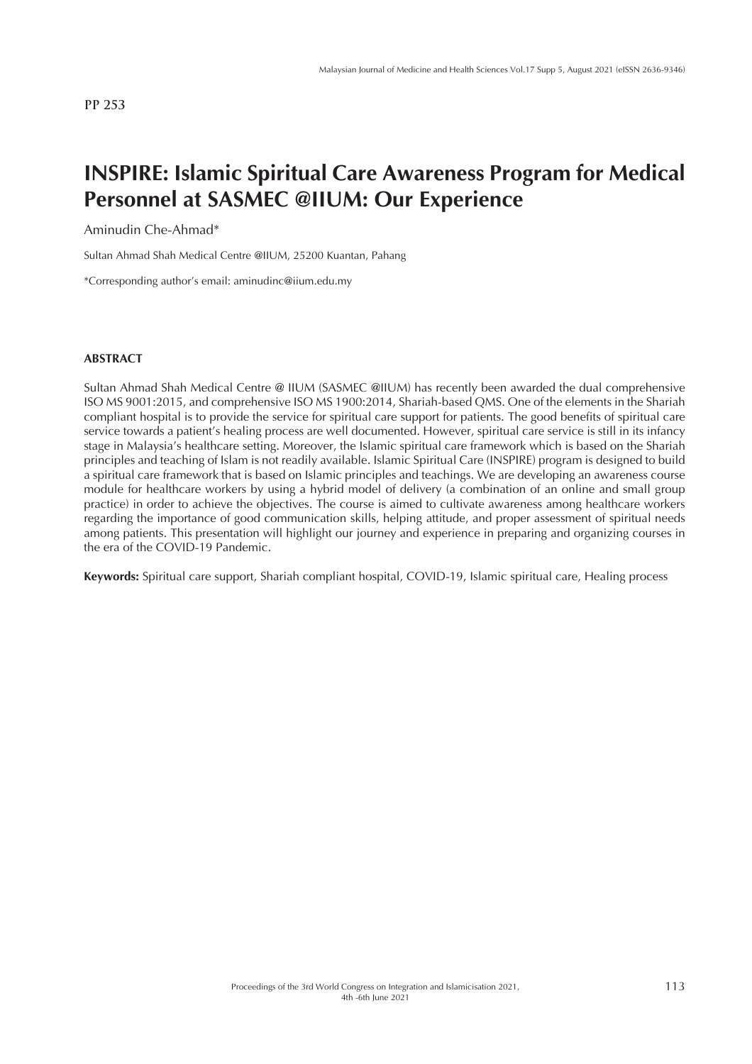PP 253

# INSPIRE: Islamic Spiritual Care Awareness Program for Medical Personnel at SASMEC @IIUM: Our Experience

Aminudin Che-Ahmad*

Sultan Ahmad Shah Medical Centre @IIUM, 25200 Kuantan, Pahang

*Corresponding author's email: aminudinc@iium.edu.my

#### ABSTRACT

Sultan Ahmad Shah Medical Centre @ IIUM (SASMEC @IIUM) has recently been awarded the dual comprehensive ISO MS 9001:2015, and comprehensive ISO MS 1900:2014, Shariah-based QMS. One of the elements in the Shariah compliant hospital is to provide the service for spiritual care support for patients. The good benefits of spiritual care service towards a patient's healing process are well documented. However, spiritual care service is still in its infancy stage in Malaysia's healthcare setting. Moreover, the Islamic spiritual care framework which is based on the Shariah principles and teaching of Islam is not readily available. Islamic Spiritual Care (INSPIRE) program is designed to build a spiritual care framework that is based on Islamic principles and teachings. We are developing an awareness course module for healthcare workers by using a hybrid model of delivery (a combination of an online and small group practice) in order to achieve the objectives. The course is aimed to cultivate awareness among healthcare workers regarding the importance of good communication skills, helping attitude, and proper assessment of spiritual needs among patients. This presentation will highlight our journey and experience in preparing and organizing courses in the era of the COVID-19 Pandemic.

**Keywords:** Spiritual care support, Shariah compliant hospital, COVID-19, Islamic spiritual care, Healing process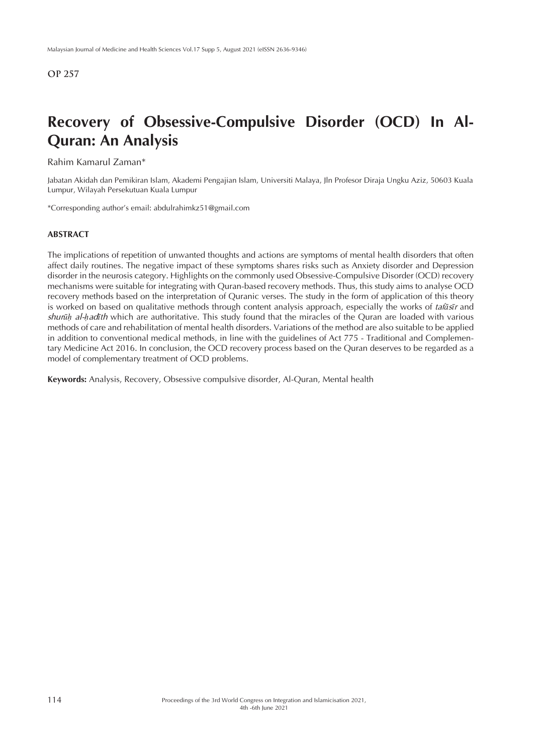OP 257

# Recovery of Obsessive-Compulsive Disorder (OCD) In Al-Quran: An Analysis

Rahim Kamarul Zaman*

Jabatan Akidah dan Pemikiran Islam, Akademi Pengajian Islam, Universiti Malaya, Jln Profesor Diraja Ungku Aziz, 50603 Kuala Lumpur, Wilayah Persekutuan Kuala Lumpur

*Corresponding author's email: abdulrahimkz51@gmail.com

## ABSTRACT

The implications of repetition of unwanted thoughts and actions are symptoms of mental health disorders that often affect daily routines. The negative impact of these symptoms shares risks such as Anxiety disorder and Depression disorder in the neurosis category. Highlights on the commonly used Obsessive-Compulsive Disorder (OCD) recovery mechanisms were suitable for integrating with Quran-based recovery methods. Thus, this study aims to analyse OCD recovery methods based on the interpretation of Quranic verses. The study in the form of application of this theory is worked on based on qualitative methods through content analysis approach, especially the works of *tafāsīr* and *shurūḥ al-ḥadīth* which are authoritative. This study found that the miracles of the Quran are loaded with various methods of care and rehabilitation of mental health disorders. Variations of the method are also suitable to be applied in addition to conventional medical methods, in line with the guidelines of Act 775 - Traditional and Complementary Medicine Act 2016. In conclusion, the OCD recovery process based on the Quran deserves to be regarded as a model of complementary treatment of OCD problems.

**Keywords:** Analysis, Recovery, Obsessive compulsive disorder, Al-Quran, Mental health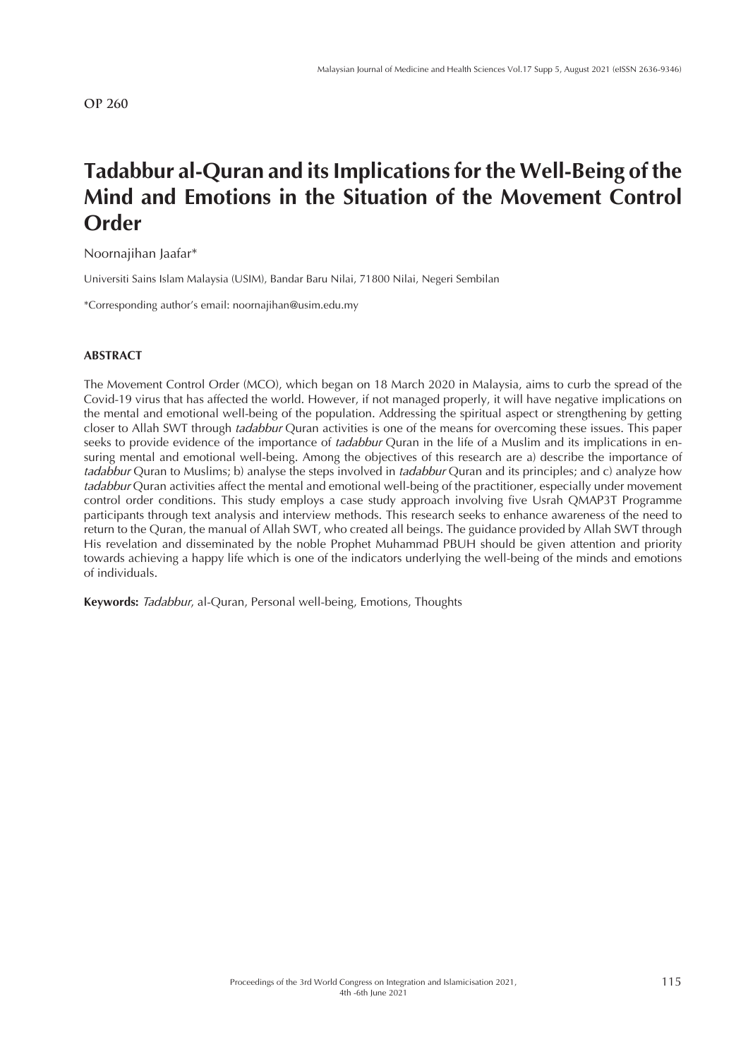OP 260

# Tadabbur al-Quran and its Implications for the Well-Being of the Mind and Emotions in the Situation of the Movement Control Order

Noornajihan Jaafar*

Universiti Sains Islam Malaysia (USIM), Bandar Baru Nilai, 71800 Nilai, Negeri Sembilan

*Corresponding author's email: noornajihan@usim.edu.my

## ABSTRACT

The Movement Control Order (MCO), which began on 18 March 2020 in Malaysia, aims to curb the spread of the Covid-19 virus that has affected the world. However, if not managed properly, it will have negative implications on the mental and emotional well-being of the population. Addressing the spiritual aspect or strengthening by getting closer to Allah SWT through *tadabbur* Quran activities is one of the means for overcoming these issues. This paper seeks to provide evidence of the importance of *tadabbur* Quran in the life of a Muslim and its implications in ensuring mental and emotional well-being. Among the objectives of this research are a) describe the importance of *tadabbur* Quran to Muslims; b) analyse the steps involved in *tadabbur* Quran and its principles; and c) analyze how *tadabbur* Quran activities affect the mental and emotional well-being of the practitioner, especially under movement control order conditions. This study employs a case study approach involving five Usrah QMAP3T Programme participants through text analysis and interview methods. This research seeks to enhance awareness of the need to return to the Quran, the manual of Allah SWT, who created all beings. The guidance provided by Allah SWT through His revelation and disseminated by the noble Prophet Muhammad PBUH should be given attention and priority towards achieving a happy life which is one of the indicators underlying the well-being of the minds and emotions of individuals.

**Keywords:** *Tadabbur*, al-Quran, Personal well-being, Emotions, Thoughts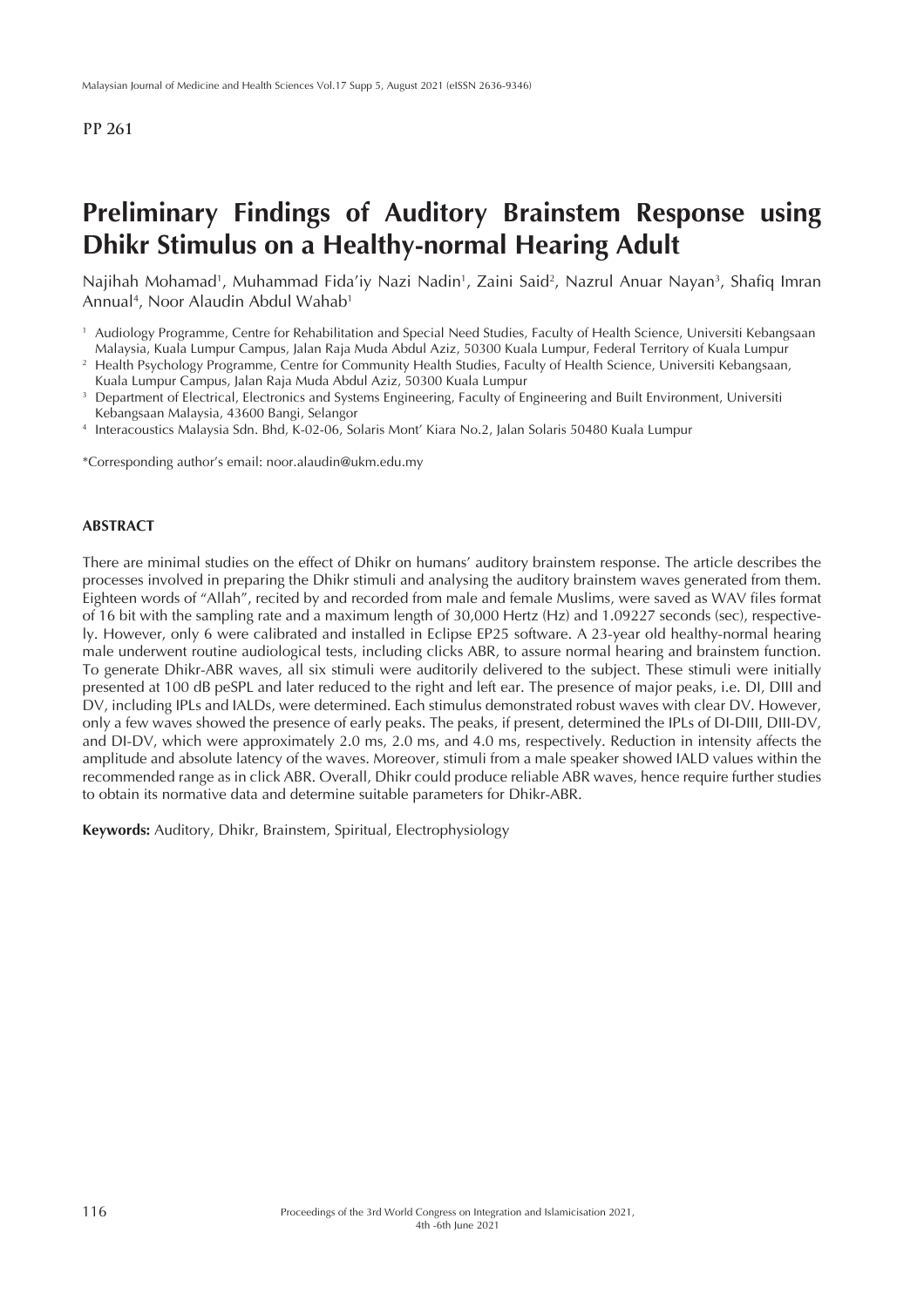PP 261

# Preliminary Findings of Auditory Brainstem Response using Dhikr Stimulus on a Healthy-normal Hearing Adult

Najihah Mohamad[1], Muhammad Fida'iy Nazi Nadin[1], Zaini Said[2], Nazrul Anuar Nayan[3], Shafiq Imran Annual[4], Noor Alaudin Abdul Wahab[1]

[1] Audiology Programme, Centre for Rehabilitation and Special Need Studies, Faculty of Health Science, Universiti Kebangsaan Malaysia, Kuala Lumpur Campus, Jalan Raja Muda Abdul Aziz, 50300 Kuala Lumpur, Federal Territory of Kuala Lumpur

[2] Health Psychology Programme, Centre for Community Health Studies, Faculty of Health Science, Universiti Kebangsaan, Kuala Lumpur Campus, Jalan Raja Muda Abdul Aziz, 50300 Kuala Lumpur

[3] Department of Electrical, Electronics and Systems Engineering, Faculty of Engineering and Built Environment, Universiti Kebangsaan Malaysia, 43600 Bangi, Selangor

[4] Interacoustics Malaysia Sdn. Bhd, K-02-06, Solaris Mont' Kiara No.2, Jalan Solaris 50480 Kuala Lumpur

*Corresponding author's email: noor.alaudin@ukm.edu.my

## ABSTRACT

There are minimal studies on the effect of Dhikr on humans' auditory brainstem response. The article describes the processes involved in preparing the Dhikr stimuli and analysing the auditory brainstem waves generated from them. Eighteen words of "Allah", recited by and recorded from male and female Muslims, were saved as WAV files format of 16 bit with the sampling rate and a maximum length of 30,000 Hertz (Hz) and 1.09227 seconds (sec), respectively. However, only 6 were calibrated and installed in Eclipse EP25 software. A 23-year old healthy-normal hearing male underwent routine audiological tests, including clicks ABR, to assure normal hearing and brainstem function. To generate Dhikr-ABR waves, all six stimuli were auditorily delivered to the subject. These stimuli were initially presented at 100 dB peSPL and later reduced to the right and left ear. The presence of major peaks, i.e. DI, DIII and DV, including IPLs and IALDs, were determined. Each stimulus demonstrated robust waves with clear DV. However, only a few waves showed the presence of early peaks. The peaks, if present, determined the IPLs of DI-DIII, DIII-DV, and DI-DV, which were approximately 2.0 ms, 2.0 ms, and 4.0 ms, respectively. Reduction in intensity affects the amplitude and absolute latency of the waves. Moreover, stimuli from a male speaker showed IALD values within the recommended range as in click ABR. Overall, Dhikr could produce reliable ABR waves, hence require further studies to obtain its normative data and determine suitable parameters for Dhikr-ABR.

**Keywords:** Auditory, Dhikr, Brainstem, Spiritual, Electrophysiology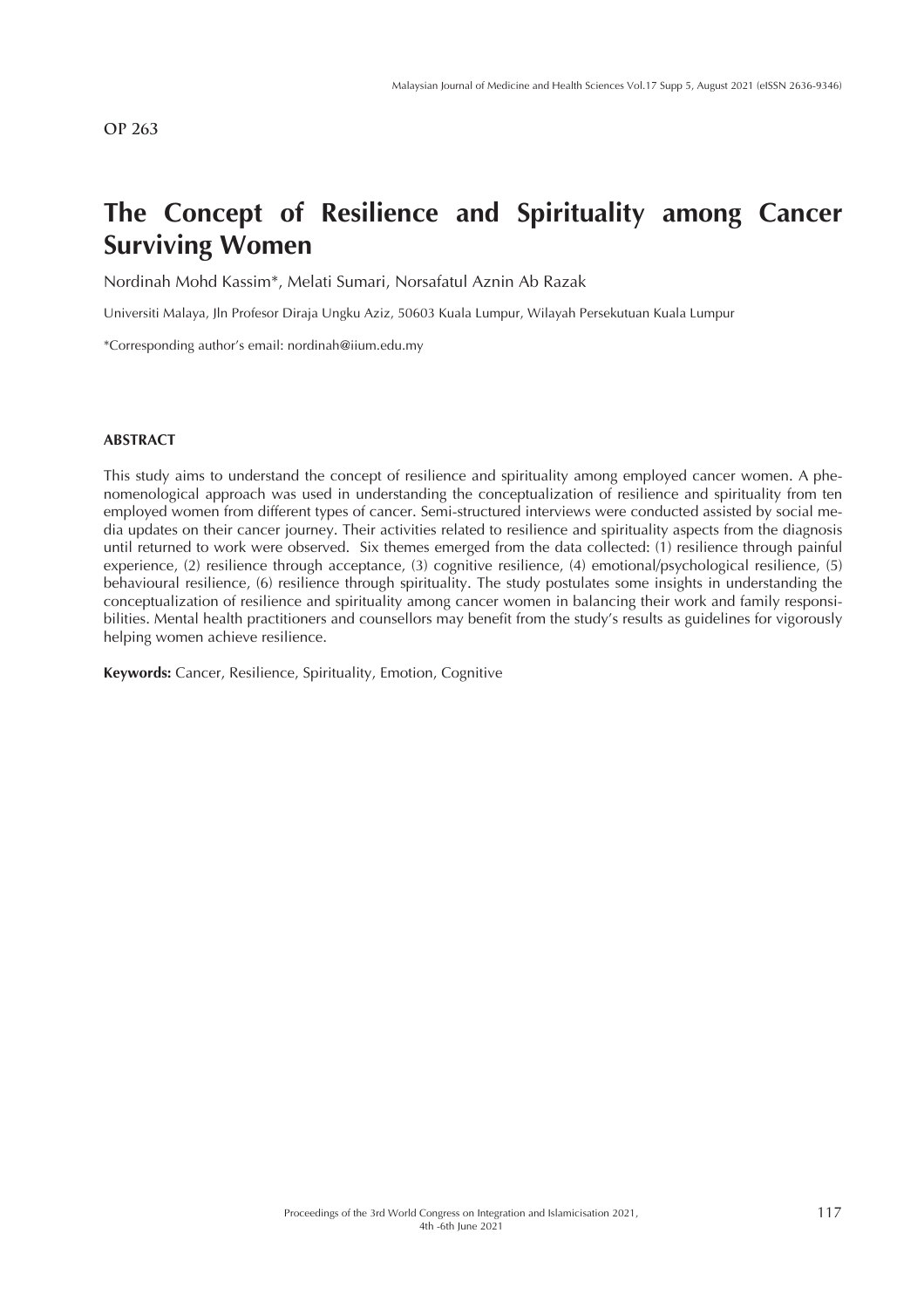OP 263

# The Concept of Resilience and Spirituality among Cancer Surviving Women

Nordinah Mohd Kassim*, Melati Sumari, Norsafatul Aznin Ab Razak

Universiti Malaya, Jln Profesor Diraja Ungku Aziz, 50603 Kuala Lumpur, Wilayah Persekutuan Kuala Lumpur

*Corresponding author's email: nordinah@iium.edu.my

## ABSTRACT

This study aims to understand the concept of resilience and spirituality among employed cancer women. A phenomenological approach was used in understanding the conceptualization of resilience and spirituality from ten employed women from different types of cancer. Semi-structured interviews were conducted assisted by social media updates on their cancer journey. Their activities related to resilience and spirituality aspects from the diagnosis until returned to work were observed. Six themes emerged from the data collected: (1) resilience through painful experience, (2) resilience through acceptance, (3) cognitive resilience, (4) emotional/psychological resilience, (5) behavioural resilience, (6) resilience through spirituality. The study postulates some insights in understanding the conceptualization of resilience and spirituality among cancer women in balancing their work and family responsibilities. Mental health practitioners and counsellors may benefit from the study's results as guidelines for vigorously helping women achieve resilience.

**Keywords:** Cancer, Resilience, Spirituality, Emotion, Cognitive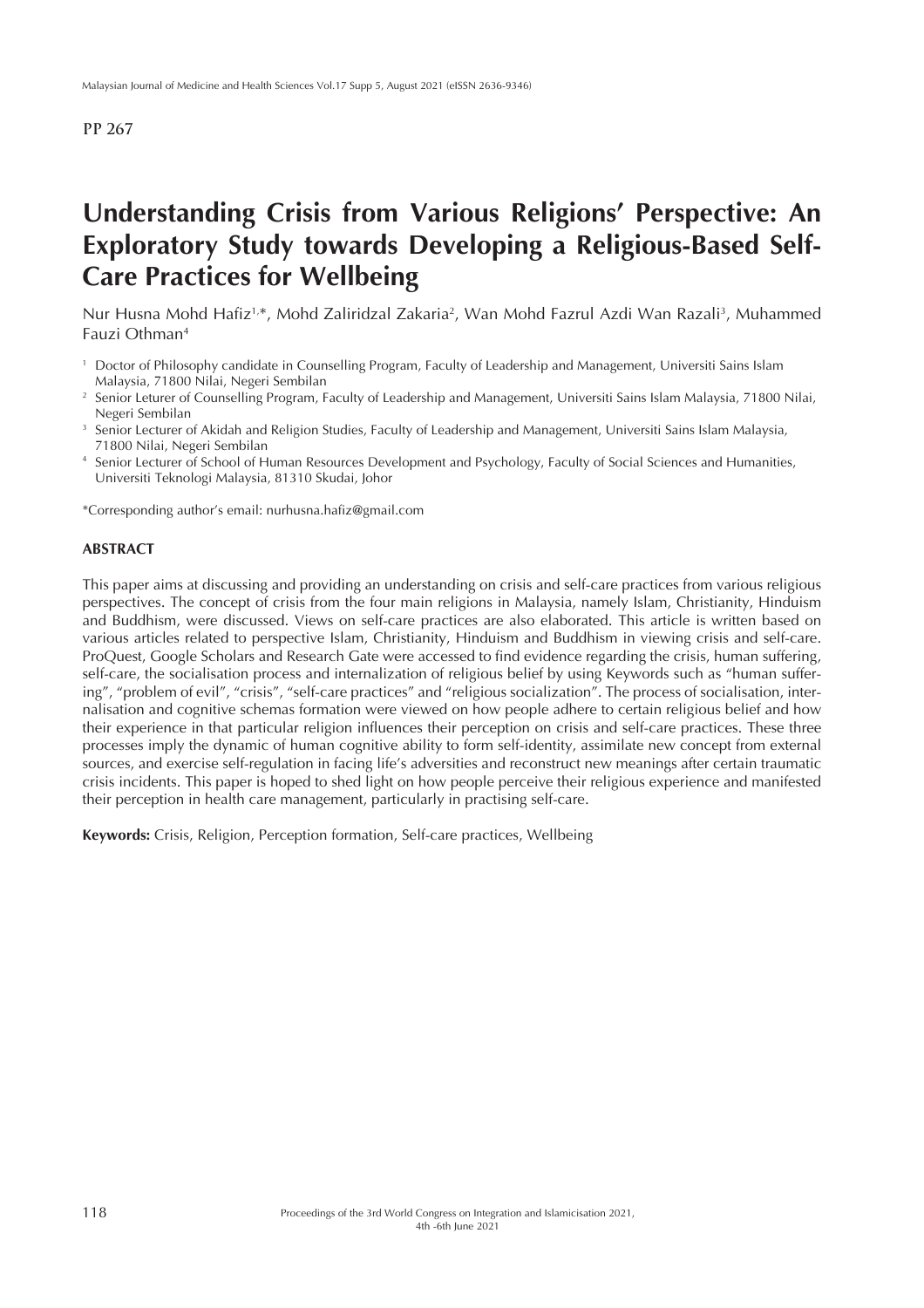PP 267

# Understanding Crisis from Various Religions' Perspective: An Exploratory Study towards Developing a Religious-Based Self-Care Practices for Wellbeing

Nur Husna Mohd Hafiz[1,*], Mohd Zaliridzal Zakaria[2], Wan Mohd Fazrul Azdi Wan Razali[3], Muhammed Fauzi Othman[4]

[1] Doctor of Philosophy candidate in Counselling Program, Faculty of Leadership and Management, Universiti Sains Islam Malaysia, 71800 Nilai, Negeri Sembilan

[2] Senior Leturer of Counselling Program, Faculty of Leadership and Management, Universiti Sains Islam Malaysia, 71800 Nilai, Negeri Sembilan

[3] Senior Lecturer of Akidah and Religion Studies, Faculty of Leadership and Management, Universiti Sains Islam Malaysia, 71800 Nilai, Negeri Sembilan

[4] Senior Lecturer of School of Human Resources Development and Psychology, Faculty of Social Sciences and Humanities, Universiti Teknologi Malaysia, 81310 Skudai, Johor

*Corresponding author's email: nurhusna.hafiz@gmail.com

## ABSTRACT

This paper aims at discussing and providing an understanding on crisis and self-care practices from various religious perspectives. The concept of crisis from the four main religions in Malaysia, namely Islam, Christianity, Hinduism and Buddhism, were discussed. Views on self-care practices are also elaborated. This article is written based on various articles related to perspective Islam, Christianity, Hinduism and Buddhism in viewing crisis and self-care. ProQuest, Google Scholars and Research Gate were accessed to find evidence regarding the crisis, human suffering, self-care, the socialisation process and internalization of religious belief by using Keywords such as "human suffering", "problem of evil", "crisis", "self-care practices" and "religious socialization". The process of socialisation, internalisation and cognitive schemas formation were viewed on how people adhere to certain religious belief and how their experience in that particular religion influences their perception on crisis and self-care practices. These three processes imply the dynamic of human cognitive ability to form self-identity, assimilate new concept from external sources, and exercise self-regulation in facing life's adversities and reconstruct new meanings after certain traumatic crisis incidents. This paper is hoped to shed light on how people perceive their religious experience and manifested their perception in health care management, particularly in practising self-care.

**Keywords:** Crisis, Religion, Perception formation, Self-care practices, Wellbeing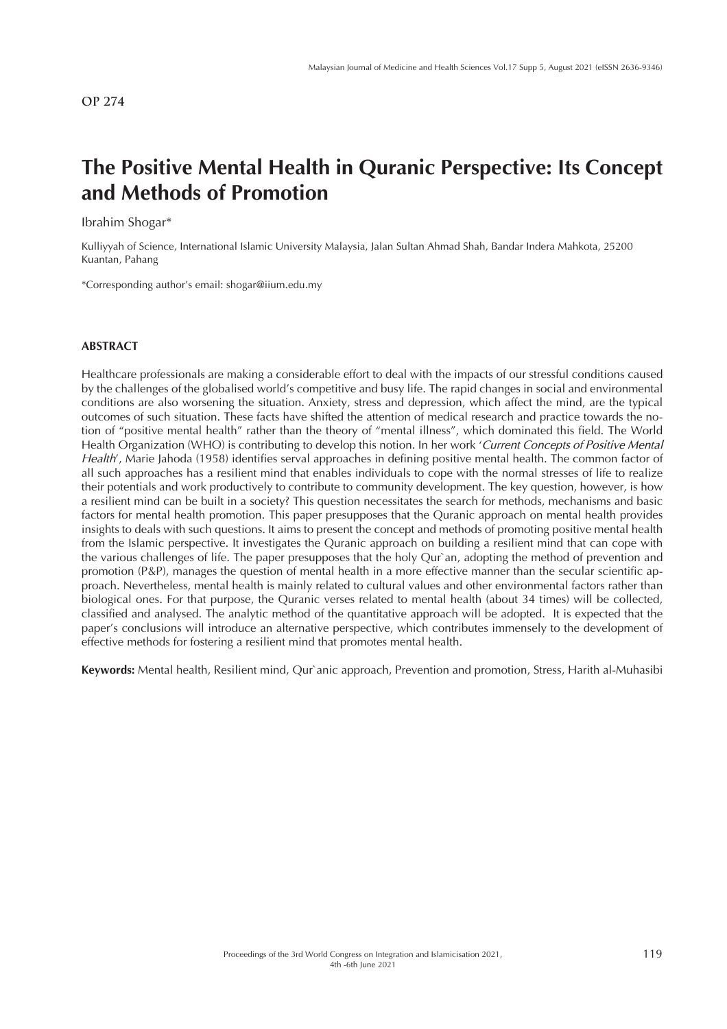OP 274

# The Positive Mental Health in Quranic Perspective: Its Concept and Methods of Promotion

Ibrahim Shogar*

Kulliyyah of Science, International Islamic University Malaysia, Jalan Sultan Ahmad Shah, Bandar Indera Mahkota, 25200 Kuantan, Pahang

*Corresponding author's email: shogar@iium.edu.my

## ABSTRACT

Healthcare professionals are making a considerable effort to deal with the impacts of our stressful conditions caused by the challenges of the globalised world's competitive and busy life. The rapid changes in social and environmental conditions are also worsening the situation. Anxiety, stress and depression, which affect the mind, are the typical outcomes of such situation. These facts have shifted the attention of medical research and practice towards the notion of "positive mental health" rather than the theory of "mental illness", which dominated this field. The World Health Organization (WHO) is contributing to develop this notion. In her work '*Current Concepts of Positive Mental Health*', Marie Jahoda (1958) identifies serval approaches in defining positive mental health. The common factor of all such approaches has a resilient mind that enables individuals to cope with the normal stresses of life to realize their potentials and work productively to contribute to community development. The key question, however, is how a resilient mind can be built in a society? This question necessitates the search for methods, mechanisms and basic factors for mental health promotion. This paper presupposes that the Quranic approach on mental health provides insights to deals with such questions. It aims to present the concept and methods of promoting positive mental health from the Islamic perspective. It investigates the Quranic approach on building a resilient mind that can cope with the various challenges of life. The paper presupposes that the holy Qur`an, adopting the method of prevention and promotion (P&P), manages the question of mental health in a more effective manner than the secular scientific approach. Nevertheless, mental health is mainly related to cultural values and other environmental factors rather than biological ones. For that purpose, the Quranic verses related to mental health (about 34 times) will be collected, classified and analysed. The analytic method of the quantitative approach will be adopted. It is expected that the paper's conclusions will introduce an alternative perspective, which contributes immensely to the development of effective methods for fostering a resilient mind that promotes mental health.

**Keywords:** Mental health, Resilient mind, Qur`anic approach, Prevention and promotion, Stress, Harith al-Muhasibi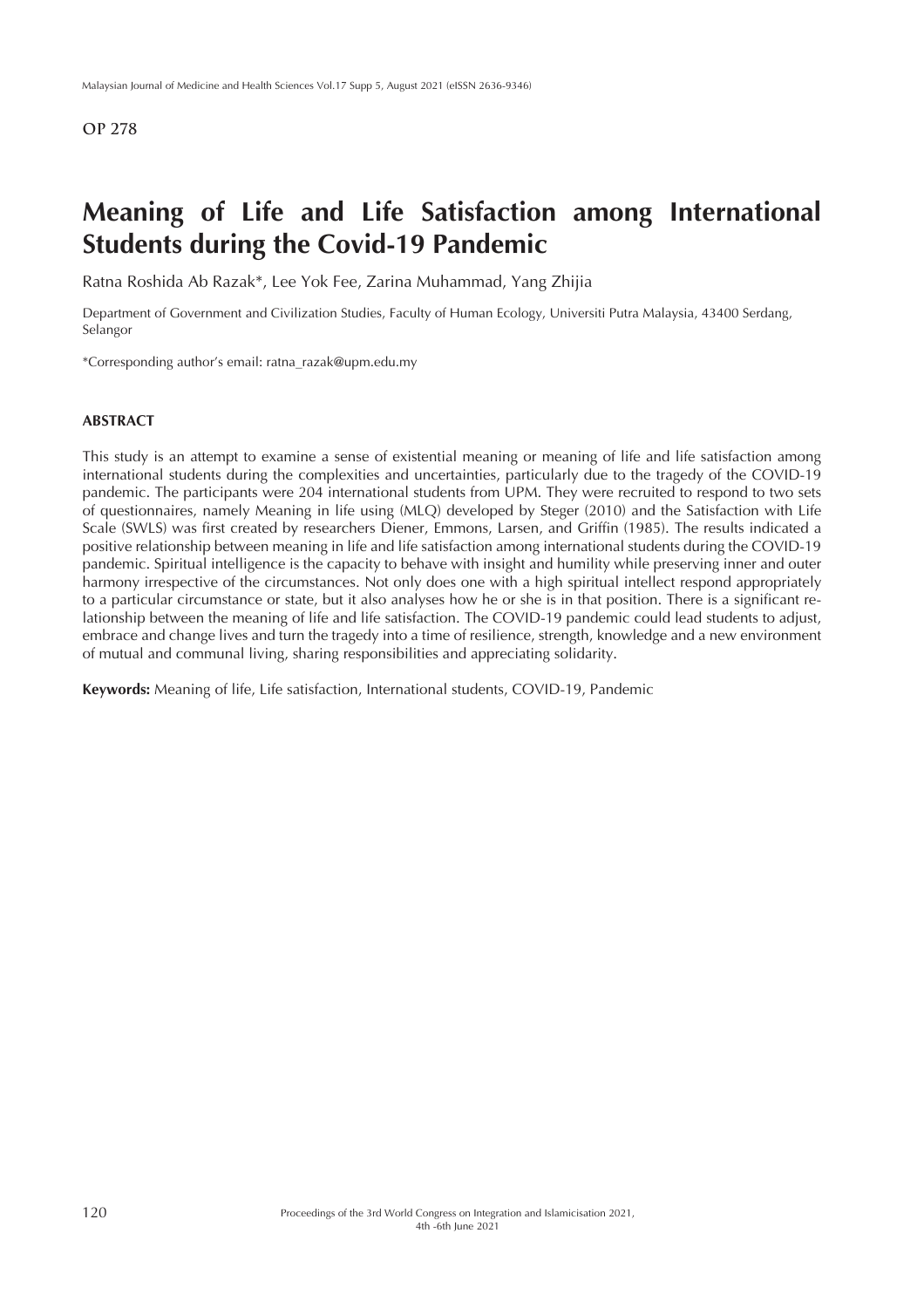OP 278

# Meaning of Life and Life Satisfaction among International Students during the Covid-19 Pandemic

Ratna Roshida Ab Razak*, Lee Yok Fee, Zarina Muhammad, Yang Zhijia

Department of Government and Civilization Studies, Faculty of Human Ecology, Universiti Putra Malaysia, 43400 Serdang, Selangor

*Corresponding author's email: ratna_razak@upm.edu.my

## ABSTRACT

This study is an attempt to examine a sense of existential meaning or meaning of life and life satisfaction among international students during the complexities and uncertainties, particularly due to the tragedy of the COVID-19 pandemic. The participants were 204 international students from UPM. They were recruited to respond to two sets of questionnaires, namely Meaning in life using (MLQ) developed by Steger (2010) and the Satisfaction with Life Scale (SWLS) was first created by researchers Diener, Emmons, Larsen, and Griffin (1985). The results indicated a positive relationship between meaning in life and life satisfaction among international students during the COVID-19 pandemic. Spiritual intelligence is the capacity to behave with insight and humility while preserving inner and outer harmony irrespective of the circumstances. Not only does one with a high spiritual intellect respond appropriately to a particular circumstance or state, but it also analyses how he or she is in that position. There is a significant relationship between the meaning of life and life satisfaction. The COVID-19 pandemic could lead students to adjust, embrace and change lives and turn the tragedy into a time of resilience, strength, knowledge and a new environment of mutual and communal living, sharing responsibilities and appreciating solidarity.

**Keywords:** Meaning of life, Life satisfaction, International students, COVID-19, Pandemic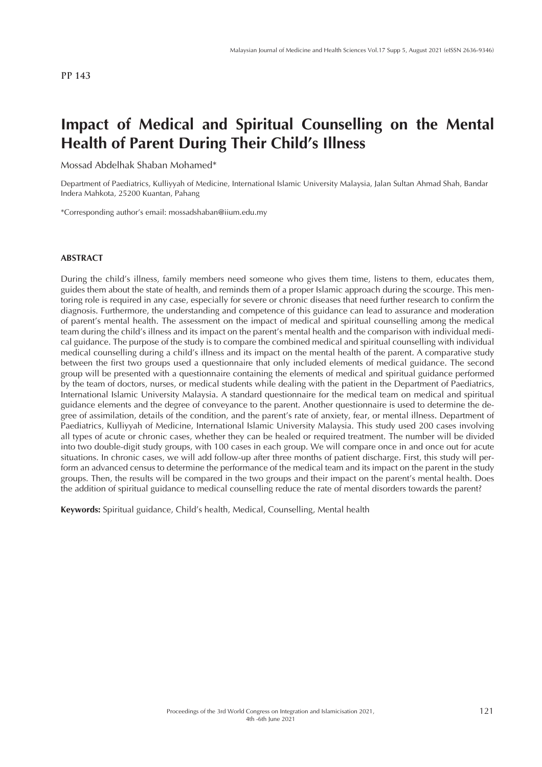PP 143

# Impact of Medical and Spiritual Counselling on the Mental Health of Parent During Their Child's Illness

Mossad Abdelhak Shaban Mohamed*

Department of Paediatrics, Kulliyyah of Medicine, International Islamic University Malaysia, Jalan Sultan Ahmad Shah, Bandar Indera Mahkota, 25200 Kuantan, Pahang

*Corresponding author's email: mossadshaban@iium.edu.my

## ABSTRACT

During the child's illness, family members need someone who gives them time, listens to them, educates them, guides them about the state of health, and reminds them of a proper Islamic approach during the scourge. This mentoring role is required in any case, especially for severe or chronic diseases that need further research to confirm the diagnosis. Furthermore, the understanding and competence of this guidance can lead to assurance and moderation of parent's mental health. The assessment on the impact of medical and spiritual counselling among the medical team during the child's illness and its impact on the parent's mental health and the comparison with individual medical guidance. The purpose of the study is to compare the combined medical and spiritual counselling with individual medical counselling during a child's illness and its impact on the mental health of the parent. A comparative study between the first two groups used a questionnaire that only included elements of medical guidance. The second group will be presented with a questionnaire containing the elements of medical and spiritual guidance performed by the team of doctors, nurses, or medical students while dealing with the patient in the Department of Paediatrics, International Islamic University Malaysia. A standard questionnaire for the medical team on medical and spiritual guidance elements and the degree of conveyance to the parent. Another questionnaire is used to determine the degree of assimilation, details of the condition, and the parent's rate of anxiety, fear, or mental illness. Department of Paediatrics, Kulliyyah of Medicine, International Islamic University Malaysia. This study used 200 cases involving all types of acute or chronic cases, whether they can be healed or required treatment. The number will be divided into two double-digit study groups, with 100 cases in each group. We will compare once in and once out for acute situations. In chronic cases, we will add follow-up after three months of patient discharge. First, this study will perform an advanced census to determine the performance of the medical team and its impact on the parent in the study groups. Then, the results will be compared in the two groups and their impact on the parent's mental health. Does the addition of spiritual guidance to medical counselling reduce the rate of mental disorders towards the parent?

**Keywords:** Spiritual guidance, Child's health, Medical, Counselling, Mental health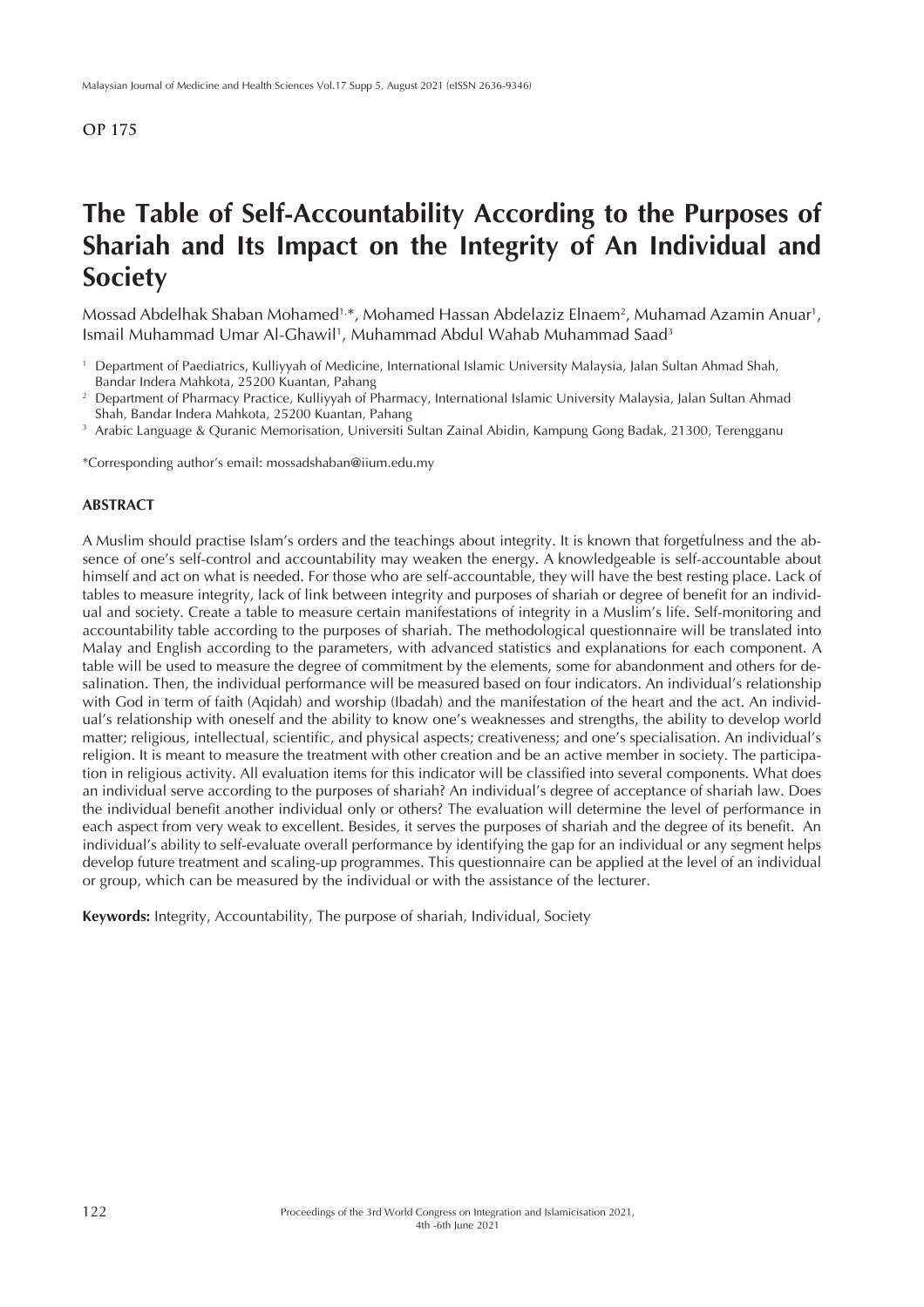OP 175

# The Table of Self-Accountability According to the Purposes of Shariah and Its Impact on the Integrity of An Individual and Society

Mossad Abdelhak Shaban Mohamed[1,*], Mohamed Hassan Abdelaziz Elnaem[2], Muhamad Azamin Anuar[1], Ismail Muhammad Umar Al-Ghawil[1], Muhammad Abdul Wahab Muhammad Saad[3]

[1] Department of Paediatrics, Kulliyyah of Medicine, International Islamic University Malaysia, Jalan Sultan Ahmad Shah, Bandar Indera Mahkota, 25200 Kuantan, Pahang

[2] Department of Pharmacy Practice, Kulliyyah of Pharmacy, International Islamic University Malaysia, Jalan Sultan Ahmad Shah, Bandar Indera Mahkota, 25200 Kuantan, Pahang

[3] Arabic Language & Quranic Memorisation, Universiti Sultan Zainal Abidin, Kampung Gong Badak, 21300, Terengganu

*Corresponding author's email: mossadshaban@iium.edu.my

## ABSTRACT

A Muslim should practise Islam's orders and the teachings about integrity. It is known that forgetfulness and the absence of one's self-control and accountability may weaken the energy. A knowledgeable is self-accountable about himself and act on what is needed. For those who are self-accountable, they will have the best resting place. Lack of tables to measure integrity, lack of link between integrity and purposes of shariah or degree of benefit for an individual and society. Create a table to measure certain manifestations of integrity in a Muslim's life. Self-monitoring and accountability table according to the purposes of shariah. The methodological questionnaire will be translated into Malay and English according to the parameters, with advanced statistics and explanations for each component. A table will be used to measure the degree of commitment by the elements, some for abandonment and others for desalination. Then, the individual performance will be measured based on four indicators. An individual's relationship with God in term of faith (Aqidah) and worship (Ibadah) and the manifestation of the heart and the act. An individual's relationship with oneself and the ability to know one's weaknesses and strengths, the ability to develop world matter; religious, intellectual, scientific, and physical aspects; creativeness; and one's specialisation. An individual's religion. It is meant to measure the treatment with other creation and be an active member in society. The participation in religious activity. All evaluation items for this indicator will be classified into several components. What does an individual serve according to the purposes of shariah? An individual's degree of acceptance of shariah law. Does the individual benefit another individual only or others? The evaluation will determine the level of performance in each aspect from very weak to excellent. Besides, it serves the purposes of shariah and the degree of its benefit. An individual's ability to self-evaluate overall performance by identifying the gap for an individual or any segment helps develop future treatment and scaling-up programmes. This questionnaire can be applied at the level of an individual or group, which can be measured by the individual or with the assistance of the lecturer.

**Keywords:** Integrity, Accountability, The purpose of shariah, Individual, Society